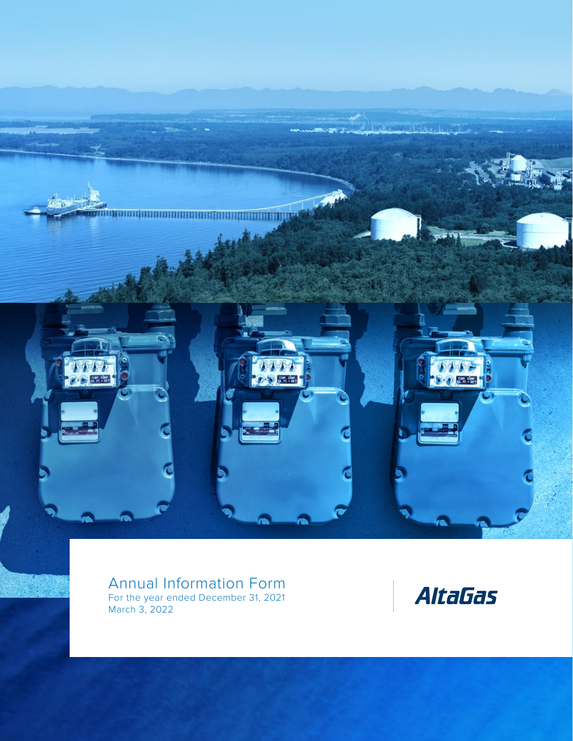# Annual Information Form

For the year ended December 31, 2021

March 3, 2022

AltaGas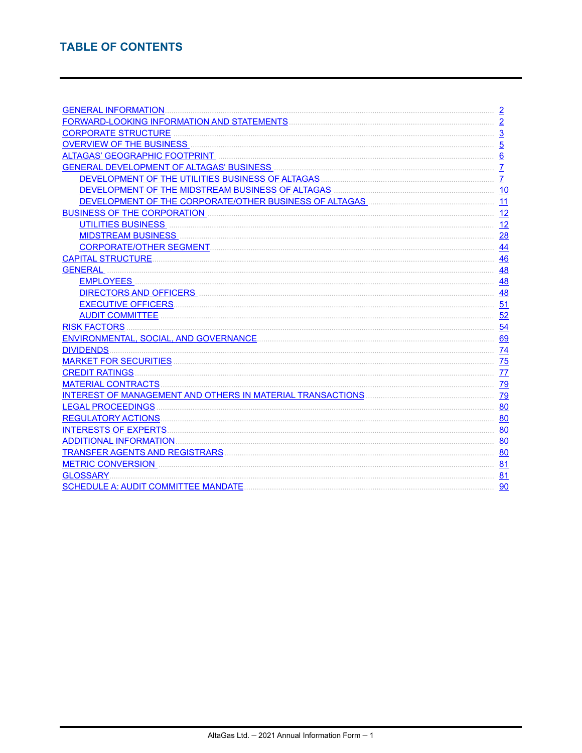# TABLE OF CONTENTS

| | |
|---|---|
| GENERAL INFORMATION | 2 |
| FORWARD-LOOKING INFORMATION AND STATEMENTS | 2 |
| CORPORATE STRUCTURE | 3 |
| OVERVIEW OF THE BUSINESS | 5 |
| ALTAGAS' GEOGRAPHIC FOOTPRINT | 6 |
| GENERAL DEVELOPMENT OF ALTAGAS' BUSINESS | 7 |
| DEVELOPMENT OF THE UTILITIES BUSINESS OF ALTAGAS | 7 |
| DEVELOPMENT OF THE MIDSTREAM BUSINESS OF ALTAGAS | 10 |
| DEVELOPMENT OF THE CORPORATE/OTHER BUSINESS OF ALTAGAS | 11 |
| BUSINESS OF THE CORPORATION | 12 |
| UTILITIES BUSINESS | 12 |
| MIDSTREAM BUSINESS | 28 |
| CORPORATE/OTHER SEGMENT | 44 |
| CAPITAL STRUCTURE | 46 |
| GENERAL | 48 |
| EMPLOYEES | 48 |
| DIRECTORS AND OFFICERS | 48 |
| EXECUTIVE OFFICERS | 51 |
| AUDIT COMMITTEE | 52 |
| RISK FACTORS | 54 |
| ENVIRONMENTAL, SOCIAL, AND GOVERNANCE | 69 |
| DIVIDENDS | 74 |
| MARKET FOR SECURITIES | 75 |
| CREDIT RATINGS | 77 |
| MATERIAL CONTRACTS | 79 |
| INTEREST OF MANAGEMENT AND OTHERS IN MATERIAL TRANSACTIONS | 79 |
| LEGAL PROCEEDINGS | 80 |
| REGULATORY ACTIONS | 80 |
| INTERESTS OF EXPERTS | 80 |
| ADDITIONAL INFORMATION | 80 |
| TRANSFER AGENTS AND REGISTRARS | 80 |
| METRIC CONVERSION | 81 |
| GLOSSARY | 81 |
| SCHEDULE A: AUDIT COMMITTEE MANDATE | 90 |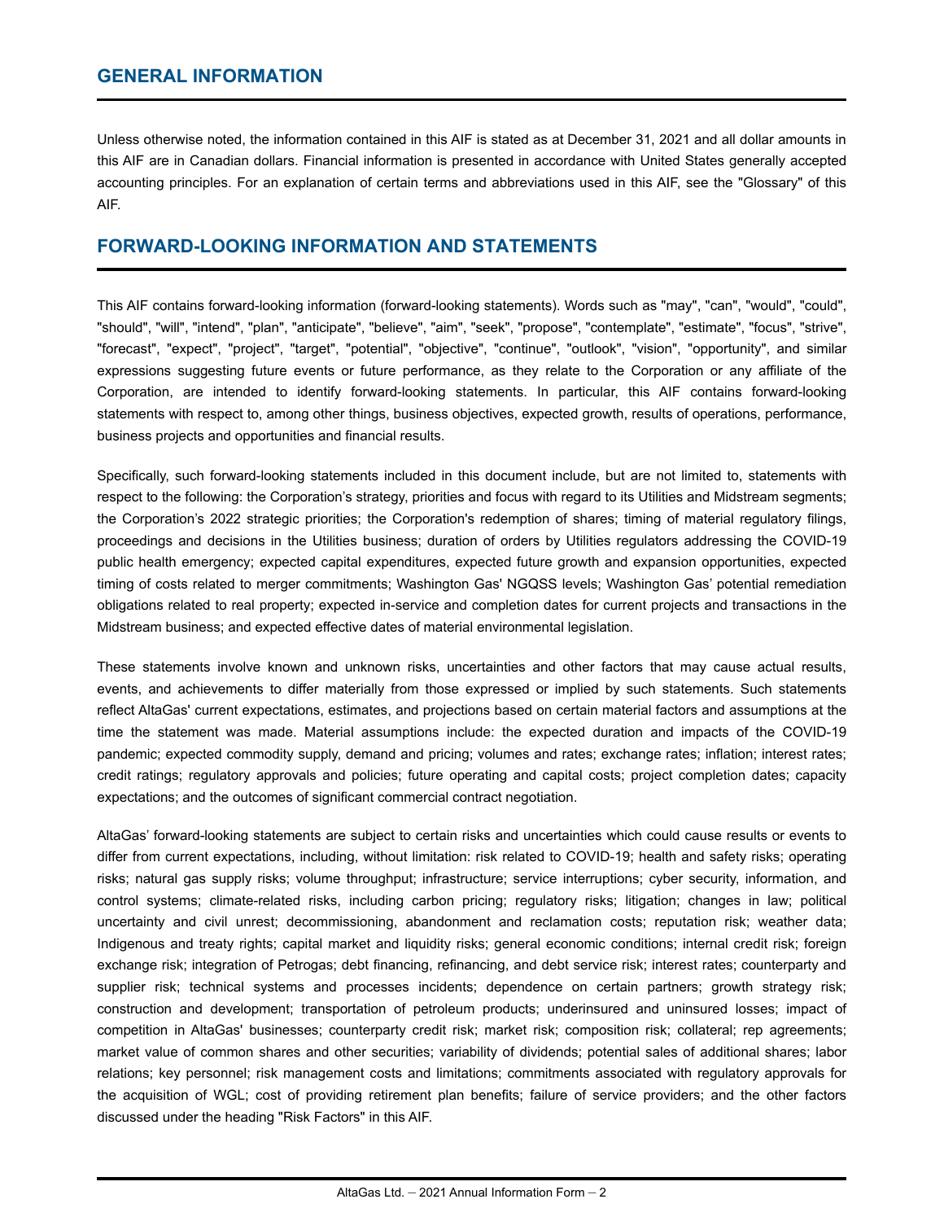## GENERAL INFORMATION

Unless otherwise noted, the information contained in this AIF is stated as at December 31, 2021 and all dollar amounts in this AIF are in Canadian dollars. Financial information is presented in accordance with United States generally accepted accounting principles. For an explanation of certain terms and abbreviations used in this AIF, see the "Glossary" of this AIF.

## FORWARD-LOOKING INFORMATION AND STATEMENTS

This AIF contains forward-looking information (forward-looking statements). Words such as "may", "can", "would", "could", "should", "will", "intend", "plan", "anticipate", "believe", "aim", "seek", "propose", "contemplate", "estimate", "focus", "strive", "forecast", "expect", "project", "target", "potential", "objective", "continue", "outlook", "vision", "opportunity", and similar expressions suggesting future events or future performance, as they relate to the Corporation or any affiliate of the Corporation, are intended to identify forward-looking statements. In particular, this AIF contains forward-looking statements with respect to, among other things, business objectives, expected growth, results of operations, performance, business projects and opportunities and financial results.

Specifically, such forward-looking statements included in this document include, but are not limited to, statements with respect to the following: the Corporation's strategy, priorities and focus with regard to its Utilities and Midstream segments; the Corporation's 2022 strategic priorities; the Corporation's redemption of shares; timing of material regulatory filings, proceedings and decisions in the Utilities business; duration of orders by Utilities regulators addressing the COVID-19 public health emergency; expected capital expenditures, expected future growth and expansion opportunities, expected timing of costs related to merger commitments; Washington Gas' NGQSS levels; Washington Gas' potential remediation obligations related to real property; expected in-service and completion dates for current projects and transactions in the Midstream business; and expected effective dates of material environmental legislation.

These statements involve known and unknown risks, uncertainties and other factors that may cause actual results, events, and achievements to differ materially from those expressed or implied by such statements. Such statements reflect AltaGas' current expectations, estimates, and projections based on certain material factors and assumptions at the time the statement was made. Material assumptions include: the expected duration and impacts of the COVID-19 pandemic; expected commodity supply, demand and pricing; volumes and rates; exchange rates; inflation; interest rates; credit ratings; regulatory approvals and policies; future operating and capital costs; project completion dates; capacity expectations; and the outcomes of significant commercial contract negotiation.

AltaGas' forward-looking statements are subject to certain risks and uncertainties which could cause results or events to differ from current expectations, including, without limitation: risk related to COVID-19; health and safety risks; operating risks; natural gas supply risks; volume throughput; infrastructure; service interruptions; cyber security, information, and control systems; climate-related risks, including carbon pricing; regulatory risks; litigation; changes in law; political uncertainty and civil unrest; decommissioning, abandonment and reclamation costs; reputation risk; weather data; Indigenous and treaty rights; capital market and liquidity risks; general economic conditions; internal credit risk; foreign exchange risk; integration of Petrogas; debt financing, refinancing, and debt service risk; interest rates; counterparty and supplier risk; technical systems and processes incidents; dependence on certain partners; growth strategy risk; construction and development; transportation of petroleum products; underinsured and uninsured losses; impact of competition in AltaGas' businesses; counterparty credit risk; market risk; composition risk; collateral; rep agreements; market value of common shares and other securities; variability of dividends; potential sales of additional shares; labor relations; key personnel; risk management costs and limitations; commitments associated with regulatory approvals for the acquisition of WGL; cost of providing retirement plan benefits; failure of service providers; and the other factors discussed under the heading "Risk Factors" in this AIF.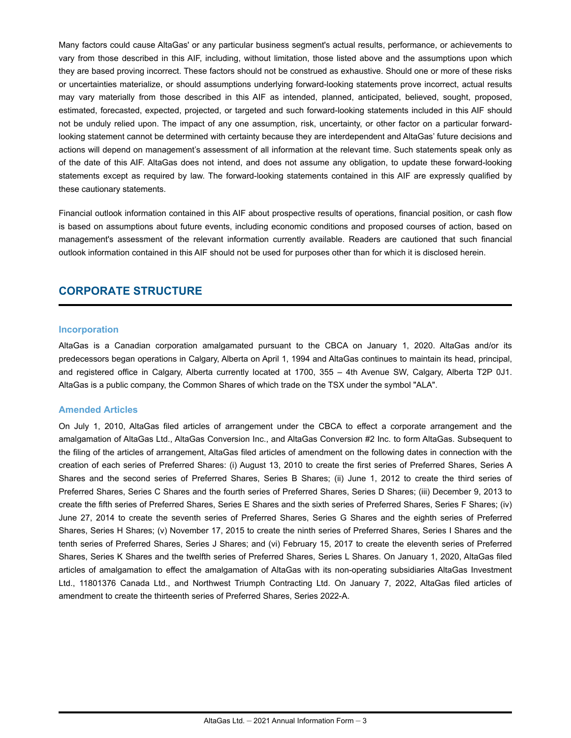Many factors could cause AltaGas' or any particular business segment's actual results, performance, or achievements to vary from those described in this AIF, including, without limitation, those listed above and the assumptions upon which they are based proving incorrect. These factors should not be construed as exhaustive. Should one or more of these risks or uncertainties materialize, or should assumptions underlying forward-looking statements prove incorrect, actual results may vary materially from those described in this AIF as intended, planned, anticipated, believed, sought, proposed, estimated, forecasted, expected, projected, or targeted and such forward-looking statements included in this AIF should not be unduly relied upon. The impact of any one assumption, risk, uncertainty, or other factor on a particular forward-looking statement cannot be determined with certainty because they are interdependent and AltaGas' future decisions and actions will depend on management's assessment of all information at the relevant time. Such statements speak only as of the date of this AIF. AltaGas does not intend, and does not assume any obligation, to update these forward-looking statements except as required by law. The forward-looking statements contained in this AIF are expressly qualified by these cautionary statements.

Financial outlook information contained in this AIF about prospective results of operations, financial position, or cash flow is based on assumptions about future events, including economic conditions and proposed courses of action, based on management's assessment of the relevant information currently available. Readers are cautioned that such financial outlook information contained in this AIF should not be used for purposes other than for which it is disclosed herein.

## CORPORATE STRUCTURE

### Incorporation

AltaGas is a Canadian corporation amalgamated pursuant to the CBCA on January 1, 2020. AltaGas and/or its predecessors began operations in Calgary, Alberta on April 1, 1994 and AltaGas continues to maintain its head, principal, and registered office in Calgary, Alberta currently located at 1700, 355 – 4th Avenue SW, Calgary, Alberta T2P 0J1. AltaGas is a public company, the Common Shares of which trade on the TSX under the symbol "ALA".

### Amended Articles

On July 1, 2010, AltaGas filed articles of arrangement under the CBCA to effect a corporate arrangement and the amalgamation of AltaGas Ltd., AltaGas Conversion Inc., and AltaGas Conversion #2 Inc. to form AltaGas. Subsequent to the filing of the articles of arrangement, AltaGas filed articles of amendment on the following dates in connection with the creation of each series of Preferred Shares: (i) August 13, 2010 to create the first series of Preferred Shares, Series A Shares and the second series of Preferred Shares, Series B Shares; (ii) June 1, 2012 to create the third series of Preferred Shares, Series C Shares and the fourth series of Preferred Shares, Series D Shares; (iii) December 9, 2013 to create the fifth series of Preferred Shares, Series E Shares and the sixth series of Preferred Shares, Series F Shares; (iv) June 27, 2014 to create the seventh series of Preferred Shares, Series G Shares and the eighth series of Preferred Shares, Series H Shares; (v) November 17, 2015 to create the ninth series of Preferred Shares, Series I Shares and the tenth series of Preferred Shares, Series J Shares; and (vi) February 15, 2017 to create the eleventh series of Preferred Shares, Series K Shares and the twelfth series of Preferred Shares, Series L Shares. On January 1, 2020, AltaGas filed articles of amalgamation to effect the amalgamation of AltaGas with its non-operating subsidiaries AltaGas Investment Ltd., 11801376 Canada Ltd., and Northwest Triumph Contracting Ltd. On January 7, 2022, AltaGas filed articles of amendment to create the thirteenth series of Preferred Shares, Series 2022-A.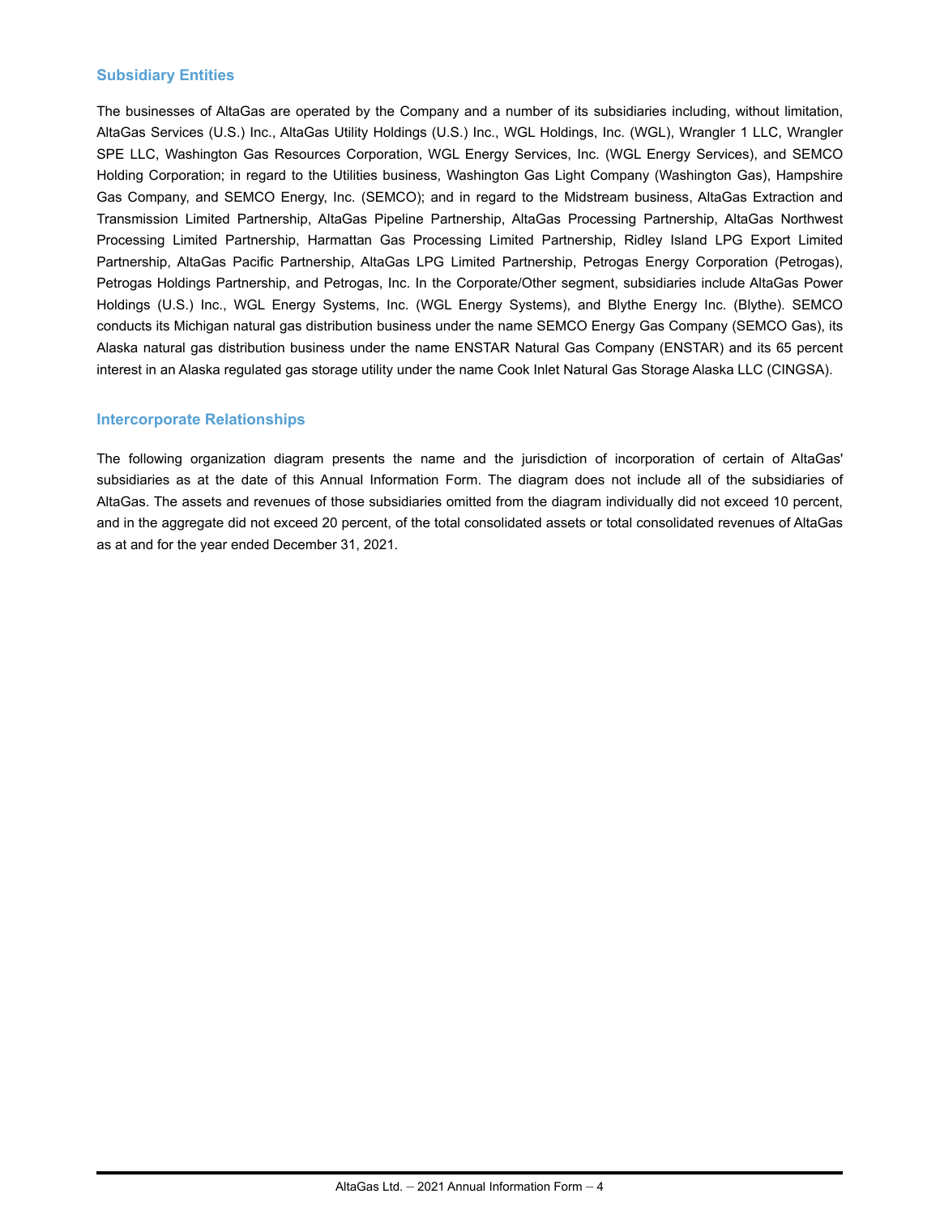## Subsidiary Entities

The businesses of AltaGas are operated by the Company and a number of its subsidiaries including, without limitation, AltaGas Services (U.S.) Inc., AltaGas Utility Holdings (U.S.) Inc., WGL Holdings, Inc. (WGL), Wrangler 1 LLC, Wrangler SPE LLC, Washington Gas Resources Corporation, WGL Energy Services, Inc. (WGL Energy Services), and SEMCO Holding Corporation; in regard to the Utilities business, Washington Gas Light Company (Washington Gas), Hampshire Gas Company, and SEMCO Energy, Inc. (SEMCO); and in regard to the Midstream business, AltaGas Extraction and Transmission Limited Partnership, AltaGas Pipeline Partnership, AltaGas Processing Partnership, AltaGas Northwest Processing Limited Partnership, Harmattan Gas Processing Limited Partnership, Ridley Island LPG Export Limited Partnership, AltaGas Pacific Partnership, AltaGas LPG Limited Partnership, Petrogas Energy Corporation (Petrogas), Petrogas Holdings Partnership, and Petrogas, Inc. In the Corporate/Other segment, subsidiaries include AltaGas Power Holdings (U.S.) Inc., WGL Energy Systems, Inc. (WGL Energy Systems), and Blythe Energy Inc. (Blythe). SEMCO conducts its Michigan natural gas distribution business under the name SEMCO Energy Gas Company (SEMCO Gas), its Alaska natural gas distribution business under the name ENSTAR Natural Gas Company (ENSTAR) and its 65 percent interest in an Alaska regulated gas storage utility under the name Cook Inlet Natural Gas Storage Alaska LLC (CINGSA).

## Intercorporate Relationships

The following organization diagram presents the name and the jurisdiction of incorporation of certain of AltaGas' subsidiaries as at the date of this Annual Information Form. The diagram does not include all of the subsidiaries of AltaGas. The assets and revenues of those subsidiaries omitted from the diagram individually did not exceed 10 percent, and in the aggregate did not exceed 20 percent, of the total consolidated assets or total consolidated revenues of AltaGas as at and for the year ended December 31, 2021.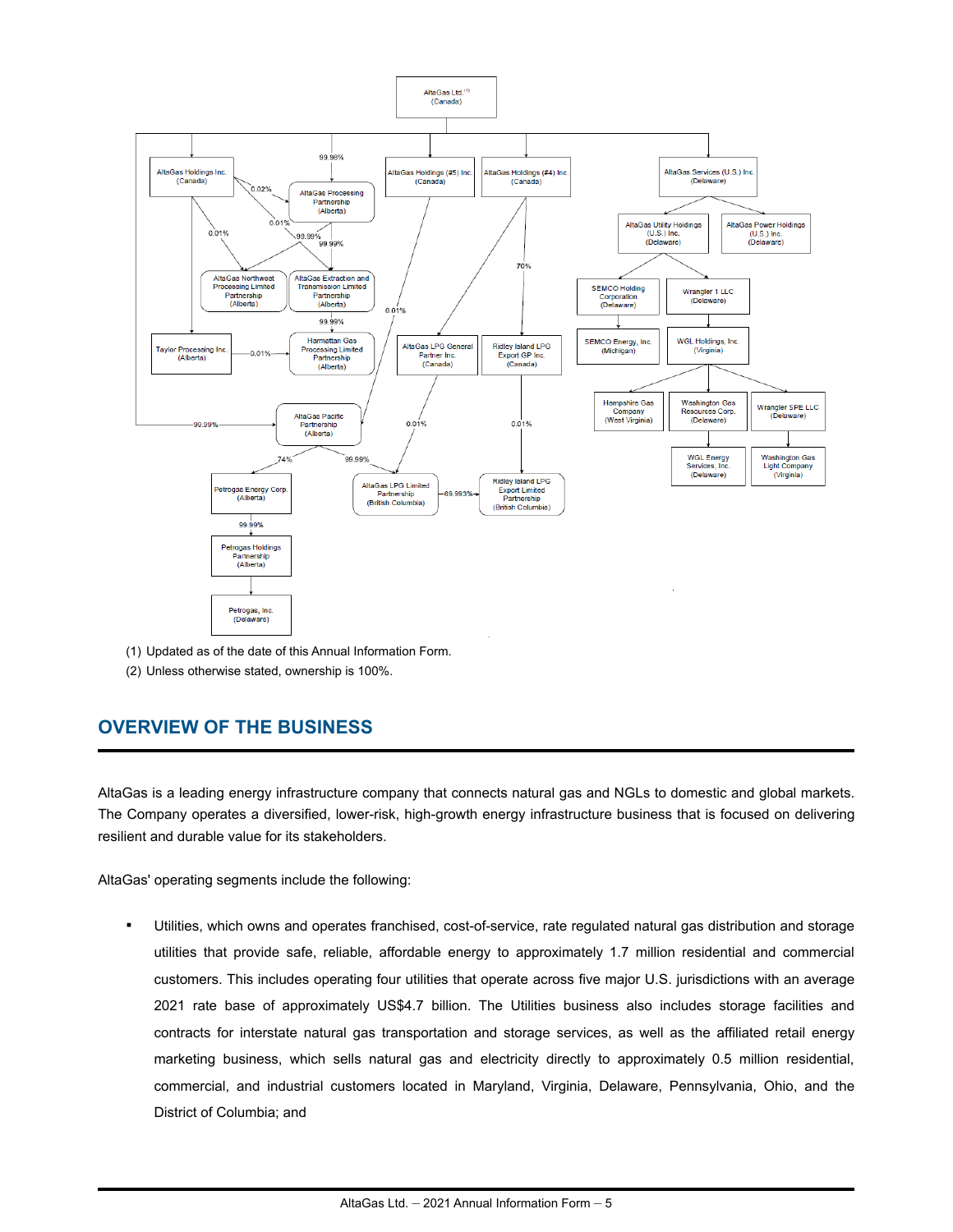- AltaGas Ltd.[1] (Canada)
  - AltaGas Holdings Inc. (Canada)
    - 0.02% — AltaGas Processing Partnership (Alberta)
    - 0.01% — AltaGas Northwest Processing Limited Partnership (Alberta)
    - 0.01% — AltaGas Extraction and Transmission Limited Partnership (Alberta)
    - Taylor Processing Inc. (Alberta)
      - 0.01% — Harmattan Gas Processing Limited Partnership (Alberta)
    - 99.99% — AltaGas Pacific Partnership (Alberta)
  - 99.98% — AltaGas Processing Partnership (Alberta)
    - 99.99% — AltaGas Northwest Processing Limited Partnership (Alberta)
    - 99.99% — AltaGas Extraction and Transmission Limited Partnership (Alberta)
      - 99.99% — Harmattan Gas Processing Limited Partnership (Alberta)
  - AltaGas Holdings (#5) Inc. (Canada)
    - 0.01% — AltaGas Pacific Partnership (Alberta)
      - 74% — Petrogas Energy Corp. (Alberta)
        - 99.99% — Petrogas Holdings Partnership (Alberta)
          - Petrogas, Inc. (Delaware)
      - 99.99% — AltaGas LPG Limited Partnership (British Columbia)
        - 69.993% — Ridley Island LPG Export Limited Partnership (British Columbia)
  - AltaGas Holdings (#4) Inc. (Canada)
    - AltaGas LPG General Partner Inc. (Canada)
      - 0.01% — AltaGas LPG Limited Partnership (British Columbia)
    - 70% — Ridley Island LPG Export GP Inc. (Canada)
      - 0.01% — Ridley Island LPG Export Limited Partnership (British Columbia)
  - AltaGas Services (U.S.) Inc. (Delaware)
    - AltaGas Utility Holdings (U.S.) Inc. (Delaware)
      - SEMCO Holding Corporation (Delaware)
        - SEMCO Energy, Inc. (Michigan)
      - Wrangler 1 LLC (Delaware)
        - WGL Holdings, Inc. (Virginia)
          - Hampshire Gas Company (West Virginia)
          - Washington Gas Resources Corp. (Delaware)
            - WGL Energy Services, Inc. (Delaware)
          - Wrangler SPE LLC (Delaware)
            - Washington Gas Light Company (Virginia)
    - AltaGas Power Holdings (U.S.) Inc. (Delaware)

(1) Updated as of the date of this Annual Information Form.

(2) Unless otherwise stated, ownership is 100%.

## OVERVIEW OF THE BUSINESS

AltaGas is a leading energy infrastructure company that connects natural gas and NGLs to domestic and global markets. The Company operates a diversified, lower-risk, high-growth energy infrastructure business that is focused on delivering resilient and durable value for its stakeholders.

AltaGas' operating segments include the following:

- Utilities, which owns and operates franchised, cost-of-service, rate regulated natural gas distribution and storage utilities that provide safe, reliable, affordable energy to approximately 1.7 million residential and commercial customers. This includes operating four utilities that operate across five major U.S. jurisdictions with an average 2021 rate base of approximately US$4.7 billion. The Utilities business also includes storage facilities and contracts for interstate natural gas transportation and storage services, as well as the affiliated retail energy marketing business, which sells natural gas and electricity directly to approximately 0.5 million residential, commercial, and industrial customers located in Maryland, Virginia, Delaware, Pennsylvania, Ohio, and the District of Columbia; and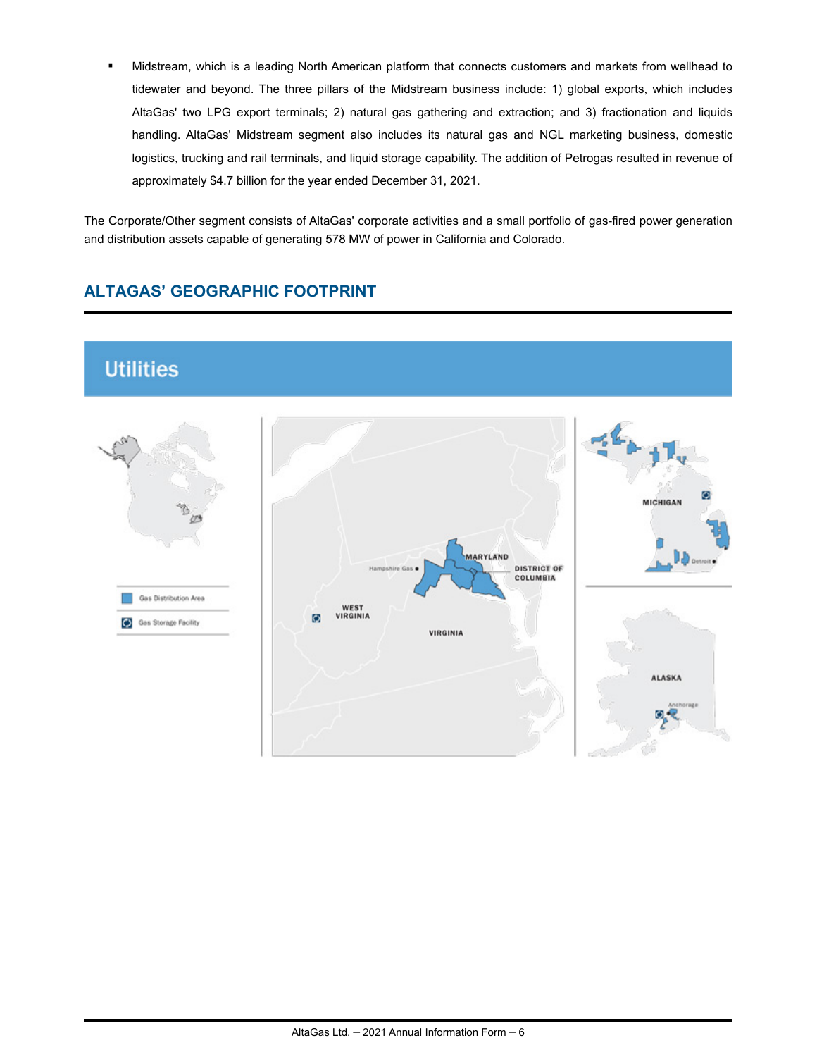- Midstream, which is a leading North American platform that connects customers and markets from wellhead to tidewater and beyond. The three pillars of the Midstream business include: 1) global exports, which includes AltaGas' two LPG export terminals; 2) natural gas gathering and extraction; and 3) fractionation and liquids handling. AltaGas' Midstream segment also includes its natural gas and NGL marketing business, domestic logistics, trucking and rail terminals, and liquid storage capability. The addition of Petrogas resulted in revenue of approximately $4.7 billion for the year ended December 31, 2021.

The Corporate/Other segment consists of AltaGas' corporate activities and a small portfolio of gas-fired power generation and distribution assets capable of generating 578 MW of power in California and Colorado.

## ALTAGAS' GEOGRAPHIC FOOTPRINT

### Utilities

Gas Distribution Area

Gas Storage Facility

Hampshire Gas

MARYLAND

DISTRICT OF COLUMBIA

WEST VIRGINIA

VIRGINIA

MICHIGAN

Detroit

ALASKA

Anchorage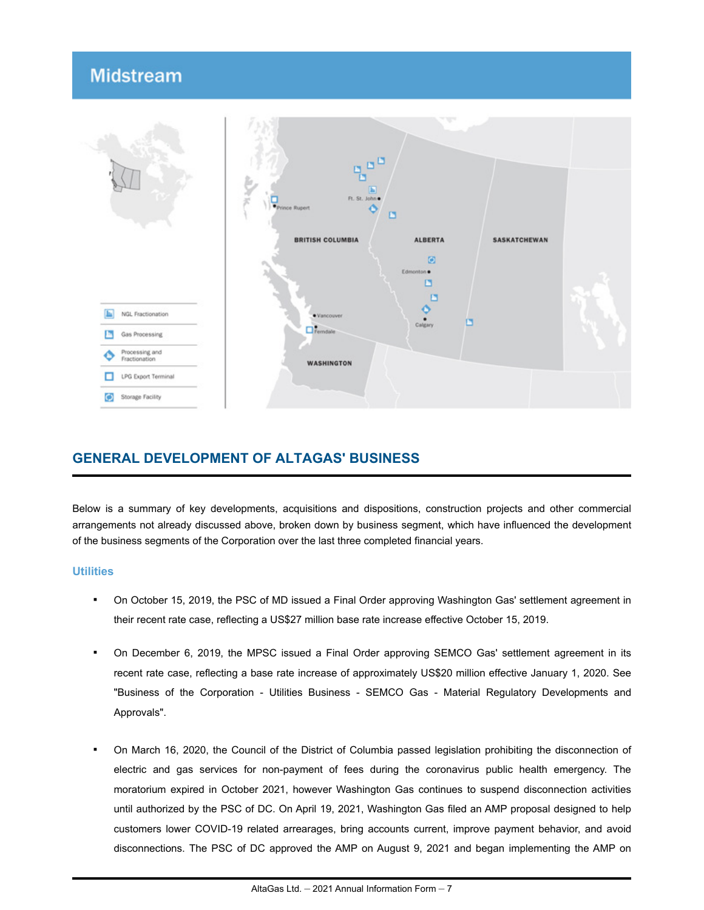## Midstream

| | |
|---|---|
| NGL Fractionation | |
| Gas Processing | |
| Processing and Fractionation | |
| LPG Export Terminal | |
| Storage Facility | |

## GENERAL DEVELOPMENT OF ALTAGAS' BUSINESS

Below is a summary of key developments, acquisitions and dispositions, construction projects and other commercial arrangements not already discussed above, broken down by business segment, which have influenced the development of the business segments of the Corporation over the last three completed financial years.

### Utilities

- On October 15, 2019, the PSC of MD issued a Final Order approving Washington Gas' settlement agreement in their recent rate case, reflecting a US$27 million base rate increase effective October 15, 2019.

- On December 6, 2019, the MPSC issued a Final Order approving SEMCO Gas' settlement agreement in its recent rate case, reflecting a base rate increase of approximately US$20 million effective January 1, 2020. See "Business of the Corporation - Utilities Business - SEMCO Gas - Material Regulatory Developments and Approvals".

- On March 16, 2020, the Council of the District of Columbia passed legislation prohibiting the disconnection of electric and gas services for non-payment of fees during the coronavirus public health emergency. The moratorium expired in October 2021, however Washington Gas continues to suspend disconnection activities until authorized by the PSC of DC. On April 19, 2021, Washington Gas filed an AMP proposal designed to help customers lower COVID-19 related arrearages, bring accounts current, improve payment behavior, and avoid disconnections. The PSC of DC approved the AMP on August 9, 2021 and began implementing the AMP on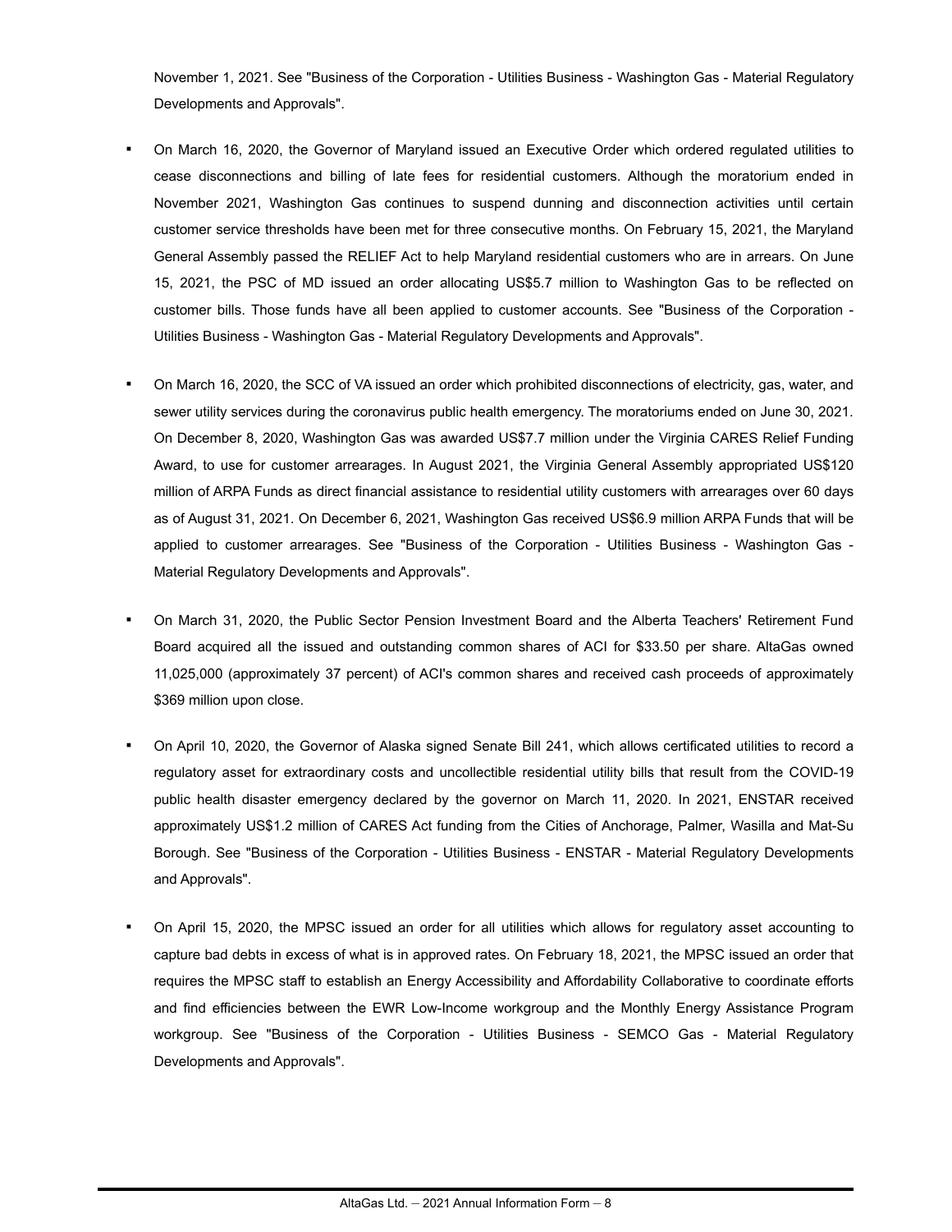November 1, 2021. See "Business of the Corporation - Utilities Business - Washington Gas - Material Regulatory Developments and Approvals".

- On March 16, 2020, the Governor of Maryland issued an Executive Order which ordered regulated utilities to cease disconnections and billing of late fees for residential customers. Although the moratorium ended in November 2021, Washington Gas continues to suspend dunning and disconnection activities until certain customer service thresholds have been met for three consecutive months. On February 15, 2021, the Maryland General Assembly passed the RELIEF Act to help Maryland residential customers who are in arrears. On June 15, 2021, the PSC of MD issued an order allocating US$5.7 million to Washington Gas to be reflected on customer bills. Those funds have all been applied to customer accounts. See "Business of the Corporation - Utilities Business - Washington Gas - Material Regulatory Developments and Approvals".

- On March 16, 2020, the SCC of VA issued an order which prohibited disconnections of electricity, gas, water, and sewer utility services during the coronavirus public health emergency. The moratoriums ended on June 30, 2021. On December 8, 2020, Washington Gas was awarded US$7.7 million under the Virginia CARES Relief Funding Award, to use for customer arrearages. In August 2021, the Virginia General Assembly appropriated US$120 million of ARPA Funds as direct financial assistance to residential utility customers with arrearages over 60 days as of August 31, 2021. On December 6, 2021, Washington Gas received US$6.9 million ARPA Funds that will be applied to customer arrearages. See "Business of the Corporation - Utilities Business - Washington Gas - Material Regulatory Developments and Approvals".

- On March 31, 2020, the Public Sector Pension Investment Board and the Alberta Teachers' Retirement Fund Board acquired all the issued and outstanding common shares of ACI for $33.50 per share. AltaGas owned 11,025,000 (approximately 37 percent) of ACI's common shares and received cash proceeds of approximately $369 million upon close.

- On April 10, 2020, the Governor of Alaska signed Senate Bill 241, which allows certificated utilities to record a regulatory asset for extraordinary costs and uncollectible residential utility bills that result from the COVID-19 public health disaster emergency declared by the governor on March 11, 2020. In 2021, ENSTAR received approximately US$1.2 million of CARES Act funding from the Cities of Anchorage, Palmer, Wasilla and Mat-Su Borough. See "Business of the Corporation - Utilities Business - ENSTAR - Material Regulatory Developments and Approvals".

- On April 15, 2020, the MPSC issued an order for all utilities which allows for regulatory asset accounting to capture bad debts in excess of what is in approved rates. On February 18, 2021, the MPSC issued an order that requires the MPSC staff to establish an Energy Accessibility and Affordability Collaborative to coordinate efforts and find efficiencies between the EWR Low-Income workgroup and the Monthly Energy Assistance Program workgroup. See "Business of the Corporation - Utilities Business - SEMCO Gas - Material Regulatory Developments and Approvals".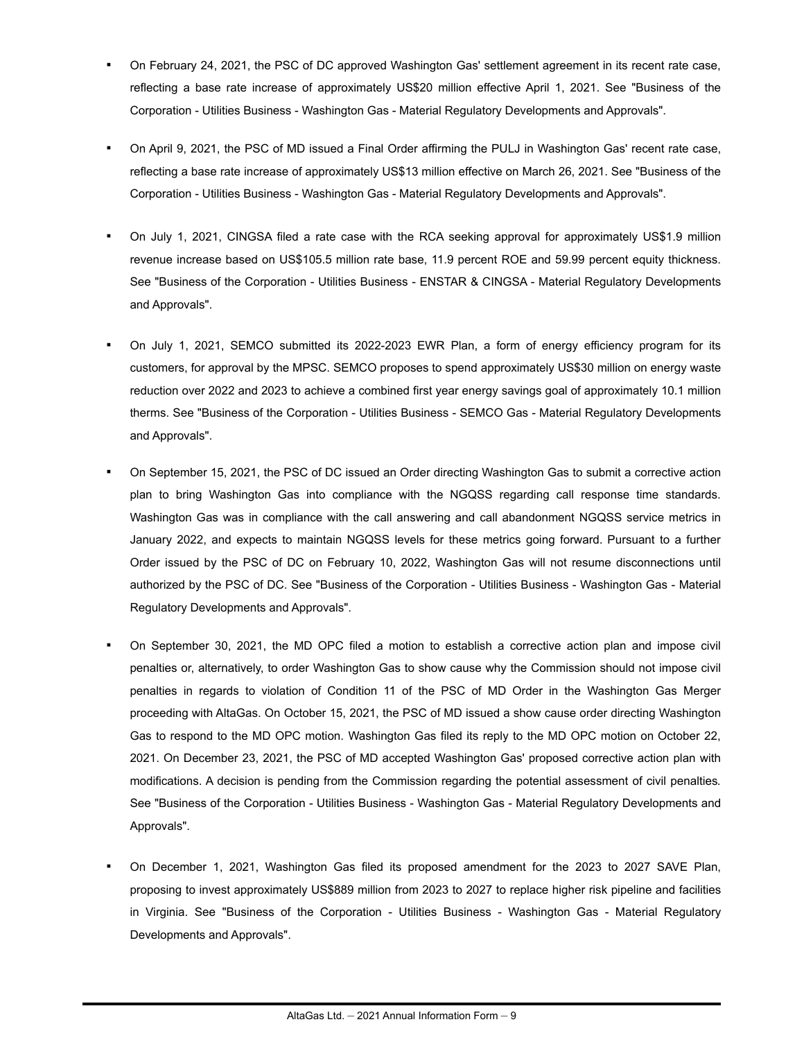- On February 24, 2021, the PSC of DC approved Washington Gas' settlement agreement in its recent rate case, reflecting a base rate increase of approximately US$20 million effective April 1, 2021. See "Business of the Corporation - Utilities Business - Washington Gas - Material Regulatory Developments and Approvals".

- On April 9, 2021, the PSC of MD issued a Final Order affirming the PULJ in Washington Gas' recent rate case, reflecting a base rate increase of approximately US$13 million effective on March 26, 2021. See "Business of the Corporation - Utilities Business - Washington Gas - Material Regulatory Developments and Approvals".

- On July 1, 2021, CINGSA filed a rate case with the RCA seeking approval for approximately US$1.9 million revenue increase based on US$105.5 million rate base, 11.9 percent ROE and 59.99 percent equity thickness. See "Business of the Corporation - Utilities Business - ENSTAR & CINGSA - Material Regulatory Developments and Approvals".

- On July 1, 2021, SEMCO submitted its 2022-2023 EWR Plan, a form of energy efficiency program for its customers, for approval by the MPSC. SEMCO proposes to spend approximately US$30 million on energy waste reduction over 2022 and 2023 to achieve a combined first year energy savings goal of approximately 10.1 million therms. See "Business of the Corporation - Utilities Business - SEMCO Gas - Material Regulatory Developments and Approvals".

- On September 15, 2021, the PSC of DC issued an Order directing Washington Gas to submit a corrective action plan to bring Washington Gas into compliance with the NGQSS regarding call response time standards. Washington Gas was in compliance with the call answering and call abandonment NGQSS service metrics in January 2022, and expects to maintain NGQSS levels for these metrics going forward. Pursuant to a further Order issued by the PSC of DC on February 10, 2022, Washington Gas will not resume disconnections until authorized by the PSC of DC. See "Business of the Corporation - Utilities Business - Washington Gas - Material Regulatory Developments and Approvals".

- On September 30, 2021, the MD OPC filed a motion to establish a corrective action plan and impose civil penalties or, alternatively, to order Washington Gas to show cause why the Commission should not impose civil penalties in regards to violation of Condition 11 of the PSC of MD Order in the Washington Gas Merger proceeding with AltaGas. On October 15, 2021, the PSC of MD issued a show cause order directing Washington Gas to respond to the MD OPC motion. Washington Gas filed its reply to the MD OPC motion on October 22, 2021. On December 23, 2021, the PSC of MD accepted Washington Gas' proposed corrective action plan with modifications. A decision is pending from the Commission regarding the potential assessment of civil penalties. See "Business of the Corporation - Utilities Business - Washington Gas - Material Regulatory Developments and Approvals".

- On December 1, 2021, Washington Gas filed its proposed amendment for the 2023 to 2027 SAVE Plan, proposing to invest approximately US$889 million from 2023 to 2027 to replace higher risk pipeline and facilities in Virginia. See "Business of the Corporation - Utilities Business - Washington Gas - Material Regulatory Developments and Approvals".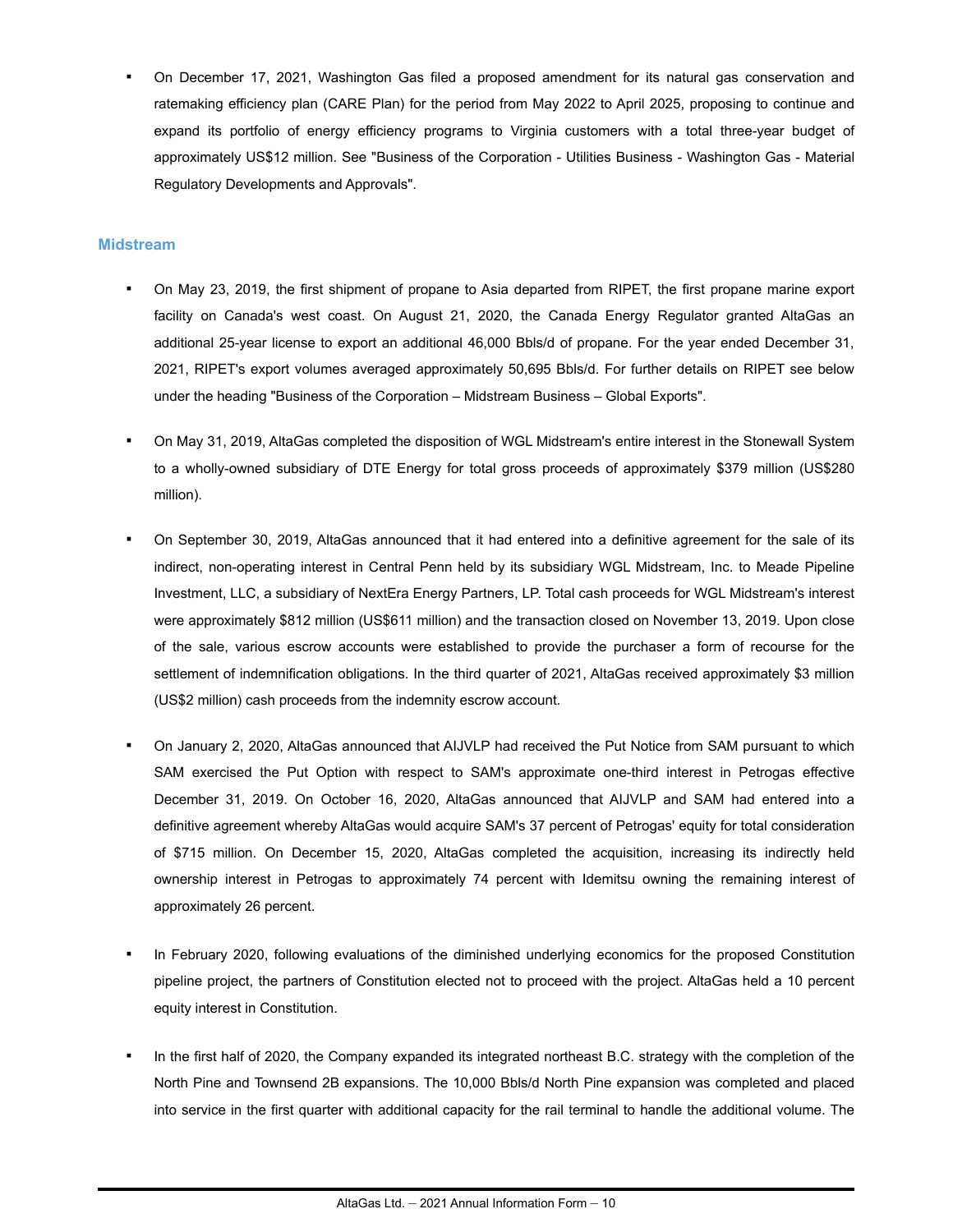- On December 17, 2021, Washington Gas filed a proposed amendment for its natural gas conservation and ratemaking efficiency plan (CARE Plan) for the period from May 2022 to April 2025, proposing to continue and expand its portfolio of energy efficiency programs to Virginia customers with a total three-year budget of approximately US$12 million. See "Business of the Corporation - Utilities Business - Washington Gas - Material Regulatory Developments and Approvals".

## Midstream

- On May 23, 2019, the first shipment of propane to Asia departed from RIPET, the first propane marine export facility on Canada's west coast. On August 21, 2020, the Canada Energy Regulator granted AltaGas an additional 25-year license to export an additional 46,000 Bbls/d of propane. For the year ended December 31, 2021, RIPET's export volumes averaged approximately 50,695 Bbls/d. For further details on RIPET see below under the heading "Business of the Corporation – Midstream Business – Global Exports".

- On May 31, 2019, AltaGas completed the disposition of WGL Midstream's entire interest in the Stonewall System to a wholly-owned subsidiary of DTE Energy for total gross proceeds of approximately $379 million (US$280 million).

- On September 30, 2019, AltaGas announced that it had entered into a definitive agreement for the sale of its indirect, non-operating interest in Central Penn held by its subsidiary WGL Midstream, Inc. to Meade Pipeline Investment, LLC, a subsidiary of NextEra Energy Partners, LP. Total cash proceeds for WGL Midstream's interest were approximately $812 million (US$611 million) and the transaction closed on November 13, 2019. Upon close of the sale, various escrow accounts were established to provide the purchaser a form of recourse for the settlement of indemnification obligations. In the third quarter of 2021, AltaGas received approximately $3 million (US$2 million) cash proceeds from the indemnity escrow account.

- On January 2, 2020, AltaGas announced that AIJVLP had received the Put Notice from SAM pursuant to which SAM exercised the Put Option with respect to SAM's approximate one-third interest in Petrogas effective December 31, 2019. On October 16, 2020, AltaGas announced that AIJVLP and SAM had entered into a definitive agreement whereby AltaGas would acquire SAM's 37 percent of Petrogas' equity for total consideration of $715 million. On December 15, 2020, AltaGas completed the acquisition, increasing its indirectly held ownership interest in Petrogas to approximately 74 percent with Idemitsu owning the remaining interest of approximately 26 percent.

- In February 2020, following evaluations of the diminished underlying economics for the proposed Constitution pipeline project, the partners of Constitution elected not to proceed with the project. AltaGas held a 10 percent equity interest in Constitution.

- In the first half of 2020, the Company expanded its integrated northeast B.C. strategy with the completion of the North Pine and Townsend 2B expansions. The 10,000 Bbls/d North Pine expansion was completed and placed into service in the first quarter with additional capacity for the rail terminal to handle the additional volume. The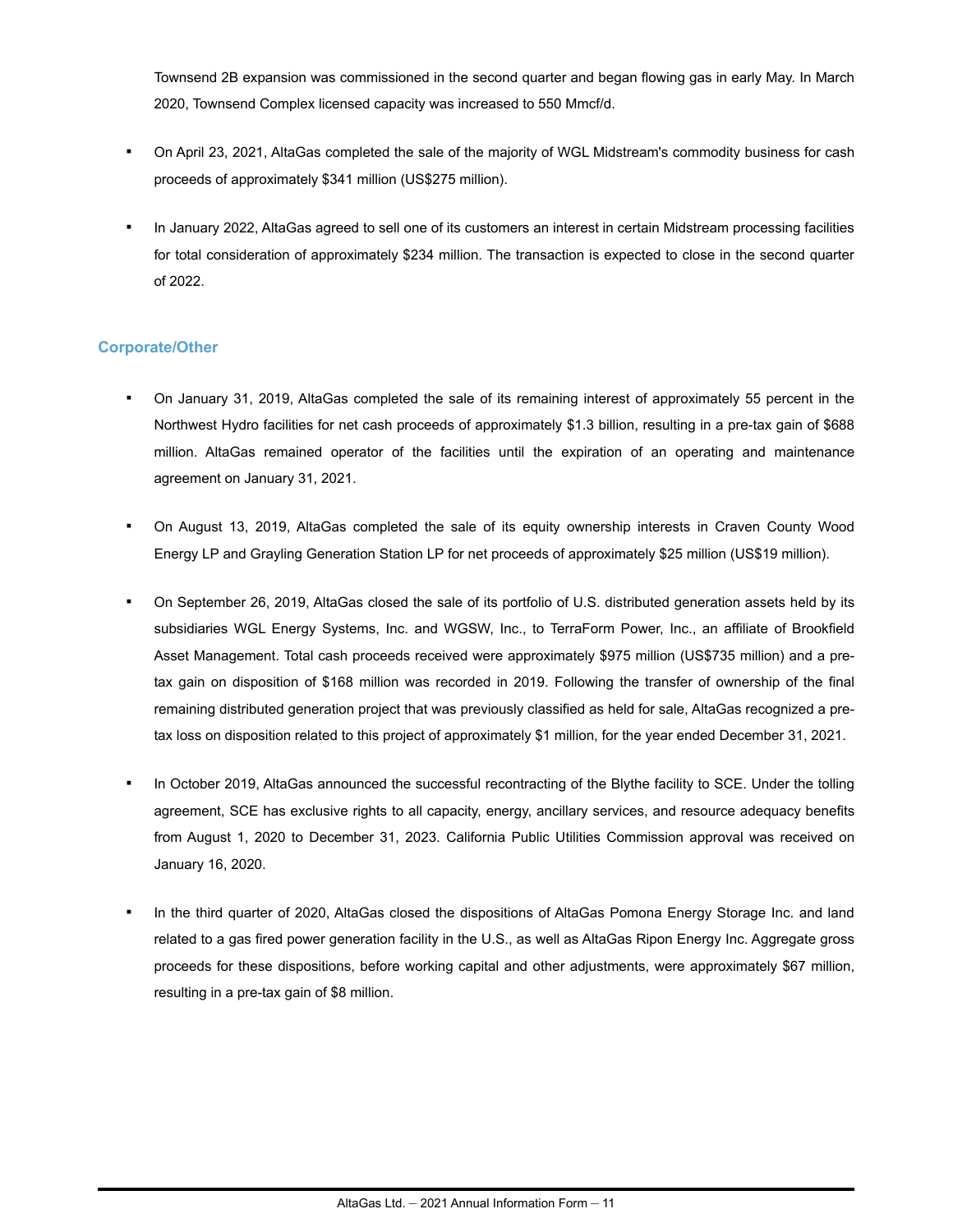Townsend 2B expansion was commissioned in the second quarter and began flowing gas in early May. In March 2020, Townsend Complex licensed capacity was increased to 550 Mmcf/d.

- On April 23, 2021, AltaGas completed the sale of the majority of WGL Midstream's commodity business for cash proceeds of approximately $341 million (US$275 million).

- In January 2022, AltaGas agreed to sell one of its customers an interest in certain Midstream processing facilities for total consideration of approximately $234 million. The transaction is expected to close in the second quarter of 2022.

### Corporate/Other

- On January 31, 2019, AltaGas completed the sale of its remaining interest of approximately 55 percent in the Northwest Hydro facilities for net cash proceeds of approximately $1.3 billion, resulting in a pre-tax gain of $688 million. AltaGas remained operator of the facilities until the expiration of an operating and maintenance agreement on January 31, 2021.

- On August 13, 2019, AltaGas completed the sale of its equity ownership interests in Craven County Wood Energy LP and Grayling Generation Station LP for net proceeds of approximately $25 million (US$19 million).

- On September 26, 2019, AltaGas closed the sale of its portfolio of U.S. distributed generation assets held by its subsidiaries WGL Energy Systems, Inc. and WGSW, Inc., to TerraForm Power, Inc., an affiliate of Brookfield Asset Management. Total cash proceeds received were approximately $975 million (US$735 million) and a pre-tax gain on disposition of $168 million was recorded in 2019. Following the transfer of ownership of the final remaining distributed generation project that was previously classified as held for sale, AltaGas recognized a pre-tax loss on disposition related to this project of approximately $1 million, for the year ended December 31, 2021.

- In October 2019, AltaGas announced the successful recontracting of the Blythe facility to SCE. Under the tolling agreement, SCE has exclusive rights to all capacity, energy, ancillary services, and resource adequacy benefits from August 1, 2020 to December 31, 2023. California Public Utilities Commission approval was received on January 16, 2020.

- In the third quarter of 2020, AltaGas closed the dispositions of AltaGas Pomona Energy Storage Inc. and land related to a gas fired power generation facility in the U.S., as well as AltaGas Ripon Energy Inc. Aggregate gross proceeds for these dispositions, before working capital and other adjustments, were approximately $67 million, resulting in a pre-tax gain of $8 million.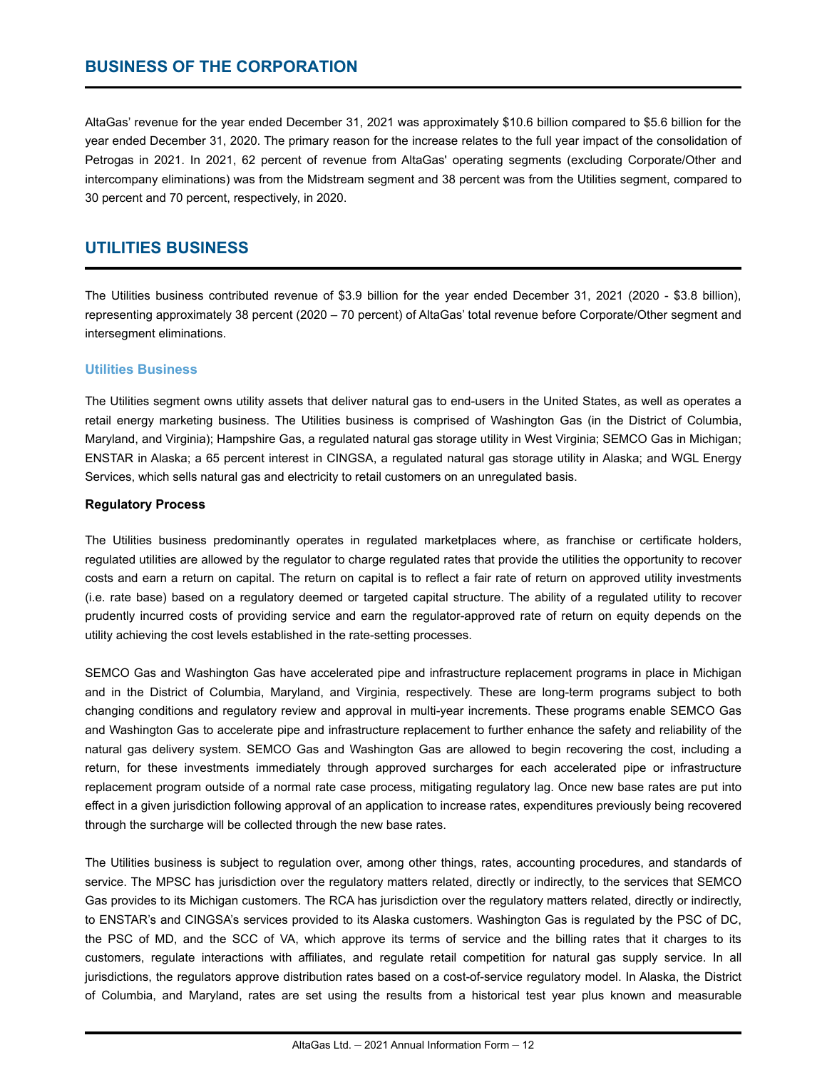## BUSINESS OF THE CORPORATION

AltaGas' revenue for the year ended December 31, 2021 was approximately $10.6 billion compared to $5.6 billion for the year ended December 31, 2020. The primary reason for the increase relates to the full year impact of the consolidation of Petrogas in 2021. In 2021, 62 percent of revenue from AltaGas' operating segments (excluding Corporate/Other and intercompany eliminations) was from the Midstream segment and 38 percent was from the Utilities segment, compared to 30 percent and 70 percent, respectively, in 2020.

## UTILITIES BUSINESS

The Utilities business contributed revenue of $3.9 billion for the year ended December 31, 2021 (2020 - $3.8 billion), representing approximately 38 percent (2020 – 70 percent) of AltaGas' total revenue before Corporate/Other segment and intersegment eliminations.

### Utilities Business

The Utilities segment owns utility assets that deliver natural gas to end-users in the United States, as well as operates a retail energy marketing business. The Utilities business is comprised of Washington Gas (in the District of Columbia, Maryland, and Virginia); Hampshire Gas, a regulated natural gas storage utility in West Virginia; SEMCO Gas in Michigan; ENSTAR in Alaska; a 65 percent interest in CINGSA, a regulated natural gas storage utility in Alaska; and WGL Energy Services, which sells natural gas and electricity to retail customers on an unregulated basis.

**Regulatory Process**

The Utilities business predominantly operates in regulated marketplaces where, as franchise or certificate holders, regulated utilities are allowed by the regulator to charge regulated rates that provide the utilities the opportunity to recover costs and earn a return on capital. The return on capital is to reflect a fair rate of return on approved utility investments (i.e. rate base) based on a regulatory deemed or targeted capital structure. The ability of a regulated utility to recover prudently incurred costs of providing service and earn the regulator-approved rate of return on equity depends on the utility achieving the cost levels established in the rate-setting processes.

SEMCO Gas and Washington Gas have accelerated pipe and infrastructure replacement programs in place in Michigan and in the District of Columbia, Maryland, and Virginia, respectively. These are long-term programs subject to both changing conditions and regulatory review and approval in multi-year increments. These programs enable SEMCO Gas and Washington Gas to accelerate pipe and infrastructure replacement to further enhance the safety and reliability of the natural gas delivery system. SEMCO Gas and Washington Gas are allowed to begin recovering the cost, including a return, for these investments immediately through approved surcharges for each accelerated pipe or infrastructure replacement program outside of a normal rate case process, mitigating regulatory lag. Once new base rates are put into effect in a given jurisdiction following approval of an application to increase rates, expenditures previously being recovered through the surcharge will be collected through the new base rates.

The Utilities business is subject to regulation over, among other things, rates, accounting procedures, and standards of service. The MPSC has jurisdiction over the regulatory matters related, directly or indirectly, to the services that SEMCO Gas provides to its Michigan customers. The RCA has jurisdiction over the regulatory matters related, directly or indirectly, to ENSTAR's and CINGSA's services provided to its Alaska customers. Washington Gas is regulated by the PSC of DC, the PSC of MD, and the SCC of VA, which approve its terms of service and the billing rates that it charges to its customers, regulate interactions with affiliates, and regulate retail competition for natural gas supply service. In all jurisdictions, the regulators approve distribution rates based on a cost-of-service regulatory model. In Alaska, the District of Columbia, and Maryland, rates are set using the results from a historical test year plus known and measurable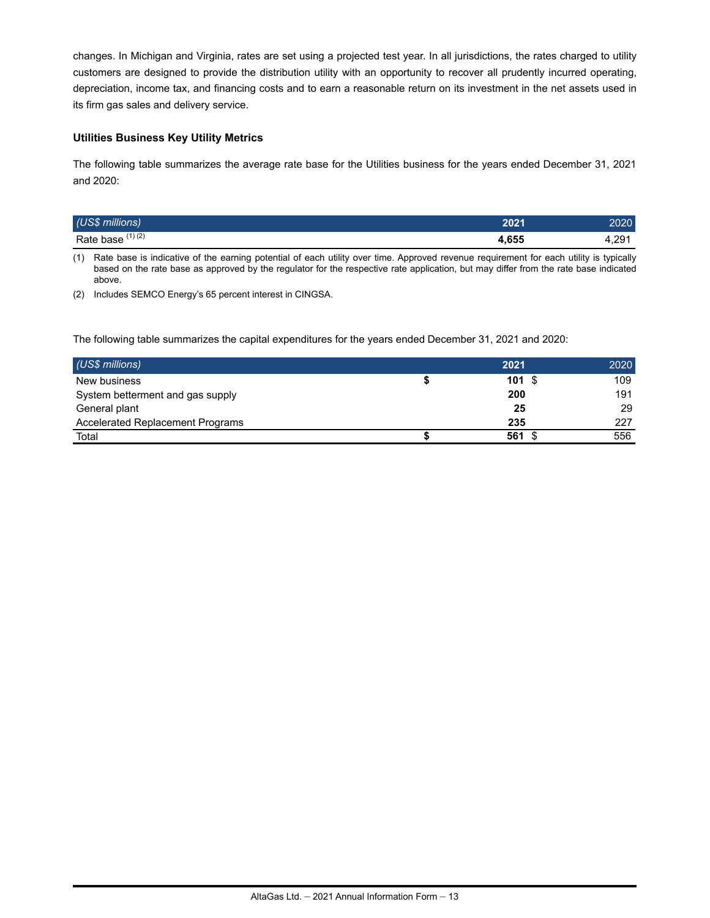changes. In Michigan and Virginia, rates are set using a projected test year. In all jurisdictions, the rates charged to utility customers are designed to provide the distribution utility with an opportunity to recover all prudently incurred operating, depreciation, income tax, and financing costs and to earn a reasonable return on its investment in the net assets used in its firm gas sales and delivery service.

### Utilities Business Key Utility Metrics

The following table summarizes the average rate base for the Utilities business for the years ended December 31, 2021 and 2020:

| *(US$ millions)* | **2021** | 2020 |
|---|---|---|
| Rate base [(1) (2)] | **4,655** | 4,291 |

(1) Rate base is indicative of the earning potential of each utility over time. Approved revenue requirement for each utility is typically based on the rate base as approved by the regulator for the respective rate application, but may differ from the rate base indicated above.

(2) Includes SEMCO Energy's 65 percent interest in CINGSA.

The following table summarizes the capital expenditures for the years ended December 31, 2021 and 2020:

| *(US$ millions)* | **2021** | 2020 |
|---|---|---|
| New business | **$ 101** | $ 109 |
| System betterment and gas supply | **200** | 191 |
| General plant | **25** | 29 |
| Accelerated Replacement Programs | **235** | 227 |
| Total | **$ 561** | $ 556 |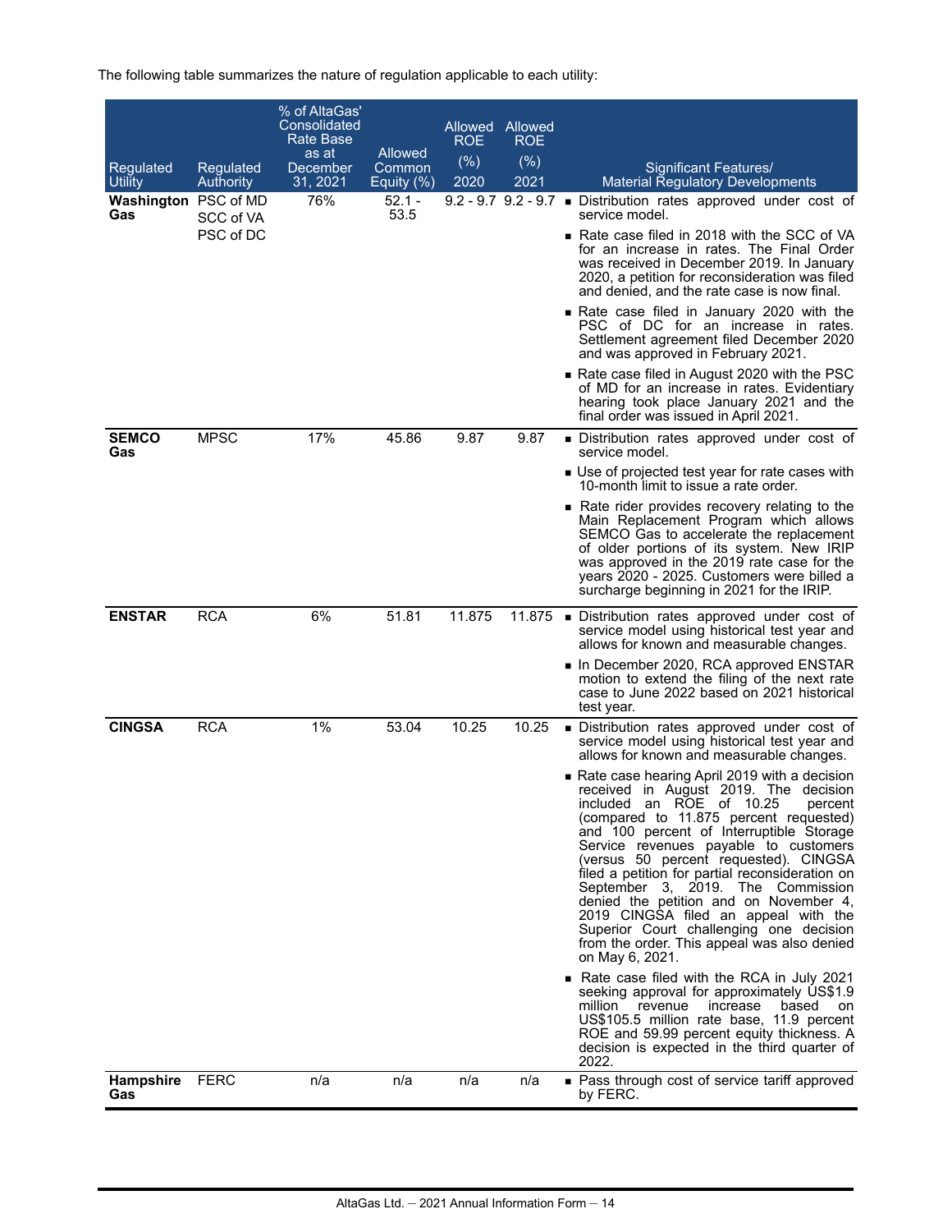The following table summarizes the nature of regulation applicable to each utility:

| Regulated Utility | Regulated Authority | % of AltaGas' Consolidated Rate Base as at December 31, 2021 | Allowed Common Equity (%) | Allowed ROE (%) 2020 | Allowed ROE (%) 2021 | Significant Features/ Material Regulatory Developments |
|---|---|---|---|---|---|---|
| **Washington Gas** | PSC of MD<br>SCC of VA<br>PSC of DC | 76% | 52.1 - 53.5 | 9.2 - 9.7 | 9.2 - 9.7 | ■ Distribution rates approved under cost of service model.<br>■ Rate case filed in 2018 with the SCC of VA for an increase in rates. The Final Order was received in December 2019. In January 2020, a petition for reconsideration was filed and denied, and the rate case is now final.<br>■ Rate case filed in January 2020 with the PSC of DC for an increase in rates. Settlement agreement filed December 2020 and was approved in February 2021.<br>■ Rate case filed in August 2020 with the PSC of MD for an increase in rates. Evidentiary hearing took place January 2021 and the final order was issued in April 2021. |
| **SEMCO Gas** | MPSC | 17% | 45.86 | 9.87 | 9.87 | ■ Distribution rates approved under cost of service model.<br>■ Use of projected test year for rate cases with 10-month limit to issue a rate order.<br>■ Rate rider provides recovery relating to the Main Replacement Program which allows SEMCO Gas to accelerate the replacement of older portions of its system. New IRIP was approved in the 2019 rate case for the years 2020 - 2025. Customers were billed a surcharge beginning in 2021 for the IRIP. |
| **ENSTAR** | RCA | 6% | 51.81 | 11.875 | 11.875 | ■ Distribution rates approved under cost of service model using historical test year and allows for known and measurable changes.<br>■ In December 2020, RCA approved ENSTAR motion to extend the filing of the next rate case to June 2022 based on 2021 historical test year. |
| **CINGSA** | RCA | 1% | 53.04 | 10.25 | 10.25 | ■ Distribution rates approved under cost of service model using historical test year and allows for known and measurable changes.<br>■ Rate case hearing April 2019 with a decision received in August 2019. The decision included an ROE of 10.25 percent (compared to 11.875 percent requested) and 100 percent of Interruptible Storage Service revenues payable to customers (versus 50 percent requested). CINGSA filed a petition for partial reconsideration on September 3, 2019. The Commission denied the petition and on November 4, 2019 CINGSA filed an appeal with the Superior Court challenging one decision from the order. This appeal was also denied on May 6, 2021.<br>■ Rate case filed with the RCA in July 2021 seeking approval for approximately US$1.9 million revenue increase based on US$105.5 million rate base, 11.9 percent ROE and 59.99 percent equity thickness. A decision is expected in the third quarter of 2022. |
| **Hampshire Gas** | FERC | n/a | n/a | n/a | n/a | ■ Pass through cost of service tariff approved by FERC. |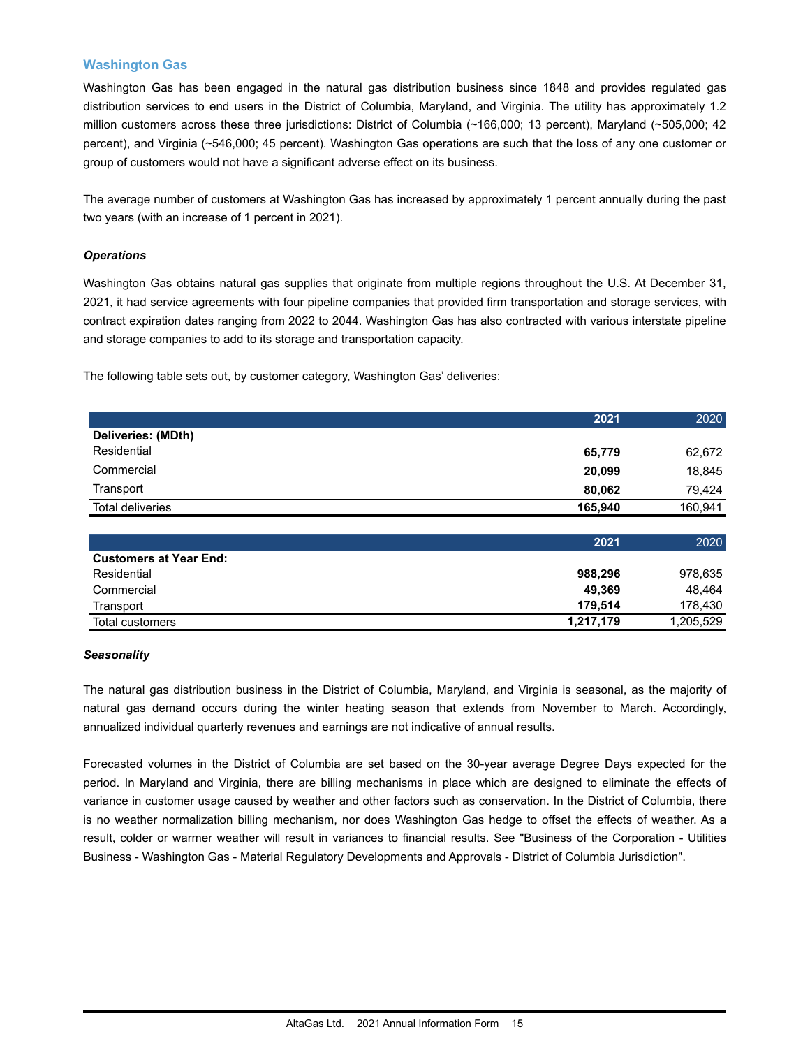## Washington Gas

Washington Gas has been engaged in the natural gas distribution business since 1848 and provides regulated gas distribution services to end users in the District of Columbia, Maryland, and Virginia. The utility has approximately 1.2 million customers across these three jurisdictions: District of Columbia (~166,000; 13 percent), Maryland (~505,000; 42 percent), and Virginia (~546,000; 45 percent). Washington Gas operations are such that the loss of any one customer or group of customers would not have a significant adverse effect on its business.

The average number of customers at Washington Gas has increased by approximately 1 percent annually during the past two years (with an increase of 1 percent in 2021).

### *Operations*

Washington Gas obtains natural gas supplies that originate from multiple regions throughout the U.S. At December 31, 2021, it had service agreements with four pipeline companies that provided firm transportation and storage services, with contract expiration dates ranging from 2022 to 2044. Washington Gas has also contracted with various interstate pipeline and storage companies to add to its storage and transportation capacity.

The following table sets out, by customer category, Washington Gas' deliveries:

| | **2021** | 2020 |
|---|---|---|
| **Deliveries: (MDth)** | | |
| Residential | **65,779** | 62,672 |
| Commercial | **20,099** | 18,845 |
| Transport | **80,062** | 79,424 |
| Total deliveries | **165,940** | 160,941 |

| | **2021** | 2020 |
|---|---|---|
| **Customers at Year End:** | | |
| Residential | **988,296** | 978,635 |
| Commercial | **49,369** | 48,464 |
| Transport | **179,514** | 178,430 |
| Total customers | **1,217,179** | 1,205,529 |

### *Seasonality*

The natural gas distribution business in the District of Columbia, Maryland, and Virginia is seasonal, as the majority of natural gas demand occurs during the winter heating season that extends from November to March. Accordingly, annualized individual quarterly revenues and earnings are not indicative of annual results.

Forecasted volumes in the District of Columbia are set based on the 30-year average Degree Days expected for the period. In Maryland and Virginia, there are billing mechanisms in place which are designed to eliminate the effects of variance in customer usage caused by weather and other factors such as conservation. In the District of Columbia, there is no weather normalization billing mechanism, nor does Washington Gas hedge to offset the effects of weather. As a result, colder or warmer weather will result in variances to financial results. See "Business of the Corporation - Utilities Business - Washington Gas - Material Regulatory Developments and Approvals - District of Columbia Jurisdiction".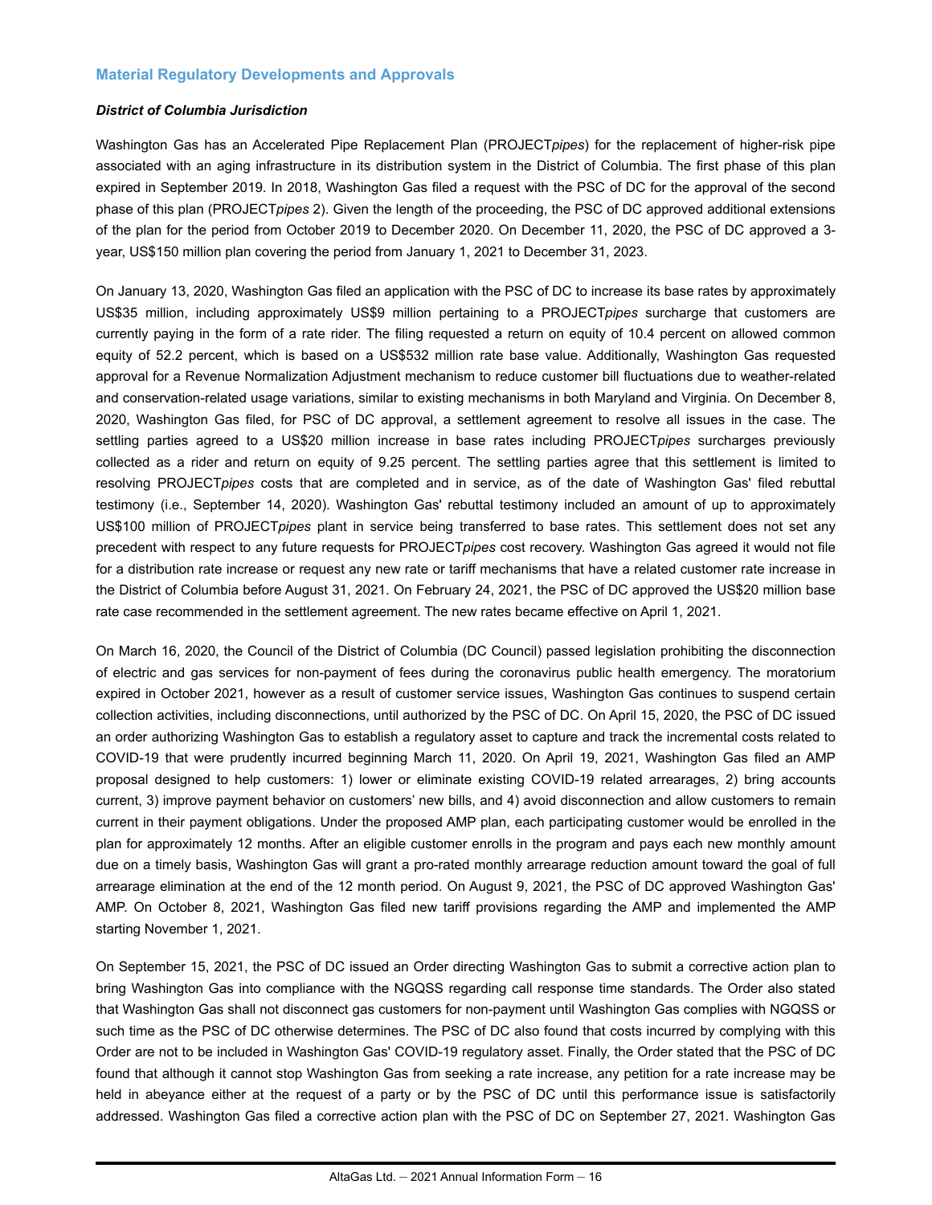## Material Regulatory Developments and Approvals

***District of Columbia Jurisdiction***

Washington Gas has an Accelerated Pipe Replacement Plan (PROJECT*pipes*) for the replacement of higher-risk pipe associated with an aging infrastructure in its distribution system in the District of Columbia. The first phase of this plan expired in September 2019. In 2018, Washington Gas filed a request with the PSC of DC for the approval of the second phase of this plan (PROJECT*pipes* 2). Given the length of the proceeding, the PSC of DC approved additional extensions of the plan for the period from October 2019 to December 2020. On December 11, 2020, the PSC of DC approved a 3-year, US$150 million plan covering the period from January 1, 2021 to December 31, 2023.

On January 13, 2020, Washington Gas filed an application with the PSC of DC to increase its base rates by approximately US$35 million, including approximately US$9 million pertaining to a PROJECT*pipes* surcharge that customers are currently paying in the form of a rate rider. The filing requested a return on equity of 10.4 percent on allowed common equity of 52.2 percent, which is based on a US$532 million rate base value. Additionally, Washington Gas requested approval for a Revenue Normalization Adjustment mechanism to reduce customer bill fluctuations due to weather-related and conservation-related usage variations, similar to existing mechanisms in both Maryland and Virginia. On December 8, 2020, Washington Gas filed, for PSC of DC approval, a settlement agreement to resolve all issues in the case. The settling parties agreed to a US$20 million increase in base rates including PROJECT*pipes* surcharges previously collected as a rider and return on equity of 9.25 percent. The settling parties agree that this settlement is limited to resolving PROJECT*pipes* costs that are completed and in service, as of the date of Washington Gas' filed rebuttal testimony (i.e., September 14, 2020). Washington Gas' rebuttal testimony included an amount of up to approximately US$100 million of PROJECT*pipes* plant in service being transferred to base rates. This settlement does not set any precedent with respect to any future requests for PROJECT*pipes* cost recovery. Washington Gas agreed it would not file for a distribution rate increase or request any new rate or tariff mechanisms that have a related customer rate increase in the District of Columbia before August 31, 2021. On February 24, 2021, the PSC of DC approved the US$20 million base rate case recommended in the settlement agreement. The new rates became effective on April 1, 2021.

On March 16, 2020, the Council of the District of Columbia (DC Council) passed legislation prohibiting the disconnection of electric and gas services for non-payment of fees during the coronavirus public health emergency. The moratorium expired in October 2021, however as a result of customer service issues, Washington Gas continues to suspend certain collection activities, including disconnections, until authorized by the PSC of DC. On April 15, 2020, the PSC of DC issued an order authorizing Washington Gas to establish a regulatory asset to capture and track the incremental costs related to COVID-19 that were prudently incurred beginning March 11, 2020. On April 19, 2021, Washington Gas filed an AMP proposal designed to help customers: 1) lower or eliminate existing COVID-19 related arrearages, 2) bring accounts current, 3) improve payment behavior on customers' new bills, and 4) avoid disconnection and allow customers to remain current in their payment obligations. Under the proposed AMP plan, each participating customer would be enrolled in the plan for approximately 12 months. After an eligible customer enrolls in the program and pays each new monthly amount due on a timely basis, Washington Gas will grant a pro-rated monthly arrearage reduction amount toward the goal of full arrearage elimination at the end of the 12 month period. On August 9, 2021, the PSC of DC approved Washington Gas' AMP. On October 8, 2021, Washington Gas filed new tariff provisions regarding the AMP and implemented the AMP starting November 1, 2021.

On September 15, 2021, the PSC of DC issued an Order directing Washington Gas to submit a corrective action plan to bring Washington Gas into compliance with the NGQSS regarding call response time standards. The Order also stated that Washington Gas shall not disconnect gas customers for non-payment until Washington Gas complies with NGQSS or such time as the PSC of DC otherwise determines. The PSC of DC also found that costs incurred by complying with this Order are not to be included in Washington Gas' COVID-19 regulatory asset. Finally, the Order stated that the PSC of DC found that although it cannot stop Washington Gas from seeking a rate increase, any petition for a rate increase may be held in abeyance either at the request of a party or by the PSC of DC until this performance issue is satisfactorily addressed. Washington Gas filed a corrective action plan with the PSC of DC on September 27, 2021. Washington Gas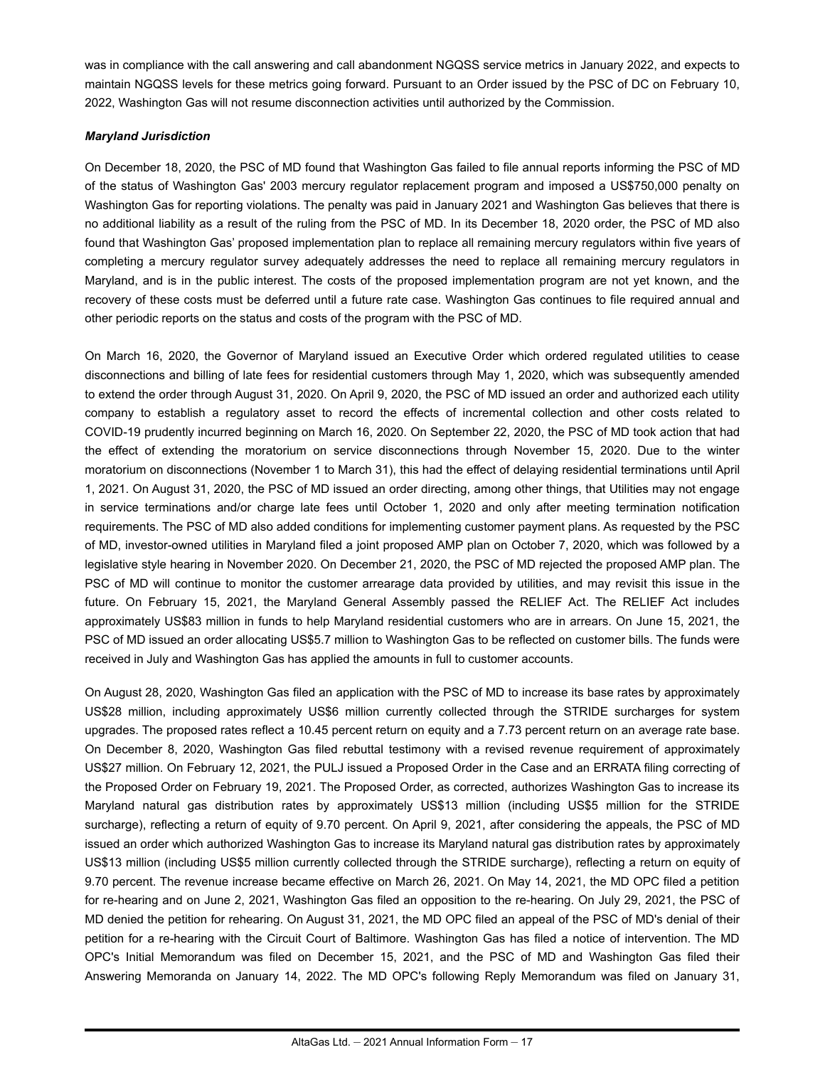was in compliance with the call answering and call abandonment NGQSS service metrics in January 2022, and expects to maintain NGQSS levels for these metrics going forward. Pursuant to an Order issued by the PSC of DC on February 10, 2022, Washington Gas will not resume disconnection activities until authorized by the Commission.

***Maryland Jurisdiction***

On December 18, 2020, the PSC of MD found that Washington Gas failed to file annual reports informing the PSC of MD of the status of Washington Gas' 2003 mercury regulator replacement program and imposed a US$750,000 penalty on Washington Gas for reporting violations. The penalty was paid in January 2021 and Washington Gas believes that there is no additional liability as a result of the ruling from the PSC of MD. In its December 18, 2020 order, the PSC of MD also found that Washington Gas' proposed implementation plan to replace all remaining mercury regulators within five years of completing a mercury regulator survey adequately addresses the need to replace all remaining mercury regulators in Maryland, and is in the public interest. The costs of the proposed implementation program are not yet known, and the recovery of these costs must be deferred until a future rate case. Washington Gas continues to file required annual and other periodic reports on the status and costs of the program with the PSC of MD.

On March 16, 2020, the Governor of Maryland issued an Executive Order which ordered regulated utilities to cease disconnections and billing of late fees for residential customers through May 1, 2020, which was subsequently amended to extend the order through August 31, 2020. On April 9, 2020, the PSC of MD issued an order and authorized each utility company to establish a regulatory asset to record the effects of incremental collection and other costs related to COVID-19 prudently incurred beginning on March 16, 2020. On September 22, 2020, the PSC of MD took action that had the effect of extending the moratorium on service disconnections through November 15, 2020. Due to the winter moratorium on disconnections (November 1 to March 31), this had the effect of delaying residential terminations until April 1, 2021. On August 31, 2020, the PSC of MD issued an order directing, among other things, that Utilities may not engage in service terminations and/or charge late fees until October 1, 2020 and only after meeting termination notification requirements. The PSC of MD also added conditions for implementing customer payment plans. As requested by the PSC of MD, investor-owned utilities in Maryland filed a joint proposed AMP plan on October 7, 2020, which was followed by a legislative style hearing in November 2020. On December 21, 2020, the PSC of MD rejected the proposed AMP plan. The PSC of MD will continue to monitor the customer arrearage data provided by utilities, and may revisit this issue in the future. On February 15, 2021, the Maryland General Assembly passed the RELIEF Act. The RELIEF Act includes approximately US$83 million in funds to help Maryland residential customers who are in arrears. On June 15, 2021, the PSC of MD issued an order allocating US$5.7 million to Washington Gas to be reflected on customer bills. The funds were received in July and Washington Gas has applied the amounts in full to customer accounts.

On August 28, 2020, Washington Gas filed an application with the PSC of MD to increase its base rates by approximately US$28 million, including approximately US$6 million currently collected through the STRIDE surcharges for system upgrades. The proposed rates reflect a 10.45 percent return on equity and a 7.73 percent return on an average rate base. On December 8, 2020, Washington Gas filed rebuttal testimony with a revised revenue requirement of approximately US$27 million. On February 12, 2021, the PULJ issued a Proposed Order in the Case and an ERRATA filing correcting of the Proposed Order on February 19, 2021. The Proposed Order, as corrected, authorizes Washington Gas to increase its Maryland natural gas distribution rates by approximately US$13 million (including US$5 million for the STRIDE surcharge), reflecting a return of equity of 9.70 percent. On April 9, 2021, after considering the appeals, the PSC of MD issued an order which authorized Washington Gas to increase its Maryland natural gas distribution rates by approximately US$13 million (including US$5 million currently collected through the STRIDE surcharge), reflecting a return on equity of 9.70 percent. The revenue increase became effective on March 26, 2021. On May 14, 2021, the MD OPC filed a petition for re-hearing and on June 2, 2021, Washington Gas filed an opposition to the re-hearing. On July 29, 2021, the PSC of MD denied the petition for rehearing. On August 31, 2021, the MD OPC filed an appeal of the PSC of MD's denial of their petition for a re-hearing with the Circuit Court of Baltimore. Washington Gas has filed a notice of intervention. The MD OPC's Initial Memorandum was filed on December 15, 2021, and the PSC of MD and Washington Gas filed their Answering Memoranda on January 14, 2022. The MD OPC's following Reply Memorandum was filed on January 31,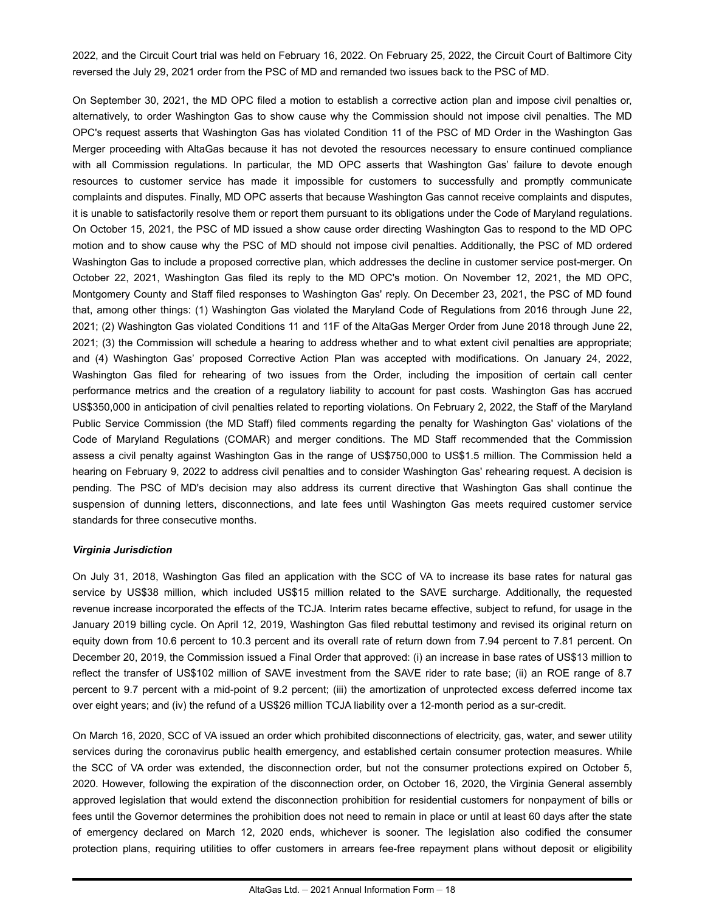2022, and the Circuit Court trial was held on February 16, 2022. On February 25, 2022, the Circuit Court of Baltimore City reversed the July 29, 2021 order from the PSC of MD and remanded two issues back to the PSC of MD.

On September 30, 2021, the MD OPC filed a motion to establish a corrective action plan and impose civil penalties or, alternatively, to order Washington Gas to show cause why the Commission should not impose civil penalties. The MD OPC's request asserts that Washington Gas has violated Condition 11 of the PSC of MD Order in the Washington Gas Merger proceeding with AltaGas because it has not devoted the resources necessary to ensure continued compliance with all Commission regulations. In particular, the MD OPC asserts that Washington Gas' failure to devote enough resources to customer service has made it impossible for customers to successfully and promptly communicate complaints and disputes. Finally, MD OPC asserts that because Washington Gas cannot receive complaints and disputes, it is unable to satisfactorily resolve them or report them pursuant to its obligations under the Code of Maryland regulations. On October 15, 2021, the PSC of MD issued a show cause order directing Washington Gas to respond to the MD OPC motion and to show cause why the PSC of MD should not impose civil penalties. Additionally, the PSC of MD ordered Washington Gas to include a proposed corrective plan, which addresses the decline in customer service post-merger. On October 22, 2021, Washington Gas filed its reply to the MD OPC's motion. On November 12, 2021, the MD OPC, Montgomery County and Staff filed responses to Washington Gas' reply. On December 23, 2021, the PSC of MD found that, among other things: (1) Washington Gas violated the Maryland Code of Regulations from 2016 through June 22, 2021; (2) Washington Gas violated Conditions 11 and 11F of the AltaGas Merger Order from June 2018 through June 22, 2021; (3) the Commission will schedule a hearing to address whether and to what extent civil penalties are appropriate; and (4) Washington Gas' proposed Corrective Action Plan was accepted with modifications. On January 24, 2022, Washington Gas filed for rehearing of two issues from the Order, including the imposition of certain call center performance metrics and the creation of a regulatory liability to account for past costs. Washington Gas has accrued US$350,000 in anticipation of civil penalties related to reporting violations. On February 2, 2022, the Staff of the Maryland Public Service Commission (the MD Staff) filed comments regarding the penalty for Washington Gas' violations of the Code of Maryland Regulations (COMAR) and merger conditions. The MD Staff recommended that the Commission assess a civil penalty against Washington Gas in the range of US$750,000 to US$1.5 million. The Commission held a hearing on February 9, 2022 to address civil penalties and to consider Washington Gas' rehearing request. A decision is pending. The PSC of MD's decision may also address its current directive that Washington Gas shall continue the suspension of dunning letters, disconnections, and late fees until Washington Gas meets required customer service standards for three consecutive months.

***Virginia Jurisdiction***

On July 31, 2018, Washington Gas filed an application with the SCC of VA to increase its base rates for natural gas service by US$38 million, which included US$15 million related to the SAVE surcharge. Additionally, the requested revenue increase incorporated the effects of the TCJA. Interim rates became effective, subject to refund, for usage in the January 2019 billing cycle. On April 12, 2019, Washington Gas filed rebuttal testimony and revised its original return on equity down from 10.6 percent to 10.3 percent and its overall rate of return down from 7.94 percent to 7.81 percent. On December 20, 2019, the Commission issued a Final Order that approved: (i) an increase in base rates of US$13 million to reflect the transfer of US$102 million of SAVE investment from the SAVE rider to rate base; (ii) an ROE range of 8.7 percent to 9.7 percent with a mid-point of 9.2 percent; (iii) the amortization of unprotected excess deferred income tax over eight years; and (iv) the refund of a US$26 million TCJA liability over a 12-month period as a sur-credit.

On March 16, 2020, SCC of VA issued an order which prohibited disconnections of electricity, gas, water, and sewer utility services during the coronavirus public health emergency, and established certain consumer protection measures. While the SCC of VA order was extended, the disconnection order, but not the consumer protections expired on October 5, 2020. However, following the expiration of the disconnection order, on October 16, 2020, the Virginia General assembly approved legislation that would extend the disconnection prohibition for residential customers for nonpayment of bills or fees until the Governor determines the prohibition does not need to remain in place or until at least 60 days after the state of emergency declared on March 12, 2020 ends, whichever is sooner. The legislation also codified the consumer protection plans, requiring utilities to offer customers in arrears fee-free repayment plans without deposit or eligibility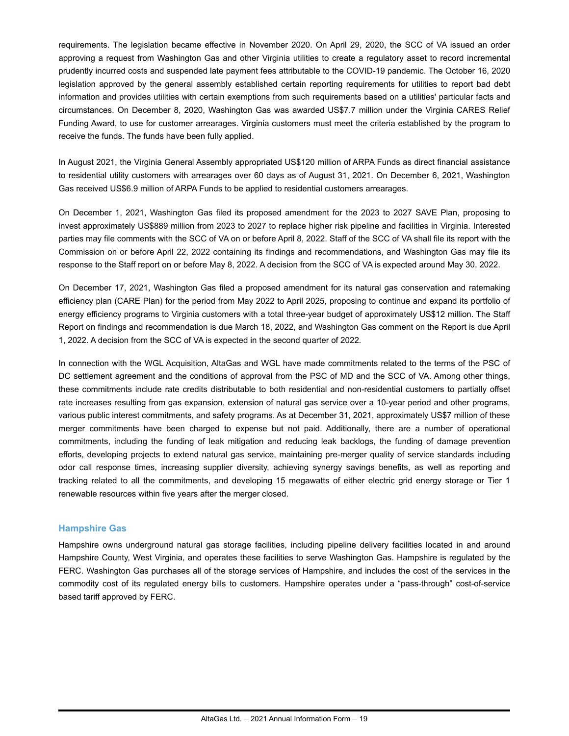requirements. The legislation became effective in November 2020. On April 29, 2020, the SCC of VA issued an order approving a request from Washington Gas and other Virginia utilities to create a regulatory asset to record incremental prudently incurred costs and suspended late payment fees attributable to the COVID-19 pandemic. The October 16, 2020 legislation approved by the general assembly established certain reporting requirements for utilities to report bad debt information and provides utilities with certain exemptions from such requirements based on a utilities' particular facts and circumstances. On December 8, 2020, Washington Gas was awarded US$7.7 million under the Virginia CARES Relief Funding Award, to use for customer arrearages. Virginia customers must meet the criteria established by the program to receive the funds. The funds have been fully applied.

In August 2021, the Virginia General Assembly appropriated US$120 million of ARPA Funds as direct financial assistance to residential utility customers with arrearages over 60 days as of August 31, 2021. On December 6, 2021, Washington Gas received US$6.9 million of ARPA Funds to be applied to residential customers arrearages.

On December 1, 2021, Washington Gas filed its proposed amendment for the 2023 to 2027 SAVE Plan, proposing to invest approximately US$889 million from 2023 to 2027 to replace higher risk pipeline and facilities in Virginia. Interested parties may file comments with the SCC of VA on or before April 8, 2022. Staff of the SCC of VA shall file its report with the Commission on or before April 22, 2022 containing its findings and recommendations, and Washington Gas may file its response to the Staff report on or before May 8, 2022. A decision from the SCC of VA is expected around May 30, 2022.

On December 17, 2021, Washington Gas filed a proposed amendment for its natural gas conservation and ratemaking efficiency plan (CARE Plan) for the period from May 2022 to April 2025, proposing to continue and expand its portfolio of energy efficiency programs to Virginia customers with a total three-year budget of approximately US$12 million. The Staff Report on findings and recommendation is due March 18, 2022, and Washington Gas comment on the Report is due April 1, 2022. A decision from the SCC of VA is expected in the second quarter of 2022.

In connection with the WGL Acquisition, AltaGas and WGL have made commitments related to the terms of the PSC of DC settlement agreement and the conditions of approval from the PSC of MD and the SCC of VA. Among other things, these commitments include rate credits distributable to both residential and non-residential customers to partially offset rate increases resulting from gas expansion, extension of natural gas service over a 10-year period and other programs, various public interest commitments, and safety programs. As at December 31, 2021, approximately US$7 million of these merger commitments have been charged to expense but not paid. Additionally, there are a number of operational commitments, including the funding of leak mitigation and reducing leak backlogs, the funding of damage prevention efforts, developing projects to extend natural gas service, maintaining pre-merger quality of service standards including odor call response times, increasing supplier diversity, achieving synergy savings benefits, as well as reporting and tracking related to all the commitments, and developing 15 megawatts of either electric grid energy storage or Tier 1 renewable resources within five years after the merger closed.

### Hampshire Gas

Hampshire owns underground natural gas storage facilities, including pipeline delivery facilities located in and around Hampshire County, West Virginia, and operates these facilities to serve Washington Gas. Hampshire is regulated by the FERC. Washington Gas purchases all of the storage services of Hampshire, and includes the cost of the services in the commodity cost of its regulated energy bills to customers. Hampshire operates under a "pass-through" cost-of-service based tariff approved by FERC.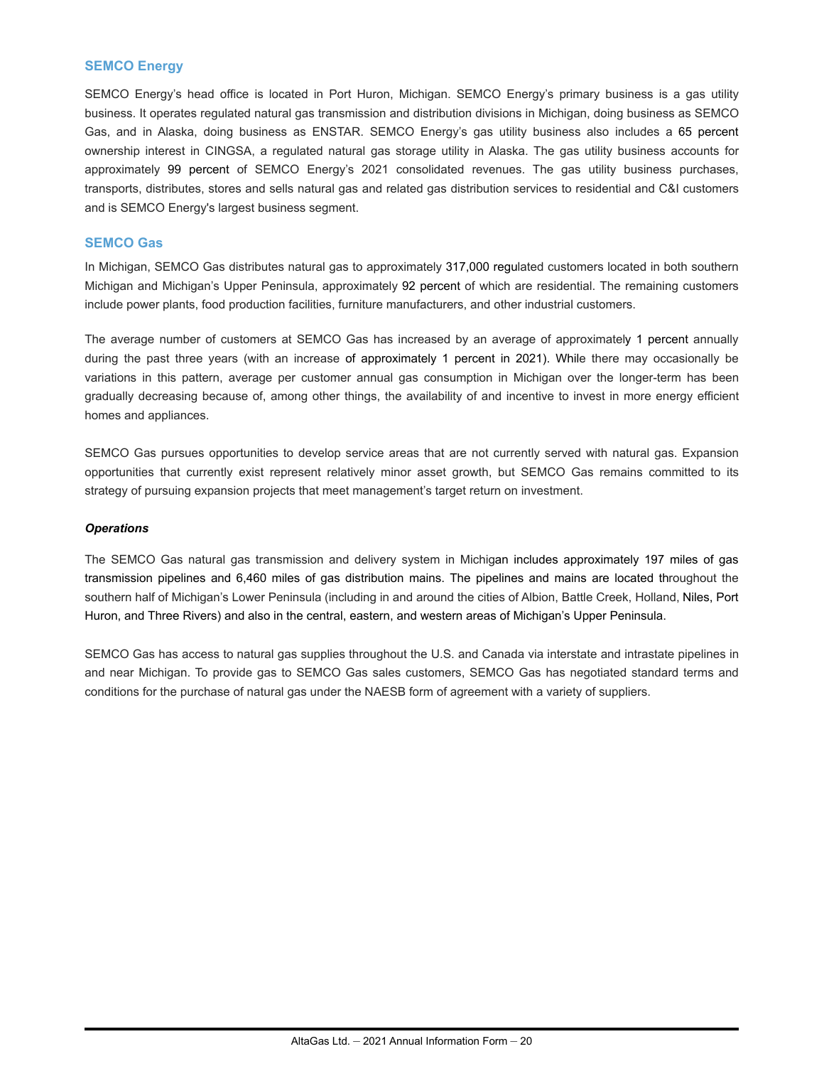## SEMCO Energy

SEMCO Energy's head office is located in Port Huron, Michigan. SEMCO Energy's primary business is a gas utility business. It operates regulated natural gas transmission and distribution divisions in Michigan, doing business as SEMCO Gas, and in Alaska, doing business as ENSTAR. SEMCO Energy's gas utility business also includes a 65 percent ownership interest in CINGSA, a regulated natural gas storage utility in Alaska. The gas utility business accounts for approximately 99 percent of SEMCO Energy's 2021 consolidated revenues. The gas utility business purchases, transports, distributes, stores and sells natural gas and related gas distribution services to residential and C&I customers and is SEMCO Energy's largest business segment.

## SEMCO Gas

In Michigan, SEMCO Gas distributes natural gas to approximately 317,000 regulated customers located in both southern Michigan and Michigan's Upper Peninsula, approximately 92 percent of which are residential. The remaining customers include power plants, food production facilities, furniture manufacturers, and other industrial customers.

The average number of customers at SEMCO Gas has increased by an average of approximately 1 percent annually during the past three years (with an increase of approximately 1 percent in 2021). While there may occasionally be variations in this pattern, average per customer annual gas consumption in Michigan over the longer-term has been gradually decreasing because of, among other things, the availability of and incentive to invest in more energy efficient homes and appliances.

SEMCO Gas pursues opportunities to develop service areas that are not currently served with natural gas. Expansion opportunities that currently exist represent relatively minor asset growth, but SEMCO Gas remains committed to its strategy of pursuing expansion projects that meet management's target return on investment.

***Operations***

The SEMCO Gas natural gas transmission and delivery system in Michigan includes approximately 197 miles of gas transmission pipelines and 6,460 miles of gas distribution mains. The pipelines and mains are located throughout the southern half of Michigan's Lower Peninsula (including in and around the cities of Albion, Battle Creek, Holland, Niles, Port Huron, and Three Rivers) and also in the central, eastern, and western areas of Michigan's Upper Peninsula.

SEMCO Gas has access to natural gas supplies throughout the U.S. and Canada via interstate and intrastate pipelines in and near Michigan. To provide gas to SEMCO Gas sales customers, SEMCO Gas has negotiated standard terms and conditions for the purchase of natural gas under the NAESB form of agreement with a variety of suppliers.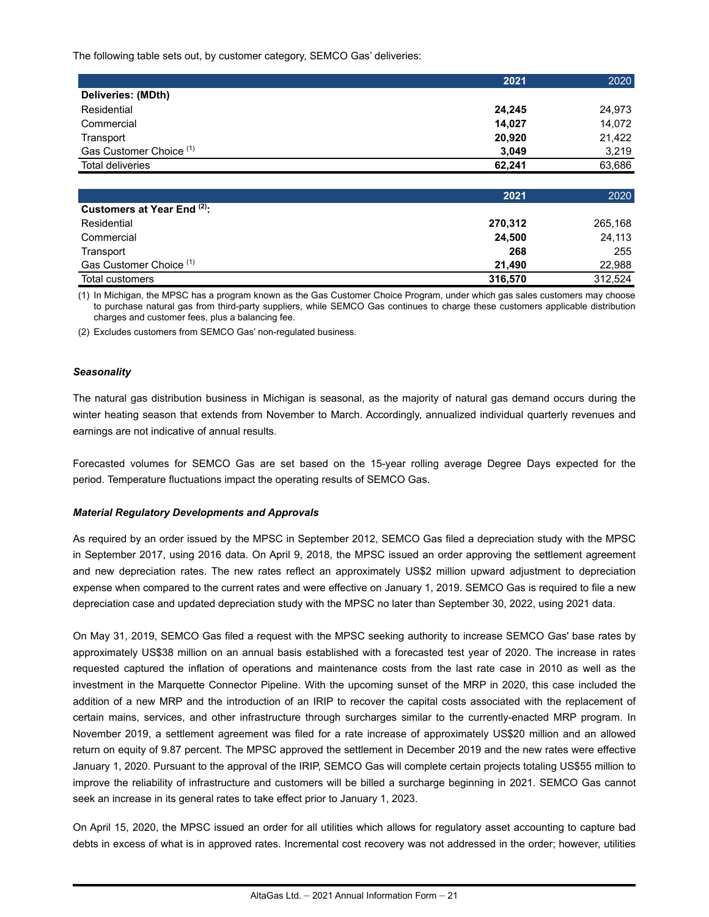The following table sets out, by customer category, SEMCO Gas' deliveries:

| | **2021** | 2020 |
|---|---|---|
| **Deliveries: (MDth)** | | |
| Residential | **24,245** | 24,973 |
| Commercial | **14,027** | 14,072 |
| Transport | **20,920** | 21,422 |
| Gas Customer Choice (1) | **3,049** | 3,219 |
| Total deliveries | **62,241** | 63,686 |

| | **2021** | 2020 |
|---|---|---|
| **Customers at Year End (2):** | | |
| Residential | **270,312** | 265,168 |
| Commercial | **24,500** | 24,113 |
| Transport | **268** | 255 |
| Gas Customer Choice (1) | **21,490** | 22,988 |
| Total customers | **316,570** | 312,524 |

(1) In Michigan, the MPSC has a program known as the Gas Customer Choice Program, under which gas sales customers may choose to purchase natural gas from third-party suppliers, while SEMCO Gas continues to charge these customers applicable distribution charges and customer fees, plus a balancing fee.

(2) Excludes customers from SEMCO Gas' non-regulated business.

***Seasonality***

The natural gas distribution business in Michigan is seasonal, as the majority of natural gas demand occurs during the winter heating season that extends from November to March. Accordingly, annualized individual quarterly revenues and earnings are not indicative of annual results.

Forecasted volumes for SEMCO Gas are set based on the 15-year rolling average Degree Days expected for the period. Temperature fluctuations impact the operating results of SEMCO Gas.

***Material Regulatory Developments and Approvals***

As required by an order issued by the MPSC in September 2012, SEMCO Gas filed a depreciation study with the MPSC in September 2017, using 2016 data. On April 9, 2018, the MPSC issued an order approving the settlement agreement and new depreciation rates. The new rates reflect an approximately US$2 million upward adjustment to depreciation expense when compared to the current rates and were effective on January 1, 2019. SEMCO Gas is required to file a new depreciation case and updated depreciation study with the MPSC no later than September 30, 2022, using 2021 data.

On May 31, 2019, SEMCO Gas filed a request with the MPSC seeking authority to increase SEMCO Gas' base rates by approximately US$38 million on an annual basis established with a forecasted test year of 2020. The increase in rates requested captured the inflation of operations and maintenance costs from the last rate case in 2010 as well as the investment in the Marquette Connector Pipeline. With the upcoming sunset of the MRP in 2020, this case included the addition of a new MRP and the introduction of an IRIP to recover the capital costs associated with the replacement of certain mains, services, and other infrastructure through surcharges similar to the currently-enacted MRP program. In November 2019, a settlement agreement was filed for a rate increase of approximately US$20 million and an allowed return on equity of 9.87 percent. The MPSC approved the settlement in December 2019 and the new rates were effective January 1, 2020. Pursuant to the approval of the IRIP, SEMCO Gas will complete certain projects totaling US$55 million to improve the reliability of infrastructure and customers will be billed a surcharge beginning in 2021. SEMCO Gas cannot seek an increase in its general rates to take effect prior to January 1, 2023.

On April 15, 2020, the MPSC issued an order for all utilities which allows for regulatory asset accounting to capture bad debts in excess of what is in approved rates. Incremental cost recovery was not addressed in the order; however, utilities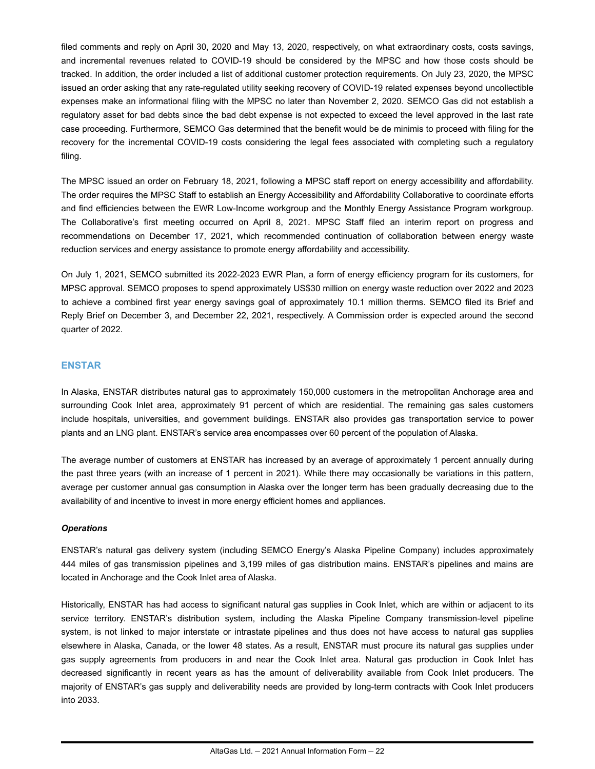filed comments and reply on April 30, 2020 and May 13, 2020, respectively, on what extraordinary costs, costs savings, and incremental revenues related to COVID-19 should be considered by the MPSC and how those costs should be tracked. In addition, the order included a list of additional customer protection requirements. On July 23, 2020, the MPSC issued an order asking that any rate-regulated utility seeking recovery of COVID-19 related expenses beyond uncollectible expenses make an informational filing with the MPSC no later than November 2, 2020. SEMCO Gas did not establish a regulatory asset for bad debts since the bad debt expense is not expected to exceed the level approved in the last rate case proceeding. Furthermore, SEMCO Gas determined that the benefit would be de minimis to proceed with filing for the recovery for the incremental COVID-19 costs considering the legal fees associated with completing such a regulatory filing.

The MPSC issued an order on February 18, 2021, following a MPSC staff report on energy accessibility and affordability. The order requires the MPSC Staff to establish an Energy Accessibility and Affordability Collaborative to coordinate efforts and find efficiencies between the EWR Low-Income workgroup and the Monthly Energy Assistance Program workgroup. The Collaborative's first meeting occurred on April 8, 2021. MPSC Staff filed an interim report on progress and recommendations on December 17, 2021, which recommended continuation of collaboration between energy waste reduction services and energy assistance to promote energy affordability and accessibility.

On July 1, 2021, SEMCO submitted its 2022-2023 EWR Plan, a form of energy efficiency program for its customers, for MPSC approval. SEMCO proposes to spend approximately US$30 million on energy waste reduction over 2022 and 2023 to achieve a combined first year energy savings goal of approximately 10.1 million therms. SEMCO filed its Brief and Reply Brief on December 3, and December 22, 2021, respectively. A Commission order is expected around the second quarter of 2022.

## ENSTAR

In Alaska, ENSTAR distributes natural gas to approximately 150,000 customers in the metropolitan Anchorage area and surrounding Cook Inlet area, approximately 91 percent of which are residential. The remaining gas sales customers include hospitals, universities, and government buildings. ENSTAR also provides gas transportation service to power plants and an LNG plant. ENSTAR's service area encompasses over 60 percent of the population of Alaska.

The average number of customers at ENSTAR has increased by an average of approximately 1 percent annually during the past three years (with an increase of 1 percent in 2021). While there may occasionally be variations in this pattern, average per customer annual gas consumption in Alaska over the longer term has been gradually decreasing due to the availability of and incentive to invest in more energy efficient homes and appliances.

### *Operations*

ENSTAR's natural gas delivery system (including SEMCO Energy's Alaska Pipeline Company) includes approximately 444 miles of gas transmission pipelines and 3,199 miles of gas distribution mains. ENSTAR's pipelines and mains are located in Anchorage and the Cook Inlet area of Alaska.

Historically, ENSTAR has had access to significant natural gas supplies in Cook Inlet, which are within or adjacent to its service territory. ENSTAR's distribution system, including the Alaska Pipeline Company transmission-level pipeline system, is not linked to major interstate or intrastate pipelines and thus does not have access to natural gas supplies elsewhere in Alaska, Canada, or the lower 48 states. As a result, ENSTAR must procure its natural gas supplies under gas supply agreements from producers in and near the Cook Inlet area. Natural gas production in Cook Inlet has decreased significantly in recent years as has the amount of deliverability available from Cook Inlet producers. The majority of ENSTAR's gas supply and deliverability needs are provided by long-term contracts with Cook Inlet producers into 2033.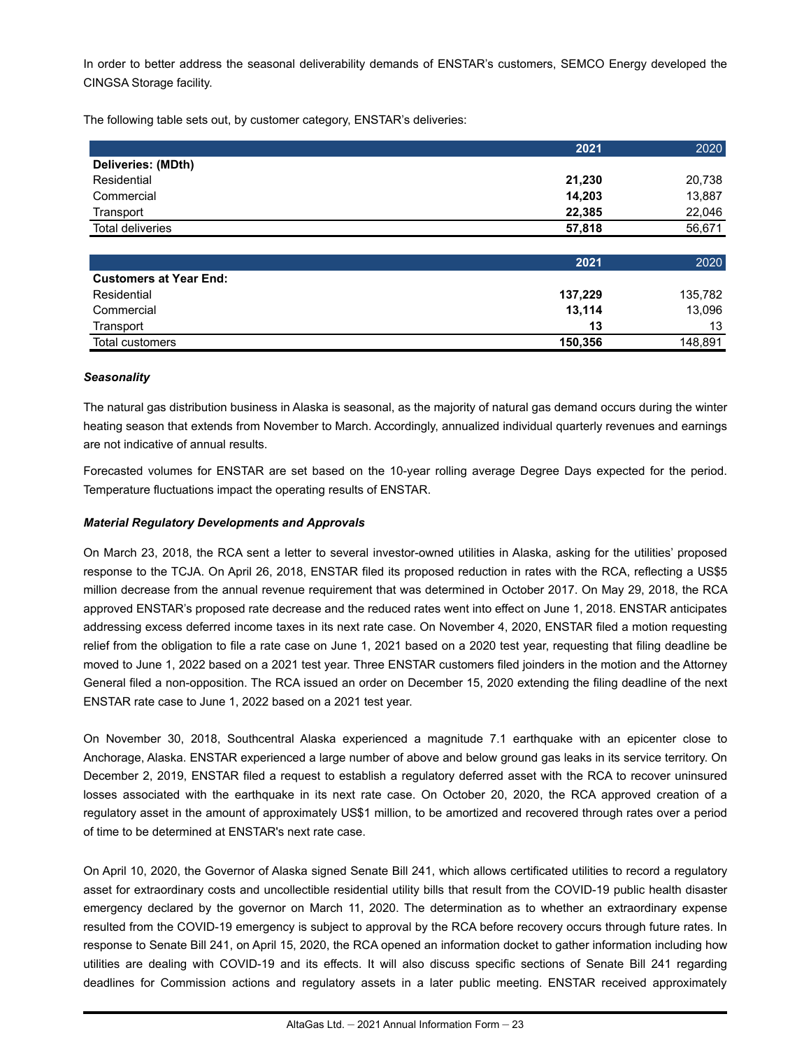In order to better address the seasonal deliverability demands of ENSTAR's customers, SEMCO Energy developed the CINGSA Storage facility.

The following table sets out, by customer category, ENSTAR's deliveries:

| | **2021** | 2020 |
|---|---|---|
| **Deliveries: (MDth)** | | |
| Residential | **21,230** | 20,738 |
| Commercial | **14,203** | 13,887 |
| Transport | **22,385** | 22,046 |
| Total deliveries | **57,818** | 56,671 |

| | **2021** | 2020 |
|---|---|---|
| **Customers at Year End:** | | |
| Residential | **137,229** | 135,782 |
| Commercial | **13,114** | 13,096 |
| Transport | **13** | 13 |
| Total customers | **150,356** | 148,891 |

***Seasonality***

The natural gas distribution business in Alaska is seasonal, as the majority of natural gas demand occurs during the winter heating season that extends from November to March. Accordingly, annualized individual quarterly revenues and earnings are not indicative of annual results.

Forecasted volumes for ENSTAR are set based on the 10-year rolling average Degree Days expected for the period. Temperature fluctuations impact the operating results of ENSTAR.

***Material Regulatory Developments and Approvals***

On March 23, 2018, the RCA sent a letter to several investor-owned utilities in Alaska, asking for the utilities' proposed response to the TCJA. On April 26, 2018, ENSTAR filed its proposed reduction in rates with the RCA, reflecting a US$5 million decrease from the annual revenue requirement that was determined in October 2017. On May 29, 2018, the RCA approved ENSTAR's proposed rate decrease and the reduced rates went into effect on June 1, 2018. ENSTAR anticipates addressing excess deferred income taxes in its next rate case. On November 4, 2020, ENSTAR filed a motion requesting relief from the obligation to file a rate case on June 1, 2021 based on a 2020 test year, requesting that filing deadline be moved to June 1, 2022 based on a 2021 test year. Three ENSTAR customers filed joinders in the motion and the Attorney General filed a non-opposition. The RCA issued an order on December 15, 2020 extending the filing deadline of the next ENSTAR rate case to June 1, 2022 based on a 2021 test year.

On November 30, 2018, Southcentral Alaska experienced a magnitude 7.1 earthquake with an epicenter close to Anchorage, Alaska. ENSTAR experienced a large number of above and below ground gas leaks in its service territory. On December 2, 2019, ENSTAR filed a request to establish a regulatory deferred asset with the RCA to recover uninsured losses associated with the earthquake in its next rate case. On October 20, 2020, the RCA approved creation of a regulatory asset in the amount of approximately US$1 million, to be amortized and recovered through rates over a period of time to be determined at ENSTAR's next rate case.

On April 10, 2020, the Governor of Alaska signed Senate Bill 241, which allows certificated utilities to record a regulatory asset for extraordinary costs and uncollectible residential utility bills that result from the COVID-19 public health disaster emergency declared by the governor on March 11, 2020. The determination as to whether an extraordinary expense resulted from the COVID-19 emergency is subject to approval by the RCA before recovery occurs through future rates. In response to Senate Bill 241, on April 15, 2020, the RCA opened an information docket to gather information including how utilities are dealing with COVID-19 and its effects. It will also discuss specific sections of Senate Bill 241 regarding deadlines for Commission actions and regulatory assets in a later public meeting. ENSTAR received approximately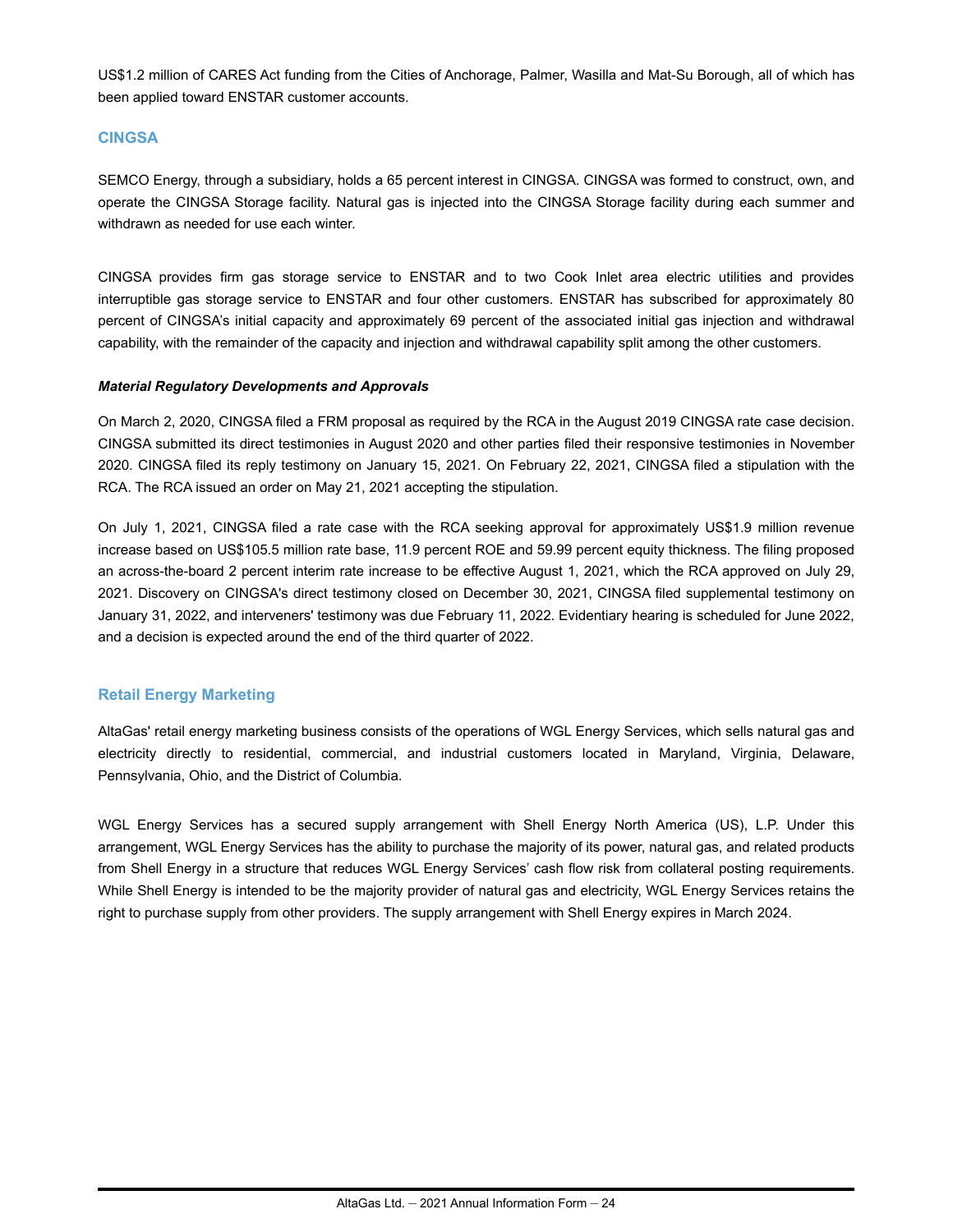US$1.2 million of CARES Act funding from the Cities of Anchorage, Palmer, Wasilla and Mat-Su Borough, all of which has been applied toward ENSTAR customer accounts.

## CINGSA

SEMCO Energy, through a subsidiary, holds a 65 percent interest in CINGSA. CINGSA was formed to construct, own, and operate the CINGSA Storage facility. Natural gas is injected into the CINGSA Storage facility during each summer and withdrawn as needed for use each winter.

CINGSA provides firm gas storage service to ENSTAR and to two Cook Inlet area electric utilities and provides interruptible gas storage service to ENSTAR and four other customers. ENSTAR has subscribed for approximately 80 percent of CINGSA's initial capacity and approximately 69 percent of the associated initial gas injection and withdrawal capability, with the remainder of the capacity and injection and withdrawal capability split among the other customers.

***Material Regulatory Developments and Approvals***

On March 2, 2020, CINGSA filed a FRM proposal as required by the RCA in the August 2019 CINGSA rate case decision. CINGSA submitted its direct testimonies in August 2020 and other parties filed their responsive testimonies in November 2020. CINGSA filed its reply testimony on January 15, 2021. On February 22, 2021, CINGSA filed a stipulation with the RCA. The RCA issued an order on May 21, 2021 accepting the stipulation.

On July 1, 2021, CINGSA filed a rate case with the RCA seeking approval for approximately US$1.9 million revenue increase based on US$105.5 million rate base, 11.9 percent ROE and 59.99 percent equity thickness. The filing proposed an across-the-board 2 percent interim rate increase to be effective August 1, 2021, which the RCA approved on July 29, 2021. Discovery on CINGSA's direct testimony closed on December 30, 2021, CINGSA filed supplemental testimony on January 31, 2022, and interveners' testimony was due February 11, 2022. Evidentiary hearing is scheduled for June 2022, and a decision is expected around the end of the third quarter of 2022.

## Retail Energy Marketing

AltaGas' retail energy marketing business consists of the operations of WGL Energy Services, which sells natural gas and electricity directly to residential, commercial, and industrial customers located in Maryland, Virginia, Delaware, Pennsylvania, Ohio, and the District of Columbia.

WGL Energy Services has a secured supply arrangement with Shell Energy North America (US), L.P. Under this arrangement, WGL Energy Services has the ability to purchase the majority of its power, natural gas, and related products from Shell Energy in a structure that reduces WGL Energy Services' cash flow risk from collateral posting requirements. While Shell Energy is intended to be the majority provider of natural gas and electricity, WGL Energy Services retains the right to purchase supply from other providers. The supply arrangement with Shell Energy expires in March 2024.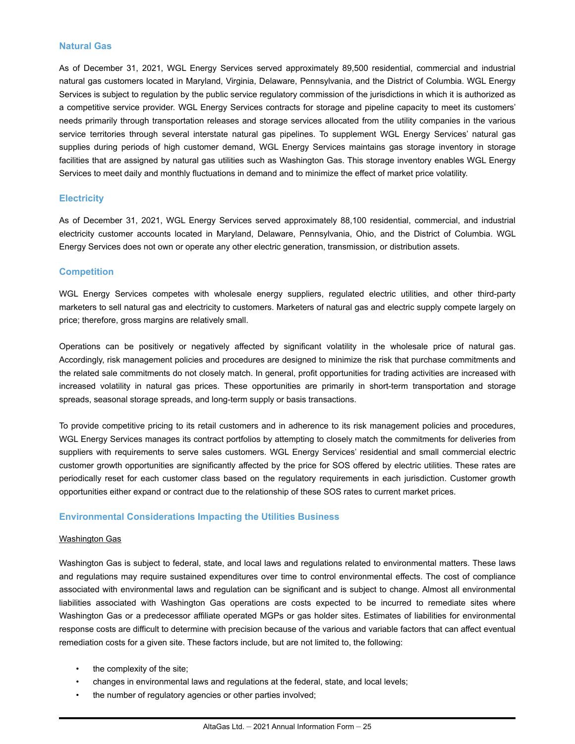### Natural Gas

As of December 31, 2021, WGL Energy Services served approximately 89,500 residential, commercial and industrial natural gas customers located in Maryland, Virginia, Delaware, Pennsylvania, and the District of Columbia. WGL Energy Services is subject to regulation by the public service regulatory commission of the jurisdictions in which it is authorized as a competitive service provider. WGL Energy Services contracts for storage and pipeline capacity to meet its customers' needs primarily through transportation releases and storage services allocated from the utility companies in the various service territories through several interstate natural gas pipelines. To supplement WGL Energy Services' natural gas supplies during periods of high customer demand, WGL Energy Services maintains gas storage inventory in storage facilities that are assigned by natural gas utilities such as Washington Gas. This storage inventory enables WGL Energy Services to meet daily and monthly fluctuations in demand and to minimize the effect of market price volatility.

### Electricity

As of December 31, 2021, WGL Energy Services served approximately 88,100 residential, commercial, and industrial electricity customer accounts located in Maryland, Delaware, Pennsylvania, Ohio, and the District of Columbia. WGL Energy Services does not own or operate any other electric generation, transmission, or distribution assets.

### Competition

WGL Energy Services competes with wholesale energy suppliers, regulated electric utilities, and other third-party marketers to sell natural gas and electricity to customers. Marketers of natural gas and electric supply compete largely on price; therefore, gross margins are relatively small.

Operations can be positively or negatively affected by significant volatility in the wholesale price of natural gas. Accordingly, risk management policies and procedures are designed to minimize the risk that purchase commitments and the related sale commitments do not closely match. In general, profit opportunities for trading activities are increased with increased volatility in natural gas prices. These opportunities are primarily in short-term transportation and storage spreads, seasonal storage spreads, and long-term supply or basis transactions.

To provide competitive pricing to its retail customers and in adherence to its risk management policies and procedures, WGL Energy Services manages its contract portfolios by attempting to closely match the commitments for deliveries from suppliers with requirements to serve sales customers. WGL Energy Services' residential and small commercial electric customer growth opportunities are significantly affected by the price for SOS offered by electric utilities. These rates are periodically reset for each customer class based on the regulatory requirements in each jurisdiction. Customer growth opportunities either expand or contract due to the relationship of these SOS rates to current market prices.

### Environmental Considerations Impacting the Utilities Business

Washington Gas

Washington Gas is subject to federal, state, and local laws and regulations related to environmental matters. These laws and regulations may require sustained expenditures over time to control environmental effects. The cost of compliance associated with environmental laws and regulation can be significant and is subject to change. Almost all environmental liabilities associated with Washington Gas operations are costs expected to be incurred to remediate sites where Washington Gas or a predecessor affiliate operated MGPs or gas holder sites. Estimates of liabilities for environmental response costs are difficult to determine with precision because of the various and variable factors that can affect eventual remediation costs for a given site. These factors include, but are not limited to, the following:

- the complexity of the site;
- changes in environmental laws and regulations at the federal, state, and local levels;
- the number of regulatory agencies or other parties involved;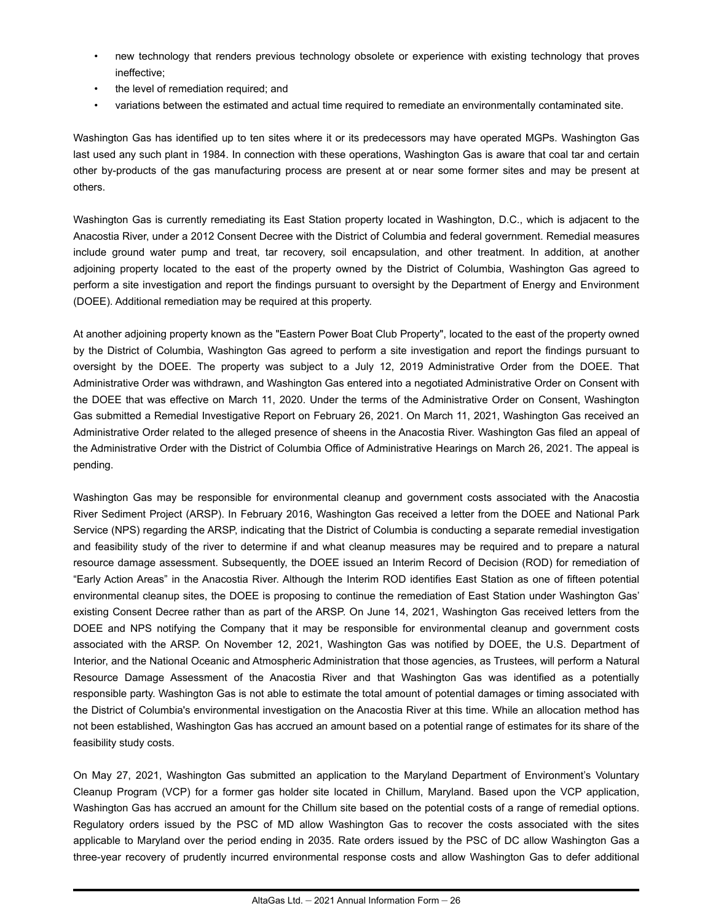- new technology that renders previous technology obsolete or experience with existing technology that proves ineffective;
- the level of remediation required; and
- variations between the estimated and actual time required to remediate an environmentally contaminated site.

Washington Gas has identified up to ten sites where it or its predecessors may have operated MGPs. Washington Gas last used any such plant in 1984. In connection with these operations, Washington Gas is aware that coal tar and certain other by-products of the gas manufacturing process are present at or near some former sites and may be present at others.

Washington Gas is currently remediating its East Station property located in Washington, D.C., which is adjacent to the Anacostia River, under a 2012 Consent Decree with the District of Columbia and federal government. Remedial measures include ground water pump and treat, tar recovery, soil encapsulation, and other treatment. In addition, at another adjoining property located to the east of the property owned by the District of Columbia, Washington Gas agreed to perform a site investigation and report the findings pursuant to oversight by the Department of Energy and Environment (DOEE). Additional remediation may be required at this property.

At another adjoining property known as the "Eastern Power Boat Club Property", located to the east of the property owned by the District of Columbia, Washington Gas agreed to perform a site investigation and report the findings pursuant to oversight by the DOEE. The property was subject to a July 12, 2019 Administrative Order from the DOEE. That Administrative Order was withdrawn, and Washington Gas entered into a negotiated Administrative Order on Consent with the DOEE that was effective on March 11, 2020. Under the terms of the Administrative Order on Consent, Washington Gas submitted a Remedial Investigative Report on February 26, 2021. On March 11, 2021, Washington Gas received an Administrative Order related to the alleged presence of sheens in the Anacostia River. Washington Gas filed an appeal of the Administrative Order with the District of Columbia Office of Administrative Hearings on March 26, 2021. The appeal is pending.

Washington Gas may be responsible for environmental cleanup and government costs associated with the Anacostia River Sediment Project (ARSP). In February 2016, Washington Gas received a letter from the DOEE and National Park Service (NPS) regarding the ARSP, indicating that the District of Columbia is conducting a separate remedial investigation and feasibility study of the river to determine if and what cleanup measures may be required and to prepare a natural resource damage assessment. Subsequently, the DOEE issued an Interim Record of Decision (ROD) for remediation of "Early Action Areas" in the Anacostia River. Although the Interim ROD identifies East Station as one of fifteen potential environmental cleanup sites, the DOEE is proposing to continue the remediation of East Station under Washington Gas' existing Consent Decree rather than as part of the ARSP. On June 14, 2021, Washington Gas received letters from the DOEE and NPS notifying the Company that it may be responsible for environmental cleanup and government costs associated with the ARSP. On November 12, 2021, Washington Gas was notified by DOEE, the U.S. Department of Interior, and the National Oceanic and Atmospheric Administration that those agencies, as Trustees, will perform a Natural Resource Damage Assessment of the Anacostia River and that Washington Gas was identified as a potentially responsible party. Washington Gas is not able to estimate the total amount of potential damages or timing associated with the District of Columbia's environmental investigation on the Anacostia River at this time. While an allocation method has not been established, Washington Gas has accrued an amount based on a potential range of estimates for its share of the feasibility study costs.

On May 27, 2021, Washington Gas submitted an application to the Maryland Department of Environment's Voluntary Cleanup Program (VCP) for a former gas holder site located in Chillum, Maryland. Based upon the VCP application, Washington Gas has accrued an amount for the Chillum site based on the potential costs of a range of remedial options. Regulatory orders issued by the PSC of MD allow Washington Gas to recover the costs associated with the sites applicable to Maryland over the period ending in 2035. Rate orders issued by the PSC of DC allow Washington Gas a three-year recovery of prudently incurred environmental response costs and allow Washington Gas to defer additional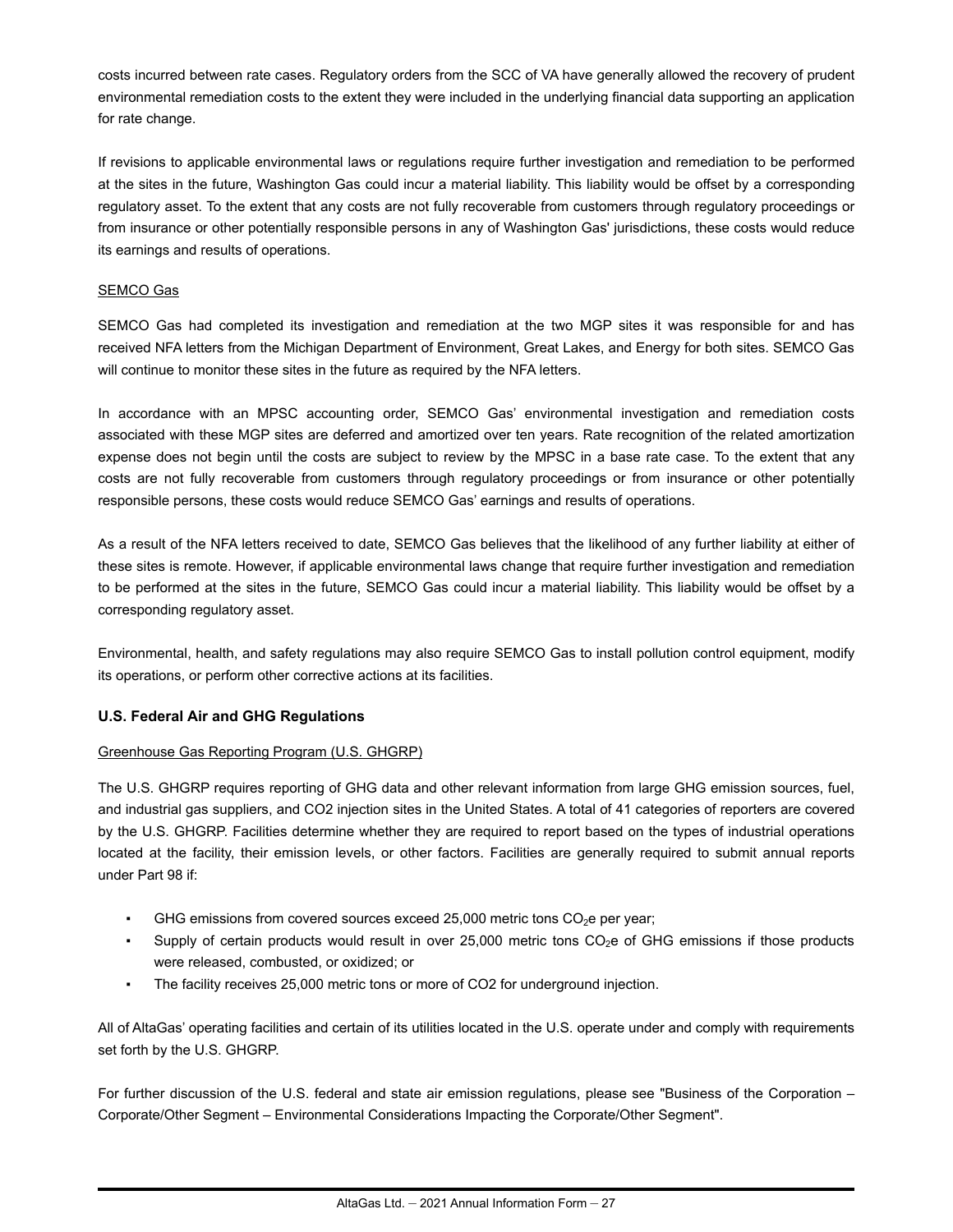costs incurred between rate cases. Regulatory orders from the SCC of VA have generally allowed the recovery of prudent environmental remediation costs to the extent they were included in the underlying financial data supporting an application for rate change.

If revisions to applicable environmental laws or regulations require further investigation and remediation to be performed at the sites in the future, Washington Gas could incur a material liability. This liability would be offset by a corresponding regulatory asset. To the extent that any costs are not fully recoverable from customers through regulatory proceedings or from insurance or other potentially responsible persons in any of Washington Gas' jurisdictions, these costs would reduce its earnings and results of operations.

SEMCO Gas

SEMCO Gas had completed its investigation and remediation at the two MGP sites it was responsible for and has received NFA letters from the Michigan Department of Environment, Great Lakes, and Energy for both sites. SEMCO Gas will continue to monitor these sites in the future as required by the NFA letters.

In accordance with an MPSC accounting order, SEMCO Gas' environmental investigation and remediation costs associated with these MGP sites are deferred and amortized over ten years. Rate recognition of the related amortization expense does not begin until the costs are subject to review by the MPSC in a base rate case. To the extent that any costs are not fully recoverable from customers through regulatory proceedings or from insurance or other potentially responsible persons, these costs would reduce SEMCO Gas' earnings and results of operations.

As a result of the NFA letters received to date, SEMCO Gas believes that the likelihood of any further liability at either of these sites is remote. However, if applicable environmental laws change that require further investigation and remediation to be performed at the sites in the future, SEMCO Gas could incur a material liability. This liability would be offset by a corresponding regulatory asset.

Environmental, health, and safety regulations may also require SEMCO Gas to install pollution control equipment, modify its operations, or perform other corrective actions at its facilities.

### U.S. Federal Air and GHG Regulations

Greenhouse Gas Reporting Program (U.S. GHGRP)

The U.S. GHGRP requires reporting of GHG data and other relevant information from large GHG emission sources, fuel, and industrial gas suppliers, and CO2 injection sites in the United States. A total of 41 categories of reporters are covered by the U.S. GHGRP. Facilities determine whether they are required to report based on the types of industrial operations located at the facility, their emission levels, or other factors. Facilities are generally required to submit annual reports under Part 98 if:

- GHG emissions from covered sources exceed 25,000 metric tons $CO_2e$ per year;
- Supply of certain products would result in over 25,000 metric tons $CO_2e$ of GHG emissions if those products were released, combusted, or oxidized; or
- The facility receives 25,000 metric tons or more of CO2 for underground injection.

All of AltaGas' operating facilities and certain of its utilities located in the U.S. operate under and comply with requirements set forth by the U.S. GHGRP.

For further discussion of the U.S. federal and state air emission regulations, please see "Business of the Corporation – Corporate/Other Segment – Environmental Considerations Impacting the Corporate/Other Segment".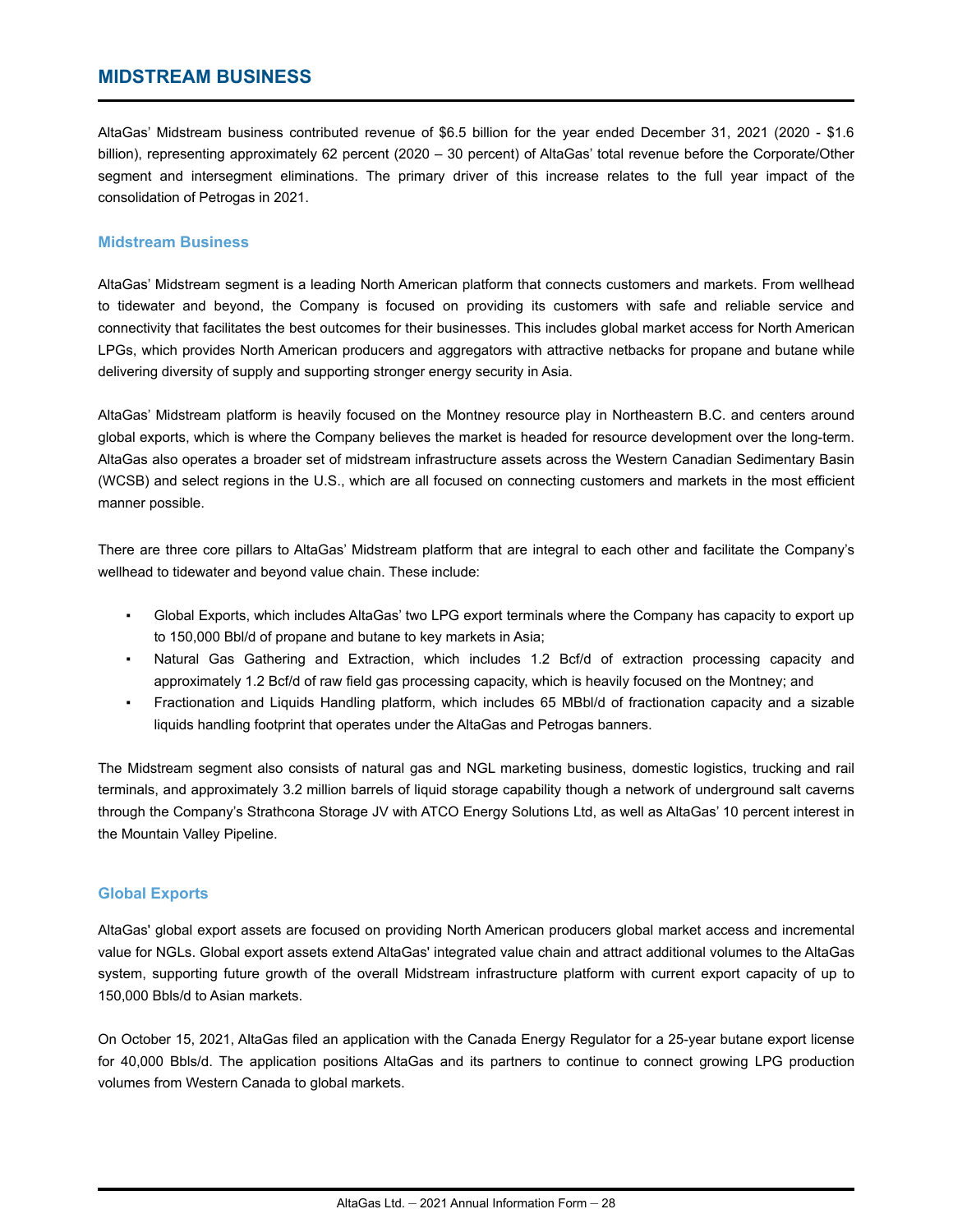## MIDSTREAM BUSINESS

AltaGas' Midstream business contributed revenue of $6.5 billion for the year ended December 31, 2021 (2020 - $1.6 billion), representing approximately 62 percent (2020 – 30 percent) of AltaGas' total revenue before the Corporate/Other segment and intersegment eliminations. The primary driver of this increase relates to the full year impact of the consolidation of Petrogas in 2021.

### Midstream Business

AltaGas' Midstream segment is a leading North American platform that connects customers and markets. From wellhead to tidewater and beyond, the Company is focused on providing its customers with safe and reliable service and connectivity that facilitates the best outcomes for their businesses. This includes global market access for North American LPGs, which provides North American producers and aggregators with attractive netbacks for propane and butane while delivering diversity of supply and supporting stronger energy security in Asia.

AltaGas' Midstream platform is heavily focused on the Montney resource play in Northeastern B.C. and centers around global exports, which is where the Company believes the market is headed for resource development over the long-term. AltaGas also operates a broader set of midstream infrastructure assets across the Western Canadian Sedimentary Basin (WCSB) and select regions in the U.S., which are all focused on connecting customers and markets in the most efficient manner possible.

There are three core pillars to AltaGas' Midstream platform that are integral to each other and facilitate the Company's wellhead to tidewater and beyond value chain. These include:

- Global Exports, which includes AltaGas' two LPG export terminals where the Company has capacity to export up to 150,000 Bbl/d of propane and butane to key markets in Asia;
- Natural Gas Gathering and Extraction, which includes 1.2 Bcf/d of extraction processing capacity and approximately 1.2 Bcf/d of raw field gas processing capacity, which is heavily focused on the Montney; and
- Fractionation and Liquids Handling platform, which includes 65 MBbl/d of fractionation capacity and a sizable liquids handling footprint that operates under the AltaGas and Petrogas banners.

The Midstream segment also consists of natural gas and NGL marketing business, domestic logistics, trucking and rail terminals, and approximately 3.2 million barrels of liquid storage capability though a network of underground salt caverns through the Company's Strathcona Storage JV with ATCO Energy Solutions Ltd, as well as AltaGas' 10 percent interest in the Mountain Valley Pipeline.

### Global Exports

AltaGas' global export assets are focused on providing North American producers global market access and incremental value for NGLs. Global export assets extend AltaGas' integrated value chain and attract additional volumes to the AltaGas system, supporting future growth of the overall Midstream infrastructure platform with current export capacity of up to 150,000 Bbls/d to Asian markets.

On October 15, 2021, AltaGas filed an application with the Canada Energy Regulator for a 25-year butane export license for 40,000 Bbls/d. The application positions AltaGas and its partners to continue to connect growing LPG production volumes from Western Canada to global markets.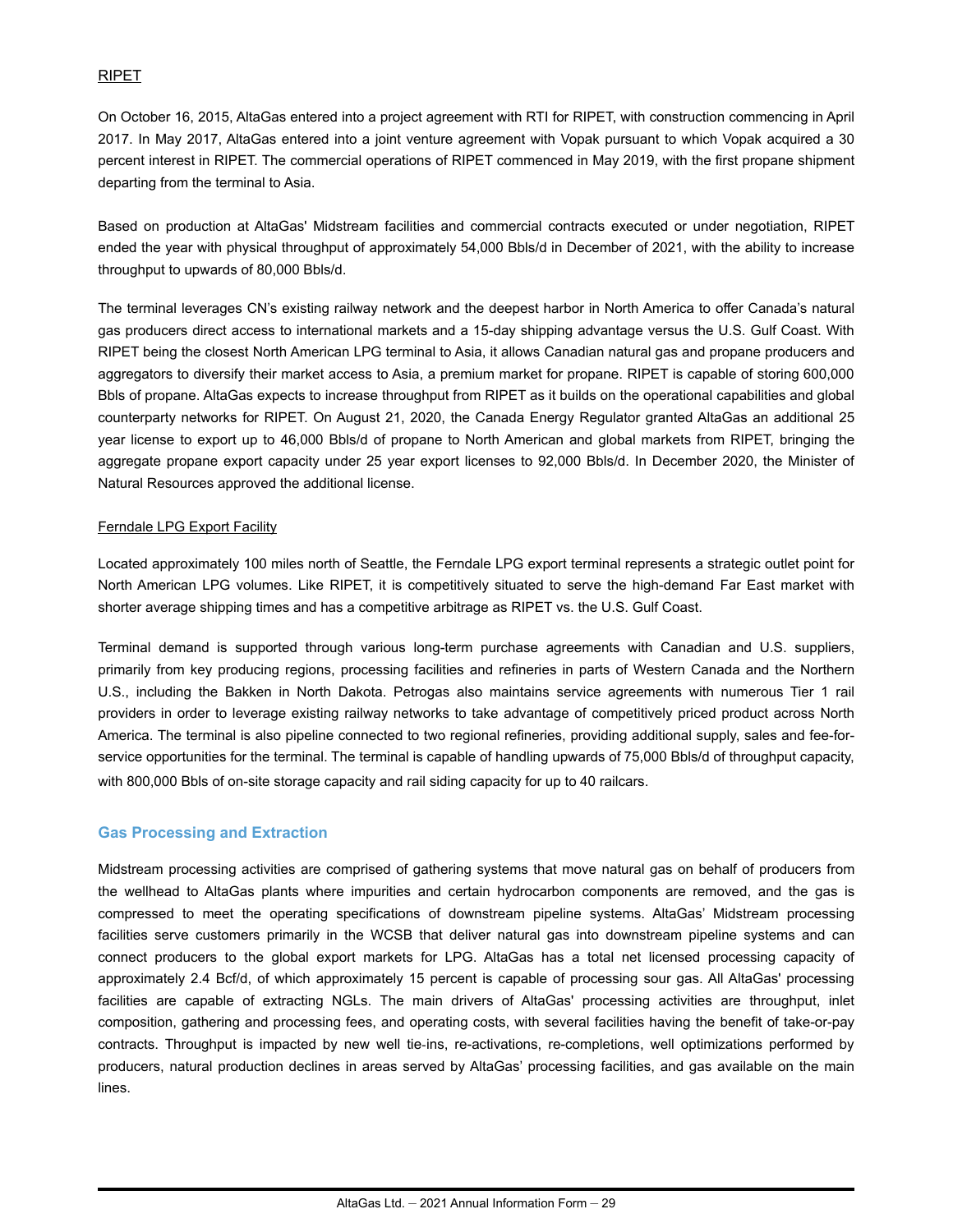RIPET

On October 16, 2015, AltaGas entered into a project agreement with RTI for RIPET, with construction commencing in April 2017. In May 2017, AltaGas entered into a joint venture agreement with Vopak pursuant to which Vopak acquired a 30 percent interest in RIPET. The commercial operations of RIPET commenced in May 2019, with the first propane shipment departing from the terminal to Asia.

Based on production at AltaGas' Midstream facilities and commercial contracts executed or under negotiation, RIPET ended the year with physical throughput of approximately 54,000 Bbls/d in December of 2021, with the ability to increase throughput to upwards of 80,000 Bbls/d.

The terminal leverages CN's existing railway network and the deepest harbor in North America to offer Canada's natural gas producers direct access to international markets and a 15-day shipping advantage versus the U.S. Gulf Coast. With RIPET being the closest North American LPG terminal to Asia, it allows Canadian natural gas and propane producers and aggregators to diversify their market access to Asia, a premium market for propane. RIPET is capable of storing 600,000 Bbls of propane. AltaGas expects to increase throughput from RIPET as it builds on the operational capabilities and global counterparty networks for RIPET. On August 21, 2020, the Canada Energy Regulator granted AltaGas an additional 25 year license to export up to 46,000 Bbls/d of propane to North American and global markets from RIPET, bringing the aggregate propane export capacity under 25 year export licenses to 92,000 Bbls/d. In December 2020, the Minister of Natural Resources approved the additional license.

Ferndale LPG Export Facility

Located approximately 100 miles north of Seattle, the Ferndale LPG export terminal represents a strategic outlet point for North American LPG volumes. Like RIPET, it is competitively situated to serve the high-demand Far East market with shorter average shipping times and has a competitive arbitrage as RIPET vs. the U.S. Gulf Coast.

Terminal demand is supported through various long-term purchase agreements with Canadian and U.S. suppliers, primarily from key producing regions, processing facilities and refineries in parts of Western Canada and the Northern U.S., including the Bakken in North Dakota. Petrogas also maintains service agreements with numerous Tier 1 rail providers in order to leverage existing railway networks to take advantage of competitively priced product across North America. The terminal is also pipeline connected to two regional refineries, providing additional supply, sales and fee-for-service opportunities for the terminal. The terminal is capable of handling upwards of 75,000 Bbls/d of throughput capacity, with 800,000 Bbls of on-site storage capacity and rail siding capacity for up to 40 railcars.

## Gas Processing and Extraction

Midstream processing activities are comprised of gathering systems that move natural gas on behalf of producers from the wellhead to AltaGas plants where impurities and certain hydrocarbon components are removed, and the gas is compressed to meet the operating specifications of downstream pipeline systems. AltaGas' Midstream processing facilities serve customers primarily in the WCSB that deliver natural gas into downstream pipeline systems and can connect producers to the global export markets for LPG. AltaGas has a total net licensed processing capacity of approximately 2.4 Bcf/d, of which approximately 15 percent is capable of processing sour gas. All AltaGas' processing facilities are capable of extracting NGLs. The main drivers of AltaGas' processing activities are throughput, inlet composition, gathering and processing fees, and operating costs, with several facilities having the benefit of take-or-pay contracts. Throughput is impacted by new well tie-ins, re-activations, re-completions, well optimizations performed by producers, natural production declines in areas served by AltaGas' processing facilities, and gas available on the main lines.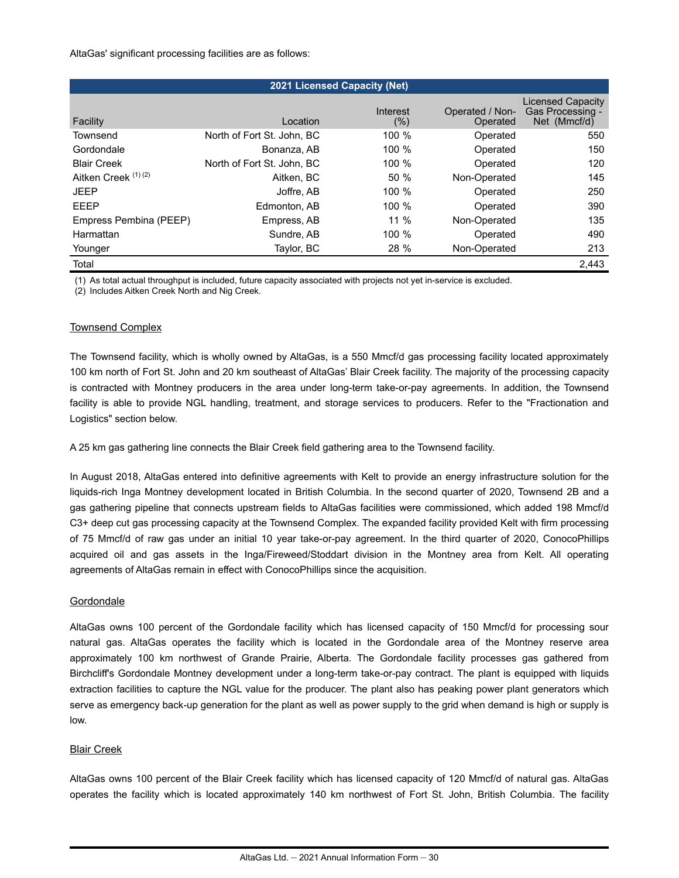AltaGas' significant processing facilities are as follows:

| 2021 Licensed Capacity (Net) | | | | |
|---|---|---|---|---|
| Facility | Location | Interest (%) | Operated / Non-Operated | Licensed Capacity Gas Processing - Net (Mmcf/d) |
| Townsend | North of Fort St. John, BC | 100 % | Operated | 550 |
| Gordondale | Bonanza, AB | 100 % | Operated | 150 |
| Blair Creek | North of Fort St. John, BC | 100 % | Operated | 120 |
| Aitken Creek [(1) (2)] | Aitken, BC | 50 % | Non-Operated | 145 |
| JEEP | Joffre, AB | 100 % | Operated | 250 |
| EEEP | Edmonton, AB | 100 % | Operated | 390 |
| Empress Pembina (PEEP) | Empress, AB | 11 % | Non-Operated | 135 |
| Harmattan | Sundre, AB | 100 % | Operated | 490 |
| Younger | Taylor, BC | 28 % | Non-Operated | 213 |
| Total | | | | 2,443 |

(1) As total actual throughput is included, future capacity associated with projects not yet in-service is excluded.
(2) Includes Aitken Creek North and Nig Creek.

## Townsend Complex

The Townsend facility, which is wholly owned by AltaGas, is a 550 Mmcf/d gas processing facility located approximately 100 km north of Fort St. John and 20 km southeast of AltaGas' Blair Creek facility. The majority of the processing capacity is contracted with Montney producers in the area under long-term take-or-pay agreements. In addition, the Townsend facility is able to provide NGL handling, treatment, and storage services to producers. Refer to the "Fractionation and Logistics" section below.

A 25 km gas gathering line connects the Blair Creek field gathering area to the Townsend facility.

In August 2018, AltaGas entered into definitive agreements with Kelt to provide an energy infrastructure solution for the liquids-rich Inga Montney development located in British Columbia. In the second quarter of 2020, Townsend 2B and a gas gathering pipeline that connects upstream fields to AltaGas facilities were commissioned, which added 198 Mmcf/d C3+ deep cut gas processing capacity at the Townsend Complex. The expanded facility provided Kelt with firm processing of 75 Mmcf/d of raw gas under an initial 10 year take-or-pay agreement. In the third quarter of 2020, ConocoPhillips acquired oil and gas assets in the Inga/Fireweed/Stoddart division in the Montney area from Kelt. All operating agreements of AltaGas remain in effect with ConocoPhillips since the acquisition.

## Gordondale

AltaGas owns 100 percent of the Gordondale facility which has licensed capacity of 150 Mmcf/d for processing sour natural gas. AltaGas operates the facility which is located in the Gordondale area of the Montney reserve area approximately 100 km northwest of Grande Prairie, Alberta. The Gordondale facility processes gas gathered from Birchcliff's Gordondale Montney development under a long-term take-or-pay contract. The plant is equipped with liquids extraction facilities to capture the NGL value for the producer. The plant also has peaking power plant generators which serve as emergency back-up generation for the plant as well as power supply to the grid when demand is high or supply is low.

## Blair Creek

AltaGas owns 100 percent of the Blair Creek facility which has licensed capacity of 120 Mmcf/d of natural gas. AltaGas operates the facility which is located approximately 140 km northwest of Fort St. John, British Columbia. The facility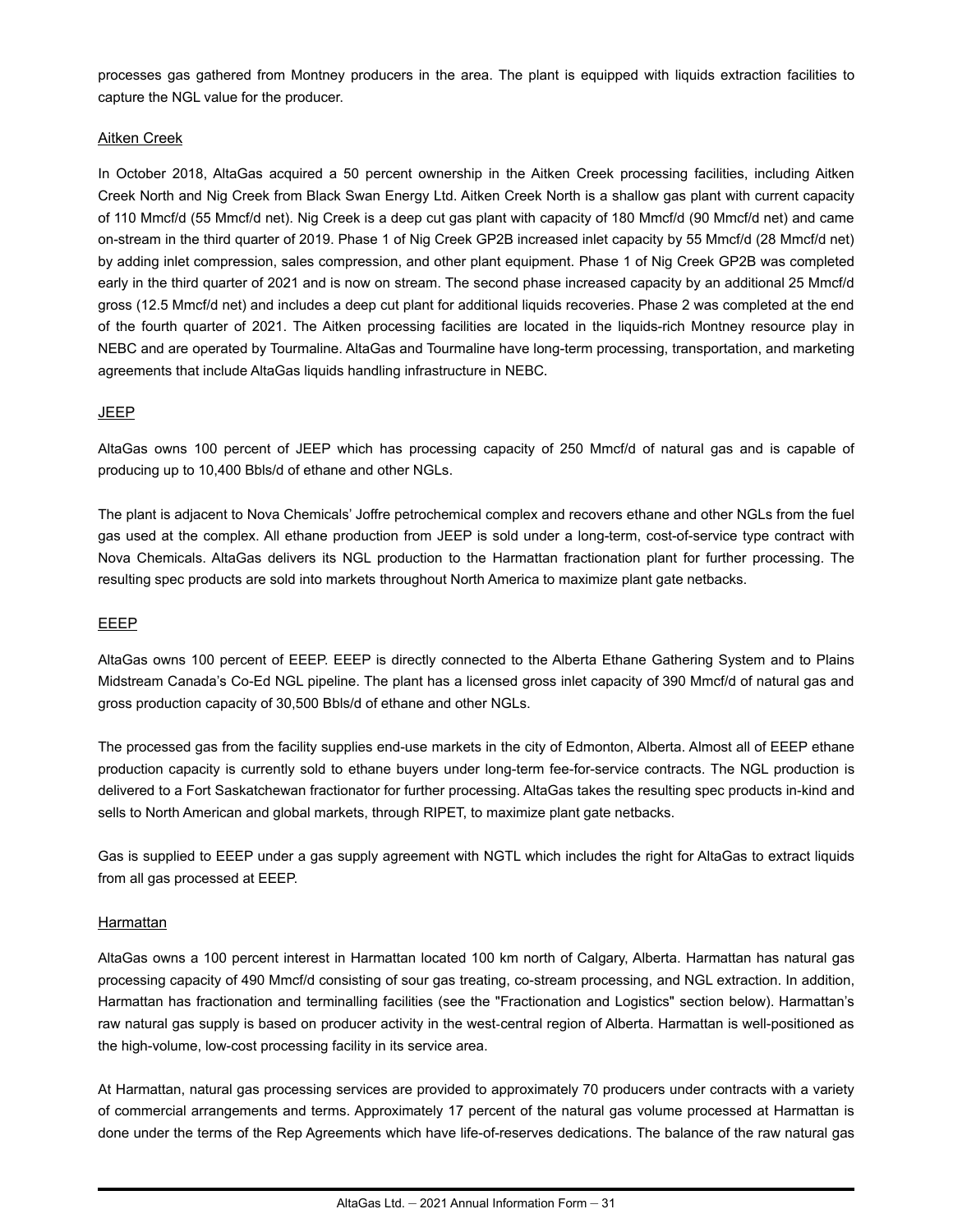processes gas gathered from Montney producers in the area. The plant is equipped with liquids extraction facilities to capture the NGL value for the producer.

### Aitken Creek

In October 2018, AltaGas acquired a 50 percent ownership in the Aitken Creek processing facilities, including Aitken Creek North and Nig Creek from Black Swan Energy Ltd. Aitken Creek North is a shallow gas plant with current capacity of 110 Mmcf/d (55 Mmcf/d net). Nig Creek is a deep cut gas plant with capacity of 180 Mmcf/d (90 Mmcf/d net) and came on-stream in the third quarter of 2019. Phase 1 of Nig Creek GP2B increased inlet capacity by 55 Mmcf/d (28 Mmcf/d net) by adding inlet compression, sales compression, and other plant equipment. Phase 1 of Nig Creek GP2B was completed early in the third quarter of 2021 and is now on stream. The second phase increased capacity by an additional 25 Mmcf/d gross (12.5 Mmcf/d net) and includes a deep cut plant for additional liquids recoveries. Phase 2 was completed at the end of the fourth quarter of 2021. The Aitken processing facilities are located in the liquids-rich Montney resource play in NEBC and are operated by Tourmaline. AltaGas and Tourmaline have long-term processing, transportation, and marketing agreements that include AltaGas liquids handling infrastructure in NEBC.

### JEEP

AltaGas owns 100 percent of JEEP which has processing capacity of 250 Mmcf/d of natural gas and is capable of producing up to 10,400 Bbls/d of ethane and other NGLs.

The plant is adjacent to Nova Chemicals' Joffre petrochemical complex and recovers ethane and other NGLs from the fuel gas used at the complex. All ethane production from JEEP is sold under a long-term, cost-of-service type contract with Nova Chemicals. AltaGas delivers its NGL production to the Harmattan fractionation plant for further processing. The resulting spec products are sold into markets throughout North America to maximize plant gate netbacks.

### EEEP

AltaGas owns 100 percent of EEEP. EEEP is directly connected to the Alberta Ethane Gathering System and to Plains Midstream Canada's Co-Ed NGL pipeline. The plant has a licensed gross inlet capacity of 390 Mmcf/d of natural gas and gross production capacity of 30,500 Bbls/d of ethane and other NGLs.

The processed gas from the facility supplies end-use markets in the city of Edmonton, Alberta. Almost all of EEEP ethane production capacity is currently sold to ethane buyers under long-term fee-for-service contracts. The NGL production is delivered to a Fort Saskatchewan fractionator for further processing. AltaGas takes the resulting spec products in-kind and sells to North American and global markets, through RIPET, to maximize plant gate netbacks.

Gas is supplied to EEEP under a gas supply agreement with NGTL which includes the right for AltaGas to extract liquids from all gas processed at EEEP.

### Harmattan

AltaGas owns a 100 percent interest in Harmattan located 100 km north of Calgary, Alberta. Harmattan has natural gas processing capacity of 490 Mmcf/d consisting of sour gas treating, co-stream processing, and NGL extraction. In addition, Harmattan has fractionation and terminalling facilities (see the "Fractionation and Logistics" section below). Harmattan's raw natural gas supply is based on producer activity in the west-central region of Alberta. Harmattan is well-positioned as the high-volume, low-cost processing facility in its service area.

At Harmattan, natural gas processing services are provided to approximately 70 producers under contracts with a variety of commercial arrangements and terms. Approximately 17 percent of the natural gas volume processed at Harmattan is done under the terms of the Rep Agreements which have life-of-reserves dedications. The balance of the raw natural gas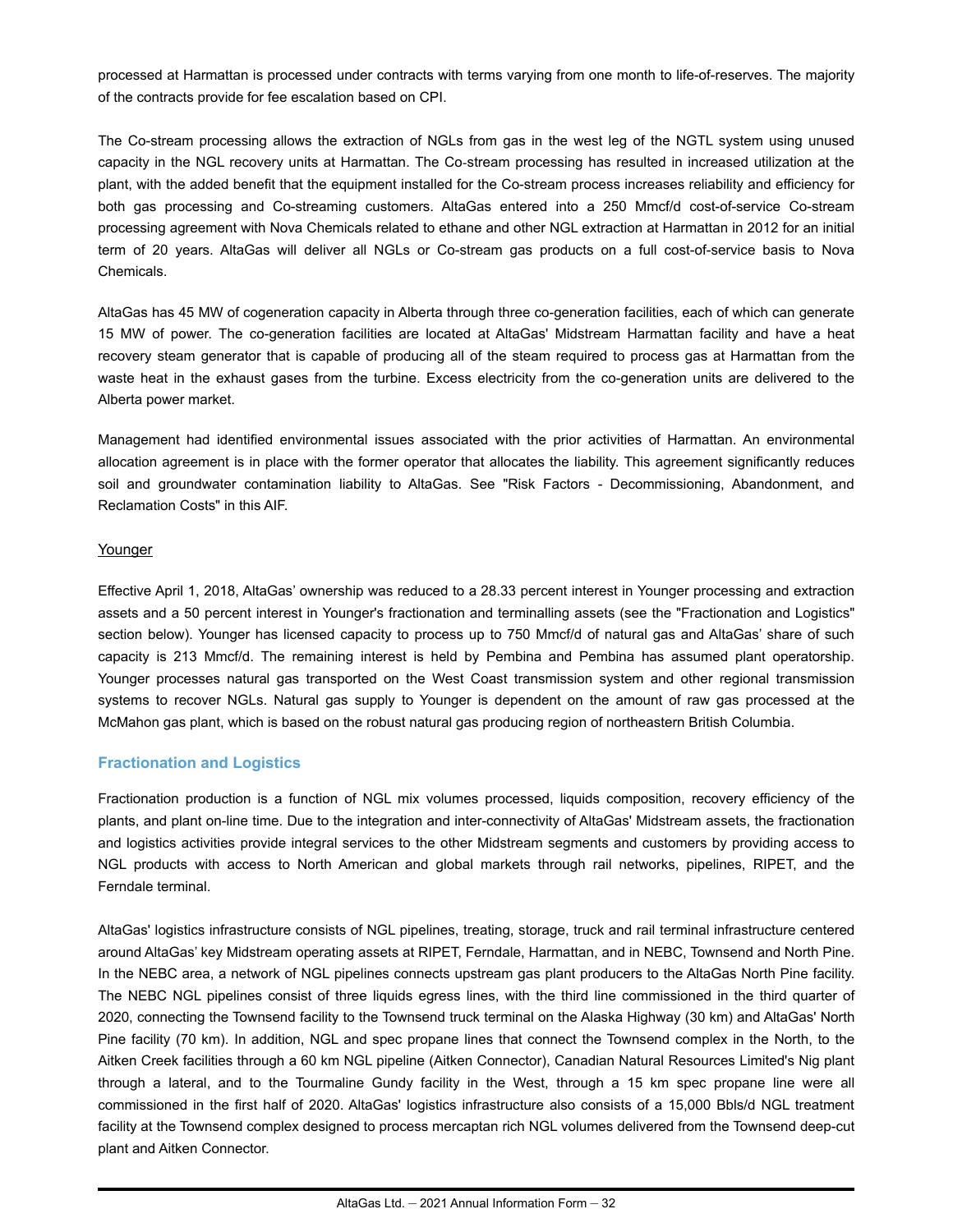processed at Harmattan is processed under contracts with terms varying from one month to life-of-reserves. The majority of the contracts provide for fee escalation based on CPI.

The Co-stream processing allows the extraction of NGLs from gas in the west leg of the NGTL system using unused capacity in the NGL recovery units at Harmattan. The Co-stream processing has resulted in increased utilization at the plant, with the added benefit that the equipment installed for the Co-stream process increases reliability and efficiency for both gas processing and Co-streaming customers. AltaGas entered into a 250 Mmcf/d cost-of-service Co-stream processing agreement with Nova Chemicals related to ethane and other NGL extraction at Harmattan in 2012 for an initial term of 20 years. AltaGas will deliver all NGLs or Co-stream gas products on a full cost-of-service basis to Nova Chemicals.

AltaGas has 45 MW of cogeneration capacity in Alberta through three co-generation facilities, each of which can generate 15 MW of power. The co-generation facilities are located at AltaGas' Midstream Harmattan facility and have a heat recovery steam generator that is capable of producing all of the steam required to process gas at Harmattan from the waste heat in the exhaust gases from the turbine. Excess electricity from the co-generation units are delivered to the Alberta power market.

Management had identified environmental issues associated with the prior activities of Harmattan. An environmental allocation agreement is in place with the former operator that allocates the liability. This agreement significantly reduces soil and groundwater contamination liability to AltaGas. See "Risk Factors - Decommissioning, Abandonment, and Reclamation Costs" in this AIF.

### Younger

Effective April 1, 2018, AltaGas' ownership was reduced to a 28.33 percent interest in Younger processing and extraction assets and a 50 percent interest in Younger's fractionation and terminalling assets (see the "Fractionation and Logistics" section below). Younger has licensed capacity to process up to 750 Mmcf/d of natural gas and AltaGas' share of such capacity is 213 Mmcf/d. The remaining interest is held by Pembina and Pembina has assumed plant operatorship. Younger processes natural gas transported on the West Coast transmission system and other regional transmission systems to recover NGLs. Natural gas supply to Younger is dependent on the amount of raw gas processed at the McMahon gas plant, which is based on the robust natural gas producing region of northeastern British Columbia.

## Fractionation and Logistics

Fractionation production is a function of NGL mix volumes processed, liquids composition, recovery efficiency of the plants, and plant on-line time. Due to the integration and inter-connectivity of AltaGas' Midstream assets, the fractionation and logistics activities provide integral services to the other Midstream segments and customers by providing access to NGL products with access to North American and global markets through rail networks, pipelines, RIPET, and the Ferndale terminal.

AltaGas' logistics infrastructure consists of NGL pipelines, treating, storage, truck and rail terminal infrastructure centered around AltaGas' key Midstream operating assets at RIPET, Ferndale, Harmattan, and in NEBC, Townsend and North Pine. In the NEBC area, a network of NGL pipelines connects upstream gas plant producers to the AltaGas North Pine facility. The NEBC NGL pipelines consist of three liquids egress lines, with the third line commissioned in the third quarter of 2020, connecting the Townsend facility to the Townsend truck terminal on the Alaska Highway (30 km) and AltaGas' North Pine facility (70 km). In addition, NGL and spec propane lines that connect the Townsend complex in the North, to the Aitken Creek facilities through a 60 km NGL pipeline (Aitken Connector), Canadian Natural Resources Limited's Nig plant through a lateral, and to the Tourmaline Gundy facility in the West, through a 15 km spec propane line were all commissioned in the first half of 2020. AltaGas' logistics infrastructure also consists of a 15,000 Bbls/d NGL treatment facility at the Townsend complex designed to process mercaptan rich NGL volumes delivered from the Townsend deep-cut plant and Aitken Connector.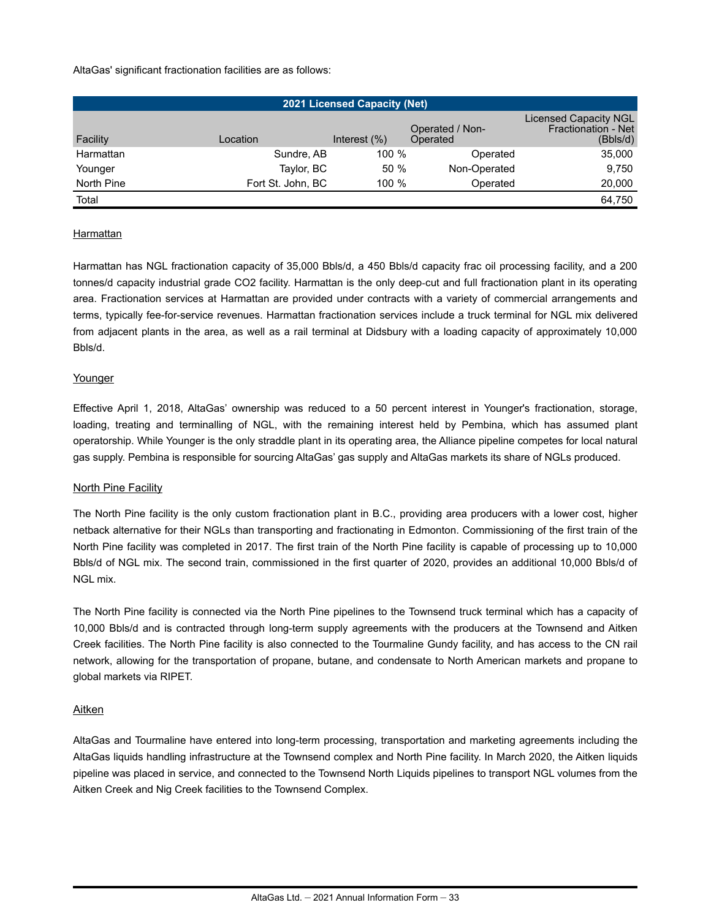AltaGas' significant fractionation facilities are as follows:

| 2021 Licensed Capacity (Net) | | | | |
|---|---|---|---|---|
| Facility | Location | Interest (%) | Operated / Non-Operated | Licensed Capacity NGL Fractionation - Net (Bbls/d) |
| Harmattan | Sundre, AB | 100 % | Operated | 35,000 |
| Younger | Taylor, BC | 50 % | Non-Operated | 9,750 |
| North Pine | Fort St. John, BC | 100 % | Operated | 20,000 |
| Total | | | | 64,750 |

Harmattan

Harmattan has NGL fractionation capacity of 35,000 Bbls/d, a 450 Bbls/d capacity frac oil processing facility, and a 200 tonnes/d capacity industrial grade $CO_2$ facility. Harmattan is the only deep-cut and full fractionation plant in its operating area. Fractionation services at Harmattan are provided under contracts with a variety of commercial arrangements and terms, typically fee-for-service revenues. Harmattan fractionation services include a truck terminal for NGL mix delivered from adjacent plants in the area, as well as a rail terminal at Didsbury with a loading capacity of approximately 10,000 Bbls/d.

Younger

Effective April 1, 2018, AltaGas' ownership was reduced to a 50 percent interest in Younger's fractionation, storage, loading, treating and terminalling of NGL, with the remaining interest held by Pembina, which has assumed plant operatorship. While Younger is the only straddle plant in its operating area, the Alliance pipeline competes for local natural gas supply. Pembina is responsible for sourcing AltaGas' gas supply and AltaGas markets its share of NGLs produced.

North Pine Facility

The North Pine facility is the only custom fractionation plant in B.C., providing area producers with a lower cost, higher netback alternative for their NGLs than transporting and fractionating in Edmonton. Commissioning of the first train of the North Pine facility was completed in 2017. The first train of the North Pine facility is capable of processing up to 10,000 Bbls/d of NGL mix. The second train, commissioned in the first quarter of 2020, provides an additional 10,000 Bbls/d of NGL mix.

The North Pine facility is connected via the North Pine pipelines to the Townsend truck terminal which has a capacity of 10,000 Bbls/d and is contracted through long-term supply agreements with the producers at the Townsend and Aitken Creek facilities. The North Pine facility is also connected to the Tourmaline Gundy facility, and has access to the CN rail network, allowing for the transportation of propane, butane, and condensate to North American markets and propane to global markets via RIPET.

Aitken

AltaGas and Tourmaline have entered into long-term processing, transportation and marketing agreements including the AltaGas liquids handling infrastructure at the Townsend complex and North Pine facility. In March 2020, the Aitken liquids pipeline was placed in service, and connected to the Townsend North Liquids pipelines to transport NGL volumes from the Aitken Creek and Nig Creek facilities to the Townsend Complex.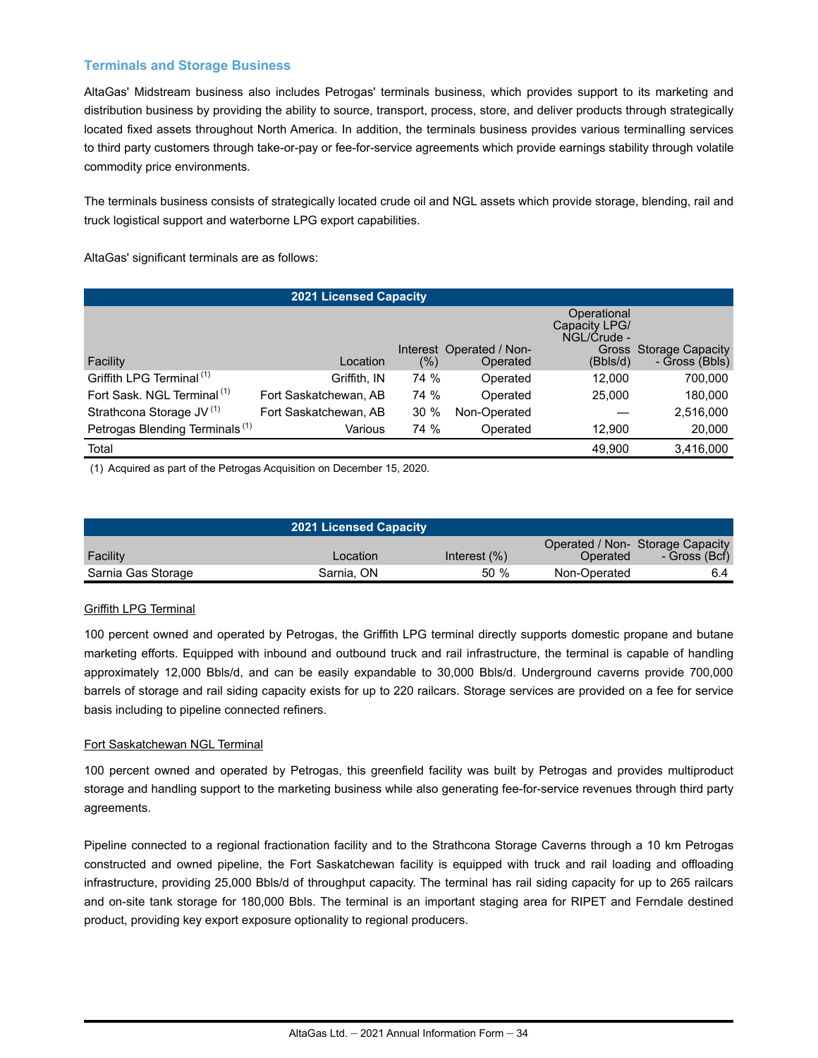## Terminals and Storage Business

AltaGas' Midstream business also includes Petrogas' terminals business, which provides support to its marketing and distribution business by providing the ability to source, transport, process, store, and deliver products through strategically located fixed assets throughout North America. In addition, the terminals business provides various terminalling services to third party customers through take-or-pay or fee-for-service agreements which provide earnings stability through volatile commodity price environments.

The terminals business consists of strategically located crude oil and NGL assets which provide storage, blending, rail and truck logistical support and waterborne LPG export capabilities.

AltaGas' significant terminals are as follows:

| 2021 Licensed Capacity | | | | | |
|---|---|---|---|---|---|
| Facility | Location | Interest (%) | Operated / Non-Operated | Operational Capacity LPG/ NGL/Crude - Gross (Bbls/d) | Storage Capacity - Gross (Bbls) |
| Griffith LPG Terminal [1] | Griffith, IN | 74 % | Operated | 12,000 | 700,000 |
| Fort Sask. NGL Terminal [1] | Fort Saskatchewan, AB | 74 % | Operated | 25,000 | 180,000 |
| Strathcona Storage JV [1] | Fort Saskatchewan, AB | 30 % | Non-Operated | — | 2,516,000 |
| Petrogas Blending Terminals [1] | Various | 74 % | Operated | 12,900 | 20,000 |
| Total | | | | 49,900 | 3,416,000 |

(1) Acquired as part of the Petrogas Acquisition on December 15, 2020.

| 2021 Licensed Capacity | | | | |
|---|---|---|---|---|
| Facility | Location | Interest (%) | Operated / Non-Operated | Storage Capacity - Gross (Bcf) |
| Sarnia Gas Storage | Sarnia, ON | 50 % | Non-Operated | 6.4 |

Griffith LPG Terminal

100 percent owned and operated by Petrogas, the Griffith LPG terminal directly supports domestic propane and butane marketing efforts. Equipped with inbound and outbound truck and rail infrastructure, the terminal is capable of handling approximately 12,000 Bbls/d, and can be easily expandable to 30,000 Bbls/d. Underground caverns provide 700,000 barrels of storage and rail siding capacity exists for up to 220 railcars. Storage services are provided on a fee for service basis including to pipeline connected refiners.

Fort Saskatchewan NGL Terminal

100 percent owned and operated by Petrogas, this greenfield facility was built by Petrogas and provides multiproduct storage and handling support to the marketing business while also generating fee-for-service revenues through third party agreements.

Pipeline connected to a regional fractionation facility and to the Strathcona Storage Caverns through a 10 km Petrogas constructed and owned pipeline, the Fort Saskatchewan facility is equipped with truck and rail loading and offloading infrastructure, providing 25,000 Bbls/d of throughput capacity. The terminal has rail siding capacity for up to 265 railcars and on-site tank storage for 180,000 Bbls. The terminal is an important staging area for RIPET and Ferndale destined product, providing key export exposure optionality to regional producers.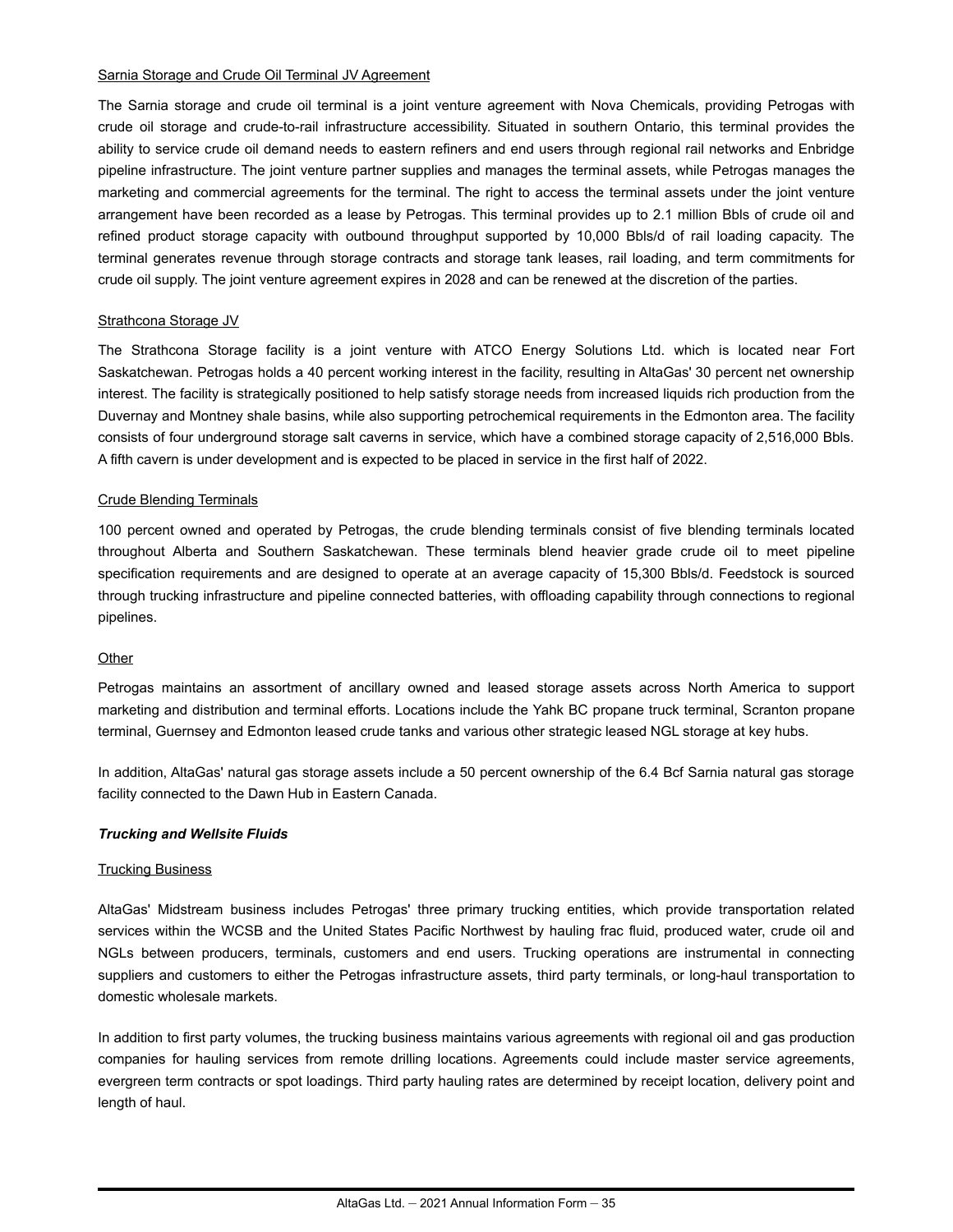<u>Sarnia Storage and Crude Oil Terminal JV Agreement</u>

The Sarnia storage and crude oil terminal is a joint venture agreement with Nova Chemicals, providing Petrogas with crude oil storage and crude-to-rail infrastructure accessibility. Situated in southern Ontario, this terminal provides the ability to service crude oil demand needs to eastern refiners and end users through regional rail networks and Enbridge pipeline infrastructure. The joint venture partner supplies and manages the terminal assets, while Petrogas manages the marketing and commercial agreements for the terminal. The right to access the terminal assets under the joint venture arrangement have been recorded as a lease by Petrogas. This terminal provides up to 2.1 million Bbls of crude oil and refined product storage capacity with outbound throughput supported by 10,000 Bbls/d of rail loading capacity. The terminal generates revenue through storage contracts and storage tank leases, rail loading, and term commitments for crude oil supply. The joint venture agreement expires in 2028 and can be renewed at the discretion of the parties.

<u>Strathcona Storage JV</u>

The Strathcona Storage facility is a joint venture with ATCO Energy Solutions Ltd. which is located near Fort Saskatchewan. Petrogas holds a 40 percent working interest in the facility, resulting in AltaGas' 30 percent net ownership interest. The facility is strategically positioned to help satisfy storage needs from increased liquids rich production from the Duvernay and Montney shale basins, while also supporting petrochemical requirements in the Edmonton area. The facility consists of four underground storage salt caverns in service, which have a combined storage capacity of 2,516,000 Bbls. A fifth cavern is under development and is expected to be placed in service in the first half of 2022.

<u>Crude Blending Terminals</u>

100 percent owned and operated by Petrogas, the crude blending terminals consist of five blending terminals located throughout Alberta and Southern Saskatchewan. These terminals blend heavier grade crude oil to meet pipeline specification requirements and are designed to operate at an average capacity of 15,300 Bbls/d. Feedstock is sourced through trucking infrastructure and pipeline connected batteries, with offloading capability through connections to regional pipelines.

<u>Other</u>

Petrogas maintains an assortment of ancillary owned and leased storage assets across North America to support marketing and distribution and terminal efforts. Locations include the Yahk BC propane truck terminal, Scranton propane terminal, Guernsey and Edmonton leased crude tanks and various other strategic leased NGL storage at key hubs.

In addition, AltaGas' natural gas storage assets include a 50 percent ownership of the 6.4 Bcf Sarnia natural gas storage facility connected to the Dawn Hub in Eastern Canada.

***Trucking and Wellsite Fluids***

<u>Trucking Business</u>

AltaGas' Midstream business includes Petrogas' three primary trucking entities, which provide transportation related services within the WCSB and the United States Pacific Northwest by hauling frac fluid, produced water, crude oil and NGLs between producers, terminals, customers and end users. Trucking operations are instrumental in connecting suppliers and customers to either the Petrogas infrastructure assets, third party terminals, or long-haul transportation to domestic wholesale markets.

In addition to first party volumes, the trucking business maintains various agreements with regional oil and gas production companies for hauling services from remote drilling locations. Agreements could include master service agreements, evergreen term contracts or spot loadings. Third party hauling rates are determined by receipt location, delivery point and length of haul.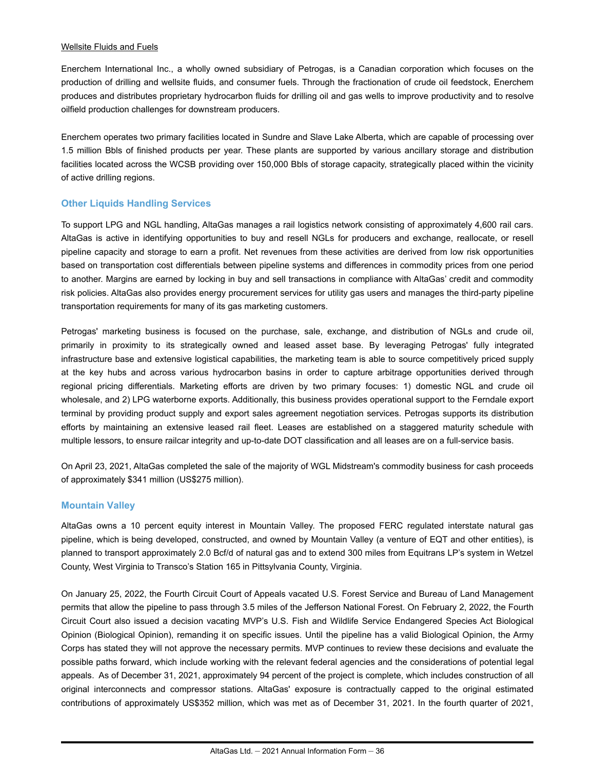Wellsite Fluids and Fuels

Enerchem International Inc., a wholly owned subsidiary of Petrogas, is a Canadian corporation which focuses on the production of drilling and wellsite fluids, and consumer fuels. Through the fractionation of crude oil feedstock, Enerchem produces and distributes proprietary hydrocarbon fluids for drilling oil and gas wells to improve productivity and to resolve oilfield production challenges for downstream producers.

Enerchem operates two primary facilities located in Sundre and Slave Lake Alberta, which are capable of processing over 1.5 million Bbls of finished products per year. These plants are supported by various ancillary storage and distribution facilities located across the WCSB providing over 150,000 Bbls of storage capacity, strategically placed within the vicinity of active drilling regions.

## Other Liquids Handling Services

To support LPG and NGL handling, AltaGas manages a rail logistics network consisting of approximately 4,600 rail cars. AltaGas is active in identifying opportunities to buy and resell NGLs for producers and exchange, reallocate, or resell pipeline capacity and storage to earn a profit. Net revenues from these activities are derived from low risk opportunities based on transportation cost differentials between pipeline systems and differences in commodity prices from one period to another. Margins are earned by locking in buy and sell transactions in compliance with AltaGas' credit and commodity risk policies. AltaGas also provides energy procurement services for utility gas users and manages the third-party pipeline transportation requirements for many of its gas marketing customers.

Petrogas' marketing business is focused on the purchase, sale, exchange, and distribution of NGLs and crude oil, primarily in proximity to its strategically owned and leased asset base. By leveraging Petrogas' fully integrated infrastructure base and extensive logistical capabilities, the marketing team is able to source competitively priced supply at the key hubs and across various hydrocarbon basins in order to capture arbitrage opportunities derived through regional pricing differentials. Marketing efforts are driven by two primary focuses: 1) domestic NGL and crude oil wholesale, and 2) LPG waterborne exports. Additionally, this business provides operational support to the Ferndale export terminal by providing product supply and export sales agreement negotiation services. Petrogas supports its distribution efforts by maintaining an extensive leased rail fleet. Leases are established on a staggered maturity schedule with multiple lessors, to ensure railcar integrity and up-to-date DOT classification and all leases are on a full-service basis.

On April 23, 2021, AltaGas completed the sale of the majority of WGL Midstream's commodity business for cash proceeds of approximately $341 million (US$275 million).

## Mountain Valley

AltaGas owns a 10 percent equity interest in Mountain Valley. The proposed FERC regulated interstate natural gas pipeline, which is being developed, constructed, and owned by Mountain Valley (a venture of EQT and other entities), is planned to transport approximately 2.0 Bcf/d of natural gas and to extend 300 miles from Equitrans LP's system in Wetzel County, West Virginia to Transco's Station 165 in Pittsylvania County, Virginia.

On January 25, 2022, the Fourth Circuit Court of Appeals vacated U.S. Forest Service and Bureau of Land Management permits that allow the pipeline to pass through 3.5 miles of the Jefferson National Forest. On February 2, 2022, the Fourth Circuit Court also issued a decision vacating MVP's U.S. Fish and Wildlife Service Endangered Species Act Biological Opinion (Biological Opinion), remanding it on specific issues. Until the pipeline has a valid Biological Opinion, the Army Corps has stated they will not approve the necessary permits. MVP continues to review these decisions and evaluate the possible paths forward, which include working with the relevant federal agencies and the considerations of potential legal appeals. As of December 31, 2021, approximately 94 percent of the project is complete, which includes construction of all original interconnects and compressor stations. AltaGas' exposure is contractually capped to the original estimated contributions of approximately US$352 million, which was met as of December 31, 2021. In the fourth quarter of 2021,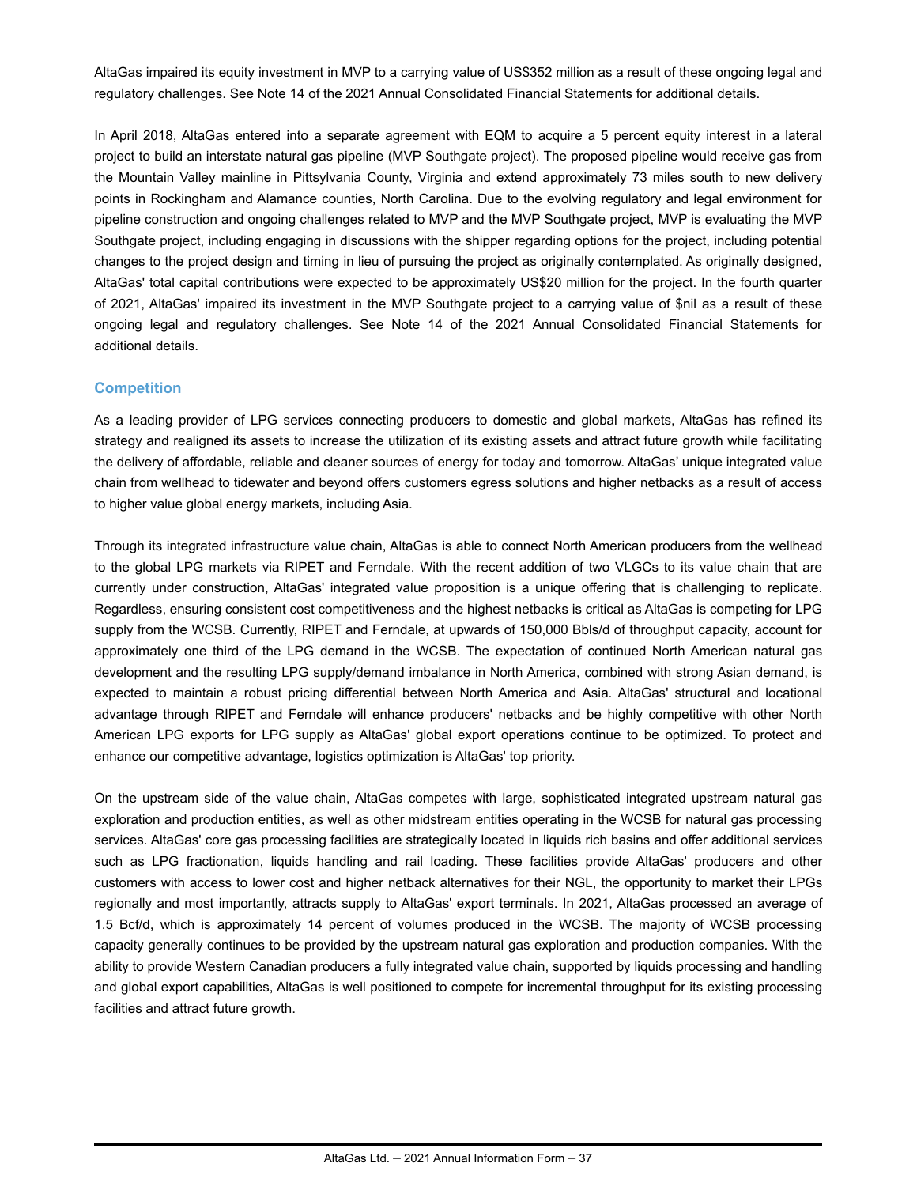AltaGas impaired its equity investment in MVP to a carrying value of US$352 million as a result of these ongoing legal and regulatory challenges. See Note 14 of the 2021 Annual Consolidated Financial Statements for additional details.

In April 2018, AltaGas entered into a separate agreement with EQM to acquire a 5 percent equity interest in a lateral project to build an interstate natural gas pipeline (MVP Southgate project). The proposed pipeline would receive gas from the Mountain Valley mainline in Pittsylvania County, Virginia and extend approximately 73 miles south to new delivery points in Rockingham and Alamance counties, North Carolina. Due to the evolving regulatory and legal environment for pipeline construction and ongoing challenges related to MVP and the MVP Southgate project, MVP is evaluating the MVP Southgate project, including engaging in discussions with the shipper regarding options for the project, including potential changes to the project design and timing in lieu of pursuing the project as originally contemplated. As originally designed, AltaGas' total capital contributions were expected to be approximately US$20 million for the project. In the fourth quarter of 2021, AltaGas' impaired its investment in the MVP Southgate project to a carrying value of $nil as a result of these ongoing legal and regulatory challenges. See Note 14 of the 2021 Annual Consolidated Financial Statements for additional details.

### Competition

As a leading provider of LPG services connecting producers to domestic and global markets, AltaGas has refined its strategy and realigned its assets to increase the utilization of its existing assets and attract future growth while facilitating the delivery of affordable, reliable and cleaner sources of energy for today and tomorrow. AltaGas' unique integrated value chain from wellhead to tidewater and beyond offers customers egress solutions and higher netbacks as a result of access to higher value global energy markets, including Asia.

Through its integrated infrastructure value chain, AltaGas is able to connect North American producers from the wellhead to the global LPG markets via RIPET and Ferndale. With the recent addition of two VLGCs to its value chain that are currently under construction, AltaGas' integrated value proposition is a unique offering that is challenging to replicate. Regardless, ensuring consistent cost competitiveness and the highest netbacks is critical as AltaGas is competing for LPG supply from the WCSB. Currently, RIPET and Ferndale, at upwards of 150,000 Bbls/d of throughput capacity, account for approximately one third of the LPG demand in the WCSB. The expectation of continued North American natural gas development and the resulting LPG supply/demand imbalance in North America, combined with strong Asian demand, is expected to maintain a robust pricing differential between North America and Asia. AltaGas' structural and locational advantage through RIPET and Ferndale will enhance producers' netbacks and be highly competitive with other North American LPG exports for LPG supply as AltaGas' global export operations continue to be optimized. To protect and enhance our competitive advantage, logistics optimization is AltaGas' top priority.

On the upstream side of the value chain, AltaGas competes with large, sophisticated integrated upstream natural gas exploration and production entities, as well as other midstream entities operating in the WCSB for natural gas processing services. AltaGas' core gas processing facilities are strategically located in liquids rich basins and offer additional services such as LPG fractionation, liquids handling and rail loading. These facilities provide AltaGas' producers and other customers with access to lower cost and higher netback alternatives for their NGL, the opportunity to market their LPGs regionally and most importantly, attracts supply to AltaGas' export terminals. In 2021, AltaGas processed an average of 1.5 Bcf/d, which is approximately 14 percent of volumes produced in the WCSB. The majority of WCSB processing capacity generally continues to be provided by the upstream natural gas exploration and production companies. With the ability to provide Western Canadian producers a fully integrated value chain, supported by liquids processing and handling and global export capabilities, AltaGas is well positioned to compete for incremental throughput for its existing processing facilities and attract future growth.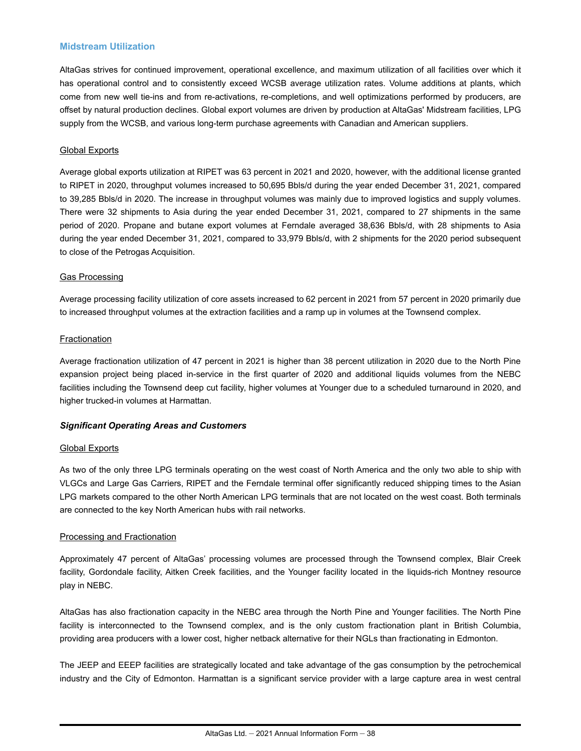### Midstream Utilization

AltaGas strives for continued improvement, operational excellence, and maximum utilization of all facilities over which it has operational control and to consistently exceed WCSB average utilization rates. Volume additions at plants, which come from new well tie-ins and from re-activations, re-completions, and well optimizations performed by producers, are offset by natural production declines. Global export volumes are driven by production at AltaGas' Midstream facilities, LPG supply from the WCSB, and various long-term purchase agreements with Canadian and American suppliers.

Global Exports

Average global exports utilization at RIPET was 63 percent in 2021 and 2020, however, with the additional license granted to RIPET in 2020, throughput volumes increased to 50,695 Bbls/d during the year ended December 31, 2021, compared to 39,285 Bbls/d in 2020. The increase in throughput volumes was mainly due to improved logistics and supply volumes. There were 32 shipments to Asia during the year ended December 31, 2021, compared to 27 shipments in the same period of 2020. Propane and butane export volumes at Ferndale averaged 38,636 Bbls/d, with 28 shipments to Asia during the year ended December 31, 2021, compared to 33,979 Bbls/d, with 2 shipments for the 2020 period subsequent to close of the Petrogas Acquisition.

Gas Processing

Average processing facility utilization of core assets increased to 62 percent in 2021 from 57 percent in 2020 primarily due to increased throughput volumes at the extraction facilities and a ramp up in volumes at the Townsend complex.

Fractionation

Average fractionation utilization of 47 percent in 2021 is higher than 38 percent utilization in 2020 due to the North Pine expansion project being placed in-service in the first quarter of 2020 and additional liquids volumes from the NEBC facilities including the Townsend deep cut facility, higher volumes at Younger due to a scheduled turnaround in 2020, and higher trucked-in volumes at Harmattan.

***Significant Operating Areas and Customers***

Global Exports

As two of the only three LPG terminals operating on the west coast of North America and the only two able to ship with VLGCs and Large Gas Carriers, RIPET and the Ferndale terminal offer significantly reduced shipping times to the Asian LPG markets compared to the other North American LPG terminals that are not located on the west coast. Both terminals are connected to the key North American hubs with rail networks.

Processing and Fractionation

Approximately 47 percent of AltaGas' processing volumes are processed through the Townsend complex, Blair Creek facility, Gordondale facility, Aitken Creek facilities, and the Younger facility located in the liquids-rich Montney resource play in NEBC.

AltaGas has also fractionation capacity in the NEBC area through the North Pine and Younger facilities. The North Pine facility is interconnected to the Townsend complex, and is the only custom fractionation plant in British Columbia, providing area producers with a lower cost, higher netback alternative for their NGLs than fractionating in Edmonton.

The JEEP and EEEP facilities are strategically located and take advantage of the gas consumption by the petrochemical industry and the City of Edmonton. Harmattan is a significant service provider with a large capture area in west central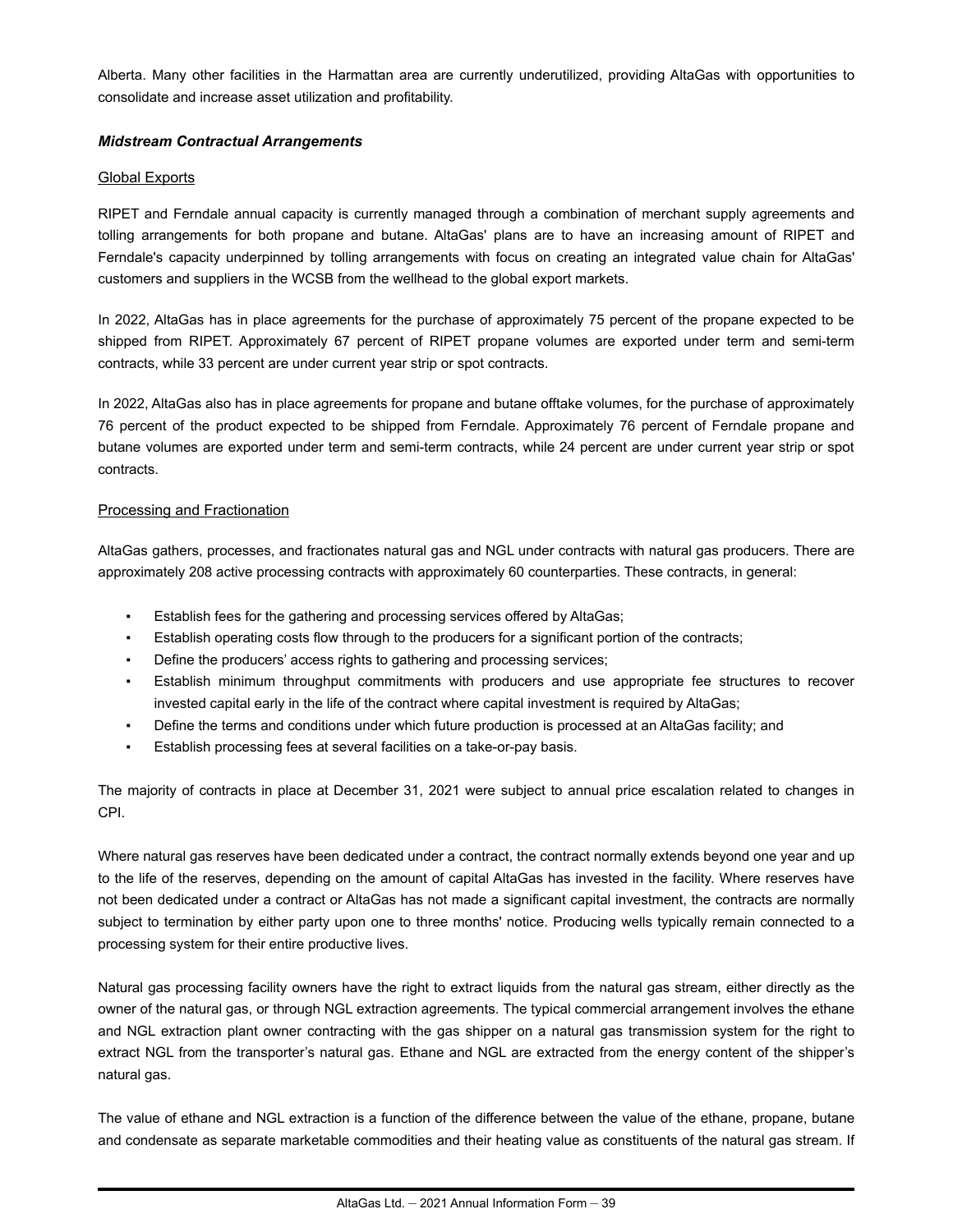Alberta. Many other facilities in the Harmattan area are currently underutilized, providing AltaGas with opportunities to consolidate and increase asset utilization and profitability.

***Midstream Contractual Arrangements***

Global Exports

RIPET and Ferndale annual capacity is currently managed through a combination of merchant supply agreements and tolling arrangements for both propane and butane. AltaGas' plans are to have an increasing amount of RIPET and Ferndale's capacity underpinned by tolling arrangements with focus on creating an integrated value chain for AltaGas' customers and suppliers in the WCSB from the wellhead to the global export markets.

In 2022, AltaGas has in place agreements for the purchase of approximately 75 percent of the propane expected to be shipped from RIPET. Approximately 67 percent of RIPET propane volumes are exported under term and semi-term contracts, while 33 percent are under current year strip or spot contracts.

In 2022, AltaGas also has in place agreements for propane and butane offtake volumes, for the purchase of approximately 76 percent of the product expected to be shipped from Ferndale. Approximately 76 percent of Ferndale propane and butane volumes are exported under term and semi-term contracts, while 24 percent are under current year strip or spot contracts.

Processing and Fractionation

AltaGas gathers, processes, and fractionates natural gas and NGL under contracts with natural gas producers. There are approximately 208 active processing contracts with approximately 60 counterparties. These contracts, in general:

- Establish fees for the gathering and processing services offered by AltaGas;
- Establish operating costs flow through to the producers for a significant portion of the contracts;
- Define the producers' access rights to gathering and processing services;
- Establish minimum throughput commitments with producers and use appropriate fee structures to recover invested capital early in the life of the contract where capital investment is required by AltaGas;
- Define the terms and conditions under which future production is processed at an AltaGas facility; and
- Establish processing fees at several facilities on a take-or-pay basis.

The majority of contracts in place at December 31, 2021 were subject to annual price escalation related to changes in CPI.

Where natural gas reserves have been dedicated under a contract, the contract normally extends beyond one year and up to the life of the reserves, depending on the amount of capital AltaGas has invested in the facility. Where reserves have not been dedicated under a contract or AltaGas has not made a significant capital investment, the contracts are normally subject to termination by either party upon one to three months' notice. Producing wells typically remain connected to a processing system for their entire productive lives.

Natural gas processing facility owners have the right to extract liquids from the natural gas stream, either directly as the owner of the natural gas, or through NGL extraction agreements. The typical commercial arrangement involves the ethane and NGL extraction plant owner contracting with the gas shipper on a natural gas transmission system for the right to extract NGL from the transporter's natural gas. Ethane and NGL are extracted from the energy content of the shipper's natural gas.

The value of ethane and NGL extraction is a function of the difference between the value of the ethane, propane, butane and condensate as separate marketable commodities and their heating value as constituents of the natural gas stream. If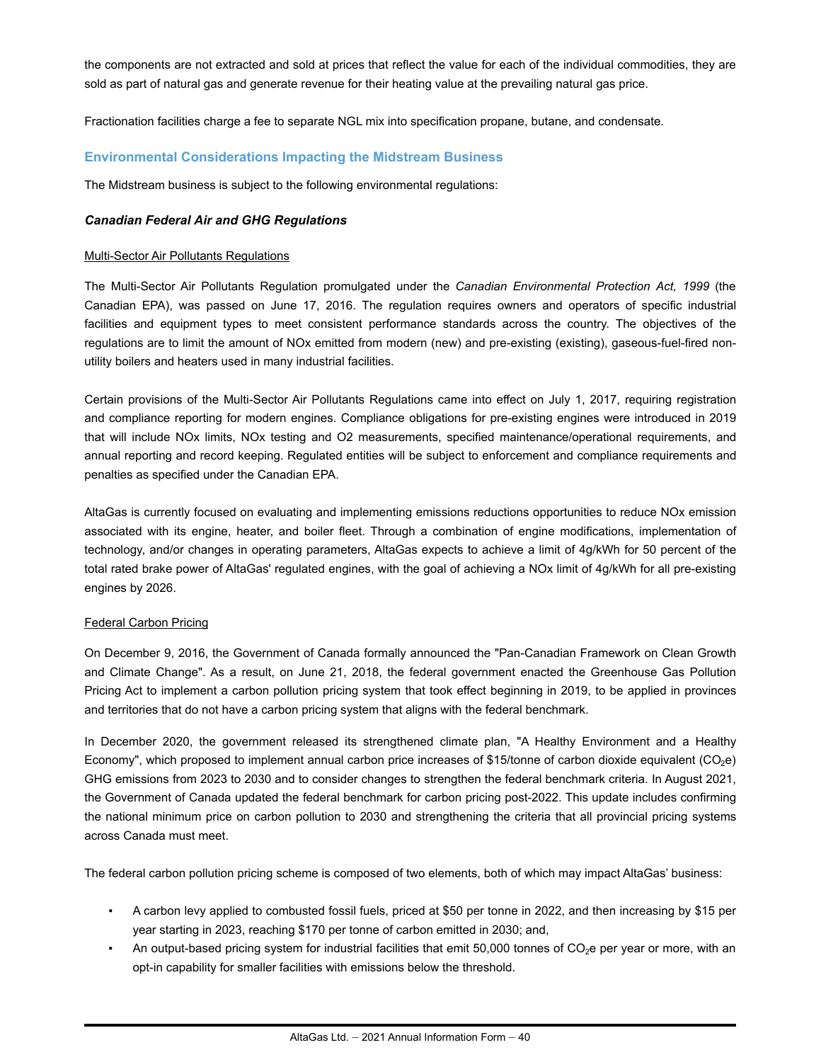the components are not extracted and sold at prices that reflect the value for each of the individual commodities, they are sold as part of natural gas and generate revenue for their heating value at the prevailing natural gas price.

Fractionation facilities charge a fee to separate NGL mix into specification propane, butane, and condensate.

## Environmental Considerations Impacting the Midstream Business

The Midstream business is subject to the following environmental regulations:

### *Canadian Federal Air and GHG Regulations*

Multi-Sector Air Pollutants Regulations

The Multi-Sector Air Pollutants Regulation promulgated under the *Canadian Environmental Protection Act, 1999* (the Canadian EPA), was passed on June 17, 2016. The regulation requires owners and operators of specific industrial facilities and equipment types to meet consistent performance standards across the country. The objectives of the regulations are to limit the amount of NOx emitted from modern (new) and pre-existing (existing), gaseous-fuel-fired non-utility boilers and heaters used in many industrial facilities.

Certain provisions of the Multi-Sector Air Pollutants Regulations came into effect on July 1, 2017, requiring registration and compliance reporting for modern engines. Compliance obligations for pre-existing engines were introduced in 2019 that will include NOx limits, NOx testing and O2 measurements, specified maintenance/operational requirements, and annual reporting and record keeping. Regulated entities will be subject to enforcement and compliance requirements and penalties as specified under the Canadian EPA.

AltaGas is currently focused on evaluating and implementing emissions reductions opportunities to reduce NOx emission associated with its engine, heater, and boiler fleet. Through a combination of engine modifications, implementation of technology, and/or changes in operating parameters, AltaGas expects to achieve a limit of 4g/kWh for 50 percent of the total rated brake power of AltaGas' regulated engines, with the goal of achieving a NOx limit of 4g/kWh for all pre-existing engines by 2026.

Federal Carbon Pricing

On December 9, 2016, the Government of Canada formally announced the "Pan-Canadian Framework on Clean Growth and Climate Change". As a result, on June 21, 2018, the federal government enacted the Greenhouse Gas Pollution Pricing Act to implement a carbon pollution pricing system that took effect beginning in 2019, to be applied in provinces and territories that do not have a carbon pricing system that aligns with the federal benchmark.

In December 2020, the government released its strengthened climate plan, "A Healthy Environment and a Healthy Economy", which proposed to implement annual carbon price increases of $15/tonne of carbon dioxide equivalent ($CO_2e$) GHG emissions from 2023 to 2030 and to consider changes to strengthen the federal benchmark criteria. In August 2021, the Government of Canada updated the federal benchmark for carbon pricing post-2022. This update includes confirming the national minimum price on carbon pollution to 2030 and strengthening the criteria that all provincial pricing systems across Canada must meet.

The federal carbon pollution pricing scheme is composed of two elements, both of which may impact AltaGas' business:

- A carbon levy applied to combusted fossil fuels, priced at $50 per tonne in 2022, and then increasing by $15 per year starting in 2023, reaching $170 per tonne of carbon emitted in 2030; and,
- An output-based pricing system for industrial facilities that emit 50,000 tonnes of $CO_2e$ per year or more, with an opt-in capability for smaller facilities with emissions below the threshold.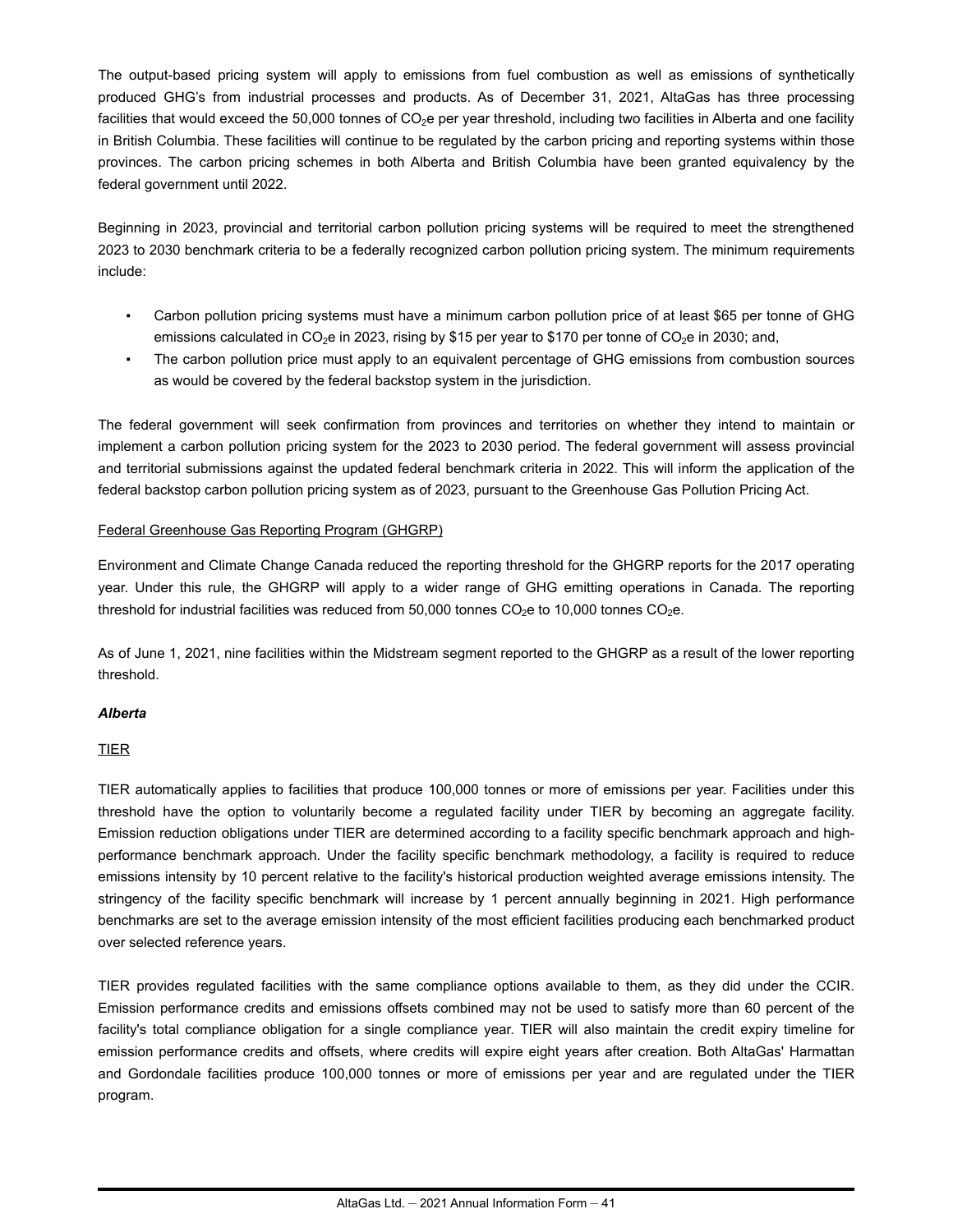The output-based pricing system will apply to emissions from fuel combustion as well as emissions of synthetically produced GHG's from industrial processes and products. As of December 31, 2021, AltaGas has three processing facilities that would exceed the 50,000 tonnes of $CO_2$e per year threshold, including two facilities in Alberta and one facility in British Columbia. These facilities will continue to be regulated by the carbon pricing and reporting systems within those provinces. The carbon pricing schemes in both Alberta and British Columbia have been granted equivalency by the federal government until 2022.

Beginning in 2023, provincial and territorial carbon pollution pricing systems will be required to meet the strengthened 2023 to 2030 benchmark criteria to be a federally recognized carbon pollution pricing system. The minimum requirements include:

- Carbon pollution pricing systems must have a minimum carbon pollution price of at least $65 per tonne of GHG emissions calculated in $CO_2$e in 2023, rising by $15 per year to $170 per tonne of $CO_2$e in 2030; and,
- The carbon pollution price must apply to an equivalent percentage of GHG emissions from combustion sources as would be covered by the federal backstop system in the jurisdiction.

The federal government will seek confirmation from provinces and territories on whether they intend to maintain or implement a carbon pollution pricing system for the 2023 to 2030 period. The federal government will assess provincial and territorial submissions against the updated federal benchmark criteria in 2022. This will inform the application of the federal backstop carbon pollution pricing system as of 2023, pursuant to the Greenhouse Gas Pollution Pricing Act.

Federal Greenhouse Gas Reporting Program (GHGRP)

Environment and Climate Change Canada reduced the reporting threshold for the GHGRP reports for the 2017 operating year. Under this rule, the GHGRP will apply to a wider range of GHG emitting operations in Canada. The reporting threshold for industrial facilities was reduced from 50,000 tonnes $CO_2$e to 10,000 tonnes $CO_2$e.

As of June 1, 2021, nine facilities within the Midstream segment reported to the GHGRP as a result of the lower reporting threshold.

***Alberta***

TIER

TIER automatically applies to facilities that produce 100,000 tonnes or more of emissions per year. Facilities under this threshold have the option to voluntarily become a regulated facility under TIER by becoming an aggregate facility. Emission reduction obligations under TIER are determined according to a facility specific benchmark approach and high-performance benchmark approach. Under the facility specific benchmark methodology, a facility is required to reduce emissions intensity by 10 percent relative to the facility's historical production weighted average emissions intensity. The stringency of the facility specific benchmark will increase by 1 percent annually beginning in 2021. High performance benchmarks are set to the average emission intensity of the most efficient facilities producing each benchmarked product over selected reference years.

TIER provides regulated facilities with the same compliance options available to them, as they did under the CCIR. Emission performance credits and emissions offsets combined may not be used to satisfy more than 60 percent of the facility's total compliance obligation for a single compliance year. TIER will also maintain the credit expiry timeline for emission performance credits and offsets, where credits will expire eight years after creation. Both AltaGas' Harmattan and Gordondale facilities produce 100,000 tonnes or more of emissions per year and are regulated under the TIER program.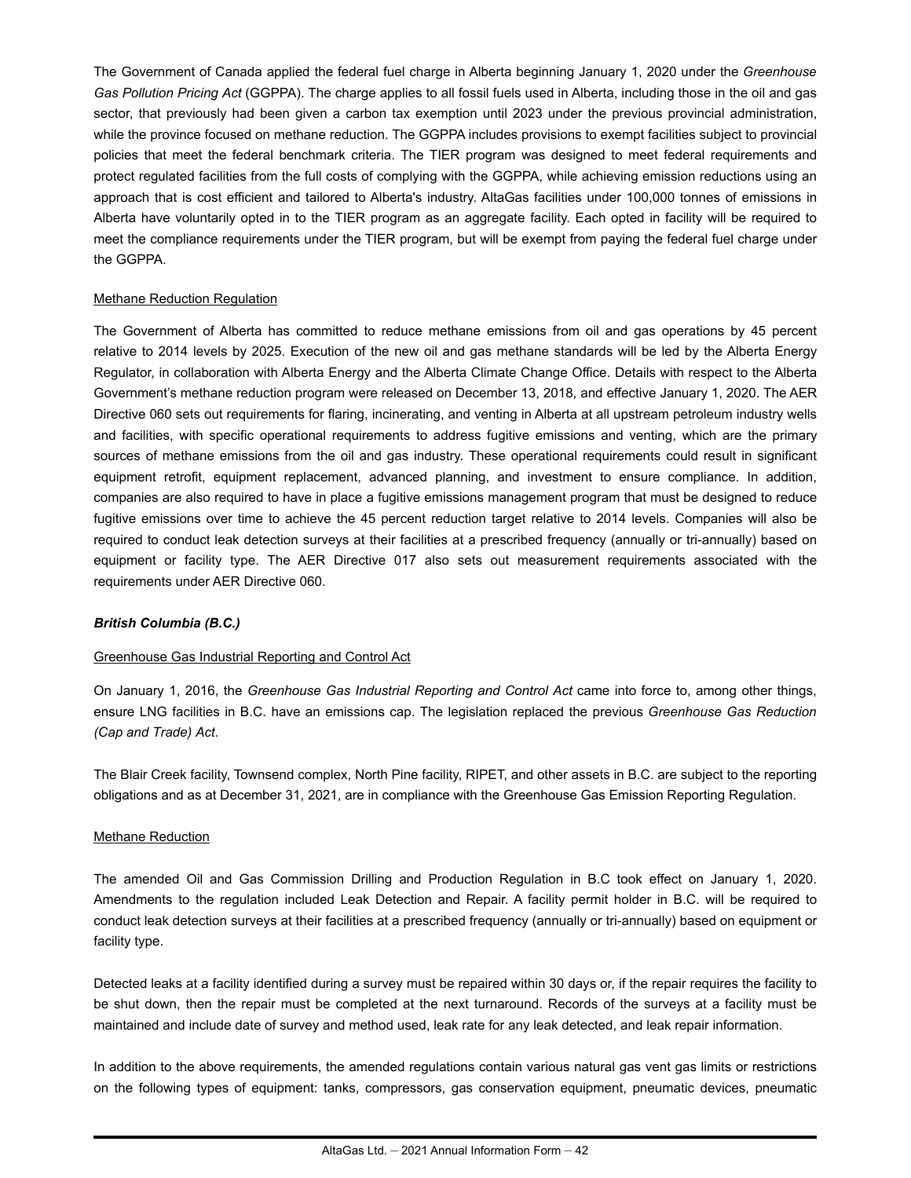The Government of Canada applied the federal fuel charge in Alberta beginning January 1, 2020 under the *Greenhouse Gas Pollution Pricing Act* (GGPPA). The charge applies to all fossil fuels used in Alberta, including those in the oil and gas sector, that previously had been given a carbon tax exemption until 2023 under the previous provincial administration, while the province focused on methane reduction. The GGPPA includes provisions to exempt facilities subject to provincial policies that meet the federal benchmark criteria. The TIER program was designed to meet federal requirements and protect regulated facilities from the full costs of complying with the GGPPA, while achieving emission reductions using an approach that is cost efficient and tailored to Alberta's industry. AltaGas facilities under 100,000 tonnes of emissions in Alberta have voluntarily opted in to the TIER program as an aggregate facility. Each opted in facility will be required to meet the compliance requirements under the TIER program, but will be exempt from paying the federal fuel charge under the GGPPA.

Methane Reduction Regulation

The Government of Alberta has committed to reduce methane emissions from oil and gas operations by 45 percent relative to 2014 levels by 2025. Execution of the new oil and gas methane standards will be led by the Alberta Energy Regulator, in collaboration with Alberta Energy and the Alberta Climate Change Office. Details with respect to the Alberta Government's methane reduction program were released on December 13, 2018, and effective January 1, 2020. The AER Directive 060 sets out requirements for flaring, incinerating, and venting in Alberta at all upstream petroleum industry wells and facilities, with specific operational requirements to address fugitive emissions and venting, which are the primary sources of methane emissions from the oil and gas industry. These operational requirements could result in significant equipment retrofit, equipment replacement, advanced planning, and investment to ensure compliance. In addition, companies are also required to have in place a fugitive emissions management program that must be designed to reduce fugitive emissions over time to achieve the 45 percent reduction target relative to 2014 levels. Companies will also be required to conduct leak detection surveys at their facilities at a prescribed frequency (annually or tri-annually) based on equipment or facility type. The AER Directive 017 also sets out measurement requirements associated with the requirements under AER Directive 060.

***British Columbia (B.C.)***

Greenhouse Gas Industrial Reporting and Control Act

On January 1, 2016, the *Greenhouse Gas Industrial Reporting and Control Act* came into force to, among other things, ensure LNG facilities in B.C. have an emissions cap. The legislation replaced the previous *Greenhouse Gas Reduction (Cap and Trade) Act*.

The Blair Creek facility, Townsend complex, North Pine facility, RIPET, and other assets in B.C. are subject to the reporting obligations and as at December 31, 2021, are in compliance with the Greenhouse Gas Emission Reporting Regulation.

Methane Reduction

The amended Oil and Gas Commission Drilling and Production Regulation in B.C took effect on January 1, 2020. Amendments to the regulation included Leak Detection and Repair. A facility permit holder in B.C. will be required to conduct leak detection surveys at their facilities at a prescribed frequency (annually or tri-annually) based on equipment or facility type.

Detected leaks at a facility identified during a survey must be repaired within 30 days or, if the repair requires the facility to be shut down, then the repair must be completed at the next turnaround. Records of the surveys at a facility must be maintained and include date of survey and method used, leak rate for any leak detected, and leak repair information.

In addition to the above requirements, the amended regulations contain various natural gas vent gas limits or restrictions on the following types of equipment: tanks, compressors, gas conservation equipment, pneumatic devices, pneumatic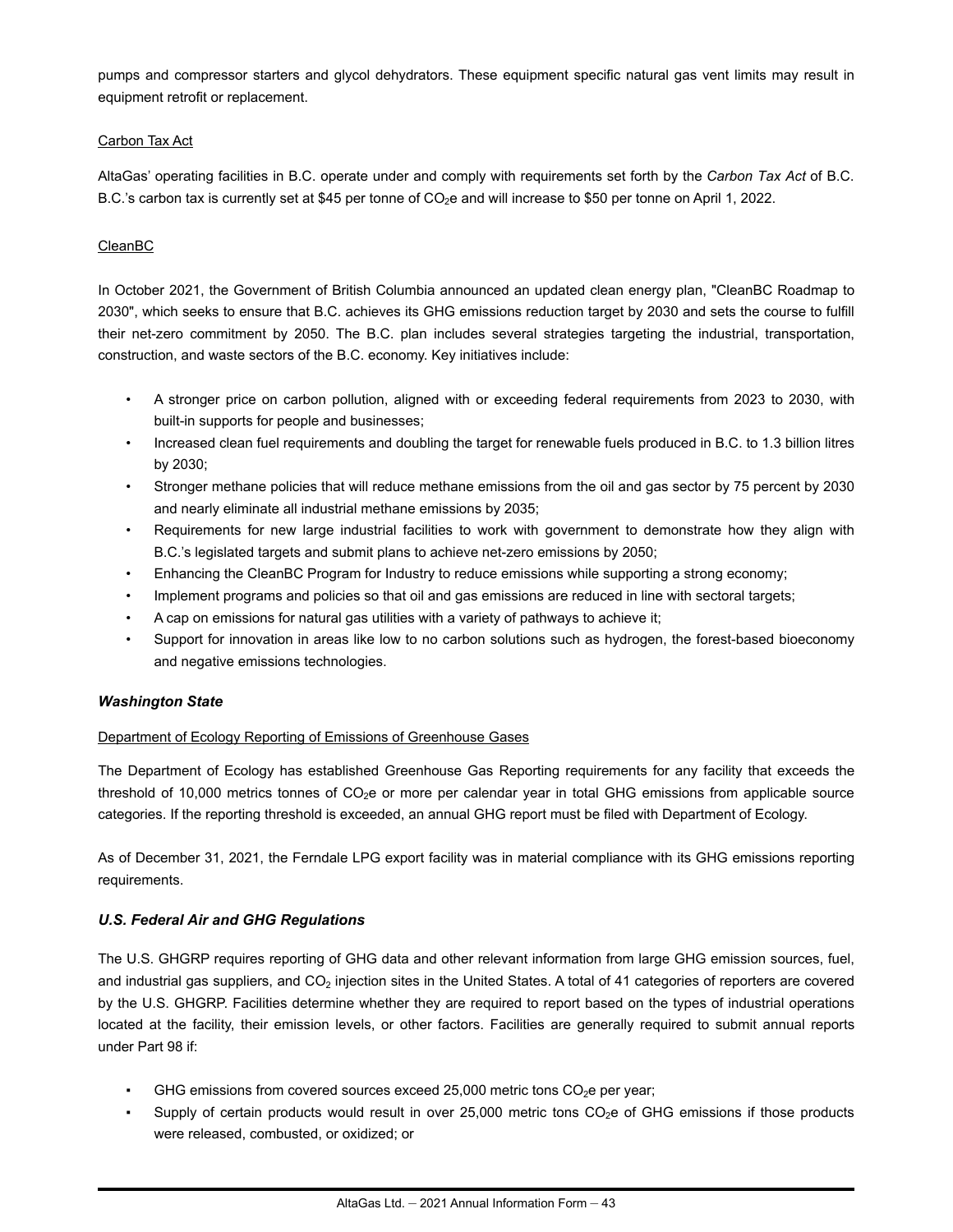pumps and compressor starters and glycol dehydrators. These equipment specific natural gas vent limits may result in equipment retrofit or replacement.

Carbon Tax Act

AltaGas' operating facilities in B.C. operate under and comply with requirements set forth by the *Carbon Tax Act* of B.C. B.C.'s carbon tax is currently set at $45 per tonne of $CO_2$e and will increase to $50 per tonne on April 1, 2022.

CleanBC

In October 2021, the Government of British Columbia announced an updated clean energy plan, "CleanBC Roadmap to 2030", which seeks to ensure that B.C. achieves its GHG emissions reduction target by 2030 and sets the course to fulfill their net-zero commitment by 2050. The B.C. plan includes several strategies targeting the industrial, transportation, construction, and waste sectors of the B.C. economy. Key initiatives include:

- A stronger price on carbon pollution, aligned with or exceeding federal requirements from 2023 to 2030, with built-in supports for people and businesses;
- Increased clean fuel requirements and doubling the target for renewable fuels produced in B.C. to 1.3 billion litres by 2030;
- Stronger methane policies that will reduce methane emissions from the oil and gas sector by 75 percent by 2030 and nearly eliminate all industrial methane emissions by 2035;
- Requirements for new large industrial facilities to work with government to demonstrate how they align with B.C.'s legislated targets and submit plans to achieve net-zero emissions by 2050;
- Enhancing the CleanBC Program for Industry to reduce emissions while supporting a strong economy;
- Implement programs and policies so that oil and gas emissions are reduced in line with sectoral targets;
- A cap on emissions for natural gas utilities with a variety of pathways to achieve it;
- Support for innovation in areas like low to no carbon solutions such as hydrogen, the forest-based bioeconomy and negative emissions technologies.

***Washington State***

Department of Ecology Reporting of Emissions of Greenhouse Gases

The Department of Ecology has established Greenhouse Gas Reporting requirements for any facility that exceeds the threshold of 10,000 metrics tonnes of $CO_2$e or more per calendar year in total GHG emissions from applicable source categories. If the reporting threshold is exceeded, an annual GHG report must be filed with Department of Ecology.

As of December 31, 2021, the Ferndale LPG export facility was in material compliance with its GHG emissions reporting requirements.

***U.S. Federal Air and GHG Regulations***

The U.S. GHGRP requires reporting of GHG data and other relevant information from large GHG emission sources, fuel, and industrial gas suppliers, and $CO_2$ injection sites in the United States. A total of 41 categories of reporters are covered by the U.S. GHGRP. Facilities determine whether they are required to report based on the types of industrial operations located at the facility, their emission levels, or other factors. Facilities are generally required to submit annual reports under Part 98 if:

- GHG emissions from covered sources exceed 25,000 metric tons $CO_2$e per year;
- Supply of certain products would result in over 25,000 metric tons $CO_2$e of GHG emissions if those products were released, combusted, or oxidized; or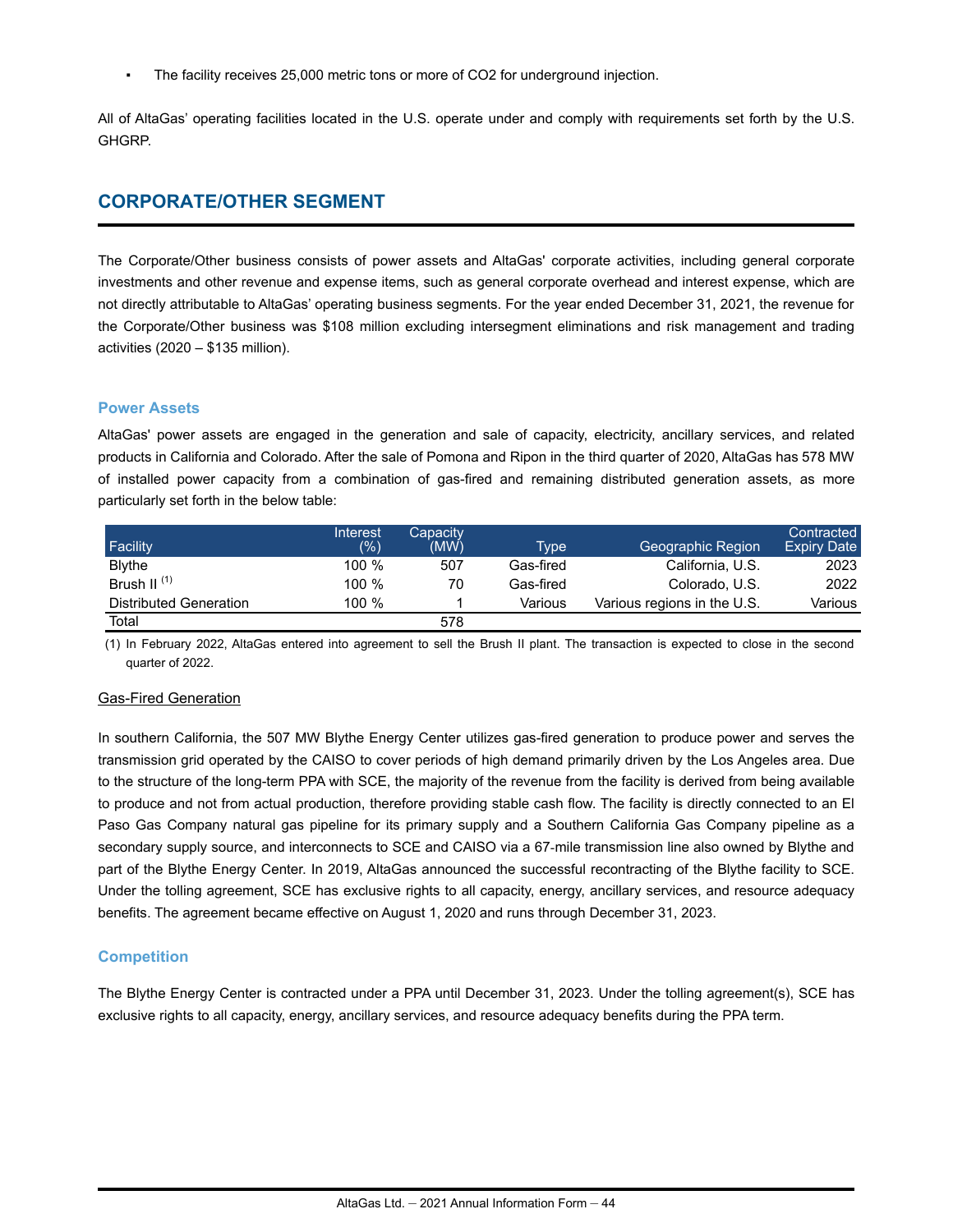- The facility receives 25,000 metric tons or more of $CO_2$ for underground injection.

All of AltaGas' operating facilities located in the U.S. operate under and comply with requirements set forth by the U.S. GHGRP.

## CORPORATE/OTHER SEGMENT

The Corporate/Other business consists of power assets and AltaGas' corporate activities, including general corporate investments and other revenue and expense items, such as general corporate overhead and interest expense, which are not directly attributable to AltaGas' operating business segments. For the year ended December 31, 2021, the revenue for the Corporate/Other business was $108 million excluding intersegment eliminations and risk management and trading activities (2020 – $135 million).

### Power Assets

AltaGas' power assets are engaged in the generation and sale of capacity, electricity, ancillary services, and related products in California and Colorado. After the sale of Pomona and Ripon in the third quarter of 2020, AltaGas has 578 MW of installed power capacity from a combination of gas-fired and remaining distributed generation assets, as more particularly set forth in the below table:

| Facility | Interest (%) | Capacity (MW) | Type | Geographic Region | Contracted Expiry Date |
|---|---|---|---|---|---|
| Blythe | 100 % | 507 | Gas-fired | California, U.S. | 2023 |
| Brush II [1] | 100 % | 70 | Gas-fired | Colorado, U.S. | 2022 |
| Distributed Generation | 100 % | 1 | Various | Various regions in the U.S. | Various |
| Total | | 578 | | | |

(1) In February 2022, AltaGas entered into agreement to sell the Brush II plant. The transaction is expected to close in the second quarter of 2022.

Gas-Fired Generation

In southern California, the 507 MW Blythe Energy Center utilizes gas-fired generation to produce power and serves the transmission grid operated by the CAISO to cover periods of high demand primarily driven by the Los Angeles area. Due to the structure of the long-term PPA with SCE, the majority of the revenue from the facility is derived from being available to produce and not from actual production, therefore providing stable cash flow. The facility is directly connected to an El Paso Gas Company natural gas pipeline for its primary supply and a Southern California Gas Company pipeline as a secondary supply source, and interconnects to SCE and CAISO via a 67-mile transmission line also owned by Blythe and part of the Blythe Energy Center. In 2019, AltaGas announced the successful recontracting of the Blythe facility to SCE. Under the tolling agreement, SCE has exclusive rights to all capacity, energy, ancillary services, and resource adequacy benefits. The agreement became effective on August 1, 2020 and runs through December 31, 2023.

### Competition

The Blythe Energy Center is contracted under a PPA until December 31, 2023. Under the tolling agreement(s), SCE has exclusive rights to all capacity, energy, ancillary services, and resource adequacy benefits during the PPA term.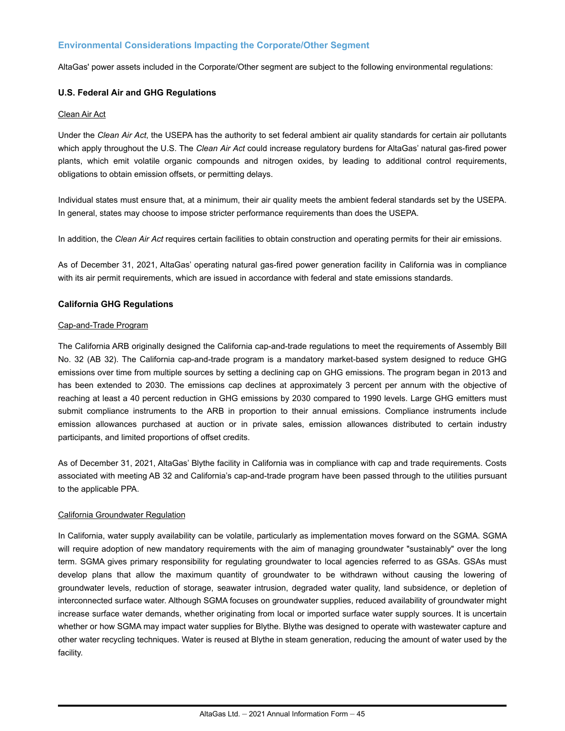## Environmental Considerations Impacting the Corporate/Other Segment

AltaGas' power assets included in the Corporate/Other segment are subject to the following environmental regulations:

### U.S. Federal Air and GHG Regulations

Clean Air Act

Under the *Clean Air Act*, the USEPA has the authority to set federal ambient air quality standards for certain air pollutants which apply throughout the U.S. The *Clean Air Act* could increase regulatory burdens for AltaGas' natural gas-fired power plants, which emit volatile organic compounds and nitrogen oxides, by leading to additional control requirements, obligations to obtain emission offsets, or permitting delays.

Individual states must ensure that, at a minimum, their air quality meets the ambient federal standards set by the USEPA. In general, states may choose to impose stricter performance requirements than does the USEPA.

In addition, the *Clean Air Act* requires certain facilities to obtain construction and operating permits for their air emissions.

As of December 31, 2021, AltaGas' operating natural gas-fired power generation facility in California was in compliance with its air permit requirements, which are issued in accordance with federal and state emissions standards.

### California GHG Regulations

Cap-and-Trade Program

The California ARB originally designed the California cap-and-trade regulations to meet the requirements of Assembly Bill No. 32 (AB 32). The California cap-and-trade program is a mandatory market-based system designed to reduce GHG emissions over time from multiple sources by setting a declining cap on GHG emissions. The program began in 2013 and has been extended to 2030. The emissions cap declines at approximately 3 percent per annum with the objective of reaching at least a 40 percent reduction in GHG emissions by 2030 compared to 1990 levels. Large GHG emitters must submit compliance instruments to the ARB in proportion to their annual emissions. Compliance instruments include emission allowances purchased at auction or in private sales, emission allowances distributed to certain industry participants, and limited proportions of offset credits.

As of December 31, 2021, AltaGas' Blythe facility in California was in compliance with cap and trade requirements. Costs associated with meeting AB 32 and California's cap-and-trade program have been passed through to the utilities pursuant to the applicable PPA.

California Groundwater Regulation

In California, water supply availability can be volatile, particularly as implementation moves forward on the SGMA. SGMA will require adoption of new mandatory requirements with the aim of managing groundwater "sustainably" over the long term. SGMA gives primary responsibility for regulating groundwater to local agencies referred to as GSAs. GSAs must develop plans that allow the maximum quantity of groundwater to be withdrawn without causing the lowering of groundwater levels, reduction of storage, seawater intrusion, degraded water quality, land subsidence, or depletion of interconnected surface water. Although SGMA focuses on groundwater supplies, reduced availability of groundwater might increase surface water demands, whether originating from local or imported surface water supply sources. It is uncertain whether or how SGMA may impact water supplies for Blythe. Blythe was designed to operate with wastewater capture and other water recycling techniques. Water is reused at Blythe in steam generation, reducing the amount of water used by the facility.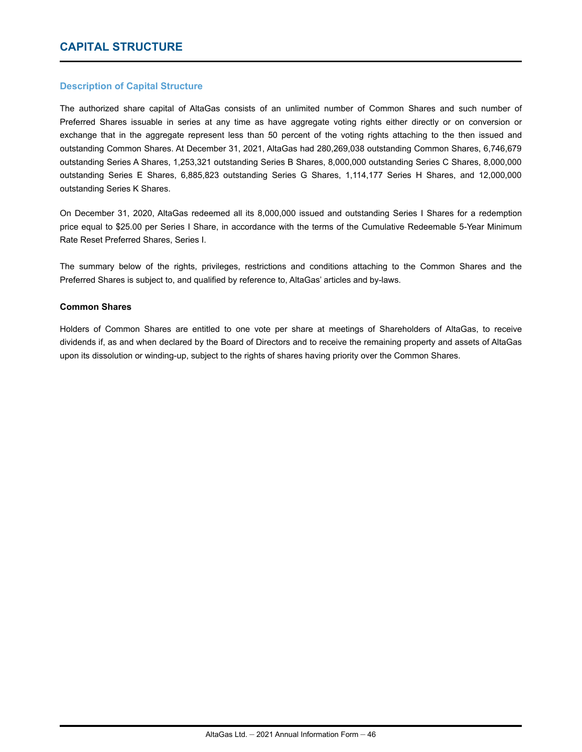# CAPITAL STRUCTURE

## Description of Capital Structure

The authorized share capital of AltaGas consists of an unlimited number of Common Shares and such number of Preferred Shares issuable in series at any time as have aggregate voting rights either directly or on conversion or exchange that in the aggregate represent less than 50 percent of the voting rights attaching to the then issued and outstanding Common Shares. At December 31, 2021, AltaGas had 280,269,038 outstanding Common Shares, 6,746,679 outstanding Series A Shares, 1,253,321 outstanding Series B Shares, 8,000,000 outstanding Series C Shares, 8,000,000 outstanding Series E Shares, 6,885,823 outstanding Series G Shares, 1,114,177 Series H Shares, and 12,000,000 outstanding Series K Shares.

On December 31, 2020, AltaGas redeemed all its 8,000,000 issued and outstanding Series I Shares for a redemption price equal to $25.00 per Series I Share, in accordance with the terms of the Cumulative Redeemable 5-Year Minimum Rate Reset Preferred Shares, Series I.

The summary below of the rights, privileges, restrictions and conditions attaching to the Common Shares and the Preferred Shares is subject to, and qualified by reference to, AltaGas' articles and by-laws.

### Common Shares

Holders of Common Shares are entitled to one vote per share at meetings of Shareholders of AltaGas, to receive dividends if, as and when declared by the Board of Directors and to receive the remaining property and assets of AltaGas upon its dissolution or winding-up, subject to the rights of shares having priority over the Common Shares.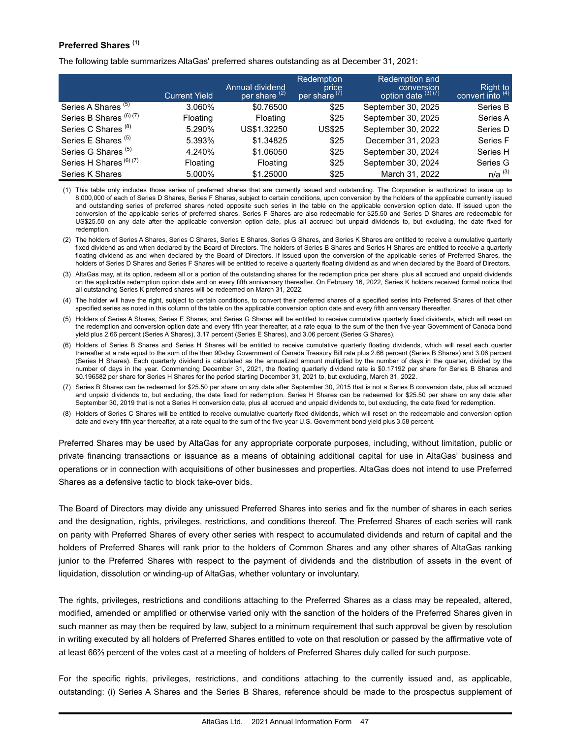### Preferred Shares [(1)]

The following table summarizes AltaGas' preferred shares outstanding as at December 31, 2021:

| | Current Yield | Annual dividend per share [(2)] | Redemption price per share [(7)] | Redemption and conversion option date [(3) (7)] | Right to convert into [(4)] |
|---|---|---|---|---|---|
| Series A Shares [(5)] | 3.060% | $0.76500 | $25 | September 30, 2025 | Series B |
| Series B Shares [(6) (7)] | Floating | Floating | $25 | September 30, 2025 | Series A |
| Series C Shares [(8)] | 5.290% | US$1.32250 | US$25 | September 30, 2022 | Series D |
| Series E Shares [(5)] | 5.393% | $1.34825 | $25 | December 31, 2023 | Series F |
| Series G Shares [(5)] | 4.240% | $1.06050 | $25 | September 30, 2024 | Series H |
| Series H Shares [(6) (7)] | Floating | Floating | $25 | September 30, 2024 | Series G |
| Series K Shares | 5.000% | $1.25000 | $25 | March 31, 2022 | n/a [(3)] |

(1) This table only includes those series of preferred shares that are currently issued and outstanding. The Corporation is authorized to issue up to 8,000,000 of each of Series D Shares, Series F Shares, subject to certain conditions, upon conversion by the holders of the applicable currently issued and outstanding series of preferred shares noted opposite such series in the table on the applicable conversion option date. If issued upon the conversion of the applicable series of preferred shares, Series F Shares are also redeemable for $25.50 and Series D Shares are redeemable for US$25.50 on any date after the applicable conversion option date, plus all accrued but unpaid dividends to, but excluding, the date fixed for redemption.

(2) The holders of Series A Shares, Series C Shares, Series E Shares, Series G Shares, and Series K Shares are entitled to receive a cumulative quarterly fixed dividend as and when declared by the Board of Directors. The holders of Series B Shares and Series H Shares are entitled to receive a quarterly floating dividend as and when declared by the Board of Directors. If issued upon the conversion of the applicable series of Preferred Shares, the holders of Series D Shares and Series F Shares will be entitled to receive a quarterly floating dividend as and when declared by the Board of Directors.

(3) AltaGas may, at its option, redeem all or a portion of the outstanding shares for the redemption price per share, plus all accrued and unpaid dividends on the applicable redemption option date and on every fifth anniversary thereafter. On February 16, 2022, Series K holders received formal notice that all outstanding Series K preferred shares will be redeemed on March 31, 2022.

(4) The holder will have the right, subject to certain conditions, to convert their preferred shares of a specified series into Preferred Shares of that other specified series as noted in this column of the table on the applicable conversion option date and every fifth anniversary thereafter.

(5) Holders of Series A Shares, Series E Shares, and Series G Shares will be entitled to receive cumulative quarterly fixed dividends, which will reset on the redemption and conversion option date and every fifth year thereafter, at a rate equal to the sum of the then five-year Government of Canada bond yield plus 2.66 percent (Series A Shares), 3.17 percent (Series E Shares), and 3.06 percent (Series G Shares).

(6) Holders of Series B Shares and Series H Shares will be entitled to receive cumulative quarterly floating dividends, which will reset each quarter thereafter at a rate equal to the sum of the then 90-day Government of Canada Treasury Bill rate plus 2.66 percent (Series B Shares) and 3.06 percent (Series H Shares). Each quarterly dividend is calculated as the annualized amount multiplied by the number of days in the quarter, divided by the number of days in the year. Commencing December 31, 2021, the floating quarterly dividend rate is $0.17192 per share for Series B Shares and $0.196582 per share for Series H Shares for the period starting December 31, 2021 to, but excluding, March 31, 2022.

(7) Series B Shares can be redeemed for $25.50 per share on any date after September 30, 2015 that is not a Series B conversion date, plus all accrued and unpaid dividends to, but excluding, the date fixed for redemption. Series H Shares can be redeemed for $25.50 per share on any date after September 30, 2019 that is not a Series H conversion date, plus all accrued and unpaid dividends to, but excluding, the date fixed for redemption.

(8) Holders of Series C Shares will be entitled to receive cumulative quarterly fixed dividends, which will reset on the redeemable and conversion option date and every fifth year thereafter, at a rate equal to the sum of the five-year U.S. Government bond yield plus 3.58 percent.

Preferred Shares may be used by AltaGas for any appropriate corporate purposes, including, without limitation, public or private financing transactions or issuance as a means of obtaining additional capital for use in AltaGas' business and operations or in connection with acquisitions of other businesses and properties. AltaGas does not intend to use Preferred Shares as a defensive tactic to block take-over bids.

The Board of Directors may divide any unissued Preferred Shares into series and fix the number of shares in each series and the designation, rights, privileges, restrictions, and conditions thereof. The Preferred Shares of each series will rank on parity with Preferred Shares of every other series with respect to accumulated dividends and return of capital and the holders of Preferred Shares will rank prior to the holders of Common Shares and any other shares of AltaGas ranking junior to the Preferred Shares with respect to the payment of dividends and the distribution of assets in the event of liquidation, dissolution or winding-up of AltaGas, whether voluntary or involuntary.

The rights, privileges, restrictions and conditions attaching to the Preferred Shares as a class may be repealed, altered, modified, amended or amplified or otherwise varied only with the sanction of the holders of the Preferred Shares given in such manner as may then be required by law, subject to a minimum requirement that such approval be given by resolution in writing executed by all holders of Preferred Shares entitled to vote on that resolution or passed by the affirmative vote of at least 66⅔ percent of the votes cast at a meeting of holders of Preferred Shares duly called for such purpose.

For the specific rights, privileges, restrictions, and conditions attaching to the currently issued and, as applicable, outstanding: (i) Series A Shares and the Series B Shares, reference should be made to the prospectus supplement of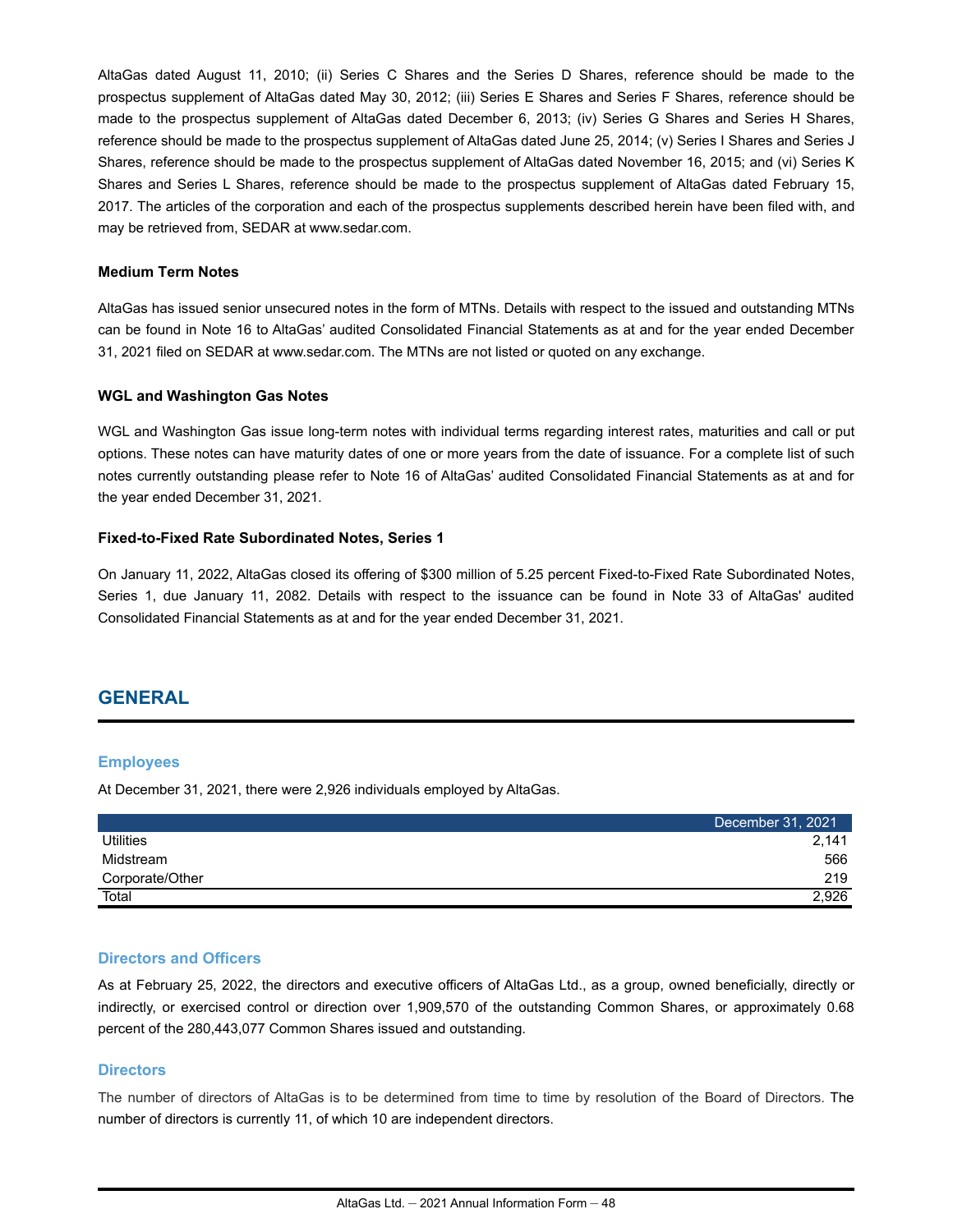AltaGas dated August 11, 2010; (ii) Series C Shares and the Series D Shares, reference should be made to the prospectus supplement of AltaGas dated May 30, 2012; (iii) Series E Shares and Series F Shares, reference should be made to the prospectus supplement of AltaGas dated December 6, 2013; (iv) Series G Shares and Series H Shares, reference should be made to the prospectus supplement of AltaGas dated June 25, 2014; (v) Series I Shares and Series J Shares, reference should be made to the prospectus supplement of AltaGas dated November 16, 2015; and (vi) Series K Shares and Series L Shares, reference should be made to the prospectus supplement of AltaGas dated February 15, 2017. The articles of the corporation and each of the prospectus supplements described herein have been filed with, and may be retrieved from, SEDAR at www.sedar.com.

**Medium Term Notes**

AltaGas has issued senior unsecured notes in the form of MTNs. Details with respect to the issued and outstanding MTNs can be found in Note 16 to AltaGas' audited Consolidated Financial Statements as at and for the year ended December 31, 2021 filed on SEDAR at www.sedar.com. The MTNs are not listed or quoted on any exchange.

**WGL and Washington Gas Notes**

WGL and Washington Gas issue long-term notes with individual terms regarding interest rates, maturities and call or put options. These notes can have maturity dates of one or more years from the date of issuance. For a complete list of such notes currently outstanding please refer to Note 16 of AltaGas' audited Consolidated Financial Statements as at and for the year ended December 31, 2021.

**Fixed-to-Fixed Rate Subordinated Notes, Series 1**

On January 11, 2022, AltaGas closed its offering of $300 million of 5.25 percent Fixed-to-Fixed Rate Subordinated Notes, Series 1, due January 11, 2082. Details with respect to the issuance can be found in Note 33 of AltaGas' audited Consolidated Financial Statements as at and for the year ended December 31, 2021.

## GENERAL

### Employees

At December 31, 2021, there were 2,926 individuals employed by AltaGas.

| | December 31, 2021 |
|---|---:|
| Utilities | 2,141 |
| Midstream | 566 |
| Corporate/Other | 219 |
| Total | 2,926 |

### Directors and Officers

As at February 25, 2022, the directors and executive officers of AltaGas Ltd., as a group, owned beneficially, directly or indirectly, or exercised control or direction over 1,909,570 of the outstanding Common Shares, or approximately 0.68 percent of the 280,443,077 Common Shares issued and outstanding.

### Directors

The number of directors of AltaGas is to be determined from time to time by resolution of the Board of Directors. The number of directors is currently 11, of which 10 are independent directors.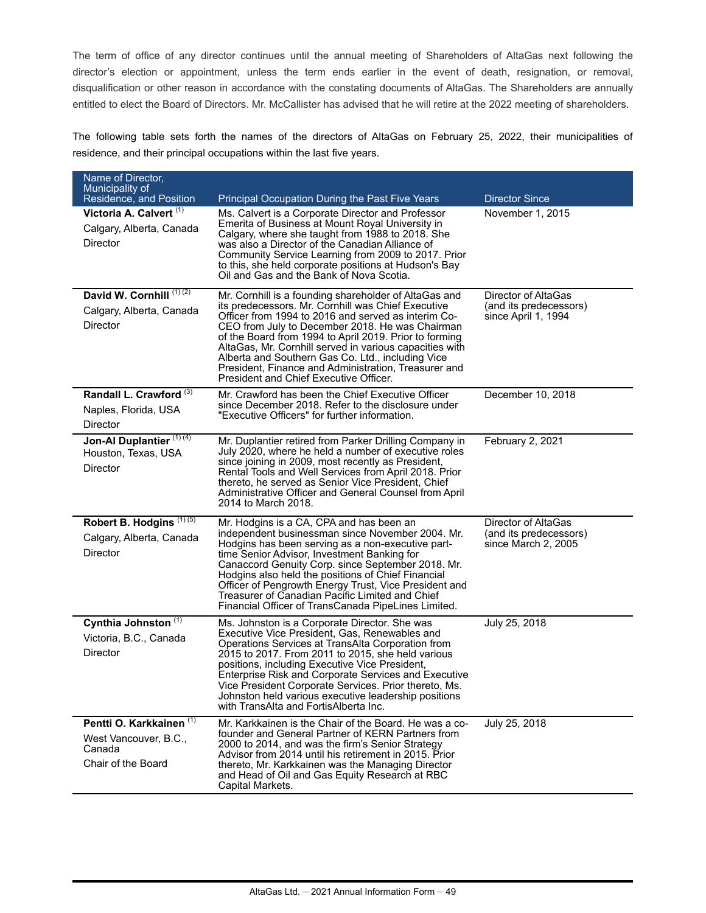The term of office of any director continues until the annual meeting of Shareholders of AltaGas next following the director's election or appointment, unless the term ends earlier in the event of death, resignation, or removal, disqualification or other reason in accordance with the constating documents of AltaGas. The Shareholders are annually entitled to elect the Board of Directors. Mr. McCallister has advised that he will retire at the 2022 meeting of shareholders.

The following table sets forth the names of the directors of AltaGas on February 25, 2022, their municipalities of residence, and their principal occupations within the last five years.

| Name of Director, Municipality of Residence, and Position | Principal Occupation During the Past Five Years | Director Since |
|---|---|---|
| **Victoria A. Calvert** (1)<br>Calgary, Alberta, Canada<br>Director | Ms. Calvert is a Corporate Director and Professor Emerita of Business at Mount Royal University in Calgary, where she taught from 1988 to 2018. She was also a Director of the Canadian Alliance of Community Service Learning from 2009 to 2017. Prior to this, she held corporate positions at Hudson's Bay Oil and Gas and the Bank of Nova Scotia. | November 1, 2015 |
| **David W. Cornhill** (1) (2)<br>Calgary, Alberta, Canada<br>Director | Mr. Cornhill is a founding shareholder of AltaGas and its predecessors. Mr. Cornhill was Chief Executive Officer from 1994 to 2016 and served as interim Co-CEO from July to December 2018. He was Chairman of the Board from 1994 to April 2019. Prior to forming AltaGas, Mr. Cornhill served in various capacities with Alberta and Southern Gas Co. Ltd., including Vice President, Finance and Administration, Treasurer and President and Chief Executive Officer. | Director of AltaGas (and its predecessors) since April 1, 1994 |
| **Randall L. Crawford** (3)<br>Naples, Florida, USA<br>Director | Mr. Crawford has been the Chief Executive Officer since December 2018. Refer to the disclosure under "Executive Officers" for further information. | December 10, 2018 |
| **Jon-Al Duplantier** (1) (4)<br>Houston, Texas, USA<br>Director | Mr. Duplantier retired from Parker Drilling Company in July 2020, where he held a number of executive roles since joining in 2009, most recently as President, Rental Tools and Well Services from April 2018. Prior thereto, he served as Senior Vice President, Chief Administrative Officer and General Counsel from April 2014 to March 2018. | February 2, 2021 |
| **Robert B. Hodgins** (1) (5)<br>Calgary, Alberta, Canada<br>Director | Mr. Hodgins is a CA, CPA and has been an independent businessman since November 2004. Mr. Hodgins has been serving as a non-executive part-time Senior Advisor, Investment Banking for Canaccord Genuity Corp. since September 2018. Mr. Hodgins also held the positions of Chief Financial Officer of Pengrowth Energy Trust, Vice President and Treasurer of Canadian Pacific Limited and Chief Financial Officer of TransCanada PipeLines Limited. | Director of AltaGas (and its predecessors) since March 2, 2005 |
| **Cynthia Johnston** (1)<br>Victoria, B.C., Canada<br>Director | Ms. Johnston is a Corporate Director. She was Executive Vice President, Gas, Renewables and Operations Services at TransAlta Corporation from 2015 to 2017. From 2011 to 2015, she held various positions, including Executive Vice President, Enterprise Risk and Corporate Services and Executive Vice President Corporate Services. Prior thereto, Ms. Johnston held various executive leadership positions with TransAlta and FortisAlberta Inc. | July 25, 2018 |
| **Pentti O. Karkkainen** (1)<br>West Vancouver, B.C., Canada<br>Chair of the Board | Mr. Karkkainen is the Chair of the Board. He was a co-founder and General Partner of KERN Partners from 2000 to 2014, and was the firm's Senior Strategy Advisor from 2014 until his retirement in 2015. Prior thereto, Mr. Karkkainen was the Managing Director and Head of Oil and Gas Equity Research at RBC Capital Markets. | July 25, 2018 |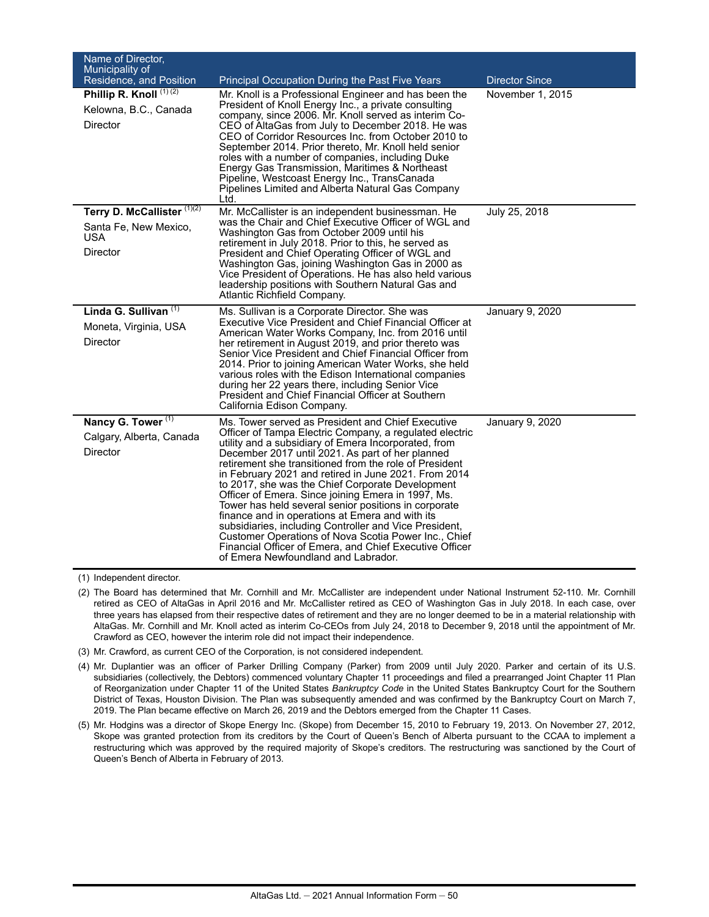| Name of Director, Municipality of Residence, and Position | Principal Occupation During the Past Five Years | Director Since |
|---|---|---|
| **Phillip R. Knoll** (1) (2)<br>Kelowna, B.C., Canada<br>Director | Mr. Knoll is a Professional Engineer and has been the President of Knoll Energy Inc., a private consulting company, since 2006. Mr. Knoll served as interim Co-CEO of AltaGas from July to December 2018. He was CEO of Corridor Resources Inc. from October 2010 to September 2014. Prior thereto, Mr. Knoll held senior roles with a number of companies, including Duke Energy Gas Transmission, Maritimes & Northeast Pipeline, Westcoast Energy Inc., TransCanada Pipelines Limited and Alberta Natural Gas Company Ltd. | November 1, 2015 |
| **Terry D. McCallister** (1)(2)<br>Santa Fe, New Mexico, USA<br>Director | Mr. McCallister is an independent businessman. He was the Chair and Chief Executive Officer of WGL and Washington Gas from October 2009 until his retirement in July 2018. Prior to this, he served as President and Chief Operating Officer of WGL and Washington Gas, joining Washington Gas in 2000 as Vice President of Operations. He has also held various leadership positions with Southern Natural Gas and Atlantic Richfield Company. | July 25, 2018 |
| **Linda G. Sullivan** (1)<br>Moneta, Virginia, USA<br>Director | Ms. Sullivan is a Corporate Director. She was Executive Vice President and Chief Financial Officer at American Water Works Company, Inc. from 2016 until her retirement in August 2019, and prior thereto was Senior Vice President and Chief Financial Officer from 2014. Prior to joining American Water Works, she held various roles with the Edison International companies during her 22 years there, including Senior Vice President and Chief Financial Officer at Southern California Edison Company. | January 9, 2020 |
| **Nancy G. Tower** (1)<br>Calgary, Alberta, Canada<br>Director | Ms. Tower served as President and Chief Executive Officer of Tampa Electric Company, a regulated electric utility and a subsidiary of Emera Incorporated, from December 2017 until 2021. As part of her planned retirement she transitioned from the role of President in February 2021 and retired in June 2021. From 2014 to 2017, she was the Chief Corporate Development Officer of Emera. Since joining Emera in 1997, Ms. Tower has held several senior positions in corporate finance and in operations at Emera and with its subsidiaries, including Controller and Vice President, Customer Operations of Nova Scotia Power Inc., Chief Financial Officer of Emera, and Chief Executive Officer of Emera Newfoundland and Labrador. | January 9, 2020 |

(1) Independent director.

(2) The Board has determined that Mr. Cornhill and Mr. McCallister are independent under National Instrument 52-110. Mr. Cornhill retired as CEO of AltaGas in April 2016 and Mr. McCallister retired as CEO of Washington Gas in July 2018. In each case, over three years has elapsed from their respective dates of retirement and they are no longer deemed to be in a material relationship with AltaGas. Mr. Cornhill and Mr. Knoll acted as interim Co-CEOs from July 24, 2018 to December 9, 2018 until the appointment of Mr. Crawford as CEO, however the interim role did not impact their independence.

(3) Mr. Crawford, as current CEO of the Corporation, is not considered independent.

(4) Mr. Duplantier was an officer of Parker Drilling Company (Parker) from 2009 until July 2020. Parker and certain of its U.S. subsidiaries (collectively, the Debtors) commenced voluntary Chapter 11 proceedings and filed a prearranged Joint Chapter 11 Plan of Reorganization under Chapter 11 of the United States *Bankruptcy Code* in the United States Bankruptcy Court for the Southern District of Texas, Houston Division. The Plan was subsequently amended and was confirmed by the Bankruptcy Court on March 7, 2019. The Plan became effective on March 26, 2019 and the Debtors emerged from the Chapter 11 Cases.

(5) Mr. Hodgins was a director of Skope Energy Inc. (Skope) from December 15, 2010 to February 19, 2013. On November 27, 2012, Skope was granted protection from its creditors by the Court of Queen's Bench of Alberta pursuant to the CCAA to implement a restructuring which was approved by the required majority of Skope's creditors. The restructuring was sanctioned by the Court of Queen's Bench of Alberta in February of 2013.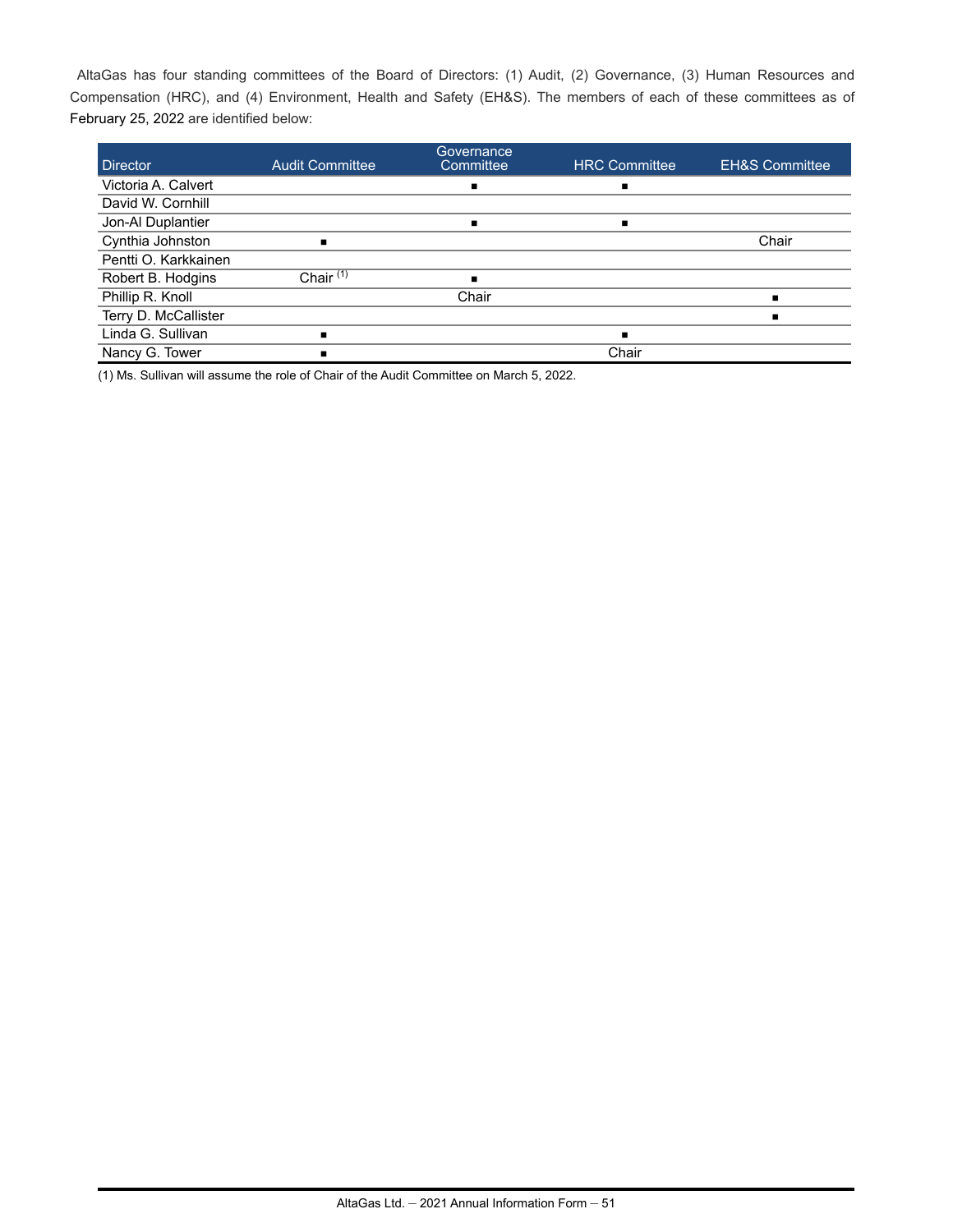AltaGas has four standing committees of the Board of Directors: (1) Audit, (2) Governance, (3) Human Resources and Compensation (HRC), and (4) Environment, Health and Safety (EH&S). The members of each of these committees as of February 25, 2022 are identified below:

| Director | Audit Committee | Governance Committee | HRC Committee | EH&S Committee |
|---|---|---|---|---|
| Victoria A. Calvert | | ■ | ■ | |
| David W. Cornhill | | | | |
| Jon-Al Duplantier | | ■ | ■ | |
| Cynthia Johnston | ■ | | | Chair |
| Pentti O. Karkkainen | | | | |
| Robert B. Hodgins | Chair [(1)] | ■ | | |
| Phillip R. Knoll | | Chair | | ■ |
| Terry D. McCallister | | | | ■ |
| Linda G. Sullivan | ■ | | ■ | |
| Nancy G. Tower | ■ | | Chair | |

(1) Ms. Sullivan will assume the role of Chair of the Audit Committee on March 5, 2022.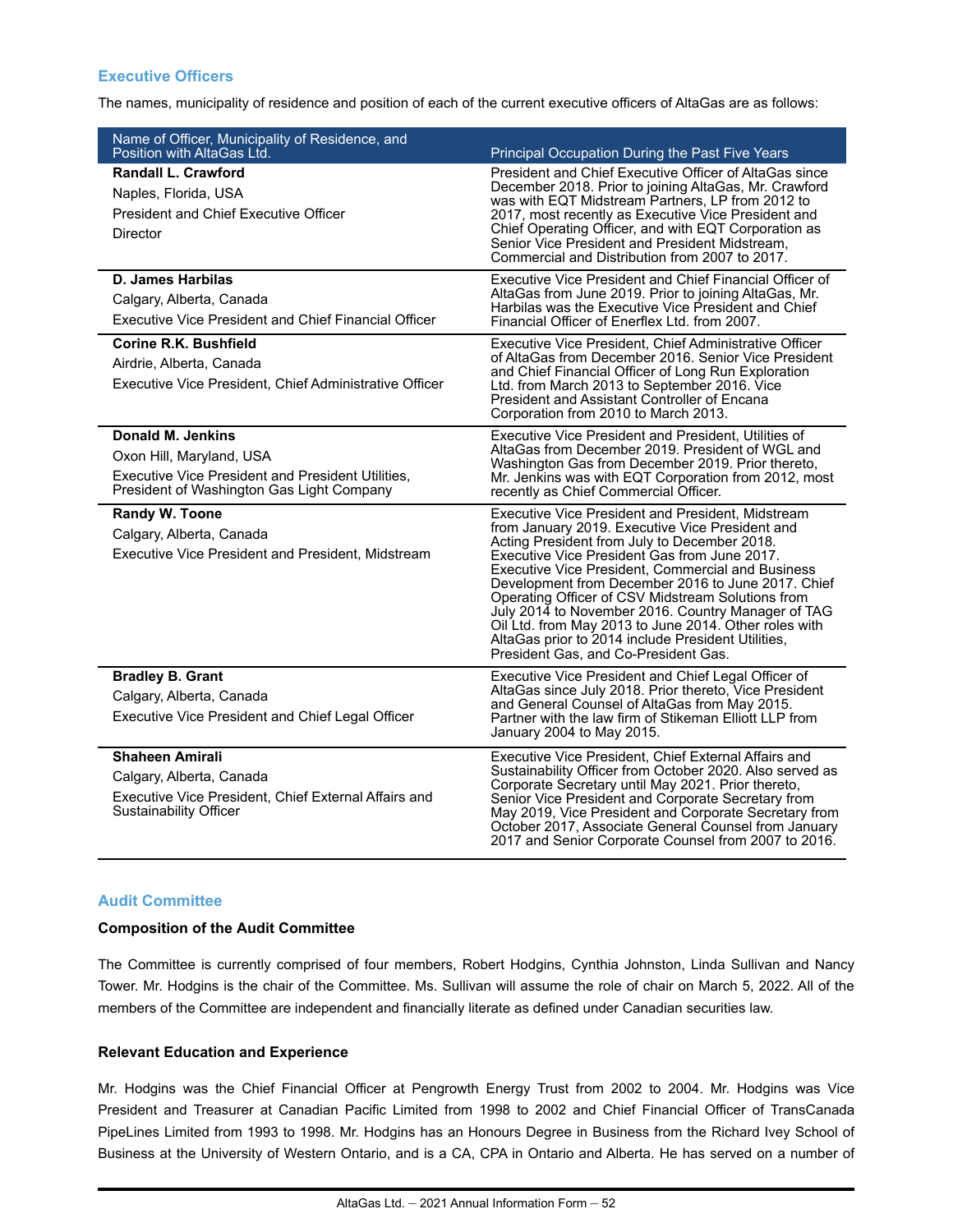## Executive Officers

The names, municipality of residence and position of each of the current executive officers of AltaGas are as follows:

| Name of Officer, Municipality of Residence, and Position with AltaGas Ltd. | Principal Occupation During the Past Five Years |
|---|---|
| **Randall L. Crawford**<br>Naples, Florida, USA<br>President and Chief Executive Officer<br>Director | President and Chief Executive Officer of AltaGas since December 2018. Prior to joining AltaGas, Mr. Crawford was with EQT Midstream Partners, LP from 2012 to 2017, most recently as Executive Vice President and Chief Operating Officer, and with EQT Corporation as Senior Vice President and President Midstream, Commercial and Distribution from 2007 to 2017. |
| **D. James Harbilas**<br>Calgary, Alberta, Canada<br>Executive Vice President and Chief Financial Officer | Executive Vice President and Chief Financial Officer of AltaGas from June 2019. Prior to joining AltaGas, Mr. Harbilas was the Executive Vice President and Chief Financial Officer of Enerflex Ltd. from 2007. |
| **Corine R.K. Bushfield**<br>Airdrie, Alberta, Canada<br>Executive Vice President, Chief Administrative Officer | Executive Vice President, Chief Administrative Officer of AltaGas from December 2016. Senior Vice President and Chief Financial Officer of Long Run Exploration Ltd. from March 2013 to September 2016. Vice President and Assistant Controller of Encana Corporation from 2010 to March 2013. |
| **Donald M. Jenkins**<br>Oxon Hill, Maryland, USA<br>Executive Vice President and President Utilities, President of Washington Gas Light Company | Executive Vice President and President, Utilities of AltaGas from December 2019. President of WGL and Washington Gas from December 2019. Prior thereto, Mr. Jenkins was with EQT Corporation from 2012, most recently as Chief Commercial Officer. |
| **Randy W. Toone**<br>Calgary, Alberta, Canada<br>Executive Vice President and President, Midstream | Executive Vice President and President, Midstream from January 2019. Executive Vice President and Acting President from July to December 2018. Executive Vice President Gas from June 2017. Executive Vice President, Commercial and Business Development from December 2016 to June 2017. Chief Operating Officer of CSV Midstream Solutions from July 2014 to November 2016. Country Manager of TAG Oil Ltd. from May 2013 to June 2014. Other roles with AltaGas prior to 2014 include President Utilities, President Gas, and Co-President Gas. |
| **Bradley B. Grant**<br>Calgary, Alberta, Canada<br>Executive Vice President and Chief Legal Officer | Executive Vice President and Chief Legal Officer of AltaGas since July 2018. Prior thereto, Vice President and General Counsel of AltaGas from May 2015. Partner with the law firm of Stikeman Elliott LLP from January 2004 to May 2015. |
| **Shaheen Amirali**<br>Calgary, Alberta, Canada<br>Executive Vice President, Chief External Affairs and Sustainability Officer | Executive Vice President, Chief External Affairs and Sustainability Officer from October 2020. Also served as Corporate Secretary until May 2021. Prior thereto, Senior Vice President and Corporate Secretary from May 2019, Vice President and Corporate Secretary from October 2017, Associate General Counsel from January 2017 and Senior Corporate Counsel from 2007 to 2016. |

## Audit Committee

### Composition of the Audit Committee

The Committee is currently comprised of four members, Robert Hodgins, Cynthia Johnston, Linda Sullivan and Nancy Tower. Mr. Hodgins is the chair of the Committee. Ms. Sullivan will assume the role of chair on March 5, 2022. All of the members of the Committee are independent and financially literate as defined under Canadian securities law.

### Relevant Education and Experience

Mr. Hodgins was the Chief Financial Officer at Pengrowth Energy Trust from 2002 to 2004. Mr. Hodgins was Vice President and Treasurer at Canadian Pacific Limited from 1998 to 2002 and Chief Financial Officer of TransCanada PipeLines Limited from 1993 to 1998. Mr. Hodgins has an Honours Degree in Business from the Richard Ivey School of Business at the University of Western Ontario, and is a CA, CPA in Ontario and Alberta. He has served on a number of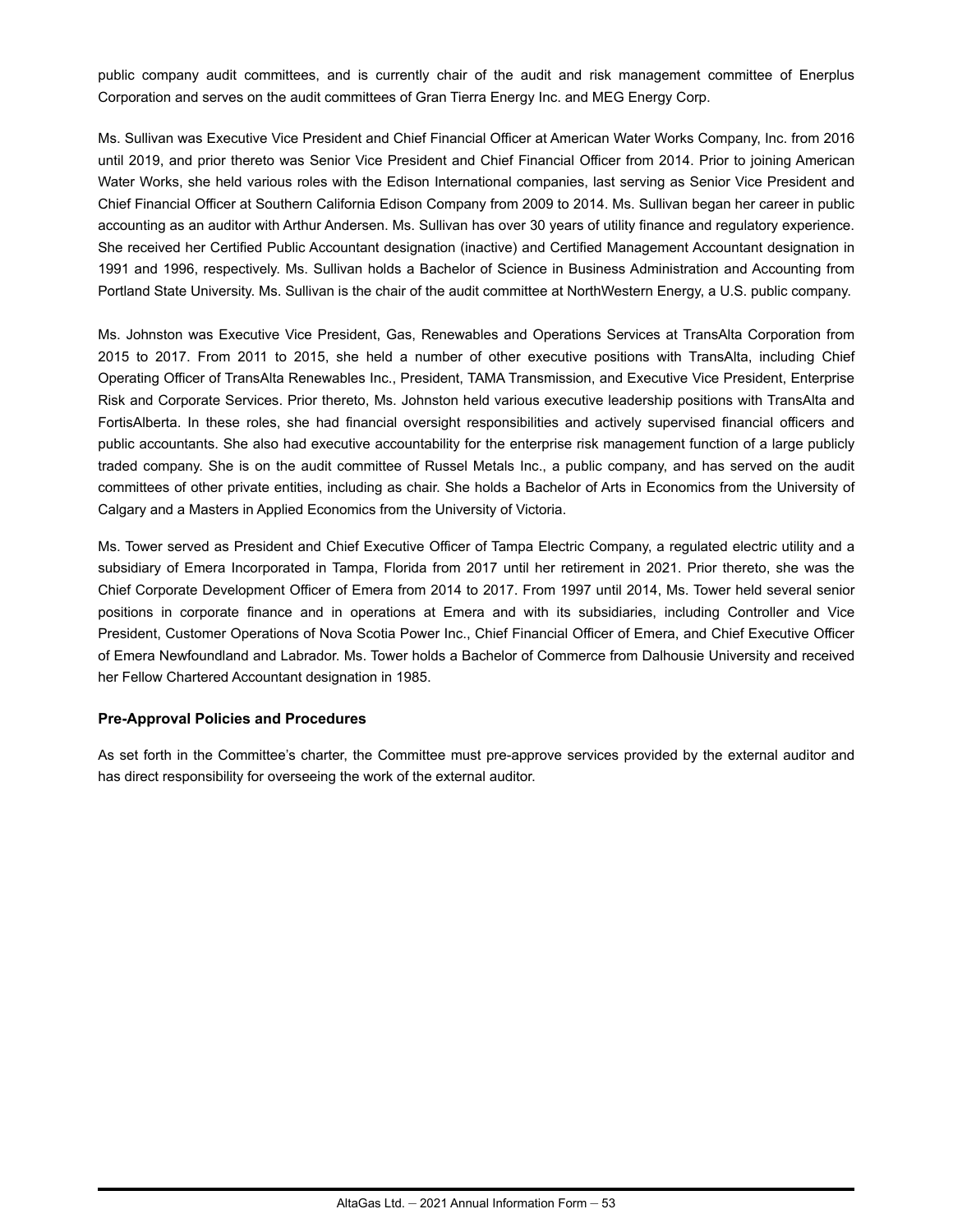public company audit committees, and is currently chair of the audit and risk management committee of Enerplus Corporation and serves on the audit committees of Gran Tierra Energy Inc. and MEG Energy Corp.

Ms. Sullivan was Executive Vice President and Chief Financial Officer at American Water Works Company, Inc. from 2016 until 2019, and prior thereto was Senior Vice President and Chief Financial Officer from 2014. Prior to joining American Water Works, she held various roles with the Edison International companies, last serving as Senior Vice President and Chief Financial Officer at Southern California Edison Company from 2009 to 2014. Ms. Sullivan began her career in public accounting as an auditor with Arthur Andersen. Ms. Sullivan has over 30 years of utility finance and regulatory experience. She received her Certified Public Accountant designation (inactive) and Certified Management Accountant designation in 1991 and 1996, respectively. Ms. Sullivan holds a Bachelor of Science in Business Administration and Accounting from Portland State University. Ms. Sullivan is the chair of the audit committee at NorthWestern Energy, a U.S. public company.

Ms. Johnston was Executive Vice President, Gas, Renewables and Operations Services at TransAlta Corporation from 2015 to 2017. From 2011 to 2015, she held a number of other executive positions with TransAlta, including Chief Operating Officer of TransAlta Renewables Inc., President, TAMA Transmission, and Executive Vice President, Enterprise Risk and Corporate Services. Prior thereto, Ms. Johnston held various executive leadership positions with TransAlta and FortisAlberta. In these roles, she had financial oversight responsibilities and actively supervised financial officers and public accountants. She also had executive accountability for the enterprise risk management function of a large publicly traded company. She is on the audit committee of Russel Metals Inc., a public company, and has served on the audit committees of other private entities, including as chair. She holds a Bachelor of Arts in Economics from the University of Calgary and a Masters in Applied Economics from the University of Victoria.

Ms. Tower served as President and Chief Executive Officer of Tampa Electric Company, a regulated electric utility and a subsidiary of Emera Incorporated in Tampa, Florida from 2017 until her retirement in 2021. Prior thereto, she was the Chief Corporate Development Officer of Emera from 2014 to 2017. From 1997 until 2014, Ms. Tower held several senior positions in corporate finance and in operations at Emera and with its subsidiaries, including Controller and Vice President, Customer Operations of Nova Scotia Power Inc., Chief Financial Officer of Emera, and Chief Executive Officer of Emera Newfoundland and Labrador. Ms. Tower holds a Bachelor of Commerce from Dalhousie University and received her Fellow Chartered Accountant designation in 1985.

#### Pre-Approval Policies and Procedures

As set forth in the Committee's charter, the Committee must pre-approve services provided by the external auditor and has direct responsibility for overseeing the work of the external auditor.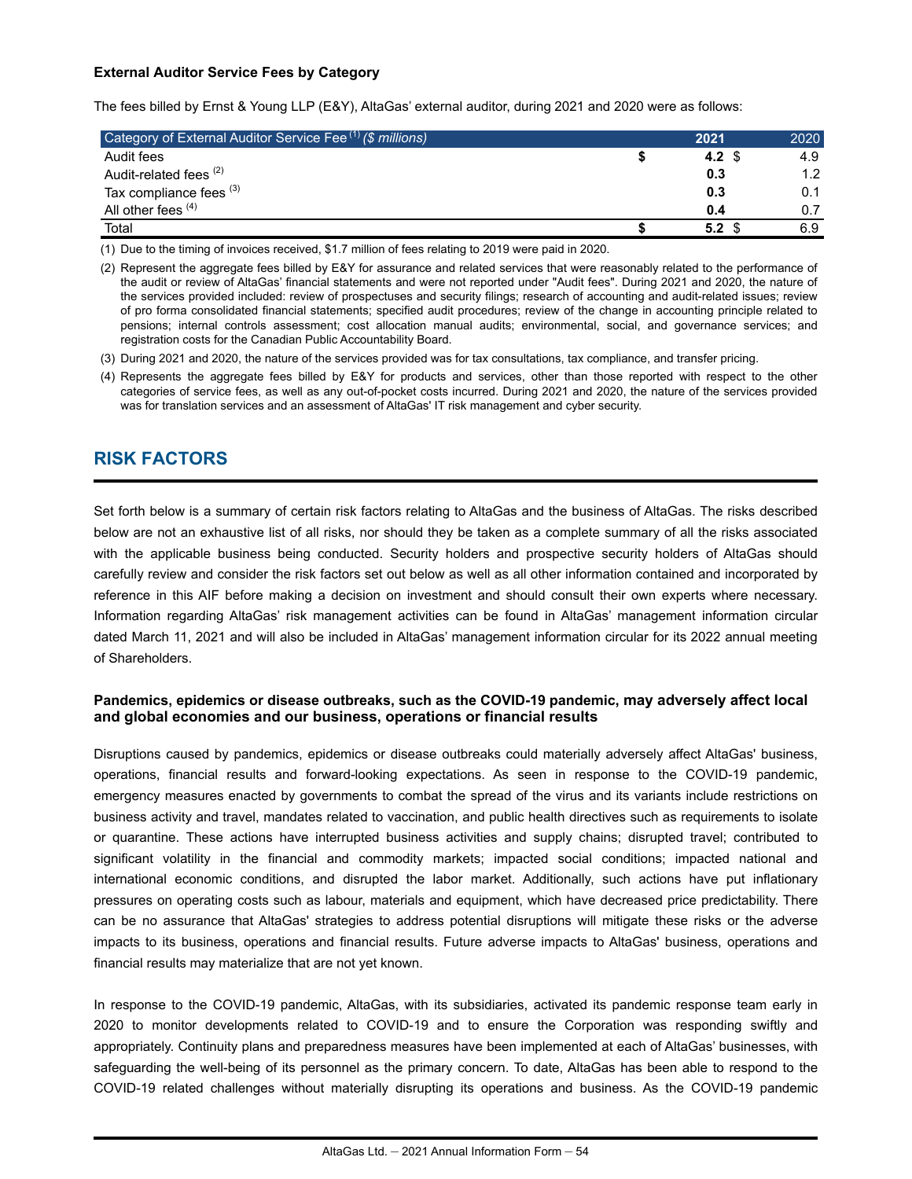**External Auditor Service Fees by Category**

The fees billed by Ernst & Young LLP (E&Y), AltaGas' external auditor, during 2021 and 2020 were as follows:

| Category of External Auditor Service Fee [(1)] *($ millions)* | 2021 | 2020 |
|---|---|---|
| Audit fees | **$ 4.2** | $ 4.9 |
| Audit-related fees [(2)] | **0.3** | 1.2 |
| Tax compliance fees [(3)] | **0.3** | 0.1 |
| All other fees [(4)] | **0.4** | 0.7 |
| Total | **$ 5.2** | $ 6.9 |

(1) Due to the timing of invoices received, $1.7 million of fees relating to 2019 were paid in 2020.

(2) Represent the aggregate fees billed by E&Y for assurance and related services that were reasonably related to the performance of the audit or review of AltaGas' financial statements and were not reported under "Audit fees". During 2021 and 2020, the nature of the services provided included: review of prospectuses and security filings; research of accounting and audit-related issues; review of pro forma consolidated financial statements; specified audit procedures; review of the change in accounting principle related to pensions; internal controls assessment; cost allocation manual audits; environmental, social, and governance services; and registration costs for the Canadian Public Accountability Board.

(3) During 2021 and 2020, the nature of the services provided was for tax consultations, tax compliance, and transfer pricing.

(4) Represents the aggregate fees billed by E&Y for products and services, other than those reported with respect to the other categories of service fees, as well as any out-of-pocket costs incurred. During 2021 and 2020, the nature of the services provided was for translation services and an assessment of AltaGas' IT risk management and cyber security.

## RISK FACTORS

Set forth below is a summary of certain risk factors relating to AltaGas and the business of AltaGas. The risks described below are not an exhaustive list of all risks, nor should they be taken as a complete summary of all the risks associated with the applicable business being conducted. Security holders and prospective security holders of AltaGas should carefully review and consider the risk factors set out below as well as all other information contained and incorporated by reference in this AIF before making a decision on investment and should consult their own experts where necessary. Information regarding AltaGas' risk management activities can be found in AltaGas' management information circular dated March 11, 2021 and will also be included in AltaGas' management information circular for its 2022 annual meeting of Shareholders.

### Pandemics, epidemics or disease outbreaks, such as the COVID-19 pandemic, may adversely affect local and global economies and our business, operations or financial results

Disruptions caused by pandemics, epidemics or disease outbreaks could materially adversely affect AltaGas' business, operations, financial results and forward-looking expectations. As seen in response to the COVID-19 pandemic, emergency measures enacted by governments to combat the spread of the virus and its variants include restrictions on business activity and travel, mandates related to vaccination, and public health directives such as requirements to isolate or quarantine. These actions have interrupted business activities and supply chains; disrupted travel; contributed to significant volatility in the financial and commodity markets; impacted social conditions; impacted national and international economic conditions, and disrupted the labor market. Additionally, such actions have put inflationary pressures on operating costs such as labour, materials and equipment, which have decreased price predictability. There can be no assurance that AltaGas' strategies to address potential disruptions will mitigate these risks or the adverse impacts to its business, operations and financial results. Future adverse impacts to AltaGas' business, operations and financial results may materialize that are not yet known.

In response to the COVID-19 pandemic, AltaGas, with its subsidiaries, activated its pandemic response team early in 2020 to monitor developments related to COVID-19 and to ensure the Corporation was responding swiftly and appropriately. Continuity plans and preparedness measures have been implemented at each of AltaGas' businesses, with safeguarding the well-being of its personnel as the primary concern. To date, AltaGas has been able to respond to the COVID-19 related challenges without materially disrupting its operations and business. As the COVID-19 pandemic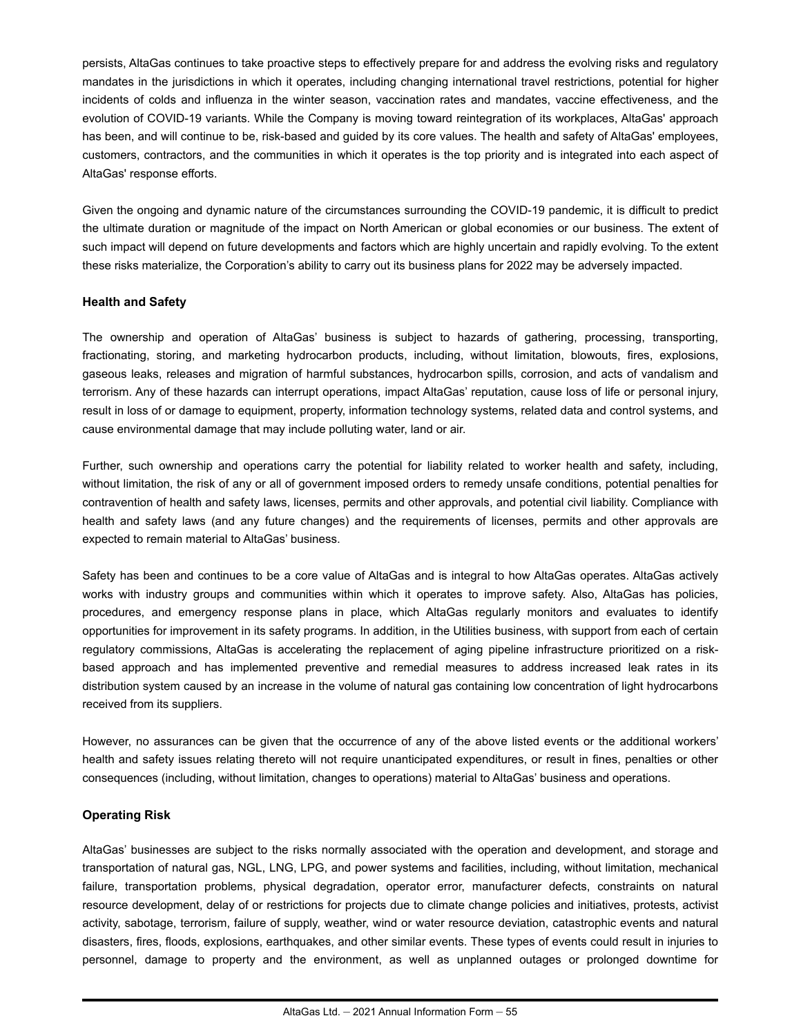persists, AltaGas continues to take proactive steps to effectively prepare for and address the evolving risks and regulatory mandates in the jurisdictions in which it operates, including changing international travel restrictions, potential for higher incidents of colds and influenza in the winter season, vaccination rates and mandates, vaccine effectiveness, and the evolution of COVID-19 variants. While the Company is moving toward reintegration of its workplaces, AltaGas' approach has been, and will continue to be, risk-based and guided by its core values. The health and safety of AltaGas' employees, customers, contractors, and the communities in which it operates is the top priority and is integrated into each aspect of AltaGas' response efforts.

Given the ongoing and dynamic nature of the circumstances surrounding the COVID-19 pandemic, it is difficult to predict the ultimate duration or magnitude of the impact on North American or global economies or our business. The extent of such impact will depend on future developments and factors which are highly uncertain and rapidly evolving. To the extent these risks materialize, the Corporation's ability to carry out its business plans for 2022 may be adversely impacted.

**Health and Safety**

The ownership and operation of AltaGas' business is subject to hazards of gathering, processing, transporting, fractionating, storing, and marketing hydrocarbon products, including, without limitation, blowouts, fires, explosions, gaseous leaks, releases and migration of harmful substances, hydrocarbon spills, corrosion, and acts of vandalism and terrorism. Any of these hazards can interrupt operations, impact AltaGas' reputation, cause loss of life or personal injury, result in loss of or damage to equipment, property, information technology systems, related data and control systems, and cause environmental damage that may include polluting water, land or air.

Further, such ownership and operations carry the potential for liability related to worker health and safety, including, without limitation, the risk of any or all of government imposed orders to remedy unsafe conditions, potential penalties for contravention of health and safety laws, licenses, permits and other approvals, and potential civil liability. Compliance with health and safety laws (and any future changes) and the requirements of licenses, permits and other approvals are expected to remain material to AltaGas' business.

Safety has been and continues to be a core value of AltaGas and is integral to how AltaGas operates. AltaGas actively works with industry groups and communities within which it operates to improve safety. Also, AltaGas has policies, procedures, and emergency response plans in place, which AltaGas regularly monitors and evaluates to identify opportunities for improvement in its safety programs. In addition, in the Utilities business, with support from each of certain regulatory commissions, AltaGas is accelerating the replacement of aging pipeline infrastructure prioritized on a risk-based approach and has implemented preventive and remedial measures to address increased leak rates in its distribution system caused by an increase in the volume of natural gas containing low concentration of light hydrocarbons received from its suppliers.

However, no assurances can be given that the occurrence of any of the above listed events or the additional workers' health and safety issues relating thereto will not require unanticipated expenditures, or result in fines, penalties or other consequences (including, without limitation, changes to operations) material to AltaGas' business and operations.

**Operating Risk**

AltaGas' businesses are subject to the risks normally associated with the operation and development, and storage and transportation of natural gas, NGL, LNG, LPG, and power systems and facilities, including, without limitation, mechanical failure, transportation problems, physical degradation, operator error, manufacturer defects, constraints on natural resource development, delay of or restrictions for projects due to climate change policies and initiatives, protests, activist activity, sabotage, terrorism, failure of supply, weather, wind or water resource deviation, catastrophic events and natural disasters, fires, floods, explosions, earthquakes, and other similar events. These types of events could result in injuries to personnel, damage to property and the environment, as well as unplanned outages or prolonged downtime for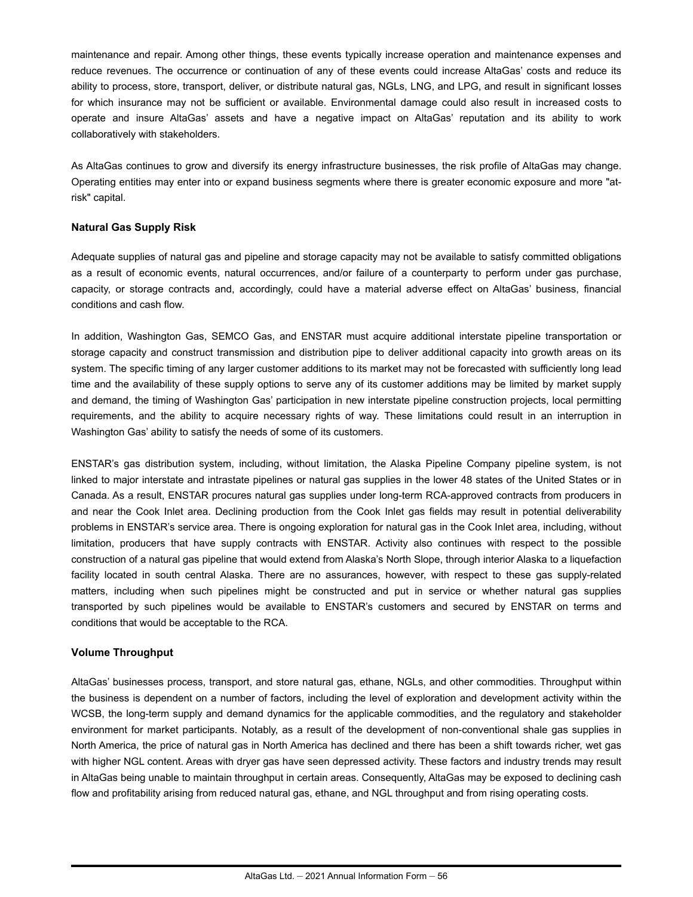maintenance and repair. Among other things, these events typically increase operation and maintenance expenses and reduce revenues. The occurrence or continuation of any of these events could increase AltaGas' costs and reduce its ability to process, store, transport, deliver, or distribute natural gas, NGLs, LNG, and LPG, and result in significant losses for which insurance may not be sufficient or available. Environmental damage could also result in increased costs to operate and insure AltaGas' assets and have a negative impact on AltaGas' reputation and its ability to work collaboratively with stakeholders.

As AltaGas continues to grow and diversify its energy infrastructure businesses, the risk profile of AltaGas may change. Operating entities may enter into or expand business segments where there is greater economic exposure and more "at-risk" capital.

**Natural Gas Supply Risk**

Adequate supplies of natural gas and pipeline and storage capacity may not be available to satisfy committed obligations as a result of economic events, natural occurrences, and/or failure of a counterparty to perform under gas purchase, capacity, or storage contracts and, accordingly, could have a material adverse effect on AltaGas' business, financial conditions and cash flow.

In addition, Washington Gas, SEMCO Gas, and ENSTAR must acquire additional interstate pipeline transportation or storage capacity and construct transmission and distribution pipe to deliver additional capacity into growth areas on its system. The specific timing of any larger customer additions to its market may not be forecasted with sufficiently long lead time and the availability of these supply options to serve any of its customer additions may be limited by market supply and demand, the timing of Washington Gas' participation in new interstate pipeline construction projects, local permitting requirements, and the ability to acquire necessary rights of way. These limitations could result in an interruption in Washington Gas' ability to satisfy the needs of some of its customers.

ENSTAR's gas distribution system, including, without limitation, the Alaska Pipeline Company pipeline system, is not linked to major interstate and intrastate pipelines or natural gas supplies in the lower 48 states of the United States or in Canada. As a result, ENSTAR procures natural gas supplies under long-term RCA-approved contracts from producers in and near the Cook Inlet area. Declining production from the Cook Inlet gas fields may result in potential deliverability problems in ENSTAR's service area. There is ongoing exploration for natural gas in the Cook Inlet area, including, without limitation, producers that have supply contracts with ENSTAR. Activity also continues with respect to the possible construction of a natural gas pipeline that would extend from Alaska's North Slope, through interior Alaska to a liquefaction facility located in south central Alaska. There are no assurances, however, with respect to these gas supply-related matters, including when such pipelines might be constructed and put in service or whether natural gas supplies transported by such pipelines would be available to ENSTAR's customers and secured by ENSTAR on terms and conditions that would be acceptable to the RCA.

**Volume Throughput**

AltaGas' businesses process, transport, and store natural gas, ethane, NGLs, and other commodities. Throughput within the business is dependent on a number of factors, including the level of exploration and development activity within the WCSB, the long-term supply and demand dynamics for the applicable commodities, and the regulatory and stakeholder environment for market participants. Notably, as a result of the development of non-conventional shale gas supplies in North America, the price of natural gas in North America has declined and there has been a shift towards richer, wet gas with higher NGL content. Areas with dryer gas have seen depressed activity. These factors and industry trends may result in AltaGas being unable to maintain throughput in certain areas. Consequently, AltaGas may be exposed to declining cash flow and profitability arising from reduced natural gas, ethane, and NGL throughput and from rising operating costs.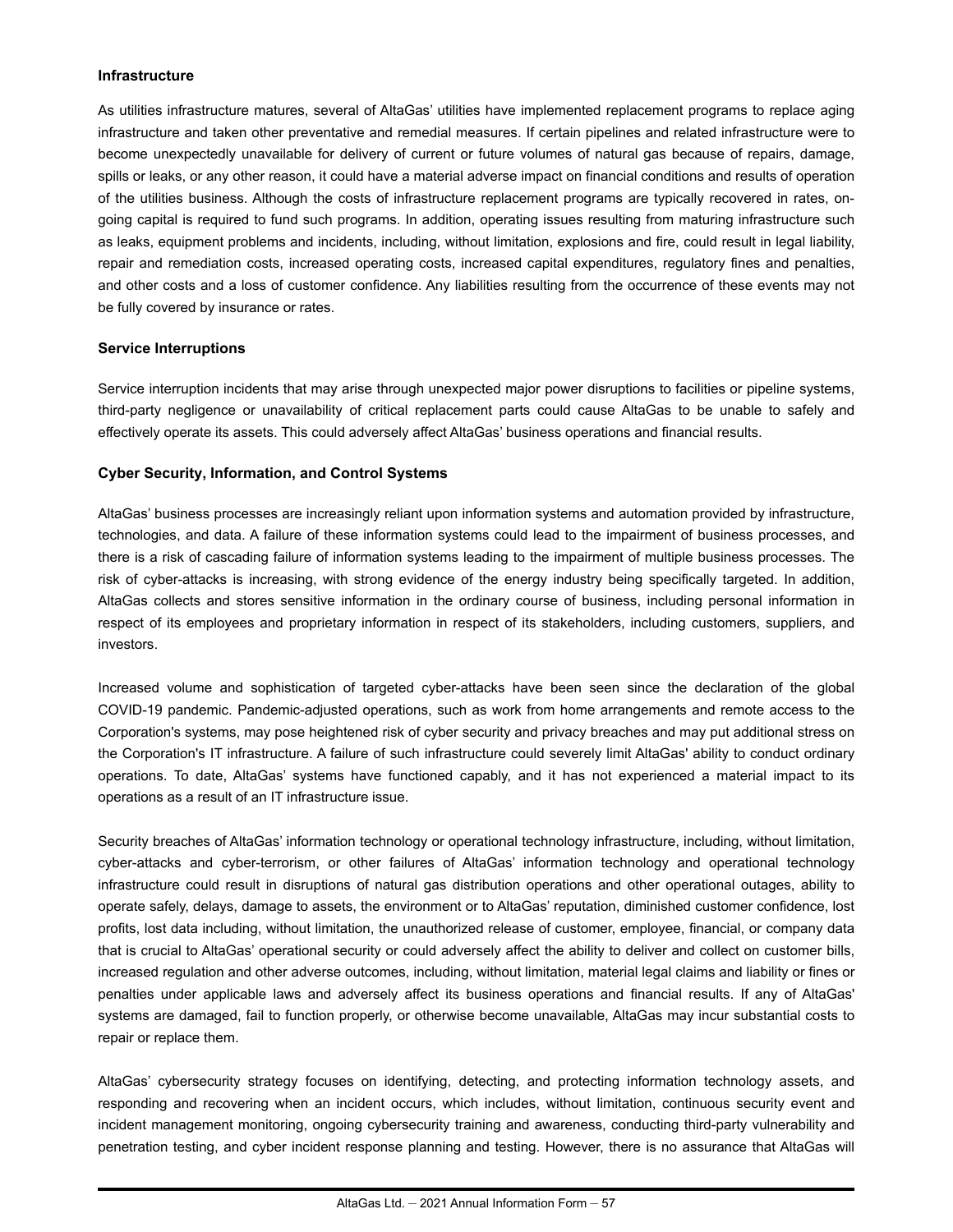### Infrastructure

As utilities infrastructure matures, several of AltaGas' utilities have implemented replacement programs to replace aging infrastructure and taken other preventative and remedial measures. If certain pipelines and related infrastructure were to become unexpectedly unavailable for delivery of current or future volumes of natural gas because of repairs, damage, spills or leaks, or any other reason, it could have a material adverse impact on financial conditions and results of operation of the utilities business. Although the costs of infrastructure replacement programs are typically recovered in rates, on-going capital is required to fund such programs. In addition, operating issues resulting from maturing infrastructure such as leaks, equipment problems and incidents, including, without limitation, explosions and fire, could result in legal liability, repair and remediation costs, increased operating costs, increased capital expenditures, regulatory fines and penalties, and other costs and a loss of customer confidence. Any liabilities resulting from the occurrence of these events may not be fully covered by insurance or rates.

### Service Interruptions

Service interruption incidents that may arise through unexpected major power disruptions to facilities or pipeline systems, third-party negligence or unavailability of critical replacement parts could cause AltaGas to be unable to safely and effectively operate its assets. This could adversely affect AltaGas' business operations and financial results.

### Cyber Security, Information, and Control Systems

AltaGas' business processes are increasingly reliant upon information systems and automation provided by infrastructure, technologies, and data. A failure of these information systems could lead to the impairment of business processes, and there is a risk of cascading failure of information systems leading to the impairment of multiple business processes. The risk of cyber-attacks is increasing, with strong evidence of the energy industry being specifically targeted. In addition, AltaGas collects and stores sensitive information in the ordinary course of business, including personal information in respect of its employees and proprietary information in respect of its stakeholders, including customers, suppliers, and investors.

Increased volume and sophistication of targeted cyber-attacks have been seen since the declaration of the global COVID-19 pandemic. Pandemic-adjusted operations, such as work from home arrangements and remote access to the Corporation's systems, may pose heightened risk of cyber security and privacy breaches and may put additional stress on the Corporation's IT infrastructure. A failure of such infrastructure could severely limit AltaGas' ability to conduct ordinary operations. To date, AltaGas' systems have functioned capably, and it has not experienced a material impact to its operations as a result of an IT infrastructure issue.

Security breaches of AltaGas' information technology or operational technology infrastructure, including, without limitation, cyber-attacks and cyber-terrorism, or other failures of AltaGas' information technology and operational technology infrastructure could result in disruptions of natural gas distribution operations and other operational outages, ability to operate safely, delays, damage to assets, the environment or to AltaGas' reputation, diminished customer confidence, lost profits, lost data including, without limitation, the unauthorized release of customer, employee, financial, or company data that is crucial to AltaGas' operational security or could adversely affect the ability to deliver and collect on customer bills, increased regulation and other adverse outcomes, including, without limitation, material legal claims and liability or fines or penalties under applicable laws and adversely affect its business operations and financial results. If any of AltaGas' systems are damaged, fail to function properly, or otherwise become unavailable, AltaGas may incur substantial costs to repair or replace them.

AltaGas' cybersecurity strategy focuses on identifying, detecting, and protecting information technology assets, and responding and recovering when an incident occurs, which includes, without limitation, continuous security event and incident management monitoring, ongoing cybersecurity training and awareness, conducting third-party vulnerability and penetration testing, and cyber incident response planning and testing. However, there is no assurance that AltaGas will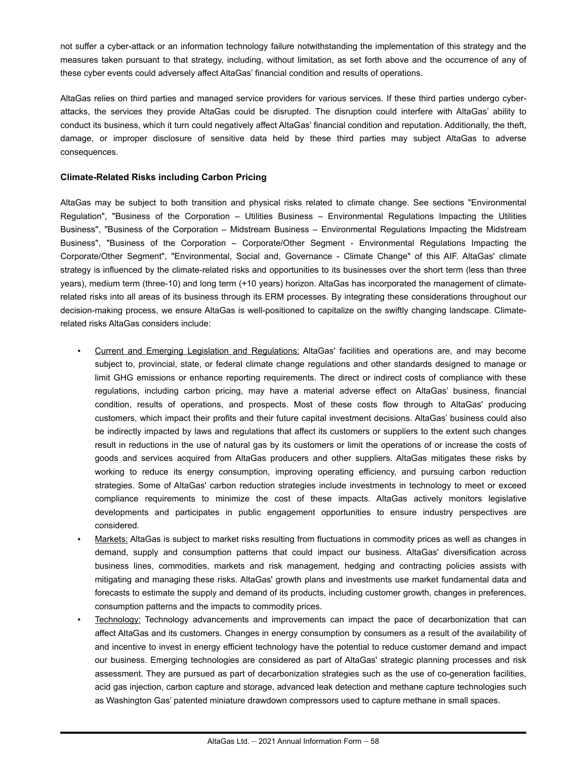not suffer a cyber-attack or an information technology failure notwithstanding the implementation of this strategy and the measures taken pursuant to that strategy, including, without limitation, as set forth above and the occurrence of any of these cyber events could adversely affect AltaGas' financial condition and results of operations.

AltaGas relies on third parties and managed service providers for various services. If these third parties undergo cyber-attacks, the services they provide AltaGas could be disrupted. The disruption could interfere with AltaGas' ability to conduct its business, which it turn could negatively affect AltaGas' financial condition and reputation. Additionally, the theft, damage, or improper disclosure of sensitive data held by these third parties may subject AltaGas to adverse consequences.

**Climate-Related Risks including Carbon Pricing**

AltaGas may be subject to both transition and physical risks related to climate change. See sections "Environmental Regulation", "Business of the Corporation – Utilities Business – Environmental Regulations Impacting the Utilities Business", "Business of the Corporation – Midstream Business – Environmental Regulations Impacting the Midstream Business", "Business of the Corporation – Corporate/Other Segment - Environmental Regulations Impacting the Corporate/Other Segment", "Environmental, Social and, Governance - Climate Change" of this AIF. AltaGas' climate strategy is influenced by the climate-related risks and opportunities to its businesses over the short term (less than three years), medium term (three-10) and long term (+10 years) horizon. AltaGas has incorporated the management of climate-related risks into all areas of its business through its ERM processes. By integrating these considerations throughout our decision-making process, we ensure AltaGas is well-positioned to capitalize on the swiftly changing landscape. Climate-related risks AltaGas considers include:

- Current and Emerging Legislation and Regulations: AltaGas' facilities and operations are, and may become subject to, provincial, state, or federal climate change regulations and other standards designed to manage or limit GHG emissions or enhance reporting requirements. The direct or indirect costs of compliance with these regulations, including carbon pricing, may have a material adverse effect on AltaGas' business, financial condition, results of operations, and prospects. Most of these costs flow through to AltaGas' producing customers, which impact their profits and their future capital investment decisions. AltaGas' business could also be indirectly impacted by laws and regulations that affect its customers or suppliers to the extent such changes result in reductions in the use of natural gas by its customers or limit the operations of or increase the costs of goods and services acquired from AltaGas producers and other suppliers. AltaGas mitigates these risks by working to reduce its energy consumption, improving operating efficiency, and pursuing carbon reduction strategies. Some of AltaGas' carbon reduction strategies include investments in technology to meet or exceed compliance requirements to minimize the cost of these impacts. AltaGas actively monitors legislative developments and participates in public engagement opportunities to ensure industry perspectives are considered.
- Markets: AltaGas is subject to market risks resulting from fluctuations in commodity prices as well as changes in demand, supply and consumption patterns that could impact our business. AltaGas' diversification across business lines, commodities, markets and risk management, hedging and contracting policies assists with mitigating and managing these risks. AltaGas' growth plans and investments use market fundamental data and forecasts to estimate the supply and demand of its products, including customer growth, changes in preferences, consumption patterns and the impacts to commodity prices.
- Technology: Technology advancements and improvements can impact the pace of decarbonization that can affect AltaGas and its customers. Changes in energy consumption by consumers as a result of the availability of and incentive to invest in energy efficient technology have the potential to reduce customer demand and impact our business. Emerging technologies are considered as part of AltaGas' strategic planning processes and risk assessment. They are pursued as part of decarbonization strategies such as the use of co-generation facilities, acid gas injection, carbon capture and storage, advanced leak detection and methane capture technologies such as Washington Gas' patented miniature drawdown compressors used to capture methane in small spaces.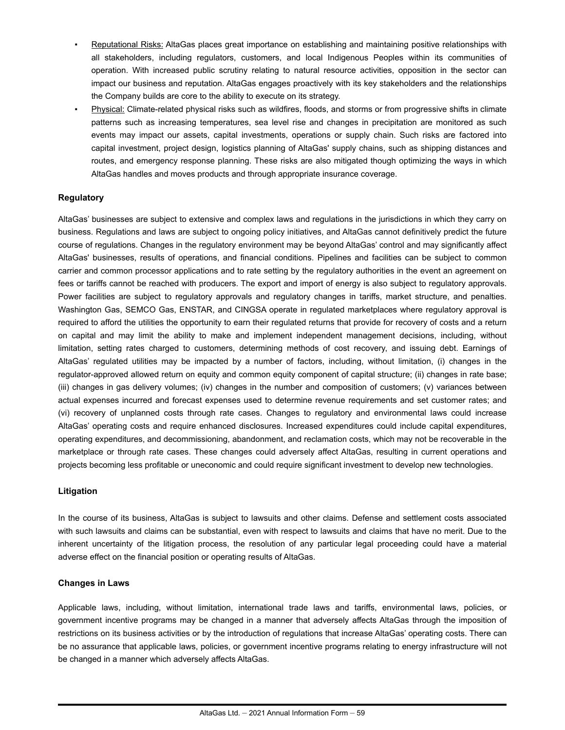- Reputational Risks: AltaGas places great importance on establishing and maintaining positive relationships with all stakeholders, including regulators, customers, and local Indigenous Peoples within its communities of operation. With increased public scrutiny relating to natural resource activities, opposition in the sector can impact our business and reputation. AltaGas engages proactively with its key stakeholders and the relationships the Company builds are core to the ability to execute on its strategy.
- Physical: Climate-related physical risks such as wildfires, floods, and storms or from progressive shifts in climate patterns such as increasing temperatures, sea level rise and changes in precipitation are monitored as such events may impact our assets, capital investments, operations or supply chain. Such risks are factored into capital investment, project design, logistics planning of AltaGas' supply chains, such as shipping distances and routes, and emergency response planning. These risks are also mitigated though optimizing the ways in which AltaGas handles and moves products and through appropriate insurance coverage.

### Regulatory

AltaGas' businesses are subject to extensive and complex laws and regulations in the jurisdictions in which they carry on business. Regulations and laws are subject to ongoing policy initiatives, and AltaGas cannot definitively predict the future course of regulations. Changes in the regulatory environment may be beyond AltaGas' control and may significantly affect AltaGas' businesses, results of operations, and financial conditions. Pipelines and facilities can be subject to common carrier and common processor applications and to rate setting by the regulatory authorities in the event an agreement on fees or tariffs cannot be reached with producers. The export and import of energy is also subject to regulatory approvals. Power facilities are subject to regulatory approvals and regulatory changes in tariffs, market structure, and penalties. Washington Gas, SEMCO Gas, ENSTAR, and CINGSA operate in regulated marketplaces where regulatory approval is required to afford the utilities the opportunity to earn their regulated returns that provide for recovery of costs and a return on capital and may limit the ability to make and implement independent management decisions, including, without limitation, setting rates charged to customers, determining methods of cost recovery, and issuing debt. Earnings of AltaGas' regulated utilities may be impacted by a number of factors, including, without limitation, (i) changes in the regulator-approved allowed return on equity and common equity component of capital structure; (ii) changes in rate base; (iii) changes in gas delivery volumes; (iv) changes in the number and composition of customers; (v) variances between actual expenses incurred and forecast expenses used to determine revenue requirements and set customer rates; and (vi) recovery of unplanned costs through rate cases. Changes to regulatory and environmental laws could increase AltaGas' operating costs and require enhanced disclosures. Increased expenditures could include capital expenditures, operating expenditures, and decommissioning, abandonment, and reclamation costs, which may not be recoverable in the marketplace or through rate cases. These changes could adversely affect AltaGas, resulting in current operations and projects becoming less profitable or uneconomic and could require significant investment to develop new technologies.

### Litigation

In the course of its business, AltaGas is subject to lawsuits and other claims. Defense and settlement costs associated with such lawsuits and claims can be substantial, even with respect to lawsuits and claims that have no merit. Due to the inherent uncertainty of the litigation process, the resolution of any particular legal proceeding could have a material adverse effect on the financial position or operating results of AltaGas.

### Changes in Laws

Applicable laws, including, without limitation, international trade laws and tariffs, environmental laws, policies, or government incentive programs may be changed in a manner that adversely affects AltaGas through the imposition of restrictions on its business activities or by the introduction of regulations that increase AltaGas' operating costs. There can be no assurance that applicable laws, policies, or government incentive programs relating to energy infrastructure will not be changed in a manner which adversely affects AltaGas.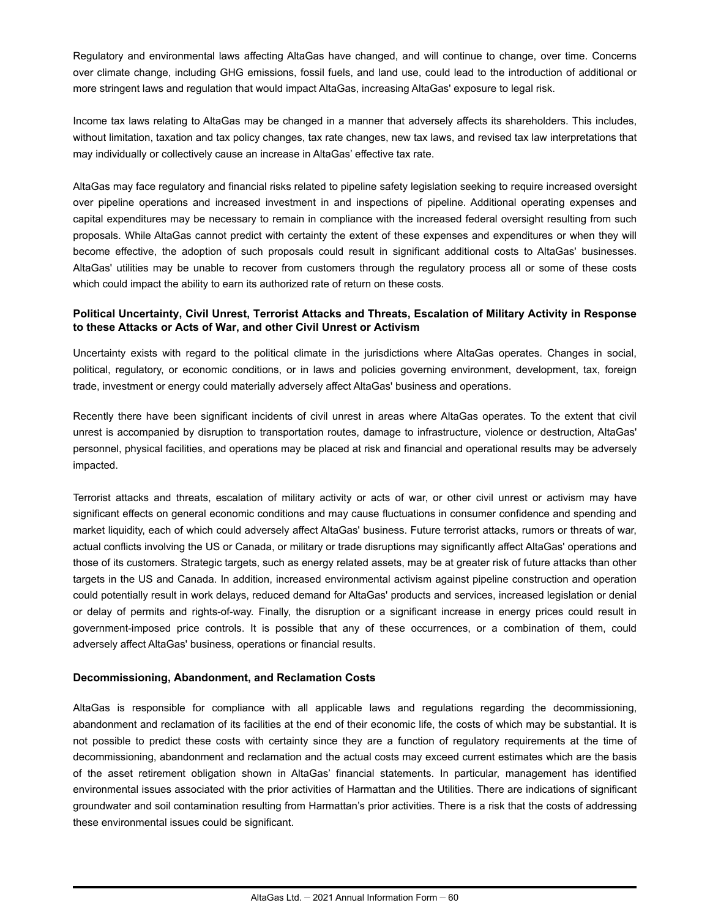Regulatory and environmental laws affecting AltaGas have changed, and will continue to change, over time. Concerns over climate change, including GHG emissions, fossil fuels, and land use, could lead to the introduction of additional or more stringent laws and regulation that would impact AltaGas, increasing AltaGas' exposure to legal risk.

Income tax laws relating to AltaGas may be changed in a manner that adversely affects its shareholders. This includes, without limitation, taxation and tax policy changes, tax rate changes, new tax laws, and revised tax law interpretations that may individually or collectively cause an increase in AltaGas' effective tax rate.

AltaGas may face regulatory and financial risks related to pipeline safety legislation seeking to require increased oversight over pipeline operations and increased investment in and inspections of pipeline. Additional operating expenses and capital expenditures may be necessary to remain in compliance with the increased federal oversight resulting from such proposals. While AltaGas cannot predict with certainty the extent of these expenses and expenditures or when they will become effective, the adoption of such proposals could result in significant additional costs to AltaGas' businesses. AltaGas' utilities may be unable to recover from customers through the regulatory process all or some of these costs which could impact the ability to earn its authorized rate of return on these costs.

**Political Uncertainty, Civil Unrest, Terrorist Attacks and Threats, Escalation of Military Activity in Response to these Attacks or Acts of War, and other Civil Unrest or Activism**

Uncertainty exists with regard to the political climate in the jurisdictions where AltaGas operates. Changes in social, political, regulatory, or economic conditions, or in laws and policies governing environment, development, tax, foreign trade, investment or energy could materially adversely affect AltaGas' business and operations.

Recently there have been significant incidents of civil unrest in areas where AltaGas operates. To the extent that civil unrest is accompanied by disruption to transportation routes, damage to infrastructure, violence or destruction, AltaGas' personnel, physical facilities, and operations may be placed at risk and financial and operational results may be adversely impacted.

Terrorist attacks and threats, escalation of military activity or acts of war, or other civil unrest or activism may have significant effects on general economic conditions and may cause fluctuations in consumer confidence and spending and market liquidity, each of which could adversely affect AltaGas' business. Future terrorist attacks, rumors or threats of war, actual conflicts involving the US or Canada, or military or trade disruptions may significantly affect AltaGas' operations and those of its customers. Strategic targets, such as energy related assets, may be at greater risk of future attacks than other targets in the US and Canada. In addition, increased environmental activism against pipeline construction and operation could potentially result in work delays, reduced demand for AltaGas' products and services, increased legislation or denial or delay of permits and rights-of-way. Finally, the disruption or a significant increase in energy prices could result in government-imposed price controls. It is possible that any of these occurrences, or a combination of them, could adversely affect AltaGas' business, operations or financial results.

**Decommissioning, Abandonment, and Reclamation Costs**

AltaGas is responsible for compliance with all applicable laws and regulations regarding the decommissioning, abandonment and reclamation of its facilities at the end of their economic life, the costs of which may be substantial. It is not possible to predict these costs with certainty since they are a function of regulatory requirements at the time of decommissioning, abandonment and reclamation and the actual costs may exceed current estimates which are the basis of the asset retirement obligation shown in AltaGas' financial statements. In particular, management has identified environmental issues associated with the prior activities of Harmattan and the Utilities. There are indications of significant groundwater and soil contamination resulting from Harmattan's prior activities. There is a risk that the costs of addressing these environmental issues could be significant.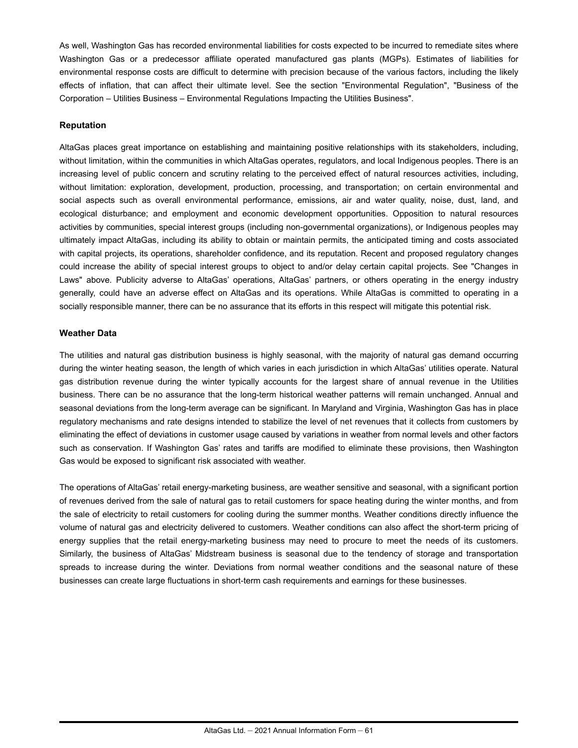As well, Washington Gas has recorded environmental liabilities for costs expected to be incurred to remediate sites where Washington Gas or a predecessor affiliate operated manufactured gas plants (MGPs). Estimates of liabilities for environmental response costs are difficult to determine with precision because of the various factors, including the likely effects of inflation, that can affect their ultimate level. See the section "Environmental Regulation", "Business of the Corporation – Utilities Business – Environmental Regulations Impacting the Utilities Business".

**Reputation**

AltaGas places great importance on establishing and maintaining positive relationships with its stakeholders, including, without limitation, within the communities in which AltaGas operates, regulators, and local Indigenous peoples. There is an increasing level of public concern and scrutiny relating to the perceived effect of natural resources activities, including, without limitation: exploration, development, production, processing, and transportation; on certain environmental and social aspects such as overall environmental performance, emissions, air and water quality, noise, dust, land, and ecological disturbance; and employment and economic development opportunities. Opposition to natural resources activities by communities, special interest groups (including non-governmental organizations), or Indigenous peoples may ultimately impact AltaGas, including its ability to obtain or maintain permits, the anticipated timing and costs associated with capital projects, its operations, shareholder confidence, and its reputation. Recent and proposed regulatory changes could increase the ability of special interest groups to object to and/or delay certain capital projects. See "Changes in Laws" above. Publicity adverse to AltaGas' operations, AltaGas' partners, or others operating in the energy industry generally, could have an adverse effect on AltaGas and its operations. While AltaGas is committed to operating in a socially responsible manner, there can be no assurance that its efforts in this respect will mitigate this potential risk.

**Weather Data**

The utilities and natural gas distribution business is highly seasonal, with the majority of natural gas demand occurring during the winter heating season, the length of which varies in each jurisdiction in which AltaGas' utilities operate. Natural gas distribution revenue during the winter typically accounts for the largest share of annual revenue in the Utilities business. There can be no assurance that the long-term historical weather patterns will remain unchanged. Annual and seasonal deviations from the long-term average can be significant. In Maryland and Virginia, Washington Gas has in place regulatory mechanisms and rate designs intended to stabilize the level of net revenues that it collects from customers by eliminating the effect of deviations in customer usage caused by variations in weather from normal levels and other factors such as conservation. If Washington Gas' rates and tariffs are modified to eliminate these provisions, then Washington Gas would be exposed to significant risk associated with weather.

The operations of AltaGas' retail energy-marketing business, are weather sensitive and seasonal, with a significant portion of revenues derived from the sale of natural gas to retail customers for space heating during the winter months, and from the sale of electricity to retail customers for cooling during the summer months. Weather conditions directly influence the volume of natural gas and electricity delivered to customers. Weather conditions can also affect the short-term pricing of energy supplies that the retail energy-marketing business may need to procure to meet the needs of its customers. Similarly, the business of AltaGas' Midstream business is seasonal due to the tendency of storage and transportation spreads to increase during the winter. Deviations from normal weather conditions and the seasonal nature of these businesses can create large fluctuations in short-term cash requirements and earnings for these businesses.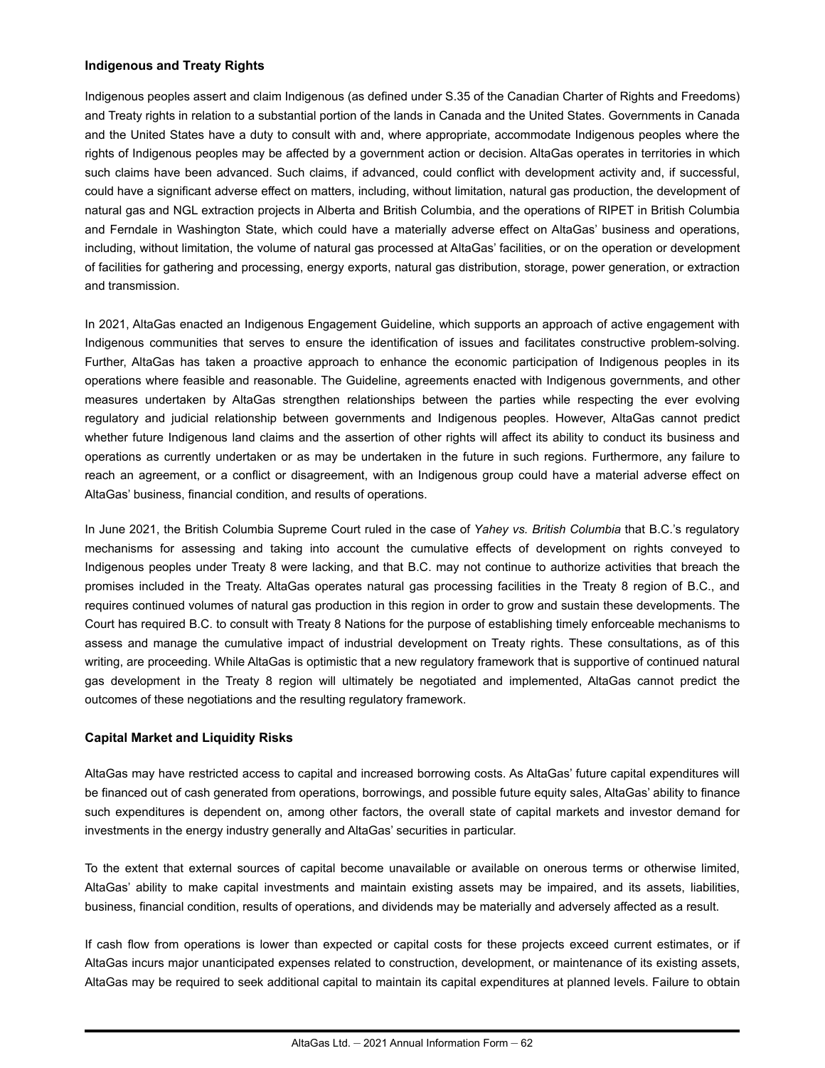### Indigenous and Treaty Rights

Indigenous peoples assert and claim Indigenous (as defined under S.35 of the Canadian Charter of Rights and Freedoms) and Treaty rights in relation to a substantial portion of the lands in Canada and the United States. Governments in Canada and the United States have a duty to consult with and, where appropriate, accommodate Indigenous peoples where the rights of Indigenous peoples may be affected by a government action or decision. AltaGas operates in territories in which such claims have been advanced. Such claims, if advanced, could conflict with development activity and, if successful, could have a significant adverse effect on matters, including, without limitation, natural gas production, the development of natural gas and NGL extraction projects in Alberta and British Columbia, and the operations of RIPET in British Columbia and Ferndale in Washington State, which could have a materially adverse effect on AltaGas' business and operations, including, without limitation, the volume of natural gas processed at AltaGas' facilities, or on the operation or development of facilities for gathering and processing, energy exports, natural gas distribution, storage, power generation, or extraction and transmission.

In 2021, AltaGas enacted an Indigenous Engagement Guideline, which supports an approach of active engagement with Indigenous communities that serves to ensure the identification of issues and facilitates constructive problem-solving. Further, AltaGas has taken a proactive approach to enhance the economic participation of Indigenous peoples in its operations where feasible and reasonable. The Guideline, agreements enacted with Indigenous governments, and other measures undertaken by AltaGas strengthen relationships between the parties while respecting the ever evolving regulatory and judicial relationship between governments and Indigenous peoples. However, AltaGas cannot predict whether future Indigenous land claims and the assertion of other rights will affect its ability to conduct its business and operations as currently undertaken or as may be undertaken in the future in such regions. Furthermore, any failure to reach an agreement, or a conflict or disagreement, with an Indigenous group could have a material adverse effect on AltaGas' business, financial condition, and results of operations.

In June 2021, the British Columbia Supreme Court ruled in the case of *Yahey vs. British Columbia* that B.C.'s regulatory mechanisms for assessing and taking into account the cumulative effects of development on rights conveyed to Indigenous peoples under Treaty 8 were lacking, and that B.C. may not continue to authorize activities that breach the promises included in the Treaty. AltaGas operates natural gas processing facilities in the Treaty 8 region of B.C., and requires continued volumes of natural gas production in this region in order to grow and sustain these developments. The Court has required B.C. to consult with Treaty 8 Nations for the purpose of establishing timely enforceable mechanisms to assess and manage the cumulative impact of industrial development on Treaty rights. These consultations, as of this writing, are proceeding. While AltaGas is optimistic that a new regulatory framework that is supportive of continued natural gas development in the Treaty 8 region will ultimately be negotiated and implemented, AltaGas cannot predict the outcomes of these negotiations and the resulting regulatory framework.

### Capital Market and Liquidity Risks

AltaGas may have restricted access to capital and increased borrowing costs. As AltaGas' future capital expenditures will be financed out of cash generated from operations, borrowings, and possible future equity sales, AltaGas' ability to finance such expenditures is dependent on, among other factors, the overall state of capital markets and investor demand for investments in the energy industry generally and AltaGas' securities in particular.

To the extent that external sources of capital become unavailable or available on onerous terms or otherwise limited, AltaGas' ability to make capital investments and maintain existing assets may be impaired, and its assets, liabilities, business, financial condition, results of operations, and dividends may be materially and adversely affected as a result.

If cash flow from operations is lower than expected or capital costs for these projects exceed current estimates, or if AltaGas incurs major unanticipated expenses related to construction, development, or maintenance of its existing assets, AltaGas may be required to seek additional capital to maintain its capital expenditures at planned levels. Failure to obtain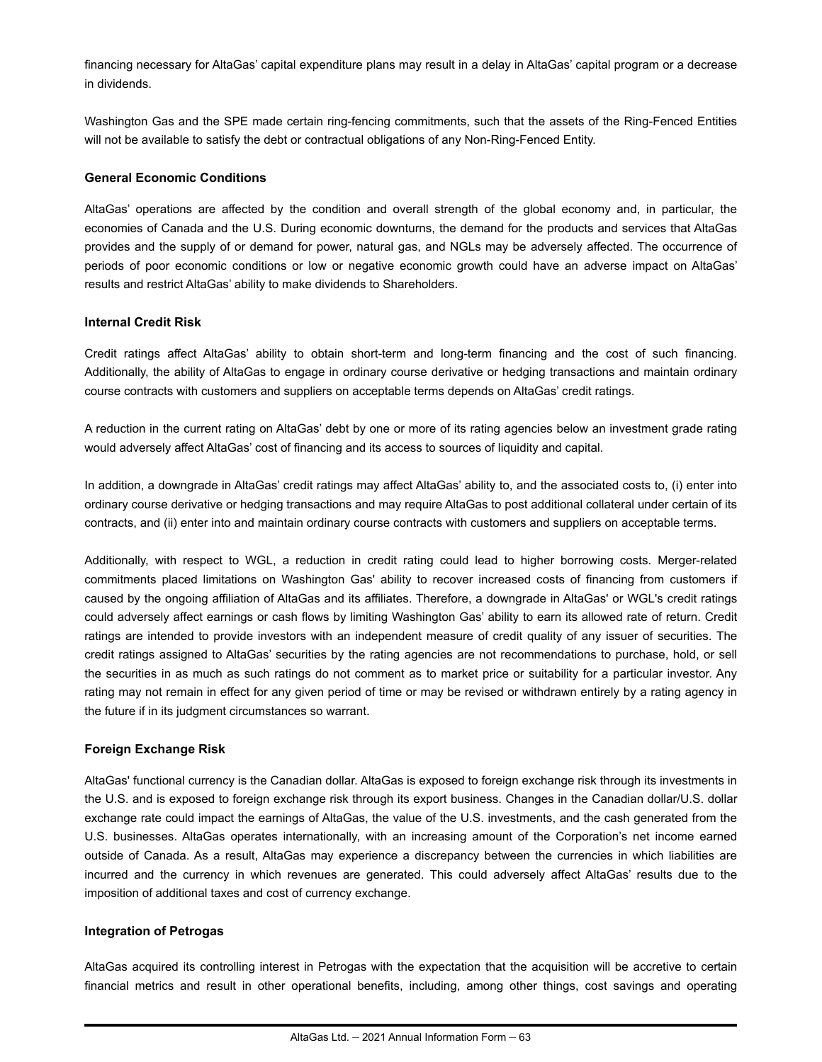financing necessary for AltaGas' capital expenditure plans may result in a delay in AltaGas' capital program or a decrease in dividends.

Washington Gas and the SPE made certain ring-fencing commitments, such that the assets of the Ring-Fenced Entities will not be available to satisfy the debt or contractual obligations of any Non-Ring-Fenced Entity.

**General Economic Conditions**

AltaGas' operations are affected by the condition and overall strength of the global economy and, in particular, the economies of Canada and the U.S. During economic downturns, the demand for the products and services that AltaGas provides and the supply of or demand for power, natural gas, and NGLs may be adversely affected. The occurrence of periods of poor economic conditions or low or negative economic growth could have an adverse impact on AltaGas' results and restrict AltaGas' ability to make dividends to Shareholders.

**Internal Credit Risk**

Credit ratings affect AltaGas' ability to obtain short-term and long-term financing and the cost of such financing. Additionally, the ability of AltaGas to engage in ordinary course derivative or hedging transactions and maintain ordinary course contracts with customers and suppliers on acceptable terms depends on AltaGas' credit ratings.

A reduction in the current rating on AltaGas' debt by one or more of its rating agencies below an investment grade rating would adversely affect AltaGas' cost of financing and its access to sources of liquidity and capital.

In addition, a downgrade in AltaGas' credit ratings may affect AltaGas' ability to, and the associated costs to, (i) enter into ordinary course derivative or hedging transactions and may require AltaGas to post additional collateral under certain of its contracts, and (ii) enter into and maintain ordinary course contracts with customers and suppliers on acceptable terms.

Additionally, with respect to WGL, a reduction in credit rating could lead to higher borrowing costs. Merger-related commitments placed limitations on Washington Gas' ability to recover increased costs of financing from customers if caused by the ongoing affiliation of AltaGas and its affiliates. Therefore, a downgrade in AltaGas' or WGL's credit ratings could adversely affect earnings or cash flows by limiting Washington Gas' ability to earn its allowed rate of return. Credit ratings are intended to provide investors with an independent measure of credit quality of any issuer of securities. The credit ratings assigned to AltaGas' securities by the rating agencies are not recommendations to purchase, hold, or sell the securities in as much as such ratings do not comment as to market price or suitability for a particular investor. Any rating may not remain in effect for any given period of time or may be revised or withdrawn entirely by a rating agency in the future if in its judgment circumstances so warrant.

**Foreign Exchange Risk**

AltaGas' functional currency is the Canadian dollar. AltaGas is exposed to foreign exchange risk through its investments in the U.S. and is exposed to foreign exchange risk through its export business. Changes in the Canadian dollar/U.S. dollar exchange rate could impact the earnings of AltaGas, the value of the U.S. investments, and the cash generated from the U.S. businesses. AltaGas operates internationally, with an increasing amount of the Corporation's net income earned outside of Canada. As a result, AltaGas may experience a discrepancy between the currencies in which liabilities are incurred and the currency in which revenues are generated. This could adversely affect AltaGas' results due to the imposition of additional taxes and cost of currency exchange.

**Integration of Petrogas**

AltaGas acquired its controlling interest in Petrogas with the expectation that the acquisition will be accretive to certain financial metrics and result in other operational benefits, including, among other things, cost savings and operating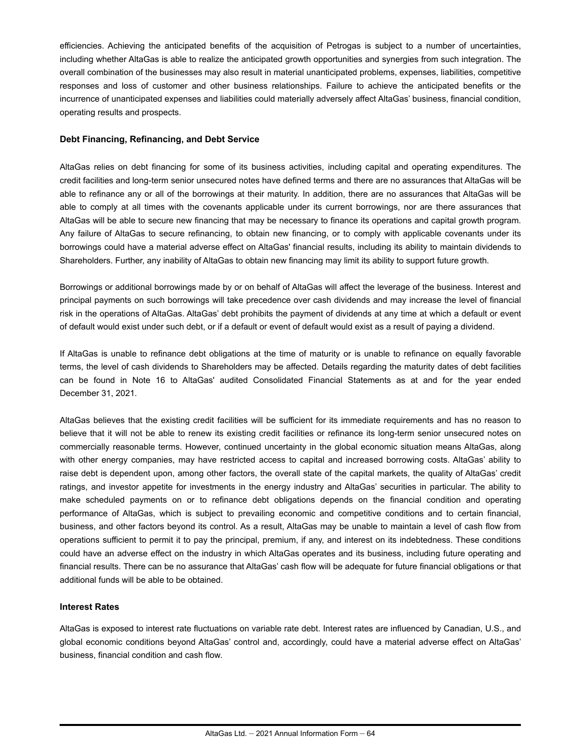efficiencies. Achieving the anticipated benefits of the acquisition of Petrogas is subject to a number of uncertainties, including whether AltaGas is able to realize the anticipated growth opportunities and synergies from such integration. The overall combination of the businesses may also result in material unanticipated problems, expenses, liabilities, competitive responses and loss of customer and other business relationships. Failure to achieve the anticipated benefits or the incurrence of unanticipated expenses and liabilities could materially adversely affect AltaGas' business, financial condition, operating results and prospects.

**Debt Financing, Refinancing, and Debt Service**

AltaGas relies on debt financing for some of its business activities, including capital and operating expenditures. The credit facilities and long-term senior unsecured notes have defined terms and there are no assurances that AltaGas will be able to refinance any or all of the borrowings at their maturity. In addition, there are no assurances that AltaGas will be able to comply at all times with the covenants applicable under its current borrowings, nor are there assurances that AltaGas will be able to secure new financing that may be necessary to finance its operations and capital growth program. Any failure of AltaGas to secure refinancing, to obtain new financing, or to comply with applicable covenants under its borrowings could have a material adverse effect on AltaGas' financial results, including its ability to maintain dividends to Shareholders. Further, any inability of AltaGas to obtain new financing may limit its ability to support future growth.

Borrowings or additional borrowings made by or on behalf of AltaGas will affect the leverage of the business. Interest and principal payments on such borrowings will take precedence over cash dividends and may increase the level of financial risk in the operations of AltaGas. AltaGas' debt prohibits the payment of dividends at any time at which a default or event of default would exist under such debt, or if a default or event of default would exist as a result of paying a dividend.

If AltaGas is unable to refinance debt obligations at the time of maturity or is unable to refinance on equally favorable terms, the level of cash dividends to Shareholders may be affected. Details regarding the maturity dates of debt facilities can be found in Note 16 to AltaGas' audited Consolidated Financial Statements as at and for the year ended December 31, 2021.

AltaGas believes that the existing credit facilities will be sufficient for its immediate requirements and has no reason to believe that it will not be able to renew its existing credit facilities or refinance its long-term senior unsecured notes on commercially reasonable terms. However, continued uncertainty in the global economic situation means AltaGas, along with other energy companies, may have restricted access to capital and increased borrowing costs. AltaGas' ability to raise debt is dependent upon, among other factors, the overall state of the capital markets, the quality of AltaGas' credit ratings, and investor appetite for investments in the energy industry and AltaGas' securities in particular. The ability to make scheduled payments on or to refinance debt obligations depends on the financial condition and operating performance of AltaGas, which is subject to prevailing economic and competitive conditions and to certain financial, business, and other factors beyond its control. As a result, AltaGas may be unable to maintain a level of cash flow from operations sufficient to permit it to pay the principal, premium, if any, and interest on its indebtedness. These conditions could have an adverse effect on the industry in which AltaGas operates and its business, including future operating and financial results. There can be no assurance that AltaGas' cash flow will be adequate for future financial obligations or that additional funds will be able to be obtained.

**Interest Rates**

AltaGas is exposed to interest rate fluctuations on variable rate debt. Interest rates are influenced by Canadian, U.S., and global economic conditions beyond AltaGas' control and, accordingly, could have a material adverse effect on AltaGas' business, financial condition and cash flow.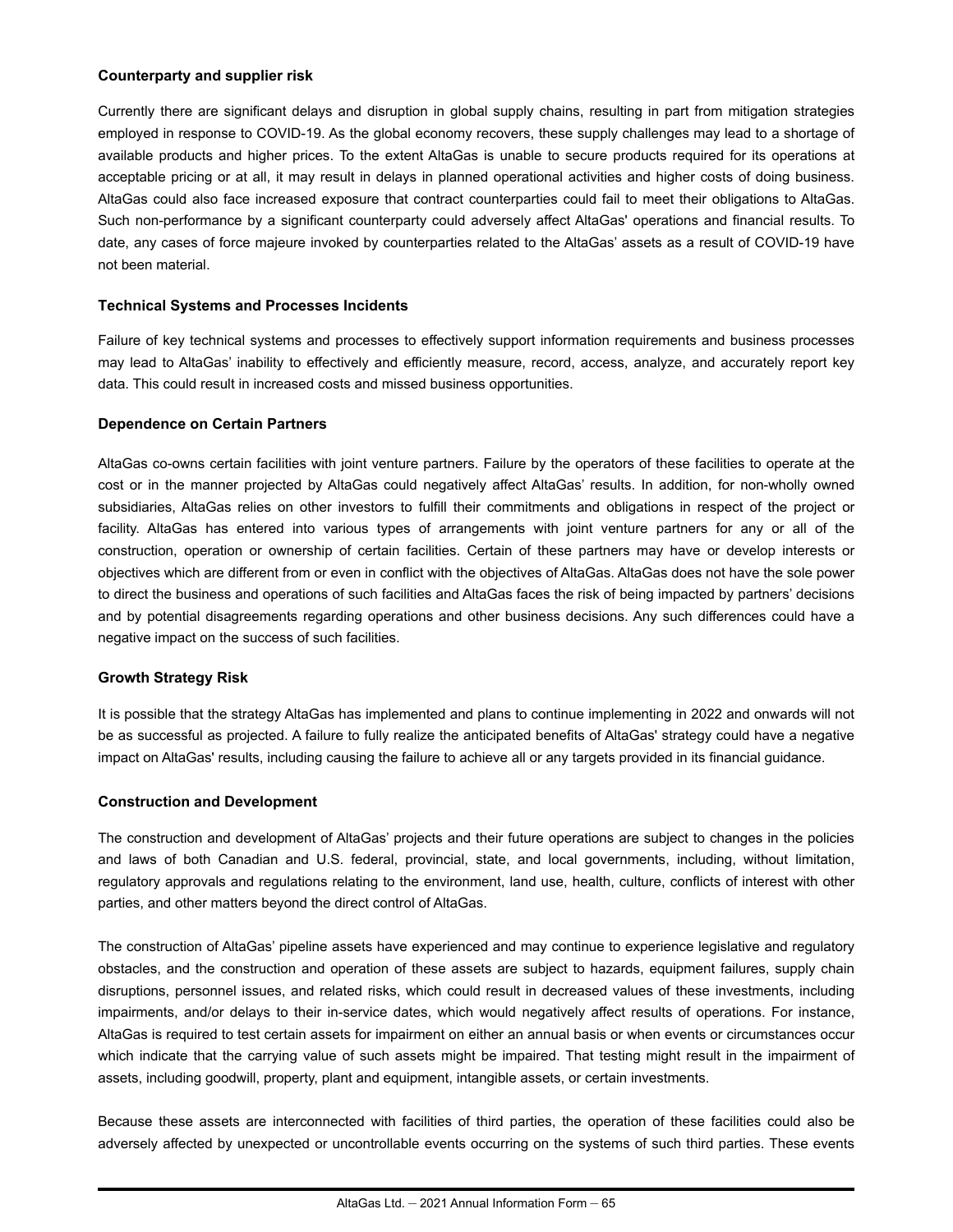**Counterparty and supplier risk**

Currently there are significant delays and disruption in global supply chains, resulting in part from mitigation strategies employed in response to COVID-19. As the global economy recovers, these supply challenges may lead to a shortage of available products and higher prices. To the extent AltaGas is unable to secure products required for its operations at acceptable pricing or at all, it may result in delays in planned operational activities and higher costs of doing business. AltaGas could also face increased exposure that contract counterparties could fail to meet their obligations to AltaGas. Such non-performance by a significant counterparty could adversely affect AltaGas' operations and financial results. To date, any cases of force majeure invoked by counterparties related to the AltaGas' assets as a result of COVID-19 have not been material.

**Technical Systems and Processes Incidents**

Failure of key technical systems and processes to effectively support information requirements and business processes may lead to AltaGas' inability to effectively and efficiently measure, record, access, analyze, and accurately report key data. This could result in increased costs and missed business opportunities.

**Dependence on Certain Partners**

AltaGas co-owns certain facilities with joint venture partners. Failure by the operators of these facilities to operate at the cost or in the manner projected by AltaGas could negatively affect AltaGas' results. In addition, for non-wholly owned subsidiaries, AltaGas relies on other investors to fulfill their commitments and obligations in respect of the project or facility. AltaGas has entered into various types of arrangements with joint venture partners for any or all of the construction, operation or ownership of certain facilities. Certain of these partners may have or develop interests or objectives which are different from or even in conflict with the objectives of AltaGas. AltaGas does not have the sole power to direct the business and operations of such facilities and AltaGas faces the risk of being impacted by partners' decisions and by potential disagreements regarding operations and other business decisions. Any such differences could have a negative impact on the success of such facilities.

**Growth Strategy Risk**

It is possible that the strategy AltaGas has implemented and plans to continue implementing in 2022 and onwards will not be as successful as projected. A failure to fully realize the anticipated benefits of AltaGas' strategy could have a negative impact on AltaGas' results, including causing the failure to achieve all or any targets provided in its financial guidance.

**Construction and Development**

The construction and development of AltaGas' projects and their future operations are subject to changes in the policies and laws of both Canadian and U.S. federal, provincial, state, and local governments, including, without limitation, regulatory approvals and regulations relating to the environment, land use, health, culture, conflicts of interest with other parties, and other matters beyond the direct control of AltaGas.

The construction of AltaGas' pipeline assets have experienced and may continue to experience legislative and regulatory obstacles, and the construction and operation of these assets are subject to hazards, equipment failures, supply chain disruptions, personnel issues, and related risks, which could result in decreased values of these investments, including impairments, and/or delays to their in-service dates, which would negatively affect results of operations. For instance, AltaGas is required to test certain assets for impairment on either an annual basis or when events or circumstances occur which indicate that the carrying value of such assets might be impaired. That testing might result in the impairment of assets, including goodwill, property, plant and equipment, intangible assets, or certain investments.

Because these assets are interconnected with facilities of third parties, the operation of these facilities could also be adversely affected by unexpected or uncontrollable events occurring on the systems of such third parties. These events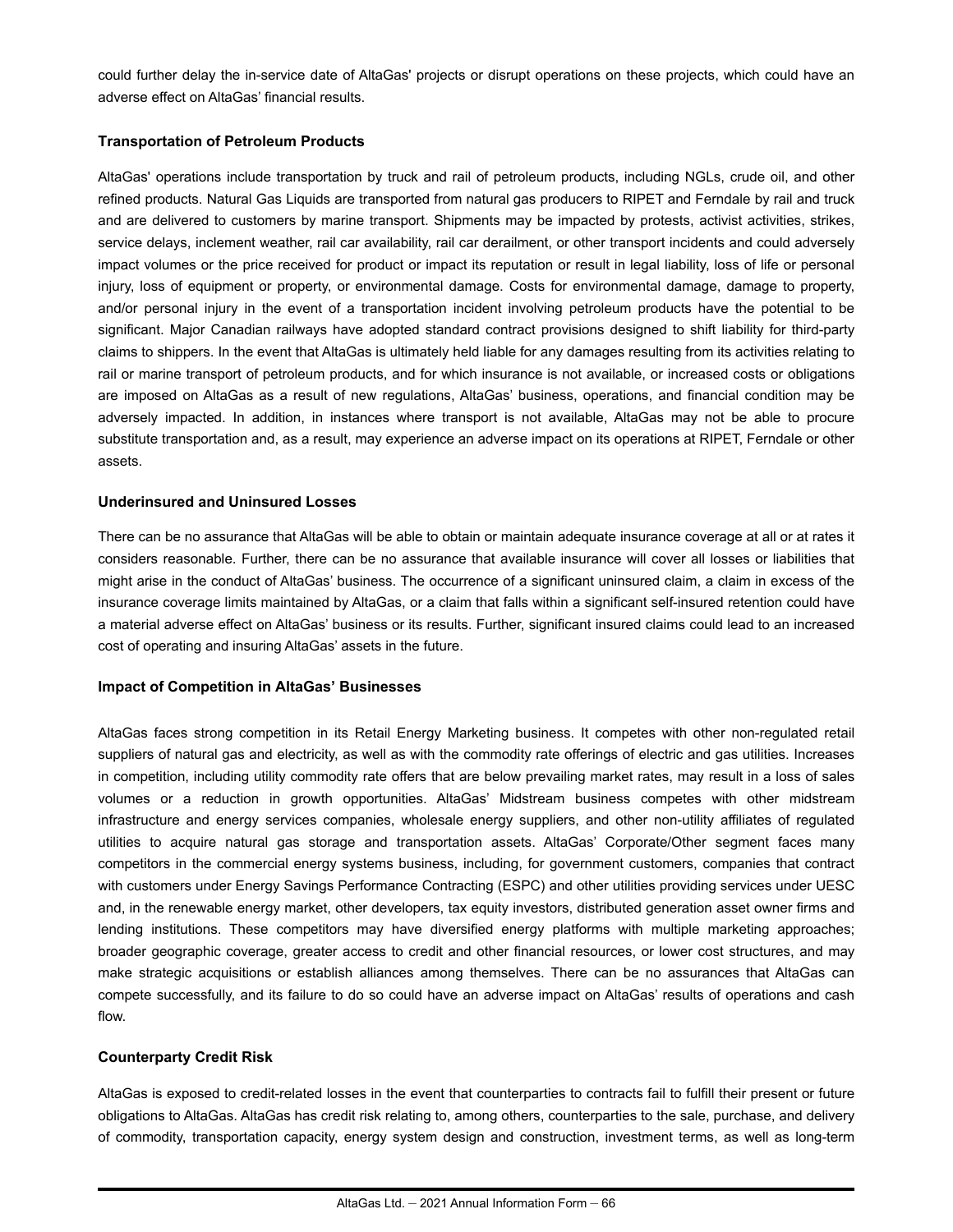could further delay the in-service date of AltaGas' projects or disrupt operations on these projects, which could have an adverse effect on AltaGas' financial results.

### Transportation of Petroleum Products

AltaGas' operations include transportation by truck and rail of petroleum products, including NGLs, crude oil, and other refined products. Natural Gas Liquids are transported from natural gas producers to RIPET and Ferndale by rail and truck and are delivered to customers by marine transport. Shipments may be impacted by protests, activist activities, strikes, service delays, inclement weather, rail car availability, rail car derailment, or other transport incidents and could adversely impact volumes or the price received for product or impact its reputation or result in legal liability, loss of life or personal injury, loss of equipment or property, or environmental damage. Costs for environmental damage, damage to property, and/or personal injury in the event of a transportation incident involving petroleum products have the potential to be significant. Major Canadian railways have adopted standard contract provisions designed to shift liability for third-party claims to shippers. In the event that AltaGas is ultimately held liable for any damages resulting from its activities relating to rail or marine transport of petroleum products, and for which insurance is not available, or increased costs or obligations are imposed on AltaGas as a result of new regulations, AltaGas' business, operations, and financial condition may be adversely impacted. In addition, in instances where transport is not available, AltaGas may not be able to procure substitute transportation and, as a result, may experience an adverse impact on its operations at RIPET, Ferndale or other assets.

### Underinsured and Uninsured Losses

There can be no assurance that AltaGas will be able to obtain or maintain adequate insurance coverage at all or at rates it considers reasonable. Further, there can be no assurance that available insurance will cover all losses or liabilities that might arise in the conduct of AltaGas' business. The occurrence of a significant uninsured claim, a claim in excess of the insurance coverage limits maintained by AltaGas, or a claim that falls within a significant self-insured retention could have a material adverse effect on AltaGas' business or its results. Further, significant insured claims could lead to an increased cost of operating and insuring AltaGas' assets in the future.

### Impact of Competition in AltaGas' Businesses

AltaGas faces strong competition in its Retail Energy Marketing business. It competes with other non-regulated retail suppliers of natural gas and electricity, as well as with the commodity rate offerings of electric and gas utilities. Increases in competition, including utility commodity rate offers that are below prevailing market rates, may result in a loss of sales volumes or a reduction in growth opportunities. AltaGas' Midstream business competes with other midstream infrastructure and energy services companies, wholesale energy suppliers, and other non-utility affiliates of regulated utilities to acquire natural gas storage and transportation assets. AltaGas' Corporate/Other segment faces many competitors in the commercial energy systems business, including, for government customers, companies that contract with customers under Energy Savings Performance Contracting (ESPC) and other utilities providing services under UESC and, in the renewable energy market, other developers, tax equity investors, distributed generation asset owner firms and lending institutions. These competitors may have diversified energy platforms with multiple marketing approaches; broader geographic coverage, greater access to credit and other financial resources, or lower cost structures, and may make strategic acquisitions or establish alliances among themselves. There can be no assurances that AltaGas can compete successfully, and its failure to do so could have an adverse impact on AltaGas' results of operations and cash flow.

### Counterparty Credit Risk

AltaGas is exposed to credit-related losses in the event that counterparties to contracts fail to fulfill their present or future obligations to AltaGas. AltaGas has credit risk relating to, among others, counterparties to the sale, purchase, and delivery of commodity, transportation capacity, energy system design and construction, investment terms, as well as long-term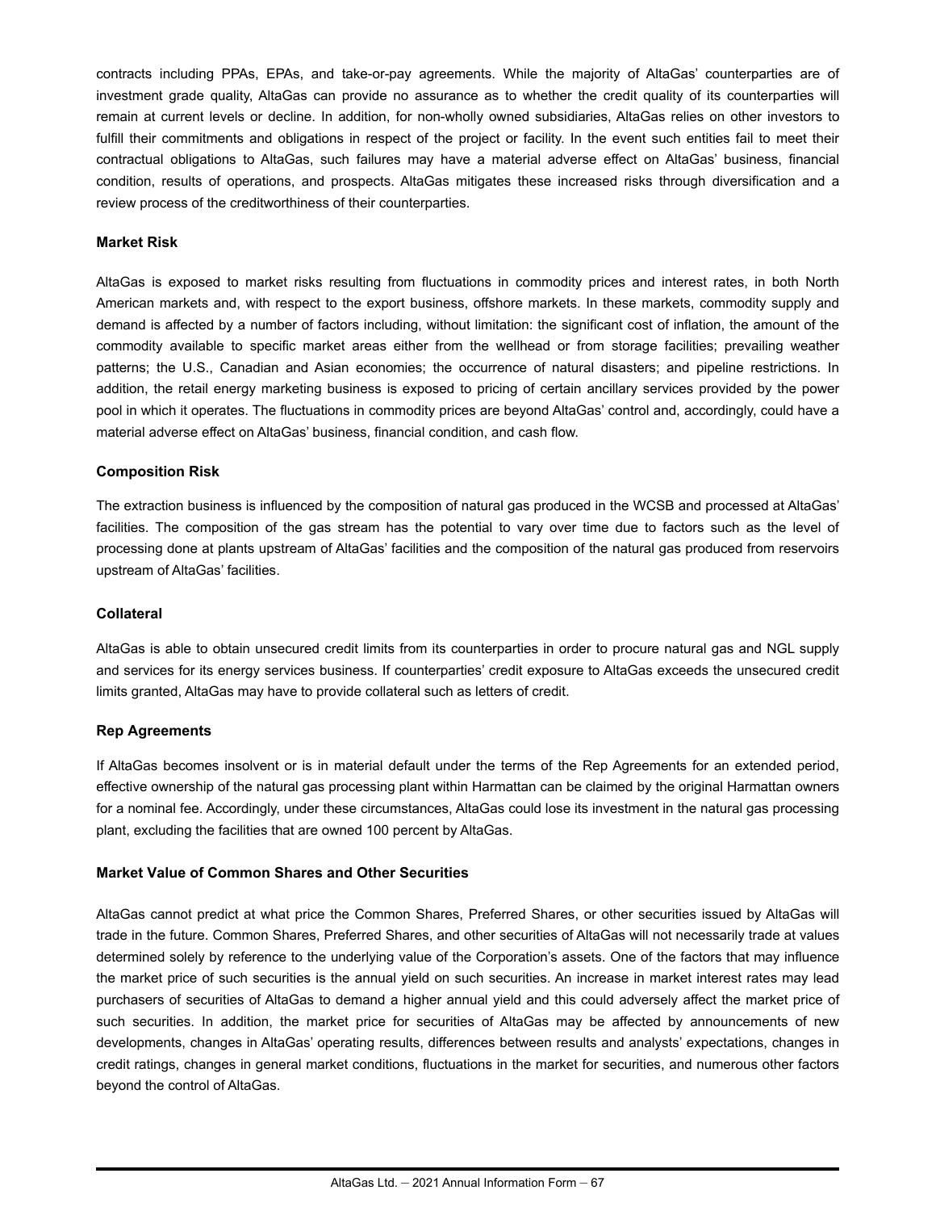contracts including PPAs, EPAs, and take-or-pay agreements. While the majority of AltaGas' counterparties are of investment grade quality, AltaGas can provide no assurance as to whether the credit quality of its counterparties will remain at current levels or decline. In addition, for non-wholly owned subsidiaries, AltaGas relies on other investors to fulfill their commitments and obligations in respect of the project or facility. In the event such entities fail to meet their contractual obligations to AltaGas, such failures may have a material adverse effect on AltaGas' business, financial condition, results of operations, and prospects. AltaGas mitigates these increased risks through diversification and a review process of the creditworthiness of their counterparties.

**Market Risk**

AltaGas is exposed to market risks resulting from fluctuations in commodity prices and interest rates, in both North American markets and, with respect to the export business, offshore markets. In these markets, commodity supply and demand is affected by a number of factors including, without limitation: the significant cost of inflation, the amount of the commodity available to specific market areas either from the wellhead or from storage facilities; prevailing weather patterns; the U.S., Canadian and Asian economies; the occurrence of natural disasters; and pipeline restrictions. In addition, the retail energy marketing business is exposed to pricing of certain ancillary services provided by the power pool in which it operates. The fluctuations in commodity prices are beyond AltaGas' control and, accordingly, could have a material adverse effect on AltaGas' business, financial condition, and cash flow.

**Composition Risk**

The extraction business is influenced by the composition of natural gas produced in the WCSB and processed at AltaGas' facilities. The composition of the gas stream has the potential to vary over time due to factors such as the level of processing done at plants upstream of AltaGas' facilities and the composition of the natural gas produced from reservoirs upstream of AltaGas' facilities.

**Collateral**

AltaGas is able to obtain unsecured credit limits from its counterparties in order to procure natural gas and NGL supply and services for its energy services business. If counterparties' credit exposure to AltaGas exceeds the unsecured credit limits granted, AltaGas may have to provide collateral such as letters of credit.

**Rep Agreements**

If AltaGas becomes insolvent or is in material default under the terms of the Rep Agreements for an extended period, effective ownership of the natural gas processing plant within Harmattan can be claimed by the original Harmattan owners for a nominal fee. Accordingly, under these circumstances, AltaGas could lose its investment in the natural gas processing plant, excluding the facilities that are owned 100 percent by AltaGas.

**Market Value of Common Shares and Other Securities**

AltaGas cannot predict at what price the Common Shares, Preferred Shares, or other securities issued by AltaGas will trade in the future. Common Shares, Preferred Shares, and other securities of AltaGas will not necessarily trade at values determined solely by reference to the underlying value of the Corporation's assets. One of the factors that may influence the market price of such securities is the annual yield on such securities. An increase in market interest rates may lead purchasers of securities of AltaGas to demand a higher annual yield and this could adversely affect the market price of such securities. In addition, the market price for securities of AltaGas may be affected by announcements of new developments, changes in AltaGas' operating results, differences between results and analysts' expectations, changes in credit ratings, changes in general market conditions, fluctuations in the market for securities, and numerous other factors beyond the control of AltaGas.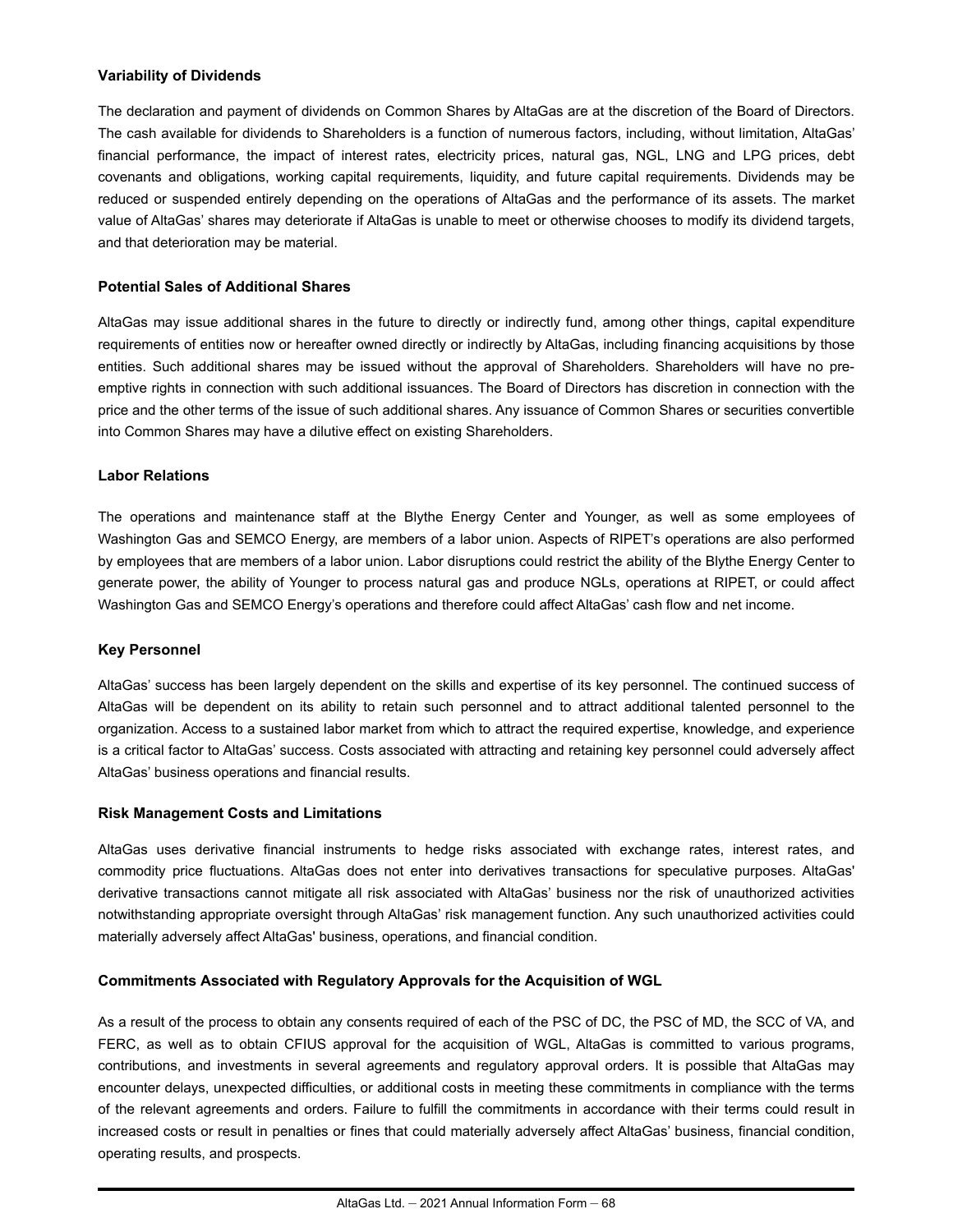**Variability of Dividends**

The declaration and payment of dividends on Common Shares by AltaGas are at the discretion of the Board of Directors. The cash available for dividends to Shareholders is a function of numerous factors, including, without limitation, AltaGas' financial performance, the impact of interest rates, electricity prices, natural gas, NGL, LNG and LPG prices, debt covenants and obligations, working capital requirements, liquidity, and future capital requirements. Dividends may be reduced or suspended entirely depending on the operations of AltaGas and the performance of its assets. The market value of AltaGas' shares may deteriorate if AltaGas is unable to meet or otherwise chooses to modify its dividend targets, and that deterioration may be material.

**Potential Sales of Additional Shares**

AltaGas may issue additional shares in the future to directly or indirectly fund, among other things, capital expenditure requirements of entities now or hereafter owned directly or indirectly by AltaGas, including financing acquisitions by those entities. Such additional shares may be issued without the approval of Shareholders. Shareholders will have no pre-emptive rights in connection with such additional issuances. The Board of Directors has discretion in connection with the price and the other terms of the issue of such additional shares. Any issuance of Common Shares or securities convertible into Common Shares may have a dilutive effect on existing Shareholders.

**Labor Relations**

The operations and maintenance staff at the Blythe Energy Center and Younger, as well as some employees of Washington Gas and SEMCO Energy, are members of a labor union. Aspects of RIPET's operations are also performed by employees that are members of a labor union. Labor disruptions could restrict the ability of the Blythe Energy Center to generate power, the ability of Younger to process natural gas and produce NGLs, operations at RIPET, or could affect Washington Gas and SEMCO Energy's operations and therefore could affect AltaGas' cash flow and net income.

**Key Personnel**

AltaGas' success has been largely dependent on the skills and expertise of its key personnel. The continued success of AltaGas will be dependent on its ability to retain such personnel and to attract additional talented personnel to the organization. Access to a sustained labor market from which to attract the required expertise, knowledge, and experience is a critical factor to AltaGas' success. Costs associated with attracting and retaining key personnel could adversely affect AltaGas' business operations and financial results.

**Risk Management Costs and Limitations**

AltaGas uses derivative financial instruments to hedge risks associated with exchange rates, interest rates, and commodity price fluctuations. AltaGas does not enter into derivatives transactions for speculative purposes. AltaGas' derivative transactions cannot mitigate all risk associated with AltaGas' business nor the risk of unauthorized activities notwithstanding appropriate oversight through AltaGas' risk management function. Any such unauthorized activities could materially adversely affect AltaGas' business, operations, and financial condition.

**Commitments Associated with Regulatory Approvals for the Acquisition of WGL**

As a result of the process to obtain any consents required of each of the PSC of DC, the PSC of MD, the SCC of VA, and FERC, as well as to obtain CFIUS approval for the acquisition of WGL, AltaGas is committed to various programs, contributions, and investments in several agreements and regulatory approval orders. It is possible that AltaGas may encounter delays, unexpected difficulties, or additional costs in meeting these commitments in compliance with the terms of the relevant agreements and orders. Failure to fulfill the commitments in accordance with their terms could result in increased costs or result in penalties or fines that could materially adversely affect AltaGas' business, financial condition, operating results, and prospects.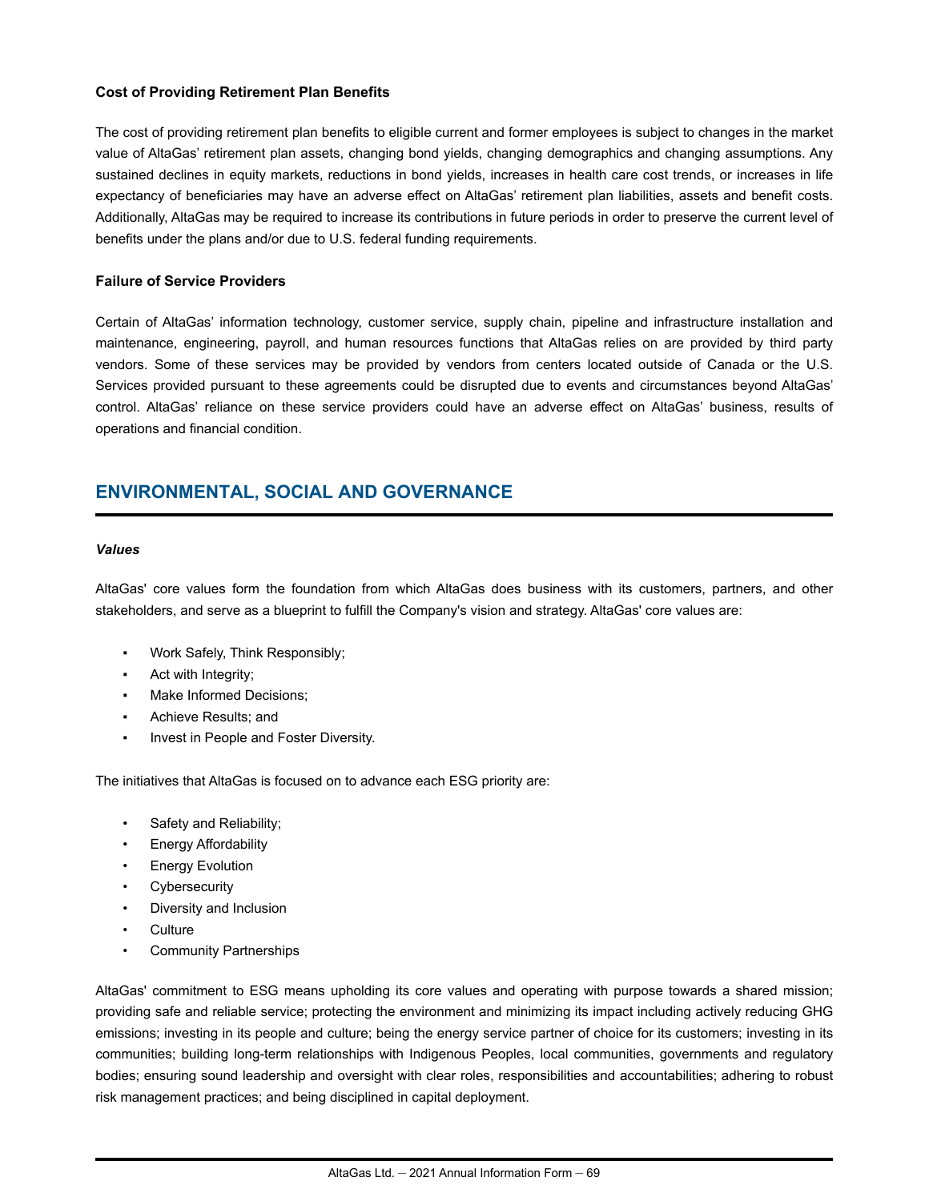**Cost of Providing Retirement Plan Benefits**

The cost of providing retirement plan benefits to eligible current and former employees is subject to changes in the market value of AltaGas' retirement plan assets, changing bond yields, changing demographics and changing assumptions. Any sustained declines in equity markets, reductions in bond yields, increases in health care cost trends, or increases in life expectancy of beneficiaries may have an adverse effect on AltaGas' retirement plan liabilities, assets and benefit costs. Additionally, AltaGas may be required to increase its contributions in future periods in order to preserve the current level of benefits under the plans and/or due to U.S. federal funding requirements.

**Failure of Service Providers**

Certain of AltaGas' information technology, customer service, supply chain, pipeline and infrastructure installation and maintenance, engineering, payroll, and human resources functions that AltaGas relies on are provided by third party vendors. Some of these services may be provided by vendors from centers located outside of Canada or the U.S. Services provided pursuant to these agreements could be disrupted due to events and circumstances beyond AltaGas' control. AltaGas' reliance on these service providers could have an adverse effect on AltaGas' business, results of operations and financial condition.

## ENVIRONMENTAL, SOCIAL AND GOVERNANCE

***Values***

AltaGas' core values form the foundation from which AltaGas does business with its customers, partners, and other stakeholders, and serve as a blueprint to fulfill the Company's vision and strategy. AltaGas' core values are:

- Work Safely, Think Responsibly;
- Act with Integrity;
- Make Informed Decisions;
- Achieve Results; and
- Invest in People and Foster Diversity.

The initiatives that AltaGas is focused on to advance each ESG priority are:

- Safety and Reliability;
- Energy Affordability
- Energy Evolution
- Cybersecurity
- Diversity and Inclusion
- Culture
- Community Partnerships

AltaGas' commitment to ESG means upholding its core values and operating with purpose towards a shared mission; providing safe and reliable service; protecting the environment and minimizing its impact including actively reducing GHG emissions; investing in its people and culture; being the energy service partner of choice for its customers; investing in its communities; building long-term relationships with Indigenous Peoples, local communities, governments and regulatory bodies; ensuring sound leadership and oversight with clear roles, responsibilities and accountabilities; adhering to robust risk management practices; and being disciplined in capital deployment.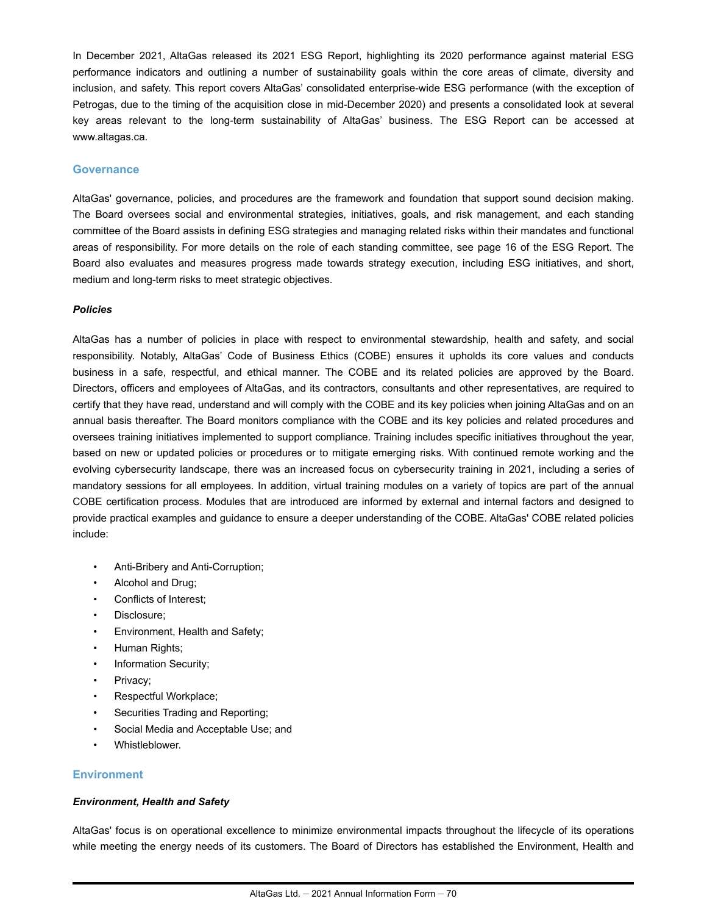In December 2021, AltaGas released its 2021 ESG Report, highlighting its 2020 performance against material ESG performance indicators and outlining a number of sustainability goals within the core areas of climate, diversity and inclusion, and safety. This report covers AltaGas' consolidated enterprise-wide ESG performance (with the exception of Petrogas, due to the timing of the acquisition close in mid-December 2020) and presents a consolidated look at several key areas relevant to the long-term sustainability of AltaGas' business. The ESG Report can be accessed at www.altagas.ca.

## Governance

AltaGas' governance, policies, and procedures are the framework and foundation that support sound decision making. The Board oversees social and environmental strategies, initiatives, goals, and risk management, and each standing committee of the Board assists in defining ESG strategies and managing related risks within their mandates and functional areas of responsibility. For more details on the role of each standing committee, see page 16 of the ESG Report. The Board also evaluates and measures progress made towards strategy execution, including ESG initiatives, and short, medium and long-term risks to meet strategic objectives.

### *Policies*

AltaGas has a number of policies in place with respect to environmental stewardship, health and safety, and social responsibility. Notably, AltaGas' Code of Business Ethics (COBE) ensures it upholds its core values and conducts business in a safe, respectful, and ethical manner. The COBE and its related policies are approved by the Board. Directors, officers and employees of AltaGas, and its contractors, consultants and other representatives, are required to certify that they have read, understand and will comply with the COBE and its key policies when joining AltaGas and on an annual basis thereafter. The Board monitors compliance with the COBE and its key policies and related procedures and oversees training initiatives implemented to support compliance. Training includes specific initiatives throughout the year, based on new or updated policies or procedures or to mitigate emerging risks. With continued remote working and the evolving cybersecurity landscape, there was an increased focus on cybersecurity training in 2021, including a series of mandatory sessions for all employees. In addition, virtual training modules on a variety of topics are part of the annual COBE certification process. Modules that are introduced are informed by external and internal factors and designed to provide practical examples and guidance to ensure a deeper understanding of the COBE. AltaGas' COBE related policies include:

- Anti-Bribery and Anti-Corruption;
- Alcohol and Drug;
- Conflicts of Interest;
- Disclosure;
- Environment, Health and Safety;
- Human Rights;
- Information Security;
- Privacy;
- Respectful Workplace;
- Securities Trading and Reporting;
- Social Media and Acceptable Use; and
- Whistleblower.

## Environment

### *Environment, Health and Safety*

AltaGas' focus is on operational excellence to minimize environmental impacts throughout the lifecycle of its operations while meeting the energy needs of its customers. The Board of Directors has established the Environment, Health and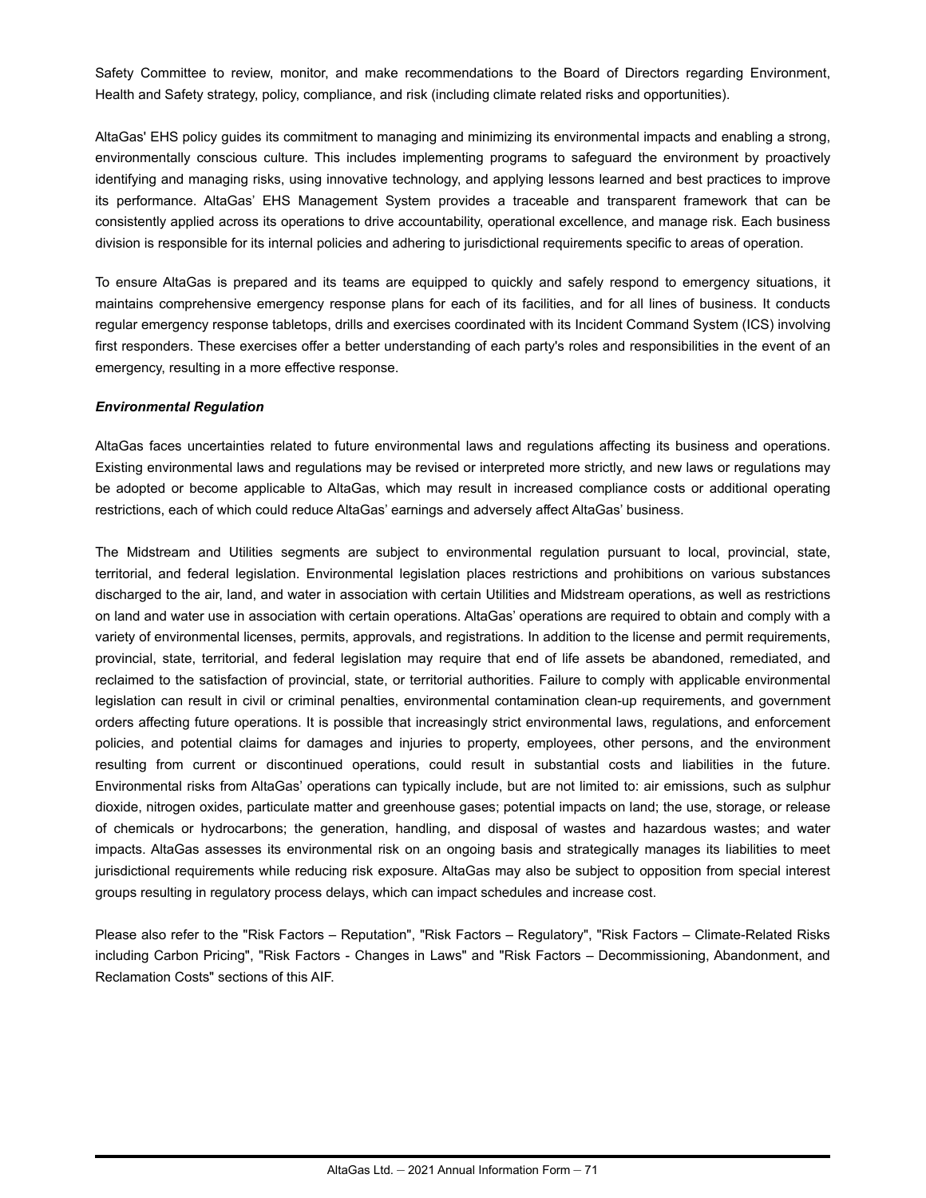Safety Committee to review, monitor, and make recommendations to the Board of Directors regarding Environment, Health and Safety strategy, policy, compliance, and risk (including climate related risks and opportunities).

AltaGas' EHS policy guides its commitment to managing and minimizing its environmental impacts and enabling a strong, environmentally conscious culture. This includes implementing programs to safeguard the environment by proactively identifying and managing risks, using innovative technology, and applying lessons learned and best practices to improve its performance. AltaGas' EHS Management System provides a traceable and transparent framework that can be consistently applied across its operations to drive accountability, operational excellence, and manage risk. Each business division is responsible for its internal policies and adhering to jurisdictional requirements specific to areas of operation.

To ensure AltaGas is prepared and its teams are equipped to quickly and safely respond to emergency situations, it maintains comprehensive emergency response plans for each of its facilities, and for all lines of business. It conducts regular emergency response tabletops, drills and exercises coordinated with its Incident Command System (ICS) involving first responders. These exercises offer a better understanding of each party's roles and responsibilities in the event of an emergency, resulting in a more effective response.

***Environmental Regulation***

AltaGas faces uncertainties related to future environmental laws and regulations affecting its business and operations. Existing environmental laws and regulations may be revised or interpreted more strictly, and new laws or regulations may be adopted or become applicable to AltaGas, which may result in increased compliance costs or additional operating restrictions, each of which could reduce AltaGas' earnings and adversely affect AltaGas' business.

The Midstream and Utilities segments are subject to environmental regulation pursuant to local, provincial, state, territorial, and federal legislation. Environmental legislation places restrictions and prohibitions on various substances discharged to the air, land, and water in association with certain Utilities and Midstream operations, as well as restrictions on land and water use in association with certain operations. AltaGas' operations are required to obtain and comply with a variety of environmental licenses, permits, approvals, and registrations. In addition to the license and permit requirements, provincial, state, territorial, and federal legislation may require that end of life assets be abandoned, remediated, and reclaimed to the satisfaction of provincial, state, or territorial authorities. Failure to comply with applicable environmental legislation can result in civil or criminal penalties, environmental contamination clean-up requirements, and government orders affecting future operations. It is possible that increasingly strict environmental laws, regulations, and enforcement policies, and potential claims for damages and injuries to property, employees, other persons, and the environment resulting from current or discontinued operations, could result in substantial costs and liabilities in the future. Environmental risks from AltaGas' operations can typically include, but are not limited to: air emissions, such as sulphur dioxide, nitrogen oxides, particulate matter and greenhouse gases; potential impacts on land; the use, storage, or release of chemicals or hydrocarbons; the generation, handling, and disposal of wastes and hazardous wastes; and water impacts. AltaGas assesses its environmental risk on an ongoing basis and strategically manages its liabilities to meet jurisdictional requirements while reducing risk exposure. AltaGas may also be subject to opposition from special interest groups resulting in regulatory process delays, which can impact schedules and increase cost.

Please also refer to the "Risk Factors – Reputation", "Risk Factors – Regulatory", "Risk Factors – Climate-Related Risks including Carbon Pricing", "Risk Factors - Changes in Laws" and "Risk Factors – Decommissioning, Abandonment, and Reclamation Costs" sections of this AIF.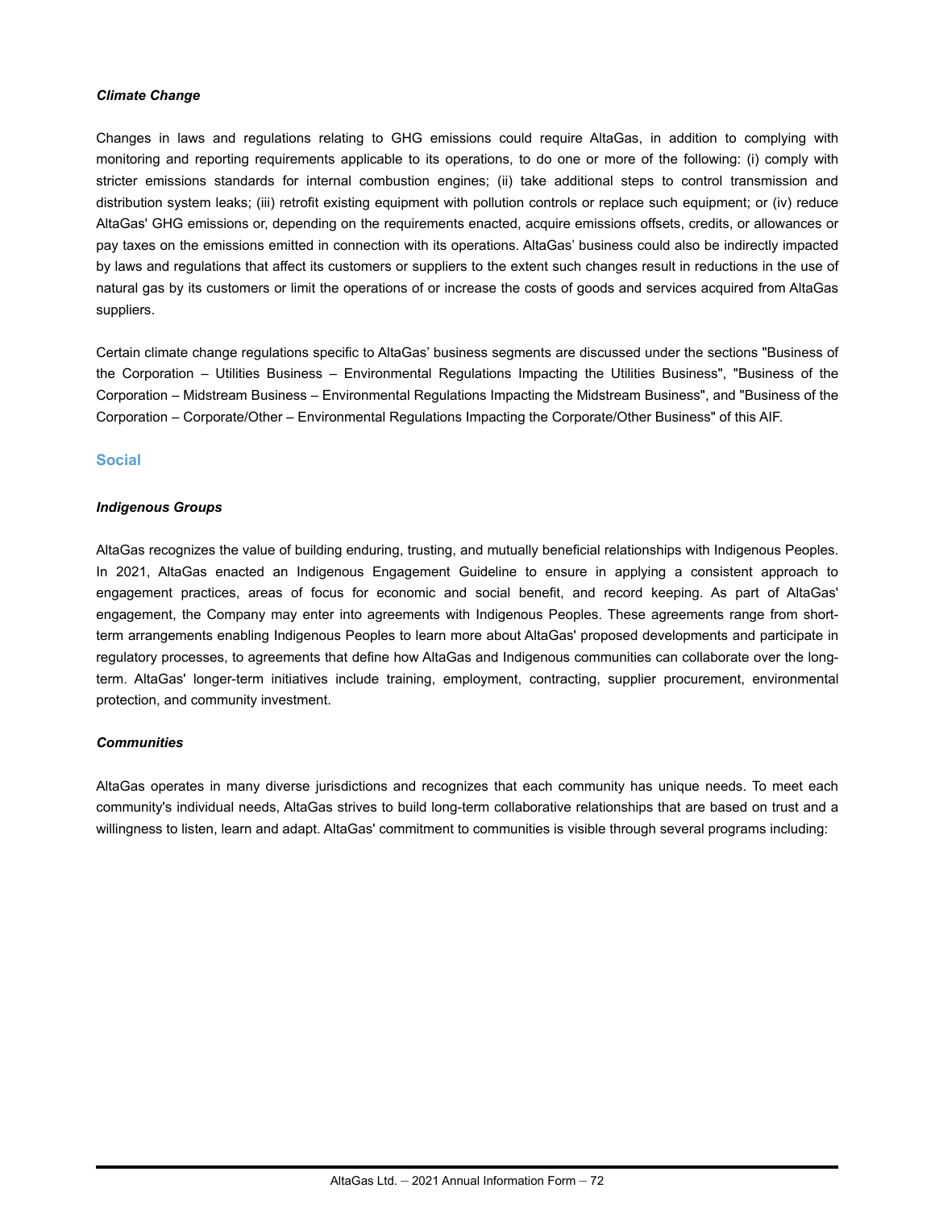***Climate Change***

Changes in laws and regulations relating to GHG emissions could require AltaGas, in addition to complying with monitoring and reporting requirements applicable to its operations, to do one or more of the following: (i) comply with stricter emissions standards for internal combustion engines; (ii) take additional steps to control transmission and distribution system leaks; (iii) retrofit existing equipment with pollution controls or replace such equipment; or (iv) reduce AltaGas' GHG emissions or, depending on the requirements enacted, acquire emissions offsets, credits, or allowances or pay taxes on the emissions emitted in connection with its operations. AltaGas' business could also be indirectly impacted by laws and regulations that affect its customers or suppliers to the extent such changes result in reductions in the use of natural gas by its customers or limit the operations of or increase the costs of goods and services acquired from AltaGas suppliers.

Certain climate change regulations specific to AltaGas' business segments are discussed under the sections "Business of the Corporation – Utilities Business – Environmental Regulations Impacting the Utilities Business", "Business of the Corporation – Midstream Business – Environmental Regulations Impacting the Midstream Business", and "Business of the Corporation – Corporate/Other – Environmental Regulations Impacting the Corporate/Other Business" of this AIF.

## Social

***Indigenous Groups***

AltaGas recognizes the value of building enduring, trusting, and mutually beneficial relationships with Indigenous Peoples. In 2021, AltaGas enacted an Indigenous Engagement Guideline to ensure in applying a consistent approach to engagement practices, areas of focus for economic and social benefit, and record keeping. As part of AltaGas' engagement, the Company may enter into agreements with Indigenous Peoples. These agreements range from short-term arrangements enabling Indigenous Peoples to learn more about AltaGas' proposed developments and participate in regulatory processes, to agreements that define how AltaGas and Indigenous communities can collaborate over the long-term. AltaGas' longer-term initiatives include training, employment, contracting, supplier procurement, environmental protection, and community investment.

***Communities***

AltaGas operates in many diverse jurisdictions and recognizes that each community has unique needs. To meet each community's individual needs, AltaGas strives to build long-term collaborative relationships that are based on trust and a willingness to listen, learn and adapt. AltaGas' commitment to communities is visible through several programs including: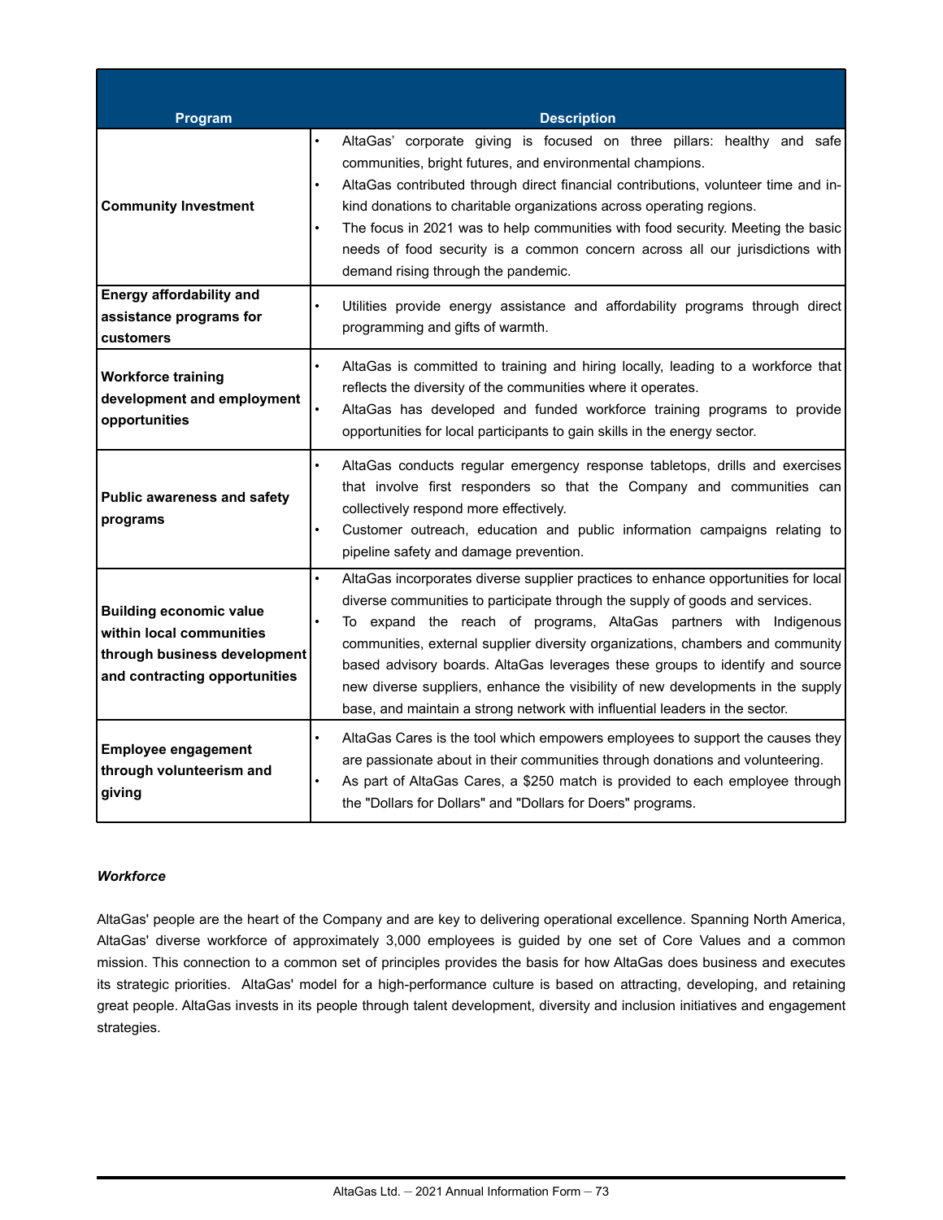| Program | Description |
|---|---|
| **Community Investment** | • AltaGas' corporate giving is focused on three pillars: healthy and safe communities, bright futures, and environmental champions.<br>• AltaGas contributed through direct financial contributions, volunteer time and in-kind donations to charitable organizations across operating regions.<br>• The focus in 2021 was to help communities with food security. Meeting the basic needs of food security is a common concern across all our jurisdictions with demand rising through the pandemic. |
| **Energy affordability and assistance programs for customers** | • Utilities provide energy assistance and affordability programs through direct programming and gifts of warmth. |
| **Workforce training development and employment opportunities** | • AltaGas is committed to training and hiring locally, leading to a workforce that reflects the diversity of the communities where it operates.<br>• AltaGas has developed and funded workforce training programs to provide opportunities for local participants to gain skills in the energy sector. |
| **Public awareness and safety programs** | • AltaGas conducts regular emergency response tabletops, drills and exercises that involve first responders so that the Company and communities can collectively respond more effectively.<br>• Customer outreach, education and public information campaigns relating to pipeline safety and damage prevention. |
| **Building economic value within local communities through business development and contracting opportunities** | • AltaGas incorporates diverse supplier practices to enhance opportunities for local diverse communities to participate through the supply of goods and services.<br>• To expand the reach of programs, AltaGas partners with Indigenous communities, external supplier diversity organizations, chambers and community based advisory boards. AltaGas leverages these groups to identify and source new diverse suppliers, enhance the visibility of new developments in the supply base, and maintain a strong network with influential leaders in the sector. |
| **Employee engagement through volunteerism and giving** | • AltaGas Cares is the tool which empowers employees to support the causes they are passionate about in their communities through donations and volunteering.<br>• As part of AltaGas Cares, a $250 match is provided to each employee through the "Dollars for Dollars" and "Dollars for Doers" programs. |

***Workforce***

AltaGas' people are the heart of the Company and are key to delivering operational excellence. Spanning North America, AltaGas' diverse workforce of approximately 3,000 employees is guided by one set of Core Values and a common mission. This connection to a common set of principles provides the basis for how AltaGas does business and executes its strategic priorities. AltaGas' model for a high-performance culture is based on attracting, developing, and retaining great people. AltaGas invests in its people through talent development, diversity and inclusion initiatives and engagement strategies.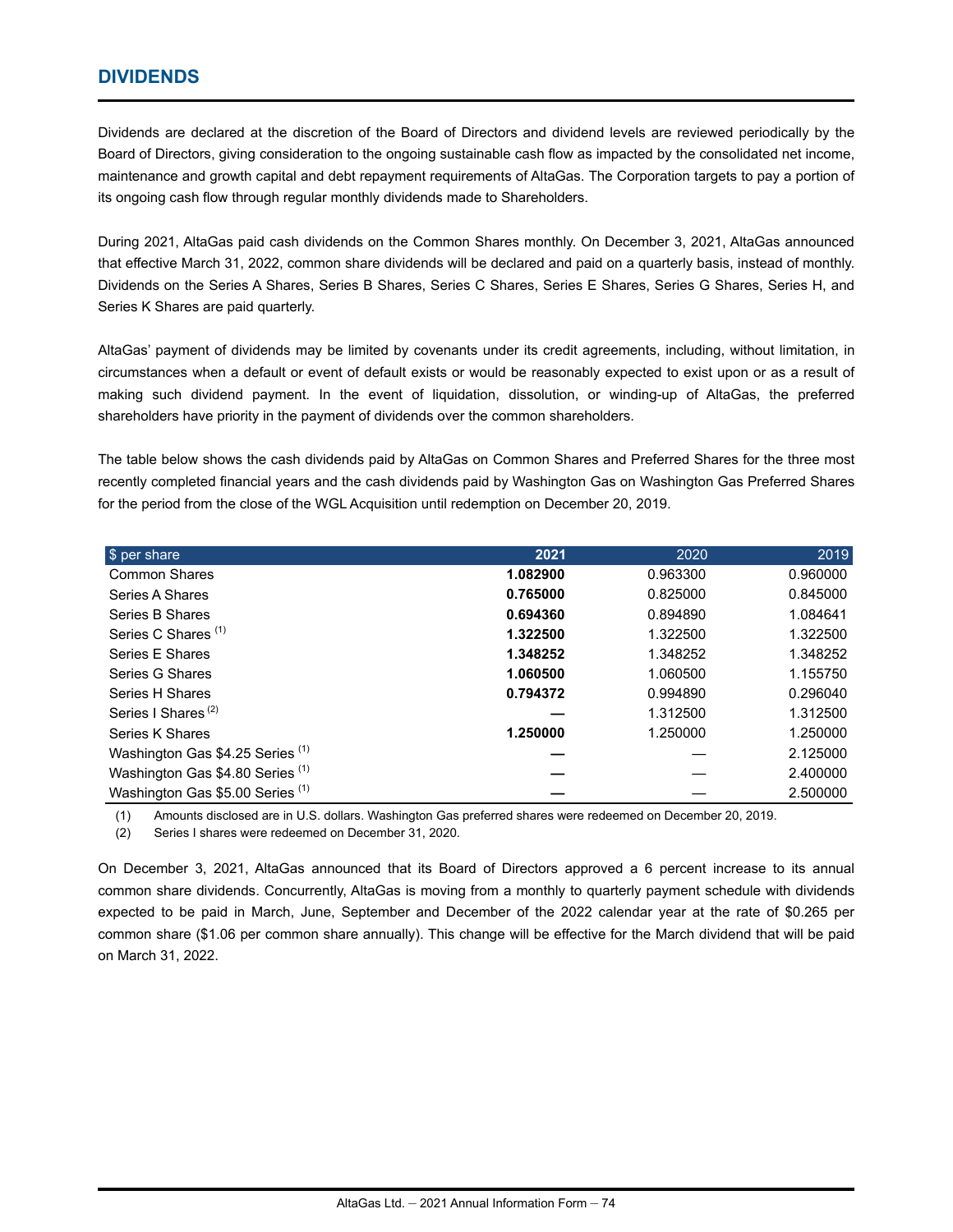## DIVIDENDS

Dividends are declared at the discretion of the Board of Directors and dividend levels are reviewed periodically by the Board of Directors, giving consideration to the ongoing sustainable cash flow as impacted by the consolidated net income, maintenance and growth capital and debt repayment requirements of AltaGas. The Corporation targets to pay a portion of its ongoing cash flow through regular monthly dividends made to Shareholders.

During 2021, AltaGas paid cash dividends on the Common Shares monthly. On December 3, 2021, AltaGas announced that effective March 31, 2022, common share dividends will be declared and paid on a quarterly basis, instead of monthly. Dividends on the Series A Shares, Series B Shares, Series C Shares, Series E Shares, Series G Shares, Series H, and Series K Shares are paid quarterly.

AltaGas' payment of dividends may be limited by covenants under its credit agreements, including, without limitation, in circumstances when a default or event of default exists or would be reasonably expected to exist upon or as a result of making such dividend payment. In the event of liquidation, dissolution, or winding-up of AltaGas, the preferred shareholders have priority in the payment of dividends over the common shareholders.

The table below shows the cash dividends paid by AltaGas on Common Shares and Preferred Shares for the three most recently completed financial years and the cash dividends paid by Washington Gas on Washington Gas Preferred Shares for the period from the close of the WGL Acquisition until redemption on December 20, 2019.

| $ per share | **2021** | 2020 | 2019 |
|---|---|---|---|
| Common Shares | **1.082900** | 0.963300 | 0.960000 |
| Series A Shares | **0.765000** | 0.825000 | 0.845000 |
| Series B Shares | **0.694360** | 0.894890 | 1.084641 |
| Series C Shares (1) | **1.322500** | 1.322500 | 1.322500 |
| Series E Shares | **1.348252** | 1.348252 | 1.348252 |
| Series G Shares | **1.060500** | 1.060500 | 1.155750 |
| Series H Shares | **0.794372** | 0.994890 | 0.296040 |
| Series I Shares (2) | **—** | 1.312500 | 1.312500 |
| Series K Shares | **1.250000** | 1.250000 | 1.250000 |
| Washington Gas $4.25 Series (1) | **—** | — | 2.125000 |
| Washington Gas $4.80 Series (1) | **—** | — | 2.400000 |
| Washington Gas $5.00 Series (1) | **—** | — | 2.500000 |

(1) Amounts disclosed are in U.S. dollars. Washington Gas preferred shares were redeemed on December 20, 2019.

(2) Series I shares were redeemed on December 31, 2020.

On December 3, 2021, AltaGas announced that its Board of Directors approved a 6 percent increase to its annual common share dividends. Concurrently, AltaGas is moving from a monthly to quarterly payment schedule with dividends expected to be paid in March, June, September and December of the 2022 calendar year at the rate of $0.265 per common share ($1.06 per common share annually). This change will be effective for the March dividend that will be paid on March 31, 2022.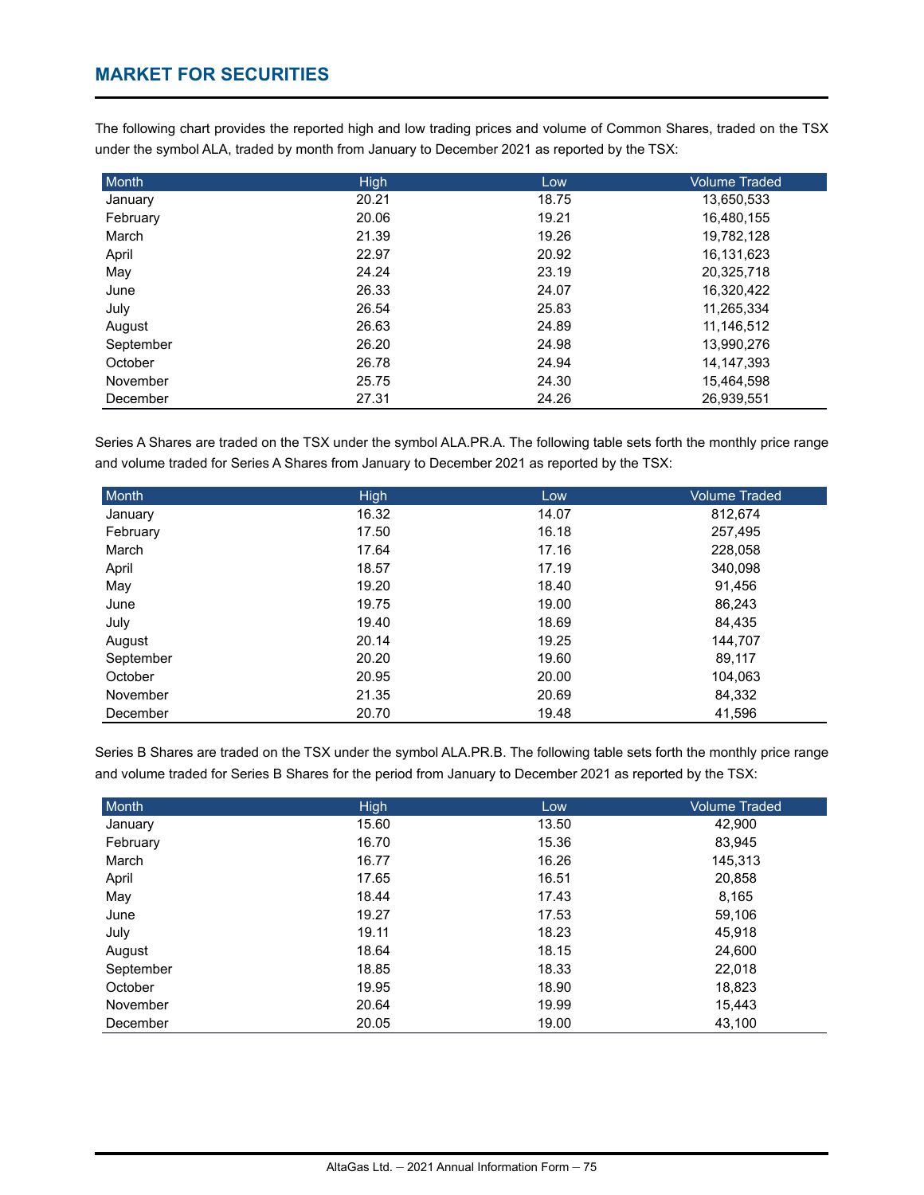## MARKET FOR SECURITIES

The following chart provides the reported high and low trading prices and volume of Common Shares, traded on the TSX under the symbol ALA, traded by month from January to December 2021 as reported by the TSX:

| Month | High | Low | Volume Traded |
|---|---|---|---|
| January | 20.21 | 18.75 | 13,650,533 |
| February | 20.06 | 19.21 | 16,480,155 |
| March | 21.39 | 19.26 | 19,782,128 |
| April | 22.97 | 20.92 | 16,131,623 |
| May | 24.24 | 23.19 | 20,325,718 |
| June | 26.33 | 24.07 | 16,320,422 |
| July | 26.54 | 25.83 | 11,265,334 |
| August | 26.63 | 24.89 | 11,146,512 |
| September | 26.20 | 24.98 | 13,990,276 |
| October | 26.78 | 24.94 | 14,147,393 |
| November | 25.75 | 24.30 | 15,464,598 |
| December | 27.31 | 24.26 | 26,939,551 |

Series A Shares are traded on the TSX under the symbol ALA.PR.A. The following table sets forth the monthly price range and volume traded for Series A Shares from January to December 2021 as reported by the TSX:

| Month | High | Low | Volume Traded |
|---|---|---|---|
| January | 16.32 | 14.07 | 812,674 |
| February | 17.50 | 16.18 | 257,495 |
| March | 17.64 | 17.16 | 228,058 |
| April | 18.57 | 17.19 | 340,098 |
| May | 19.20 | 18.40 | 91,456 |
| June | 19.75 | 19.00 | 86,243 |
| July | 19.40 | 18.69 | 84,435 |
| August | 20.14 | 19.25 | 144,707 |
| September | 20.20 | 19.60 | 89,117 |
| October | 20.95 | 20.00 | 104,063 |
| November | 21.35 | 20.69 | 84,332 |
| December | 20.70 | 19.48 | 41,596 |

Series B Shares are traded on the TSX under the symbol ALA.PR.B. The following table sets forth the monthly price range and volume traded for Series B Shares for the period from January to December 2021 as reported by the TSX:

| Month | High | Low | Volume Traded |
|---|---|---|---|
| January | 15.60 | 13.50 | 42,900 |
| February | 16.70 | 15.36 | 83,945 |
| March | 16.77 | 16.26 | 145,313 |
| April | 17.65 | 16.51 | 20,858 |
| May | 18.44 | 17.43 | 8,165 |
| June | 19.27 | 17.53 | 59,106 |
| July | 19.11 | 18.23 | 45,918 |
| August | 18.64 | 18.15 | 24,600 |
| September | 18.85 | 18.33 | 22,018 |
| October | 19.95 | 18.90 | 18,823 |
| November | 20.64 | 19.99 | 15,443 |
| December | 20.05 | 19.00 | 43,100 |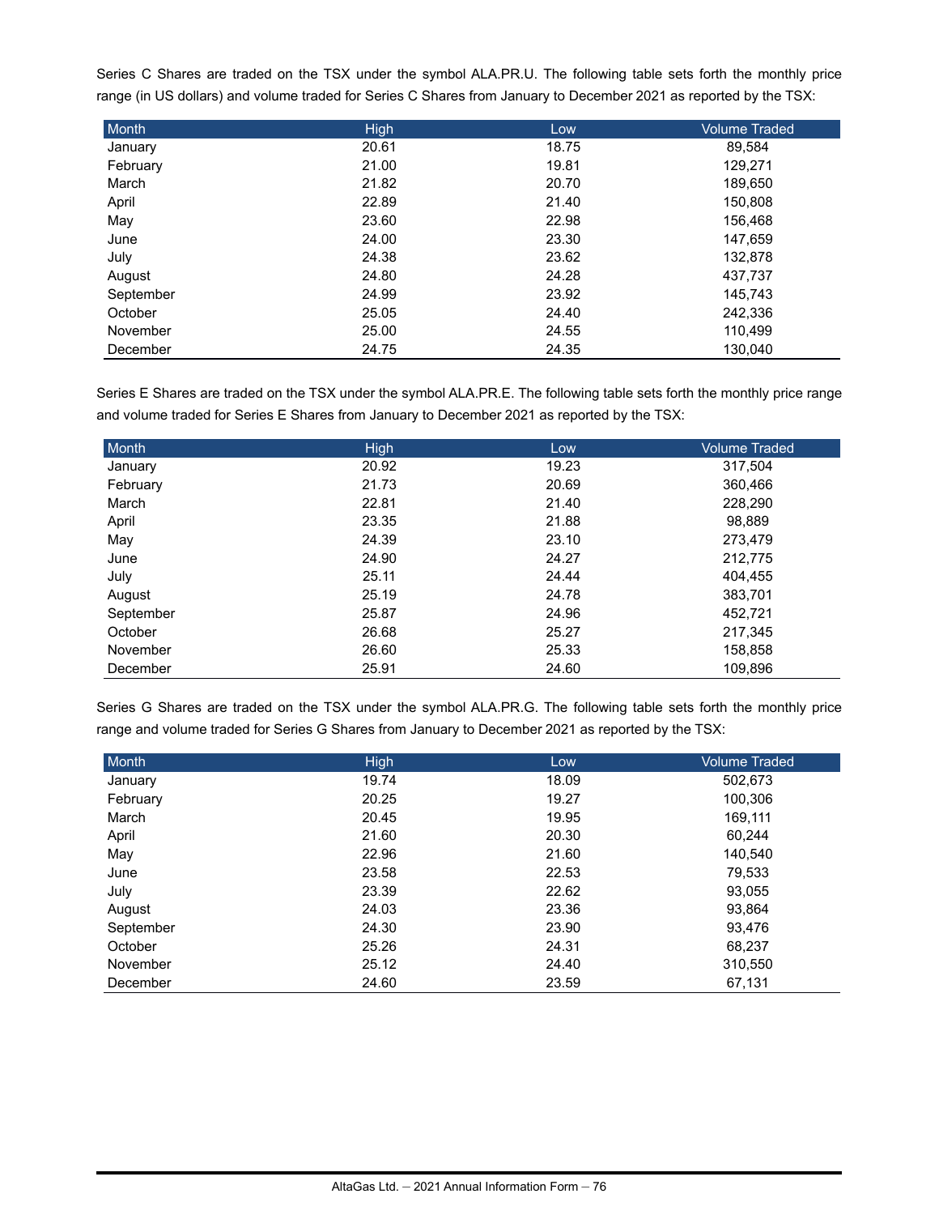Series C Shares are traded on the TSX under the symbol ALA.PR.U. The following table sets forth the monthly price range (in US dollars) and volume traded for Series C Shares from January to December 2021 as reported by the TSX:

| Month | High | Low | Volume Traded |
|---|---|---|---|
| January | 20.61 | 18.75 | 89,584 |
| February | 21.00 | 19.81 | 129,271 |
| March | 21.82 | 20.70 | 189,650 |
| April | 22.89 | 21.40 | 150,808 |
| May | 23.60 | 22.98 | 156,468 |
| June | 24.00 | 23.30 | 147,659 |
| July | 24.38 | 23.62 | 132,878 |
| August | 24.80 | 24.28 | 437,737 |
| September | 24.99 | 23.92 | 145,743 |
| October | 25.05 | 24.40 | 242,336 |
| November | 25.00 | 24.55 | 110,499 |
| December | 24.75 | 24.35 | 130,040 |

Series E Shares are traded on the TSX under the symbol ALA.PR.E. The following table sets forth the monthly price range and volume traded for Series E Shares from January to December 2021 as reported by the TSX:

| Month | High | Low | Volume Traded |
|---|---|---|---|
| January | 20.92 | 19.23 | 317,504 |
| February | 21.73 | 20.69 | 360,466 |
| March | 22.81 | 21.40 | 228,290 |
| April | 23.35 | 21.88 | 98,889 |
| May | 24.39 | 23.10 | 273,479 |
| June | 24.90 | 24.27 | 212,775 |
| July | 25.11 | 24.44 | 404,455 |
| August | 25.19 | 24.78 | 383,701 |
| September | 25.87 | 24.96 | 452,721 |
| October | 26.68 | 25.27 | 217,345 |
| November | 26.60 | 25.33 | 158,858 |
| December | 25.91 | 24.60 | 109,896 |

Series G Shares are traded on the TSX under the symbol ALA.PR.G. The following table sets forth the monthly price range and volume traded for Series G Shares from January to December 2021 as reported by the TSX:

| Month | High | Low | Volume Traded |
|---|---|---|---|
| January | 19.74 | 18.09 | 502,673 |
| February | 20.25 | 19.27 | 100,306 |
| March | 20.45 | 19.95 | 169,111 |
| April | 21.60 | 20.30 | 60,244 |
| May | 22.96 | 21.60 | 140,540 |
| June | 23.58 | 22.53 | 79,533 |
| July | 23.39 | 22.62 | 93,055 |
| August | 24.03 | 23.36 | 93,864 |
| September | 24.30 | 23.90 | 93,476 |
| October | 25.26 | 24.31 | 68,237 |
| November | 25.12 | 24.40 | 310,550 |
| December | 24.60 | 23.59 | 67,131 |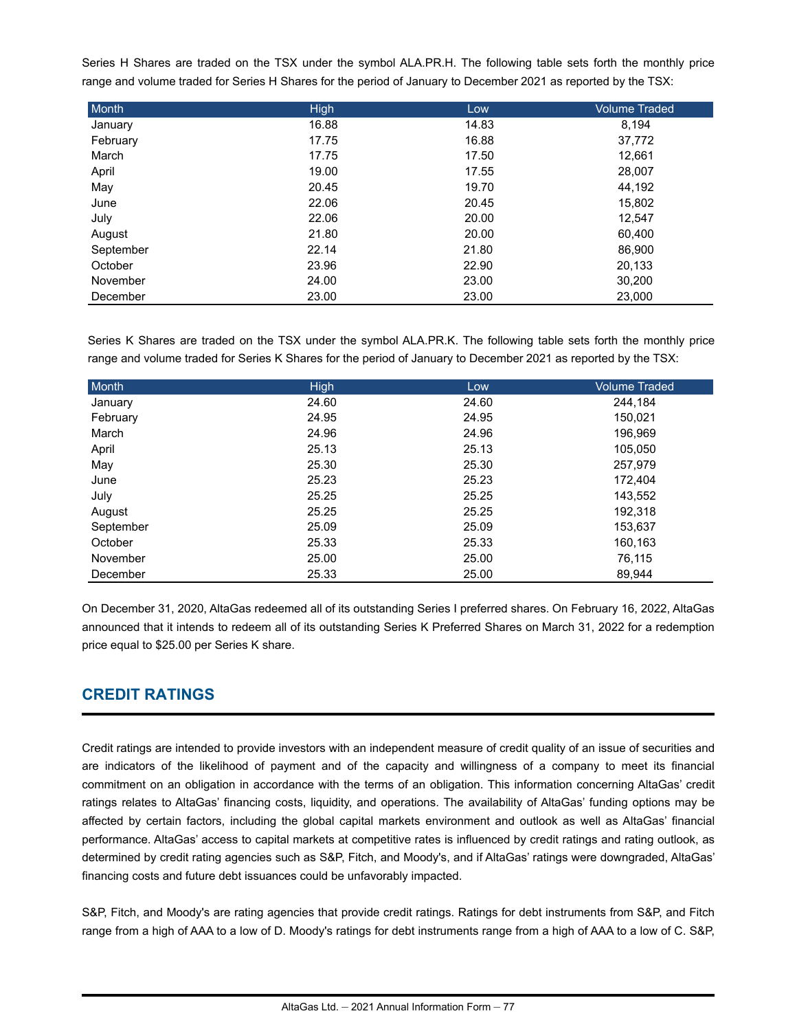Series H Shares are traded on the TSX under the symbol ALA.PR.H. The following table sets forth the monthly price range and volume traded for Series H Shares for the period of January to December 2021 as reported by the TSX:

| Month | High | Low | Volume Traded |
|---|---|---|---|
| January | 16.88 | 14.83 | 8,194 |
| February | 17.75 | 16.88 | 37,772 |
| March | 17.75 | 17.50 | 12,661 |
| April | 19.00 | 17.55 | 28,007 |
| May | 20.45 | 19.70 | 44,192 |
| June | 22.06 | 20.45 | 15,802 |
| July | 22.06 | 20.00 | 12,547 |
| August | 21.80 | 20.00 | 60,400 |
| September | 22.14 | 21.80 | 86,900 |
| October | 23.96 | 22.90 | 20,133 |
| November | 24.00 | 23.00 | 30,200 |
| December | 23.00 | 23.00 | 23,000 |

Series K Shares are traded on the TSX under the symbol ALA.PR.K. The following table sets forth the monthly price range and volume traded for Series K Shares for the period of January to December 2021 as reported by the TSX:

| Month | High | Low | Volume Traded |
|---|---|---|---|
| January | 24.60 | 24.60 | 244,184 |
| February | 24.95 | 24.95 | 150,021 |
| March | 24.96 | 24.96 | 196,969 |
| April | 25.13 | 25.13 | 105,050 |
| May | 25.30 | 25.30 | 257,979 |
| June | 25.23 | 25.23 | 172,404 |
| July | 25.25 | 25.25 | 143,552 |
| August | 25.25 | 25.25 | 192,318 |
| September | 25.09 | 25.09 | 153,637 |
| October | 25.33 | 25.33 | 160,163 |
| November | 25.00 | 25.00 | 76,115 |
| December | 25.33 | 25.00 | 89,944 |

On December 31, 2020, AltaGas redeemed all of its outstanding Series I preferred shares. On February 16, 2022, AltaGas announced that it intends to redeem all of its outstanding Series K Preferred Shares on March 31, 2022 for a redemption price equal to $25.00 per Series K share.

## CREDIT RATINGS

Credit ratings are intended to provide investors with an independent measure of credit quality of an issue of securities and are indicators of the likelihood of payment and of the capacity and willingness of a company to meet its financial commitment on an obligation in accordance with the terms of an obligation. This information concerning AltaGas' credit ratings relates to AltaGas' financing costs, liquidity, and operations. The availability of AltaGas' funding options may be affected by certain factors, including the global capital markets environment and outlook as well as AltaGas' financial performance. AltaGas' access to capital markets at competitive rates is influenced by credit ratings and rating outlook, as determined by credit rating agencies such as S&P, Fitch, and Moody's, and if AltaGas' ratings were downgraded, AltaGas' financing costs and future debt issuances could be unfavorably impacted.

S&P, Fitch, and Moody's are rating agencies that provide credit ratings. Ratings for debt instruments from S&P, and Fitch range from a high of AAA to a low of D. Moody's ratings for debt instruments range from a high of AAA to a low of C. S&P,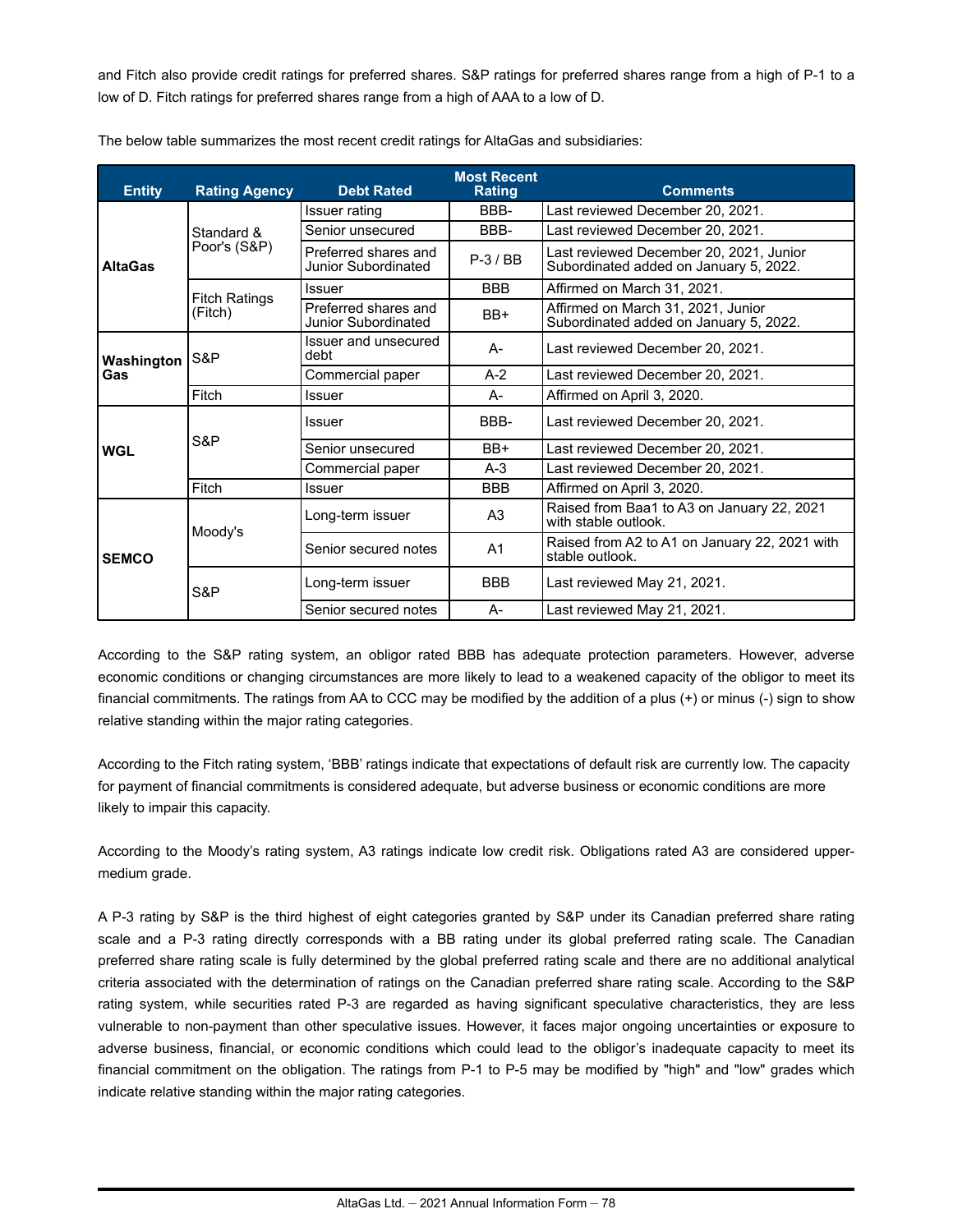and Fitch also provide credit ratings for preferred shares. S&P ratings for preferred shares range from a high of P-1 to a low of D. Fitch ratings for preferred shares range from a high of AAA to a low of D.

The below table summarizes the most recent credit ratings for AltaGas and subsidiaries:

| Entity | Rating Agency | Debt Rated | Most Recent Rating | Comments |
|---|---|---|---|---|
| **AltaGas** | Standard & Poor's (S&P) | Issuer rating | BBB- | Last reviewed December 20, 2021. |
| | | Senior unsecured | BBB- | Last reviewed December 20, 2021. |
| | | Preferred shares and Junior Subordinated | P-3 / BB | Last reviewed December 20, 2021, Junior Subordinated added on January 5, 2022. |
| | Fitch Ratings (Fitch) | Issuer | BBB | Affirmed on March 31, 2021. |
| | | Preferred shares and Junior Subordinated | BB+ | Affirmed on March 31, 2021, Junior Subordinated added on January 5, 2022. |
| **Washington Gas** | S&P | Issuer and unsecured debt | A- | Last reviewed December 20, 2021. |
| | | Commercial paper | A-2 | Last reviewed December 20, 2021. |
| | Fitch | Issuer | A- | Affirmed on April 3, 2020. |
| **WGL** | S&P | Issuer | BBB- | Last reviewed December 20, 2021. |
| | | Senior unsecured | BB+ | Last reviewed December 20, 2021. |
| | | Commercial paper | A-3 | Last reviewed December 20, 2021. |
| | Fitch | Issuer | BBB | Affirmed on April 3, 2020. |
| **SEMCO** | Moody's | Long-term issuer | A3 | Raised from Baa1 to A3 on January 22, 2021 with stable outlook. |
| | | Senior secured notes | A1 | Raised from A2 to A1 on January 22, 2021 with stable outlook. |
| | S&P | Long-term issuer | BBB | Last reviewed May 21, 2021. |
| | | Senior secured notes | A- | Last reviewed May 21, 2021. |

According to the S&P rating system, an obligor rated BBB has adequate protection parameters. However, adverse economic conditions or changing circumstances are more likely to lead to a weakened capacity of the obligor to meet its financial commitments. The ratings from AA to CCC may be modified by the addition of a plus (+) or minus (-) sign to show relative standing within the major rating categories.

According to the Fitch rating system, 'BBB' ratings indicate that expectations of default risk are currently low. The capacity for payment of financial commitments is considered adequate, but adverse business or economic conditions are more likely to impair this capacity.

According to the Moody's rating system, A3 ratings indicate low credit risk. Obligations rated A3 are considered upper-medium grade.

A P-3 rating by S&P is the third highest of eight categories granted by S&P under its Canadian preferred share rating scale and a P-3 rating directly corresponds with a BB rating under its global preferred rating scale. The Canadian preferred share rating scale is fully determined by the global preferred rating scale and there are no additional analytical criteria associated with the determination of ratings on the Canadian preferred share rating scale. According to the S&P rating system, while securities rated P-3 are regarded as having significant speculative characteristics, they are less vulnerable to non-payment than other speculative issues. However, it faces major ongoing uncertainties or exposure to adverse business, financial, or economic conditions which could lead to the obligor's inadequate capacity to meet its financial commitment on the obligation. The ratings from P-1 to P-5 may be modified by "high" and "low" grades which indicate relative standing within the major rating categories.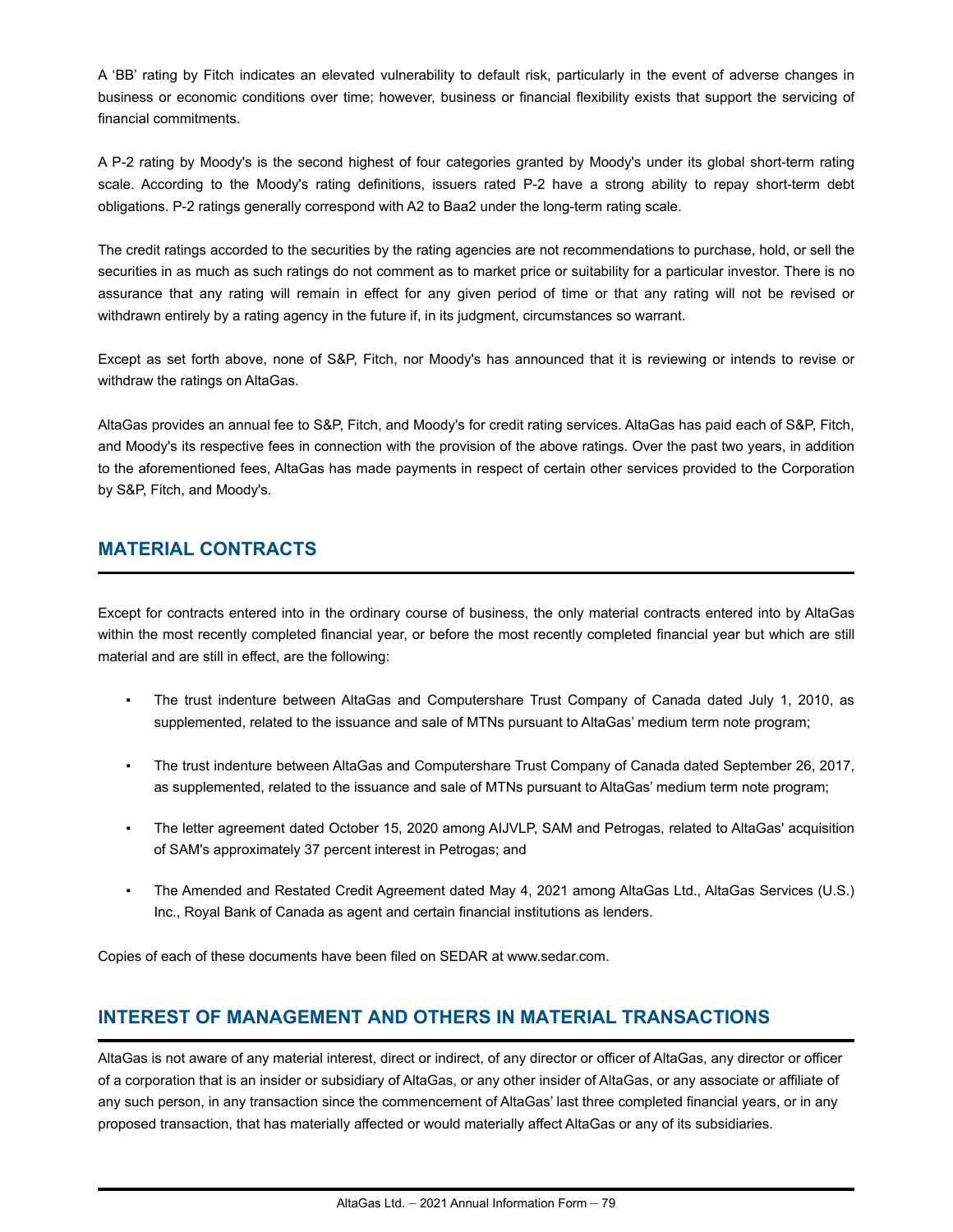A 'BB' rating by Fitch indicates an elevated vulnerability to default risk, particularly in the event of adverse changes in business or economic conditions over time; however, business or financial flexibility exists that support the servicing of financial commitments.

A P-2 rating by Moody's is the second highest of four categories granted by Moody's under its global short-term rating scale. According to the Moody's rating definitions, issuers rated P-2 have a strong ability to repay short-term debt obligations. P-2 ratings generally correspond with A2 to Baa2 under the long-term rating scale.

The credit ratings accorded to the securities by the rating agencies are not recommendations to purchase, hold, or sell the securities in as much as such ratings do not comment as to market price or suitability for a particular investor. There is no assurance that any rating will remain in effect for any given period of time or that any rating will not be revised or withdrawn entirely by a rating agency in the future if, in its judgment, circumstances so warrant.

Except as set forth above, none of S&P, Fitch, nor Moody's has announced that it is reviewing or intends to revise or withdraw the ratings on AltaGas.

AltaGas provides an annual fee to S&P, Fitch, and Moody's for credit rating services. AltaGas has paid each of S&P, Fitch, and Moody's its respective fees in connection with the provision of the above ratings. Over the past two years, in addition to the aforementioned fees, AltaGas has made payments in respect of certain other services provided to the Corporation by S&P, Fitch, and Moody's.

## MATERIAL CONTRACTS

Except for contracts entered into in the ordinary course of business, the only material contracts entered into by AltaGas within the most recently completed financial year, or before the most recently completed financial year but which are still material and are still in effect, are the following:

- The trust indenture between AltaGas and Computershare Trust Company of Canada dated July 1, 2010, as supplemented, related to the issuance and sale of MTNs pursuant to AltaGas' medium term note program;
- The trust indenture between AltaGas and Computershare Trust Company of Canada dated September 26, 2017, as supplemented, related to the issuance and sale of MTNs pursuant to AltaGas' medium term note program;
- The letter agreement dated October 15, 2020 among AIJVLP, SAM and Petrogas, related to AltaGas' acquisition of SAM's approximately 37 percent interest in Petrogas; and
- The Amended and Restated Credit Agreement dated May 4, 2021 among AltaGas Ltd., AltaGas Services (U.S.) Inc., Royal Bank of Canada as agent and certain financial institutions as lenders.

Copies of each of these documents have been filed on SEDAR at www.sedar.com.

## INTEREST OF MANAGEMENT AND OTHERS IN MATERIAL TRANSACTIONS

AltaGas is not aware of any material interest, direct or indirect, of any director or officer of AltaGas, any director or officer of a corporation that is an insider or subsidiary of AltaGas, or any other insider of AltaGas, or any associate or affiliate of any such person, in any transaction since the commencement of AltaGas' last three completed financial years, or in any proposed transaction, that has materially affected or would materially affect AltaGas or any of its subsidiaries.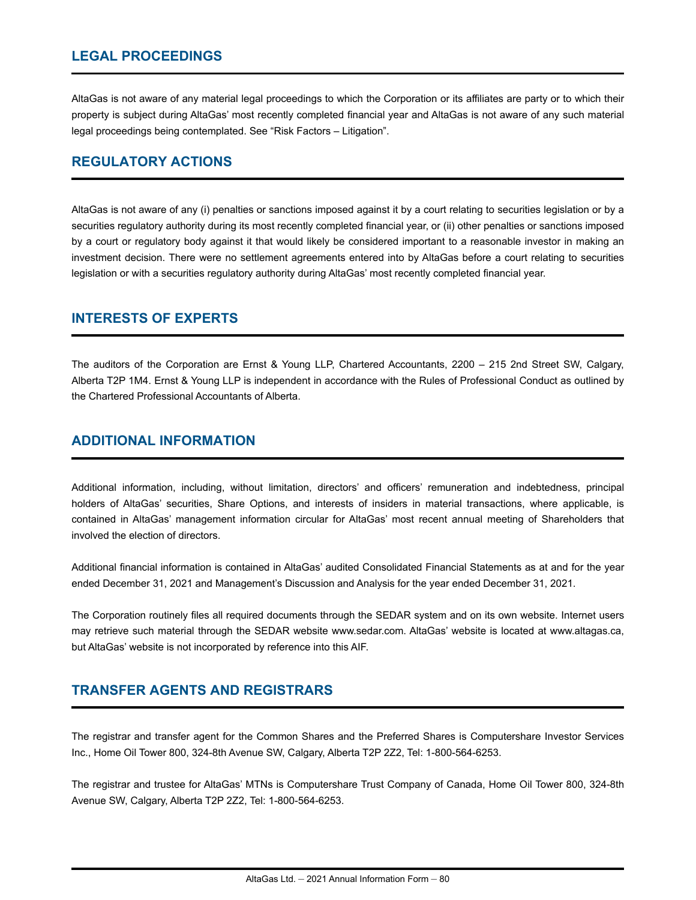## LEGAL PROCEEDINGS

AltaGas is not aware of any material legal proceedings to which the Corporation or its affiliates are party or to which their property is subject during AltaGas' most recently completed financial year and AltaGas is not aware of any such material legal proceedings being contemplated. See "Risk Factors – Litigation".

## REGULATORY ACTIONS

AltaGas is not aware of any (i) penalties or sanctions imposed against it by a court relating to securities legislation or by a securities regulatory authority during its most recently completed financial year, or (ii) other penalties or sanctions imposed by a court or regulatory body against it that would likely be considered important to a reasonable investor in making an investment decision. There were no settlement agreements entered into by AltaGas before a court relating to securities legislation or with a securities regulatory authority during AltaGas' most recently completed financial year.

## INTERESTS OF EXPERTS

The auditors of the Corporation are Ernst & Young LLP, Chartered Accountants, 2200 – 215 2nd Street SW, Calgary, Alberta T2P 1M4. Ernst & Young LLP is independent in accordance with the Rules of Professional Conduct as outlined by the Chartered Professional Accountants of Alberta.

## ADDITIONAL INFORMATION

Additional information, including, without limitation, directors' and officers' remuneration and indebtedness, principal holders of AltaGas' securities, Share Options, and interests of insiders in material transactions, where applicable, is contained in AltaGas' management information circular for AltaGas' most recent annual meeting of Shareholders that involved the election of directors.

Additional financial information is contained in AltaGas' audited Consolidated Financial Statements as at and for the year ended December 31, 2021 and Management's Discussion and Analysis for the year ended December 31, 2021.

The Corporation routinely files all required documents through the SEDAR system and on its own website. Internet users may retrieve such material through the SEDAR website www.sedar.com. AltaGas' website is located at www.altagas.ca, but AltaGas' website is not incorporated by reference into this AIF.

## TRANSFER AGENTS AND REGISTRARS

The registrar and transfer agent for the Common Shares and the Preferred Shares is Computershare Investor Services Inc., Home Oil Tower 800, 324-8th Avenue SW, Calgary, Alberta T2P 2Z2, Tel: 1-800-564-6253.

The registrar and trustee for AltaGas' MTNs is Computershare Trust Company of Canada, Home Oil Tower 800, 324-8th Avenue SW, Calgary, Alberta T2P 2Z2, Tel: 1-800-564-6253.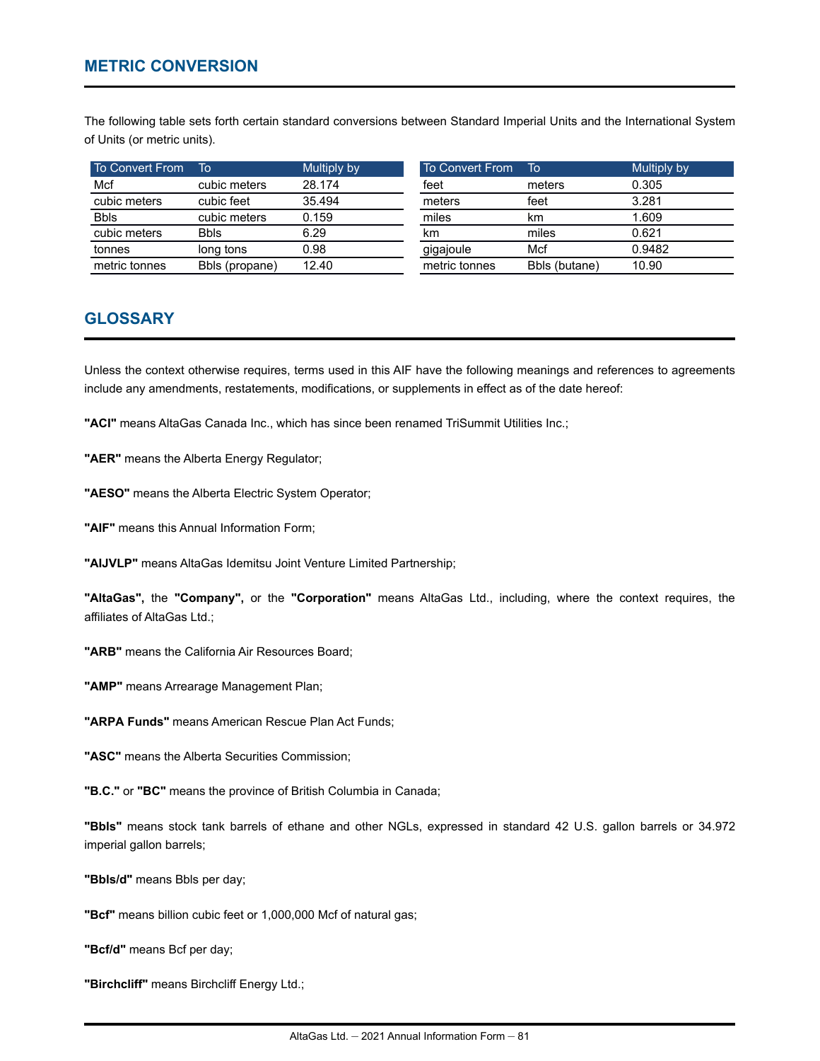## METRIC CONVERSION

The following table sets forth certain standard conversions between Standard Imperial Units and the International System of Units (or metric units).

| To Convert From | To | Multiply by |
|---|---|---|
| Mcf | cubic meters | 28.174 |
| cubic meters | cubic feet | 35.494 |
| Bbls | cubic meters | 0.159 |
| cubic meters | Bbls | 6.29 |
| tonnes | long tons | 0.98 |
| metric tonnes | Bbls (propane) | 12.40 |

| To Convert From | To | Multiply by |
|---|---|---|
| feet | meters | 0.305 |
| meters | feet | 3.281 |
| miles | km | 1.609 |
| km | miles | 0.621 |
| gigajoule | Mcf | 0.9482 |
| metric tonnes | Bbls (butane) | 10.90 |

## GLOSSARY

Unless the context otherwise requires, terms used in this AIF have the following meanings and references to agreements include any amendments, restatements, modifications, or supplements in effect as of the date hereof:

**"ACI"** means AltaGas Canada Inc., which has since been renamed TriSummit Utilities Inc.;

**"AER"** means the Alberta Energy Regulator;

**"AESO"** means the Alberta Electric System Operator;

**"AIF"** means this Annual Information Form;

**"AIJVLP"** means AltaGas Idemitsu Joint Venture Limited Partnership;

**"AltaGas",** the **"Company",** or the **"Corporation"** means AltaGas Ltd., including, where the context requires, the affiliates of AltaGas Ltd.;

**"ARB"** means the California Air Resources Board;

**"AMP"** means Arrearage Management Plan;

**"ARPA Funds"** means American Rescue Plan Act Funds;

**"ASC"** means the Alberta Securities Commission;

**"B.C."** or **"BC"** means the province of British Columbia in Canada;

**"Bbls"** means stock tank barrels of ethane and other NGLs, expressed in standard 42 U.S. gallon barrels or 34.972 imperial gallon barrels;

**"Bbls/d"** means Bbls per day;

**"Bcf"** means billion cubic feet or 1,000,000 Mcf of natural gas;

**"Bcf/d"** means Bcf per day;

**"Birchcliff"** means Birchcliff Energy Ltd.;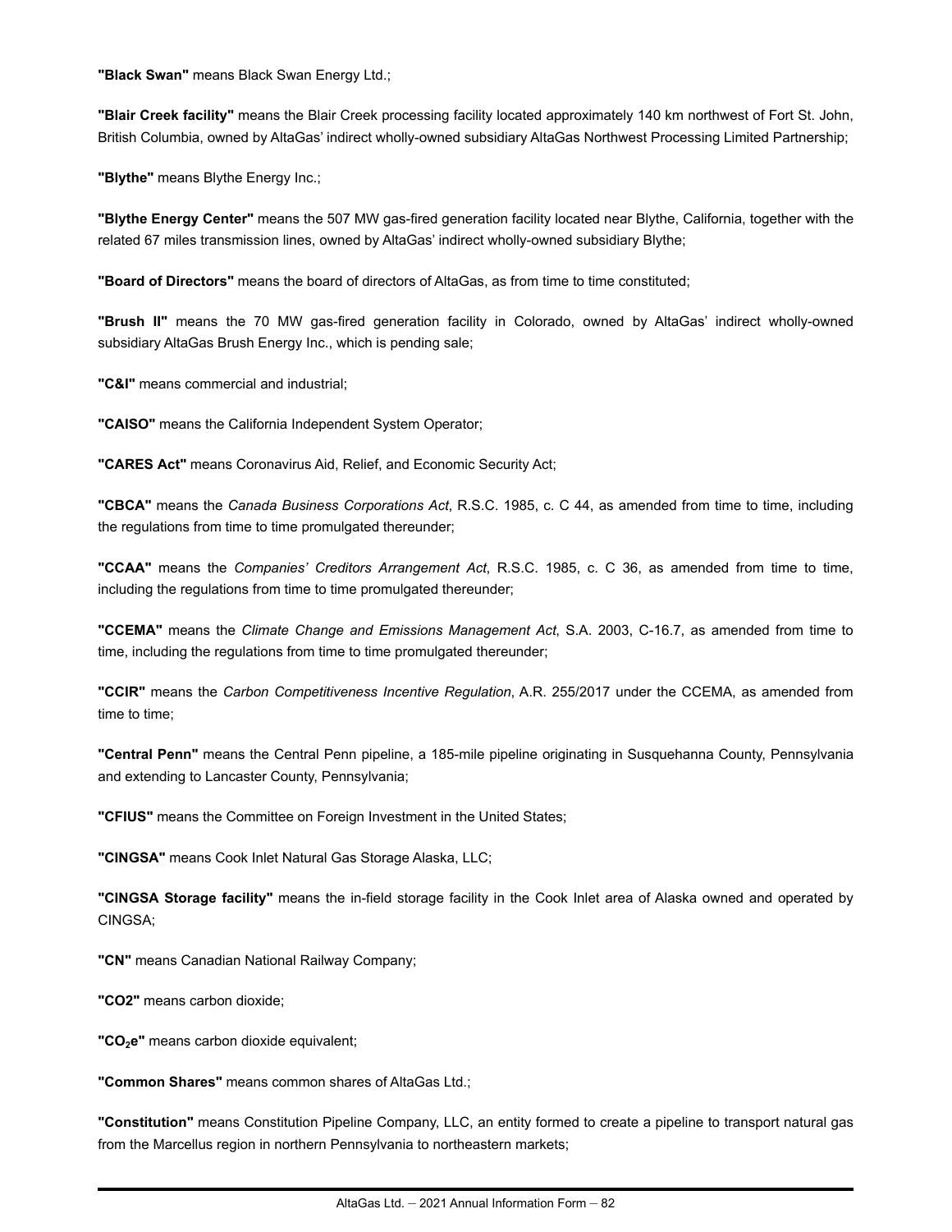**"Black Swan"** means Black Swan Energy Ltd.;

**"Blair Creek facility"** means the Blair Creek processing facility located approximately 140 km northwest of Fort St. John, British Columbia, owned by AltaGas' indirect wholly-owned subsidiary AltaGas Northwest Processing Limited Partnership;

**"Blythe"** means Blythe Energy Inc.;

**"Blythe Energy Center"** means the 507 MW gas-fired generation facility located near Blythe, California, together with the related 67 miles transmission lines, owned by AltaGas' indirect wholly-owned subsidiary Blythe;

**"Board of Directors"** means the board of directors of AltaGas, as from time to time constituted;

**"Brush II"** means the 70 MW gas-fired generation facility in Colorado, owned by AltaGas' indirect wholly-owned subsidiary AltaGas Brush Energy Inc., which is pending sale;

**"C&I"** means commercial and industrial;

**"CAISO"** means the California Independent System Operator;

**"CARES Act"** means Coronavirus Aid, Relief, and Economic Security Act;

**"CBCA"** means the *Canada Business Corporations Act*, R.S.C. 1985, c. C 44, as amended from time to time, including the regulations from time to time promulgated thereunder;

**"CCAA"** means the *Companies' Creditors Arrangement Act*, R.S.C. 1985, c. C 36, as amended from time to time, including the regulations from time to time promulgated thereunder;

**"CCEMA"** means the *Climate Change and Emissions Management Act*, S.A. 2003, C-16.7, as amended from time to time, including the regulations from time to time promulgated thereunder;

**"CCIR"** means the *Carbon Competitiveness Incentive Regulation*, A.R. 255/2017 under the CCEMA, as amended from time to time;

**"Central Penn"** means the Central Penn pipeline, a 185-mile pipeline originating in Susquehanna County, Pennsylvania and extending to Lancaster County, Pennsylvania;

**"CFIUS"** means the Committee on Foreign Investment in the United States;

**"CINGSA"** means Cook Inlet Natural Gas Storage Alaska, LLC;

**"CINGSA Storage facility"** means the in-field storage facility in the Cook Inlet area of Alaska owned and operated by CINGSA;

**"CN"** means Canadian National Railway Company;

**"CO2"** means carbon dioxide;

**"$CO_2e$"** means carbon dioxide equivalent;

**"Common Shares"** means common shares of AltaGas Ltd.;

**"Constitution"** means Constitution Pipeline Company, LLC, an entity formed to create a pipeline to transport natural gas from the Marcellus region in northern Pennsylvania to northeastern markets;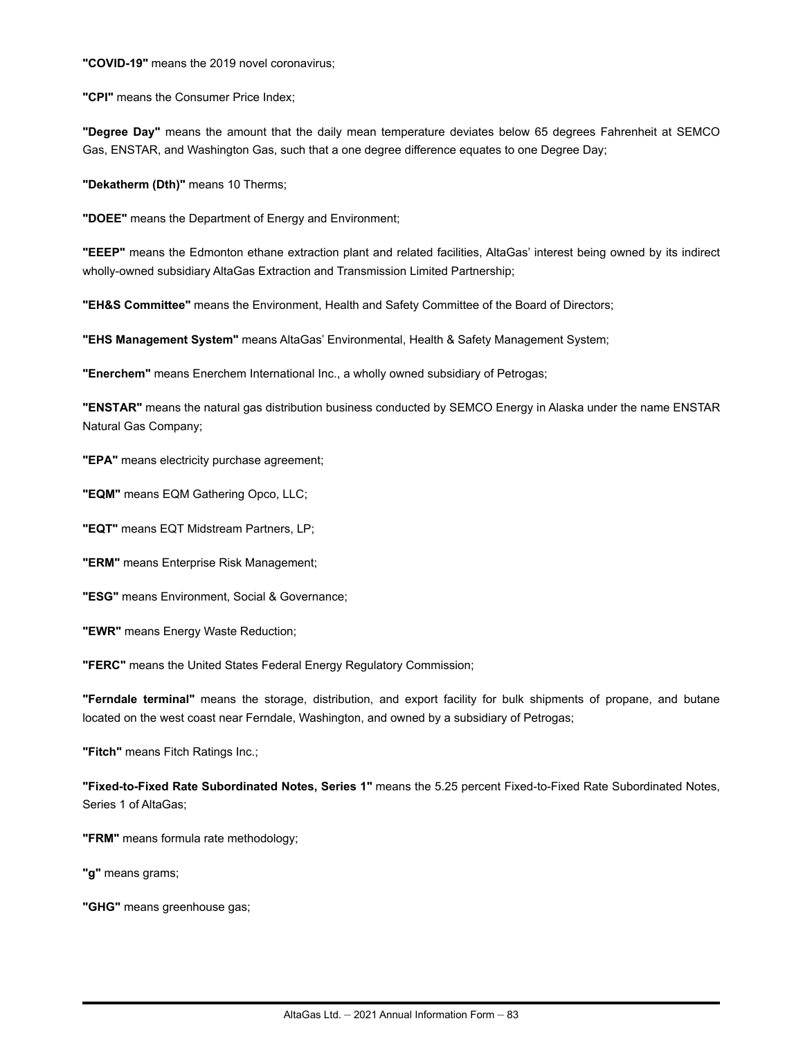**"COVID-19"** means the 2019 novel coronavirus;

**"CPI"** means the Consumer Price Index;

**"Degree Day"** means the amount that the daily mean temperature deviates below 65 degrees Fahrenheit at SEMCO Gas, ENSTAR, and Washington Gas, such that a one degree difference equates to one Degree Day;

**"Dekatherm (Dth)"** means 10 Therms;

**"DOEE"** means the Department of Energy and Environment;

**"EEEP"** means the Edmonton ethane extraction plant and related facilities, AltaGas' interest being owned by its indirect wholly-owned subsidiary AltaGas Extraction and Transmission Limited Partnership;

**"EH&S Committee"** means the Environment, Health and Safety Committee of the Board of Directors;

**"EHS Management System"** means AltaGas' Environmental, Health & Safety Management System;

**"Enerchem"** means Enerchem International Inc., a wholly owned subsidiary of Petrogas;

**"ENSTAR"** means the natural gas distribution business conducted by SEMCO Energy in Alaska under the name ENSTAR Natural Gas Company;

**"EPA"** means electricity purchase agreement;

**"EQM"** means EQM Gathering Opco, LLC;

**"EQT"** means EQT Midstream Partners, LP;

**"ERM"** means Enterprise Risk Management;

**"ESG"** means Environment, Social & Governance;

**"EWR"** means Energy Waste Reduction;

**"FERC"** means the United States Federal Energy Regulatory Commission;

**"Ferndale terminal"** means the storage, distribution, and export facility for bulk shipments of propane, and butane located on the west coast near Ferndale, Washington, and owned by a subsidiary of Petrogas;

**"Fitch"** means Fitch Ratings Inc.;

**"Fixed-to-Fixed Rate Subordinated Notes, Series 1"** means the 5.25 percent Fixed-to-Fixed Rate Subordinated Notes, Series 1 of AltaGas;

**"FRM"** means formula rate methodology;

**"g"** means grams;

**"GHG"** means greenhouse gas;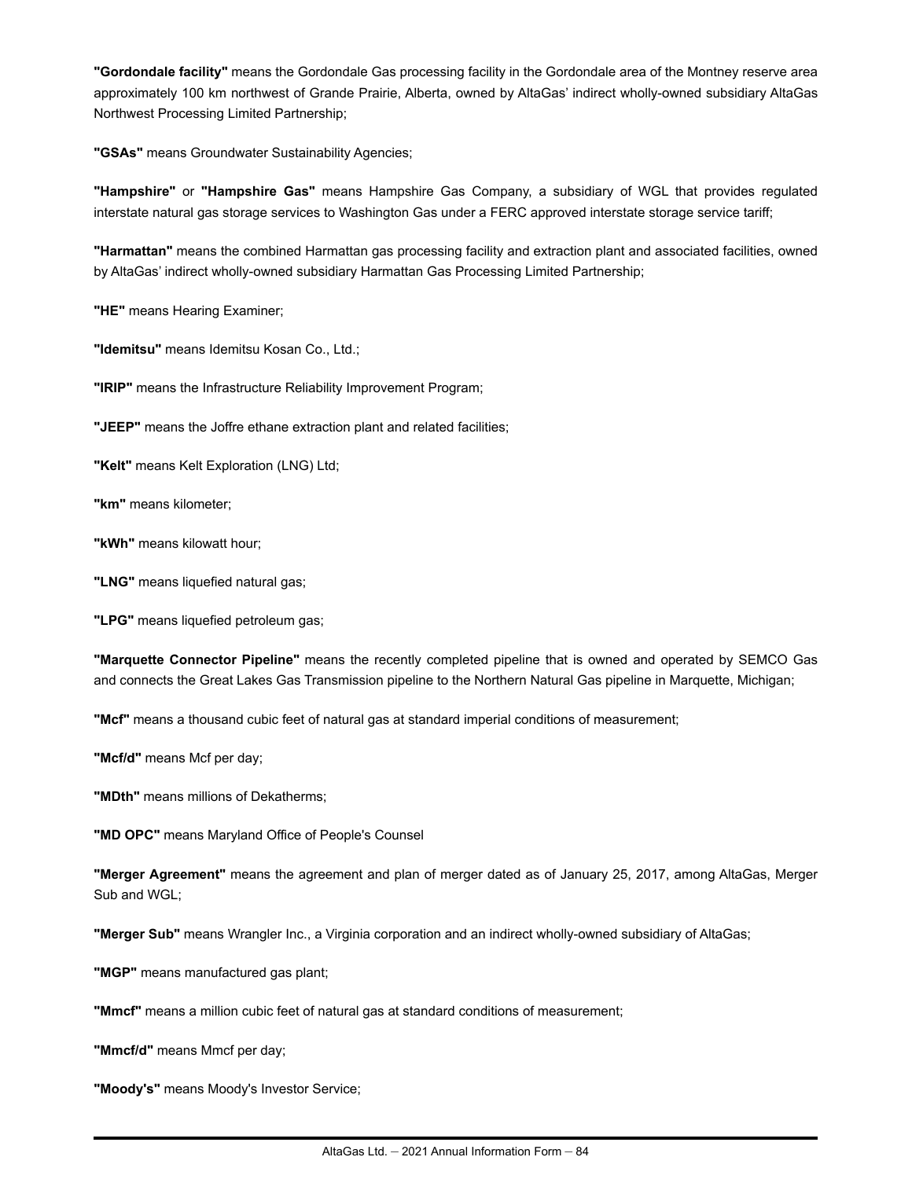**"Gordondale facility"** means the Gordondale Gas processing facility in the Gordondale area of the Montney reserve area approximately 100 km northwest of Grande Prairie, Alberta, owned by AltaGas' indirect wholly-owned subsidiary AltaGas Northwest Processing Limited Partnership;

**"GSAs"** means Groundwater Sustainability Agencies;

**"Hampshire"** or **"Hampshire Gas"** means Hampshire Gas Company, a subsidiary of WGL that provides regulated interstate natural gas storage services to Washington Gas under a FERC approved interstate storage service tariff;

**"Harmattan"** means the combined Harmattan gas processing facility and extraction plant and associated facilities, owned by AltaGas' indirect wholly-owned subsidiary Harmattan Gas Processing Limited Partnership;

**"HE"** means Hearing Examiner;

**"Idemitsu"** means Idemitsu Kosan Co., Ltd.;

**"IRIP"** means the Infrastructure Reliability Improvement Program;

**"JEEP"** means the Joffre ethane extraction plant and related facilities;

**"Kelt"** means Kelt Exploration (LNG) Ltd;

**"km"** means kilometer;

**"kWh"** means kilowatt hour;

**"LNG"** means liquefied natural gas;

**"LPG"** means liquefied petroleum gas;

**"Marquette Connector Pipeline"** means the recently completed pipeline that is owned and operated by SEMCO Gas and connects the Great Lakes Gas Transmission pipeline to the Northern Natural Gas pipeline in Marquette, Michigan;

**"Mcf"** means a thousand cubic feet of natural gas at standard imperial conditions of measurement;

**"Mcf/d"** means Mcf per day;

**"MDth"** means millions of Dekatherms;

**"MD OPC"** means Maryland Office of People's Counsel

**"Merger Agreement"** means the agreement and plan of merger dated as of January 25, 2017, among AltaGas, Merger Sub and WGL;

**"Merger Sub"** means Wrangler Inc., a Virginia corporation and an indirect wholly-owned subsidiary of AltaGas;

**"MGP"** means manufactured gas plant;

**"Mmcf"** means a million cubic feet of natural gas at standard conditions of measurement;

**"Mmcf/d"** means Mmcf per day;

**"Moody's"** means Moody's Investor Service;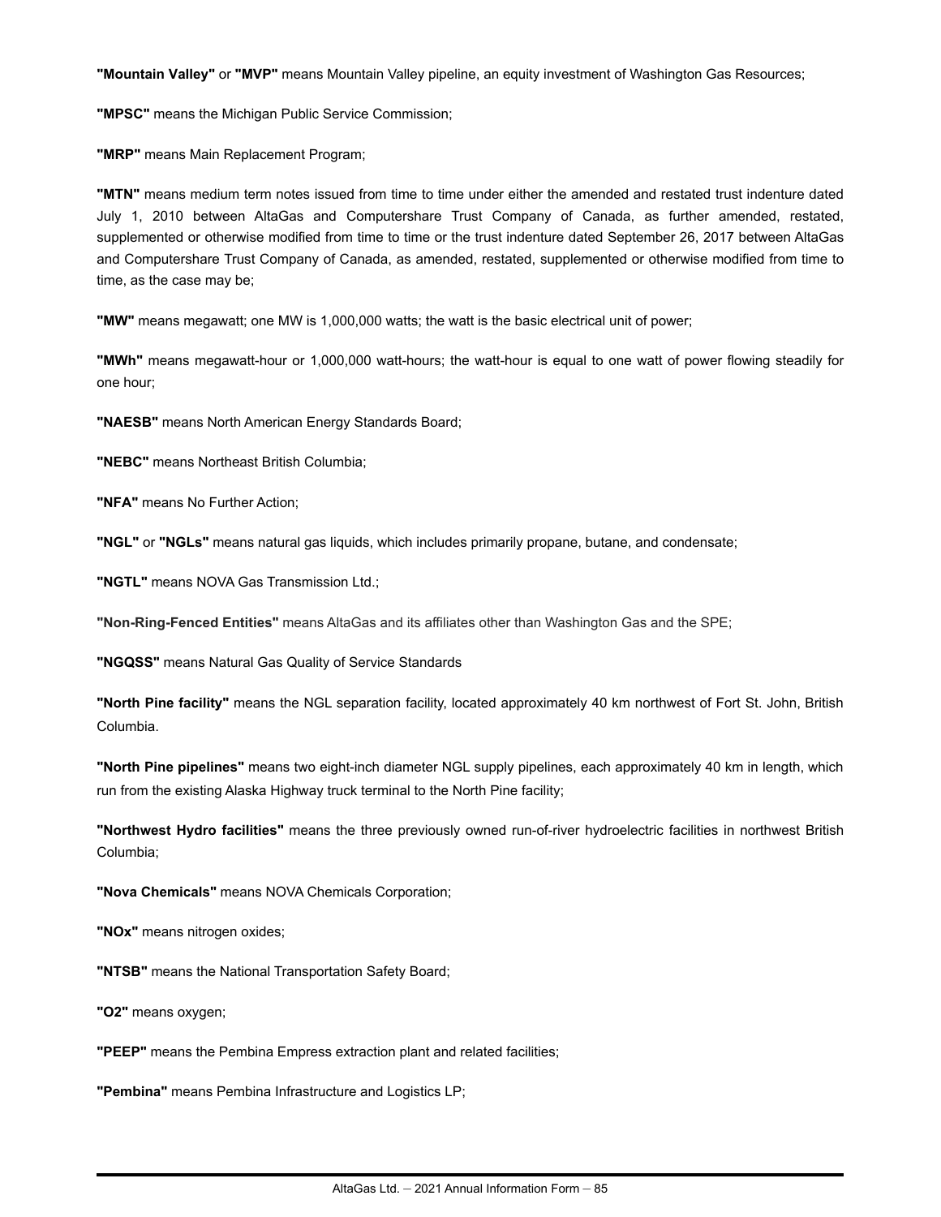**"Mountain Valley"** or **"MVP"** means Mountain Valley pipeline, an equity investment of Washington Gas Resources;

**"MPSC"** means the Michigan Public Service Commission;

**"MRP"** means Main Replacement Program;

**"MTN"** means medium term notes issued from time to time under either the amended and restated trust indenture dated July 1, 2010 between AltaGas and Computershare Trust Company of Canada, as further amended, restated, supplemented or otherwise modified from time to time or the trust indenture dated September 26, 2017 between AltaGas and Computershare Trust Company of Canada, as amended, restated, supplemented or otherwise modified from time to time, as the case may be;

**"MW"** means megawatt; one MW is 1,000,000 watts; the watt is the basic electrical unit of power;

**"MWh"** means megawatt-hour or 1,000,000 watt-hours; the watt-hour is equal to one watt of power flowing steadily for one hour;

**"NAESB"** means North American Energy Standards Board;

**"NEBC"** means Northeast British Columbia;

**"NFA"** means No Further Action;

**"NGL"** or **"NGLs"** means natural gas liquids, which includes primarily propane, butane, and condensate;

**"NGTL"** means NOVA Gas Transmission Ltd.;

**"Non-Ring-Fenced Entities"** means AltaGas and its affiliates other than Washington Gas and the SPE;

**"NGQSS"** means Natural Gas Quality of Service Standards

**"North Pine facility"** means the NGL separation facility, located approximately 40 km northwest of Fort St. John, British Columbia.

**"North Pine pipelines"** means two eight-inch diameter NGL supply pipelines, each approximately 40 km in length, which run from the existing Alaska Highway truck terminal to the North Pine facility;

**"Northwest Hydro facilities"** means the three previously owned run-of-river hydroelectric facilities in northwest British Columbia;

**"Nova Chemicals"** means NOVA Chemicals Corporation;

**"NOx"** means nitrogen oxides;

**"NTSB"** means the National Transportation Safety Board;

**"O2"** means oxygen;

**"PEEP"** means the Pembina Empress extraction plant and related facilities;

**"Pembina"** means Pembina Infrastructure and Logistics LP;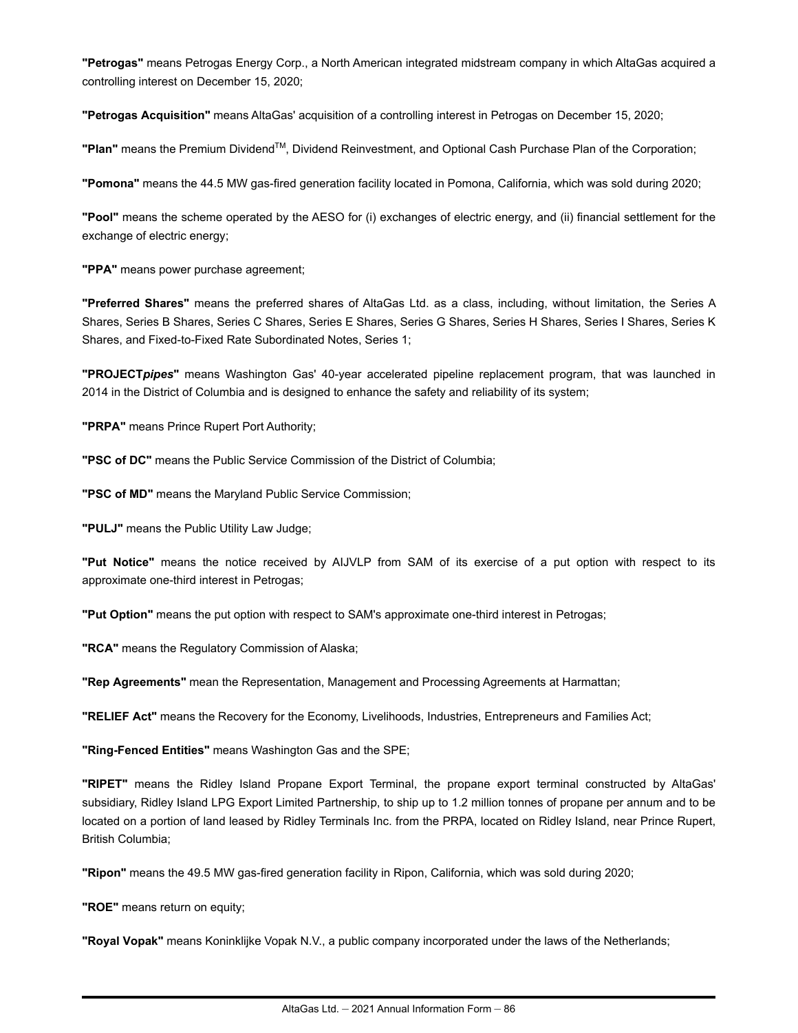**"Petrogas"** means Petrogas Energy Corp., a North American integrated midstream company in which AltaGas acquired a controlling interest on December 15, 2020;

**"Petrogas Acquisition"** means AltaGas' acquisition of a controlling interest in Petrogas on December 15, 2020;

**"Plan"** means the Premium Dividend™, Dividend Reinvestment, and Optional Cash Purchase Plan of the Corporation;

**"Pomona"** means the 44.5 MW gas-fired generation facility located in Pomona, California, which was sold during 2020;

**"Pool"** means the scheme operated by the AESO for (i) exchanges of electric energy, and (ii) financial settlement for the exchange of electric energy;

**"PPA"** means power purchase agreement;

**"Preferred Shares"** means the preferred shares of AltaGas Ltd. as a class, including, without limitation, the Series A Shares, Series B Shares, Series C Shares, Series E Shares, Series G Shares, Series H Shares, Series I Shares, Series K Shares, and Fixed-to-Fixed Rate Subordinated Notes, Series 1;

**"PROJECT*pipes*"** means Washington Gas' 40-year accelerated pipeline replacement program, that was launched in 2014 in the District of Columbia and is designed to enhance the safety and reliability of its system;

**"PRPA"** means Prince Rupert Port Authority;

**"PSC of DC"** means the Public Service Commission of the District of Columbia;

**"PSC of MD"** means the Maryland Public Service Commission;

**"PULJ"** means the Public Utility Law Judge;

**"Put Notice"** means the notice received by AIJVLP from SAM of its exercise of a put option with respect to its approximate one-third interest in Petrogas;

**"Put Option"** means the put option with respect to SAM's approximate one-third interest in Petrogas;

**"RCA"** means the Regulatory Commission of Alaska;

**"Rep Agreements"** mean the Representation, Management and Processing Agreements at Harmattan;

**"RELIEF Act"** means the Recovery for the Economy, Livelihoods, Industries, Entrepreneurs and Families Act;

**"Ring-Fenced Entities"** means Washington Gas and the SPE;

**"RIPET"** means the Ridley Island Propane Export Terminal, the propane export terminal constructed by AltaGas' subsidiary, Ridley Island LPG Export Limited Partnership, to ship up to 1.2 million tonnes of propane per annum and to be located on a portion of land leased by Ridley Terminals Inc. from the PRPA, located on Ridley Island, near Prince Rupert, British Columbia;

**"Ripon"** means the 49.5 MW gas-fired generation facility in Ripon, California, which was sold during 2020;

**"ROE"** means return on equity;

**"Royal Vopak"** means Koninklijke Vopak N.V., a public company incorporated under the laws of the Netherlands;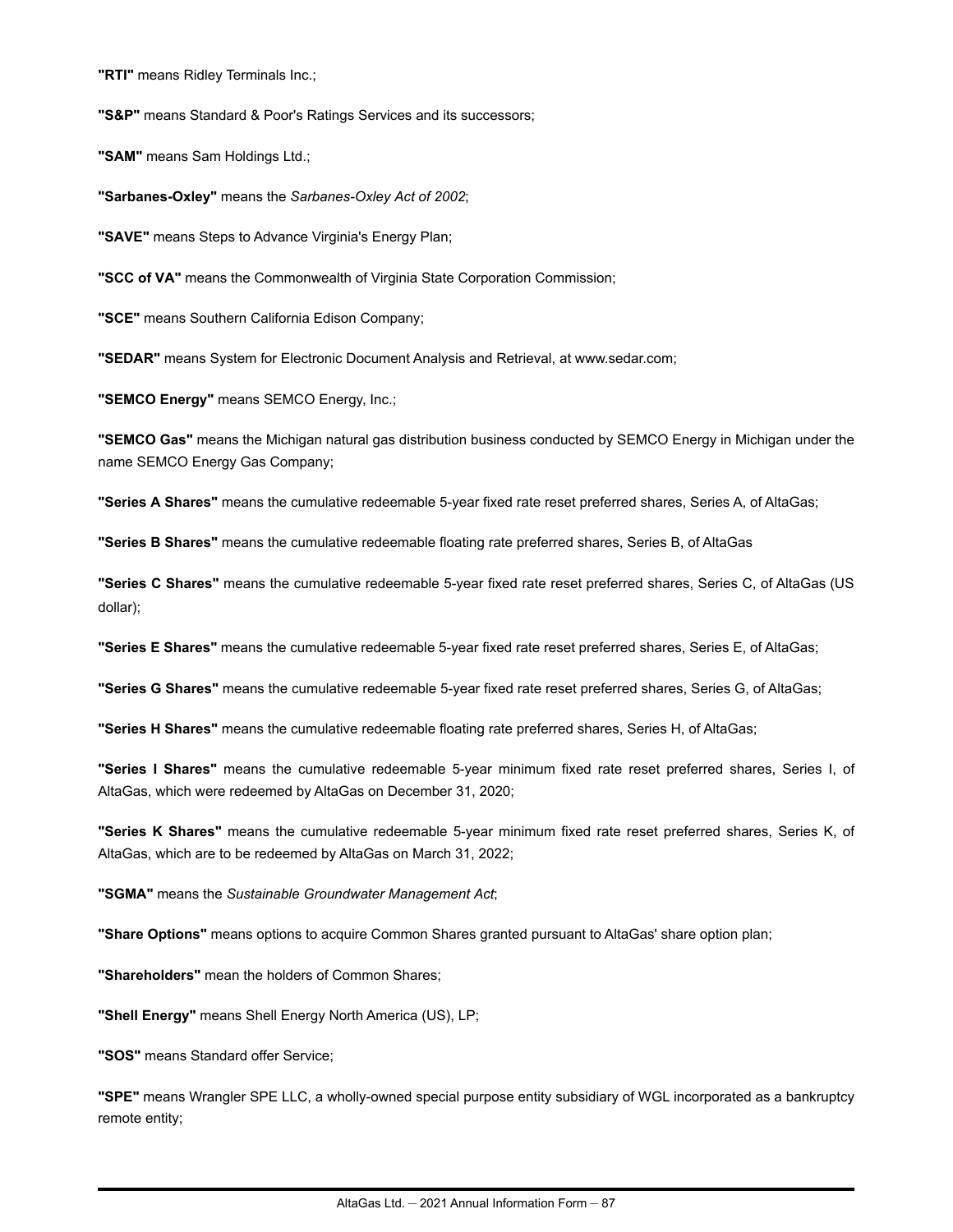**"RTI"** means Ridley Terminals Inc.;

**"S&P"** means Standard & Poor's Ratings Services and its successors;

**"SAM"** means Sam Holdings Ltd.;

**"Sarbanes-Oxley"** means the *Sarbanes-Oxley Act of 2002*;

**"SAVE"** means Steps to Advance Virginia's Energy Plan;

**"SCC of VA"** means the Commonwealth of Virginia State Corporation Commission;

**"SCE"** means Southern California Edison Company;

**"SEDAR"** means System for Electronic Document Analysis and Retrieval, at www.sedar.com;

**"SEMCO Energy"** means SEMCO Energy, Inc.;

**"SEMCO Gas"** means the Michigan natural gas distribution business conducted by SEMCO Energy in Michigan under the name SEMCO Energy Gas Company;

**"Series A Shares"** means the cumulative redeemable 5-year fixed rate reset preferred shares, Series A, of AltaGas;

**"Series B Shares"** means the cumulative redeemable floating rate preferred shares, Series B, of AltaGas

**"Series C Shares"** means the cumulative redeemable 5-year fixed rate reset preferred shares, Series C, of AltaGas (US dollar);

**"Series E Shares"** means the cumulative redeemable 5-year fixed rate reset preferred shares, Series E, of AltaGas;

**"Series G Shares"** means the cumulative redeemable 5-year fixed rate reset preferred shares, Series G, of AltaGas;

**"Series H Shares"** means the cumulative redeemable floating rate preferred shares, Series H, of AltaGas;

**"Series I Shares"** means the cumulative redeemable 5-year minimum fixed rate reset preferred shares, Series I, of AltaGas, which were redeemed by AltaGas on December 31, 2020;

**"Series K Shares"** means the cumulative redeemable 5-year minimum fixed rate reset preferred shares, Series K, of AltaGas, which are to be redeemed by AltaGas on March 31, 2022;

**"SGMA"** means the *Sustainable Groundwater Management Act*;

**"Share Options"** means options to acquire Common Shares granted pursuant to AltaGas' share option plan;

**"Shareholders"** mean the holders of Common Shares;

**"Shell Energy"** means Shell Energy North America (US), LP;

**"SOS"** means Standard offer Service;

**"SPE"** means Wrangler SPE LLC, a wholly-owned special purpose entity subsidiary of WGL incorporated as a bankruptcy remote entity;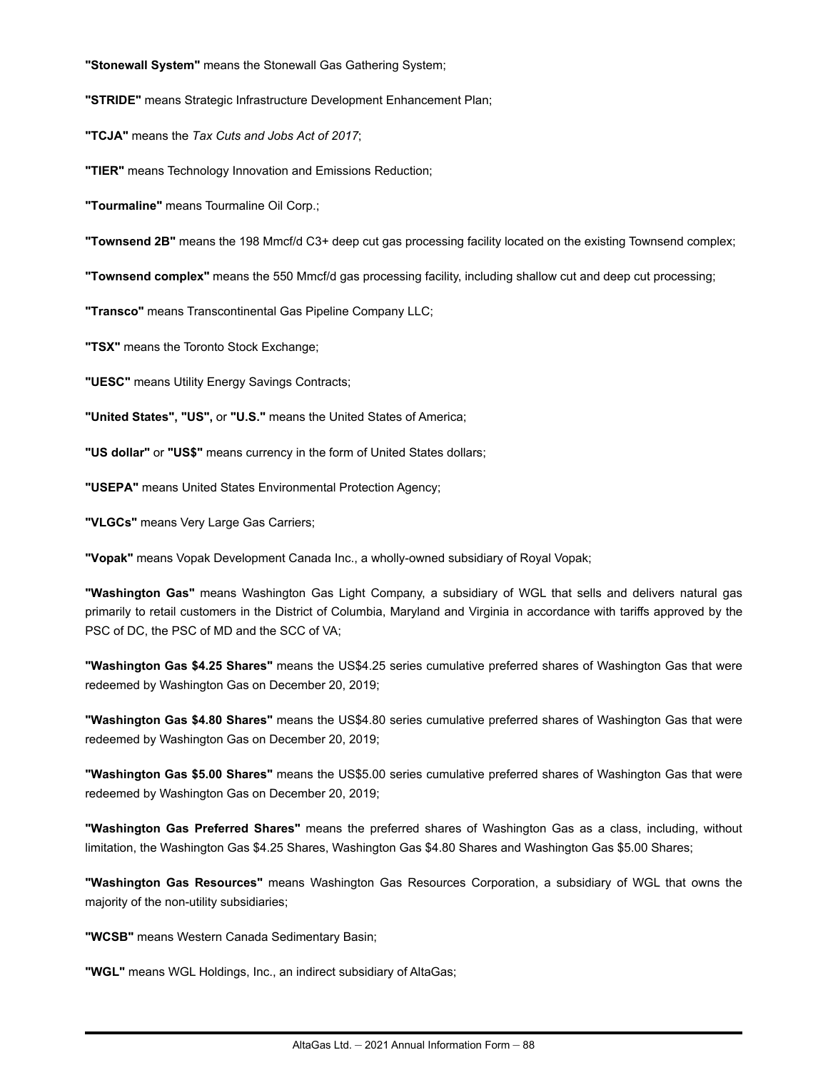**"Stonewall System"** means the Stonewall Gas Gathering System;

**"STRIDE"** means Strategic Infrastructure Development Enhancement Plan;

**"TCJA"** means the *Tax Cuts and Jobs Act of 2017*;

**"TIER"** means Technology Innovation and Emissions Reduction;

**"Tourmaline"** means Tourmaline Oil Corp.;

**"Townsend 2B"** means the 198 Mmcf/d C3+ deep cut gas processing facility located on the existing Townsend complex;

**"Townsend complex"** means the 550 Mmcf/d gas processing facility, including shallow cut and deep cut processing;

**"Transco"** means Transcontinental Gas Pipeline Company LLC;

**"TSX"** means the Toronto Stock Exchange;

**"UESC"** means Utility Energy Savings Contracts;

**"United States", "US",** or **"U.S."** means the United States of America;

**"US dollar"** or **"US$"** means currency in the form of United States dollars;

**"USEPA"** means United States Environmental Protection Agency;

**"VLGCs"** means Very Large Gas Carriers;

**"Vopak"** means Vopak Development Canada Inc., a wholly-owned subsidiary of Royal Vopak;

**"Washington Gas"** means Washington Gas Light Company, a subsidiary of WGL that sells and delivers natural gas primarily to retail customers in the District of Columbia, Maryland and Virginia in accordance with tariffs approved by the PSC of DC, the PSC of MD and the SCC of VA;

**"Washington Gas $4.25 Shares"** means the US$4.25 series cumulative preferred shares of Washington Gas that were redeemed by Washington Gas on December 20, 2019;

**"Washington Gas $4.80 Shares"** means the US$4.80 series cumulative preferred shares of Washington Gas that were redeemed by Washington Gas on December 20, 2019;

**"Washington Gas $5.00 Shares"** means the US$5.00 series cumulative preferred shares of Washington Gas that were redeemed by Washington Gas on December 20, 2019;

**"Washington Gas Preferred Shares"** means the preferred shares of Washington Gas as a class, including, without limitation, the Washington Gas $4.25 Shares, Washington Gas $4.80 Shares and Washington Gas $5.00 Shares;

**"Washington Gas Resources"** means Washington Gas Resources Corporation, a subsidiary of WGL that owns the majority of the non-utility subsidiaries;

**"WCSB"** means Western Canada Sedimentary Basin;

**"WGL"** means WGL Holdings, Inc., an indirect subsidiary of AltaGas;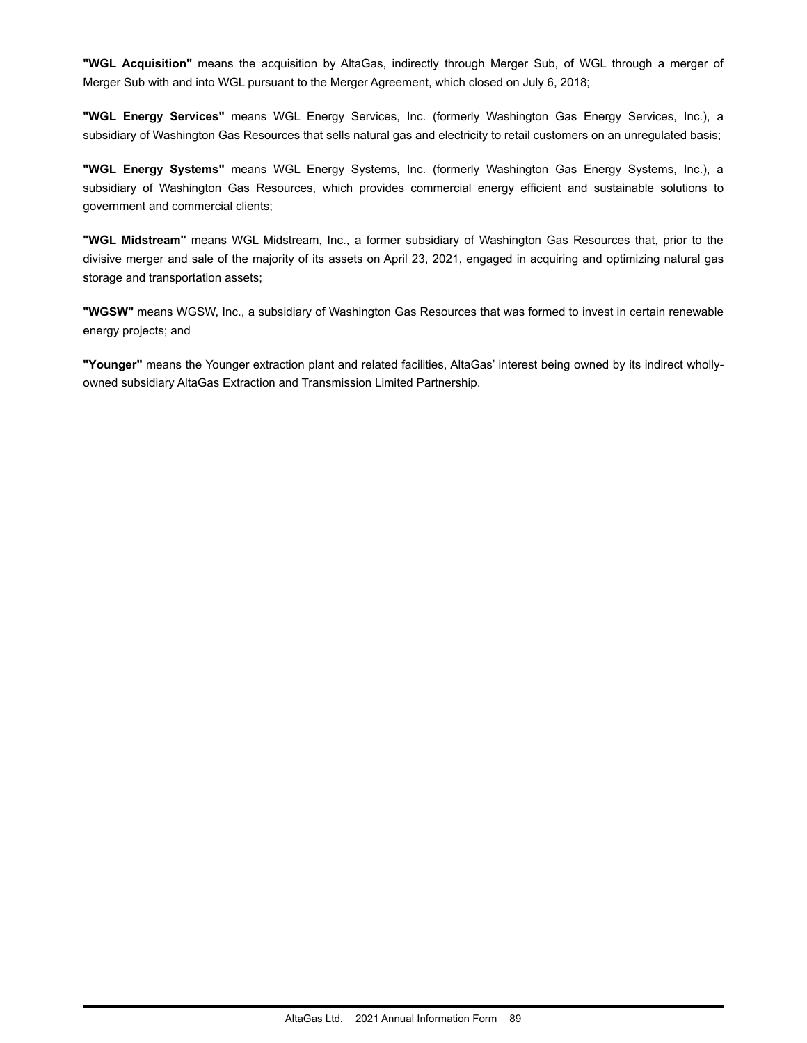**"WGL Acquisition"** means the acquisition by AltaGas, indirectly through Merger Sub, of WGL through a merger of Merger Sub with and into WGL pursuant to the Merger Agreement, which closed on July 6, 2018;

**"WGL Energy Services"** means WGL Energy Services, Inc. (formerly Washington Gas Energy Services, Inc.), a subsidiary of Washington Gas Resources that sells natural gas and electricity to retail customers on an unregulated basis;

**"WGL Energy Systems"** means WGL Energy Systems, Inc. (formerly Washington Gas Energy Systems, Inc.), a subsidiary of Washington Gas Resources, which provides commercial energy efficient and sustainable solutions to government and commercial clients;

**"WGL Midstream"** means WGL Midstream, Inc., a former subsidiary of Washington Gas Resources that, prior to the divisive merger and sale of the majority of its assets on April 23, 2021, engaged in acquiring and optimizing natural gas storage and transportation assets;

**"WGSW"** means WGSW, Inc., a subsidiary of Washington Gas Resources that was formed to invest in certain renewable energy projects; and

**"Younger"** means the Younger extraction plant and related facilities, AltaGas' interest being owned by its indirect wholly-owned subsidiary AltaGas Extraction and Transmission Limited Partnership.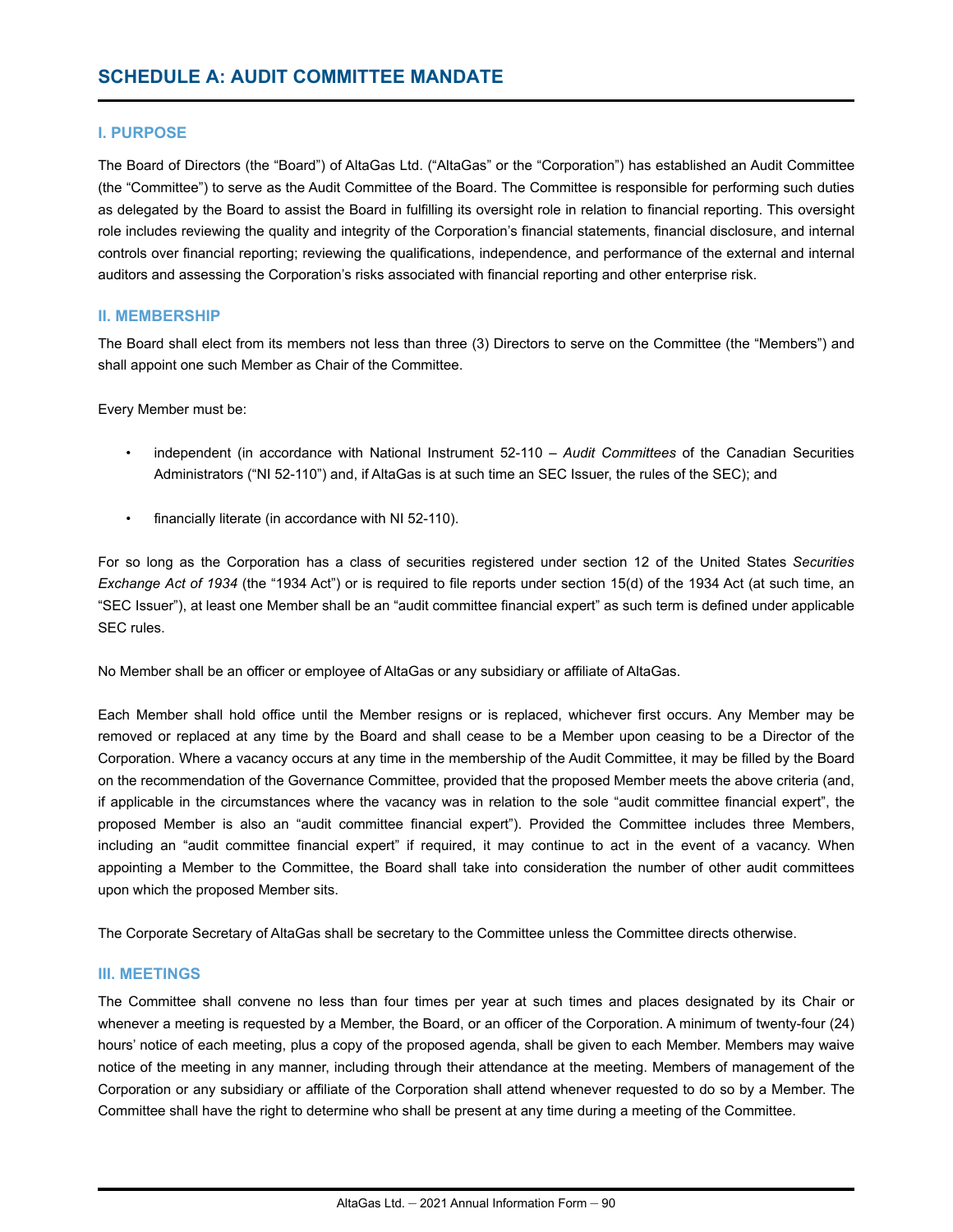# SCHEDULE A: AUDIT COMMITTEE MANDATE

## I. PURPOSE

The Board of Directors (the "Board") of AltaGas Ltd. ("AltaGas" or the "Corporation") has established an Audit Committee (the "Committee") to serve as the Audit Committee of the Board. The Committee is responsible for performing such duties as delegated by the Board to assist the Board in fulfilling its oversight role in relation to financial reporting. This oversight role includes reviewing the quality and integrity of the Corporation's financial statements, financial disclosure, and internal controls over financial reporting; reviewing the qualifications, independence, and performance of the external and internal auditors and assessing the Corporation's risks associated with financial reporting and other enterprise risk.

## II. MEMBERSHIP

The Board shall elect from its members not less than three (3) Directors to serve on the Committee (the "Members") and shall appoint one such Member as Chair of the Committee.

Every Member must be:

- independent (in accordance with National Instrument 52-110 – *Audit Committees* of the Canadian Securities Administrators ("NI 52-110") and, if AltaGas is at such time an SEC Issuer, the rules of the SEC); and
- financially literate (in accordance with NI 52-110).

For so long as the Corporation has a class of securities registered under section 12 of the United States *Securities Exchange Act of 1934* (the "1934 Act") or is required to file reports under section 15(d) of the 1934 Act (at such time, an "SEC Issuer"), at least one Member shall be an "audit committee financial expert" as such term is defined under applicable SEC rules.

No Member shall be an officer or employee of AltaGas or any subsidiary or affiliate of AltaGas.

Each Member shall hold office until the Member resigns or is replaced, whichever first occurs. Any Member may be removed or replaced at any time by the Board and shall cease to be a Member upon ceasing to be a Director of the Corporation. Where a vacancy occurs at any time in the membership of the Audit Committee, it may be filled by the Board on the recommendation of the Governance Committee, provided that the proposed Member meets the above criteria (and, if applicable in the circumstances where the vacancy was in relation to the sole "audit committee financial expert", the proposed Member is also an "audit committee financial expert"). Provided the Committee includes three Members, including an "audit committee financial expert" if required, it may continue to act in the event of a vacancy. When appointing a Member to the Committee, the Board shall take into consideration the number of other audit committees upon which the proposed Member sits.

The Corporate Secretary of AltaGas shall be secretary to the Committee unless the Committee directs otherwise.

## III. MEETINGS

The Committee shall convene no less than four times per year at such times and places designated by its Chair or whenever a meeting is requested by a Member, the Board, or an officer of the Corporation. A minimum of twenty-four (24) hours' notice of each meeting, plus a copy of the proposed agenda, shall be given to each Member. Members may waive notice of the meeting in any manner, including through their attendance at the meeting. Members of management of the Corporation or any subsidiary or affiliate of the Corporation shall attend whenever requested to do so by a Member. The Committee shall have the right to determine who shall be present at any time during a meeting of the Committee.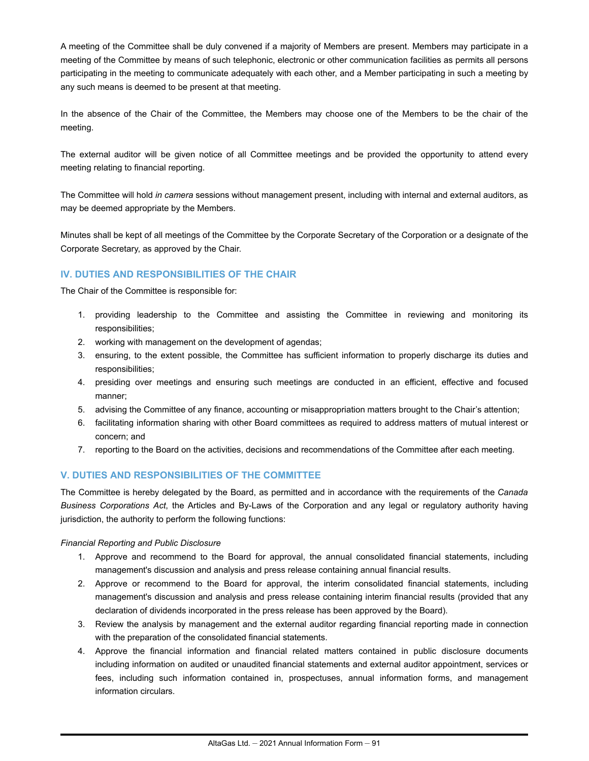A meeting of the Committee shall be duly convened if a majority of Members are present. Members may participate in a meeting of the Committee by means of such telephonic, electronic or other communication facilities as permits all persons participating in the meeting to communicate adequately with each other, and a Member participating in such a meeting by any such means is deemed to be present at that meeting.

In the absence of the Chair of the Committee, the Members may choose one of the Members to be the chair of the meeting.

The external auditor will be given notice of all Committee meetings and be provided the opportunity to attend every meeting relating to financial reporting.

The Committee will hold *in camera* sessions without management present, including with internal and external auditors, as may be deemed appropriate by the Members.

Minutes shall be kept of all meetings of the Committee by the Corporate Secretary of the Corporation or a designate of the Corporate Secretary, as approved by the Chair.

## IV. DUTIES AND RESPONSIBILITIES OF THE CHAIR

The Chair of the Committee is responsible for:

1. providing leadership to the Committee and assisting the Committee in reviewing and monitoring its responsibilities;
2. working with management on the development of agendas;
3. ensuring, to the extent possible, the Committee has sufficient information to properly discharge its duties and responsibilities;
4. presiding over meetings and ensuring such meetings are conducted in an efficient, effective and focused manner;
5. advising the Committee of any finance, accounting or misappropriation matters brought to the Chair's attention;
6. facilitating information sharing with other Board committees as required to address matters of mutual interest or concern; and
7. reporting to the Board on the activities, decisions and recommendations of the Committee after each meeting.

## V. DUTIES AND RESPONSIBILITIES OF THE COMMITTEE

The Committee is hereby delegated by the Board, as permitted and in accordance with the requirements of the *Canada Business Corporations Act*, the Articles and By-Laws of the Corporation and any legal or regulatory authority having jurisdiction, the authority to perform the following functions:

*Financial Reporting and Public Disclosure*

1. Approve and recommend to the Board for approval, the annual consolidated financial statements, including management's discussion and analysis and press release containing annual financial results.
2. Approve or recommend to the Board for approval, the interim consolidated financial statements, including management's discussion and analysis and press release containing interim financial results (provided that any declaration of dividends incorporated in the press release has been approved by the Board).
3. Review the analysis by management and the external auditor regarding financial reporting made in connection with the preparation of the consolidated financial statements.
4. Approve the financial information and financial related matters contained in public disclosure documents including information on audited or unaudited financial statements and external auditor appointment, services or fees, including such information contained in, prospectuses, annual information forms, and management information circulars.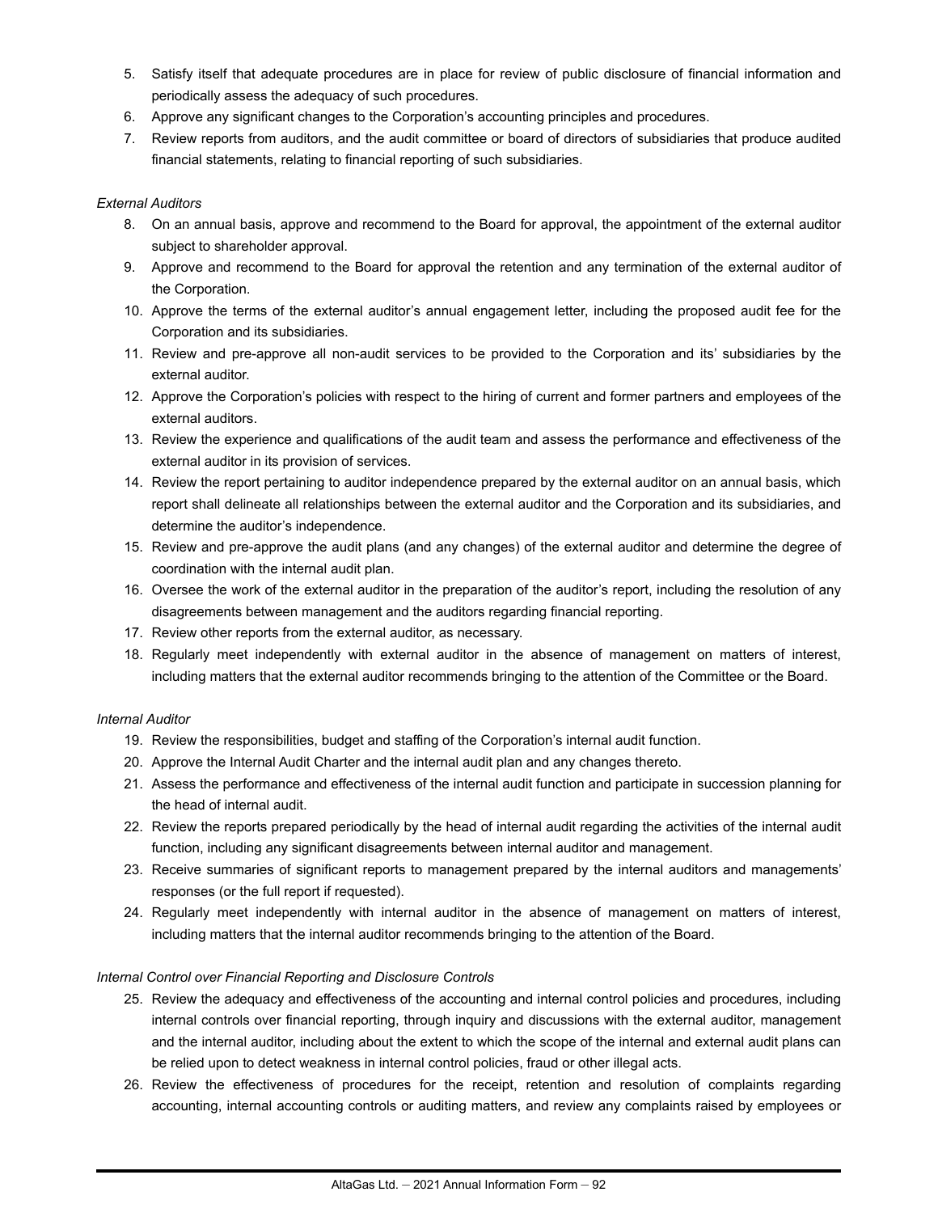5. Satisfy itself that adequate procedures are in place for review of public disclosure of financial information and periodically assess the adequacy of such procedures.
6. Approve any significant changes to the Corporation's accounting principles and procedures.
7. Review reports from auditors, and the audit committee or board of directors of subsidiaries that produce audited financial statements, relating to financial reporting of such subsidiaries.

*External Auditors*

8. On an annual basis, approve and recommend to the Board for approval, the appointment of the external auditor subject to shareholder approval.
9. Approve and recommend to the Board for approval the retention and any termination of the external auditor of the Corporation.
10. Approve the terms of the external auditor's annual engagement letter, including the proposed audit fee for the Corporation and its subsidiaries.
11. Review and pre-approve all non-audit services to be provided to the Corporation and its' subsidiaries by the external auditor.
12. Approve the Corporation's policies with respect to the hiring of current and former partners and employees of the external auditors.
13. Review the experience and qualifications of the audit team and assess the performance and effectiveness of the external auditor in its provision of services.
14. Review the report pertaining to auditor independence prepared by the external auditor on an annual basis, which report shall delineate all relationships between the external auditor and the Corporation and its subsidiaries, and determine the auditor's independence.
15. Review and pre-approve the audit plans (and any changes) of the external auditor and determine the degree of coordination with the internal audit plan.
16. Oversee the work of the external auditor in the preparation of the auditor's report, including the resolution of any disagreements between management and the auditors regarding financial reporting.
17. Review other reports from the external auditor, as necessary.
18. Regularly meet independently with external auditor in the absence of management on matters of interest, including matters that the external auditor recommends bringing to the attention of the Committee or the Board.

*Internal Auditor*

19. Review the responsibilities, budget and staffing of the Corporation's internal audit function.
20. Approve the Internal Audit Charter and the internal audit plan and any changes thereto.
21. Assess the performance and effectiveness of the internal audit function and participate in succession planning for the head of internal audit.
22. Review the reports prepared periodically by the head of internal audit regarding the activities of the internal audit function, including any significant disagreements between internal auditor and management.
23. Receive summaries of significant reports to management prepared by the internal auditors and managements' responses (or the full report if requested).
24. Regularly meet independently with internal auditor in the absence of management on matters of interest, including matters that the internal auditor recommends bringing to the attention of the Board.

*Internal Control over Financial Reporting and Disclosure Controls*

25. Review the adequacy and effectiveness of the accounting and internal control policies and procedures, including internal controls over financial reporting, through inquiry and discussions with the external auditor, management and the internal auditor, including about the extent to which the scope of the internal and external audit plans can be relied upon to detect weakness in internal control policies, fraud or other illegal acts.
26. Review the effectiveness of procedures for the receipt, retention and resolution of complaints regarding accounting, internal accounting controls or auditing matters, and review any complaints raised by employees or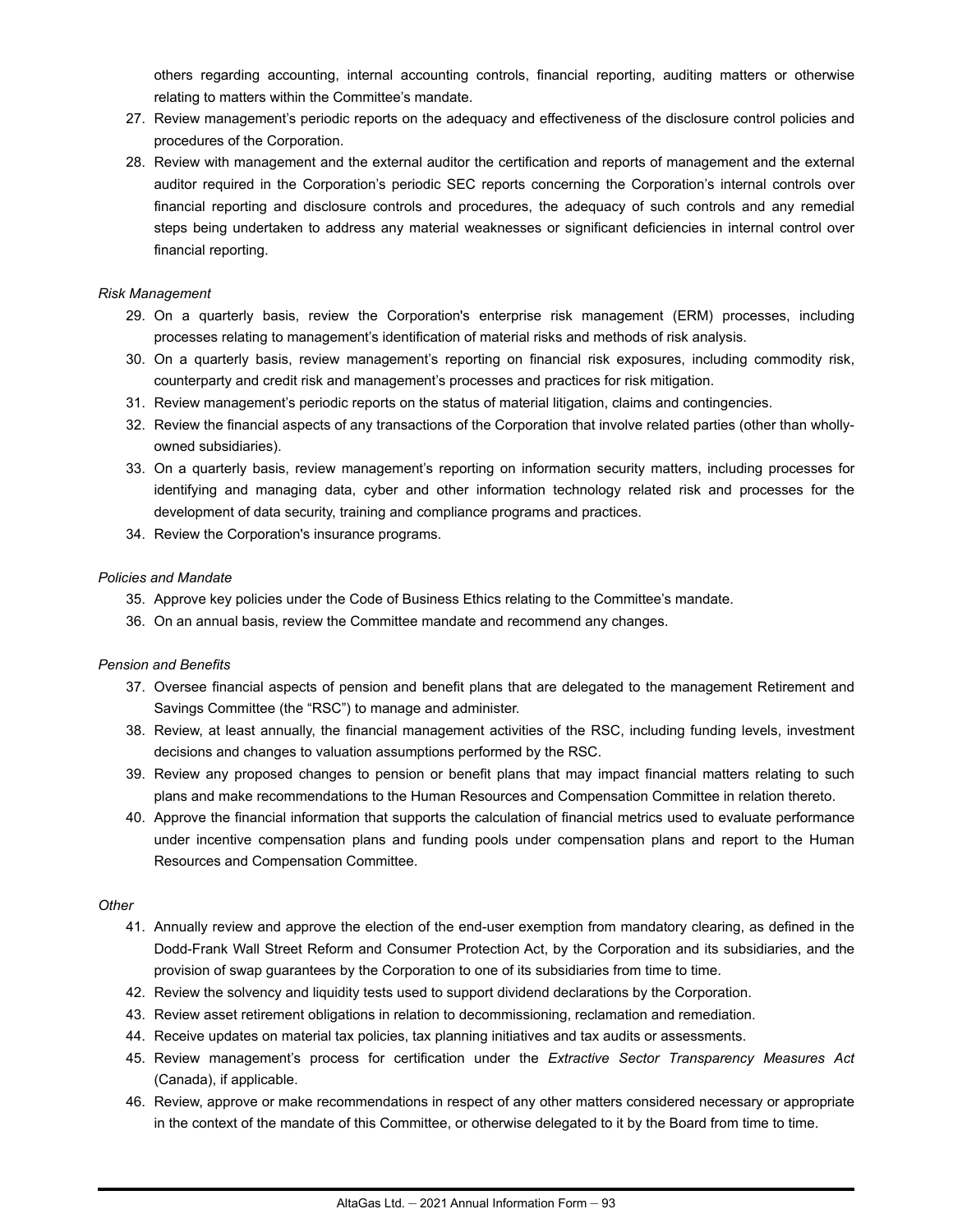others regarding accounting, internal accounting controls, financial reporting, auditing matters or otherwise relating to matters within the Committee's mandate.

27. Review management's periodic reports on the adequacy and effectiveness of the disclosure control policies and procedures of the Corporation.
28. Review with management and the external auditor the certification and reports of management and the external auditor required in the Corporation's periodic SEC reports concerning the Corporation's internal controls over financial reporting and disclosure controls and procedures, the adequacy of such controls and any remedial steps being undertaken to address any material weaknesses or significant deficiencies in internal control over financial reporting.

*Risk Management*

29. On a quarterly basis, review the Corporation's enterprise risk management (ERM) processes, including processes relating to management's identification of material risks and methods of risk analysis.
30. On a quarterly basis, review management's reporting on financial risk exposures, including commodity risk, counterparty and credit risk and management's processes and practices for risk mitigation.
31. Review management's periodic reports on the status of material litigation, claims and contingencies.
32. Review the financial aspects of any transactions of the Corporation that involve related parties (other than wholly-owned subsidiaries).
33. On a quarterly basis, review management's reporting on information security matters, including processes for identifying and managing data, cyber and other information technology related risk and processes for the development of data security, training and compliance programs and practices.
34. Review the Corporation's insurance programs.

*Policies and Mandate*

35. Approve key policies under the Code of Business Ethics relating to the Committee's mandate.
36. On an annual basis, review the Committee mandate and recommend any changes.

*Pension and Benefits*

37. Oversee financial aspects of pension and benefit plans that are delegated to the management Retirement and Savings Committee (the "RSC") to manage and administer.
38. Review, at least annually, the financial management activities of the RSC, including funding levels, investment decisions and changes to valuation assumptions performed by the RSC.
39. Review any proposed changes to pension or benefit plans that may impact financial matters relating to such plans and make recommendations to the Human Resources and Compensation Committee in relation thereto.
40. Approve the financial information that supports the calculation of financial metrics used to evaluate performance under incentive compensation plans and funding pools under compensation plans and report to the Human Resources and Compensation Committee.

*Other*

41. Annually review and approve the election of the end-user exemption from mandatory clearing, as defined in the Dodd-Frank Wall Street Reform and Consumer Protection Act, by the Corporation and its subsidiaries, and the provision of swap guarantees by the Corporation to one of its subsidiaries from time to time.
42. Review the solvency and liquidity tests used to support dividend declarations by the Corporation.
43. Review asset retirement obligations in relation to decommissioning, reclamation and remediation.
44. Receive updates on material tax policies, tax planning initiatives and tax audits or assessments.
45. Review management's process for certification under the *Extractive Sector Transparency Measures Act* (Canada), if applicable.
46. Review, approve or make recommendations in respect of any other matters considered necessary or appropriate in the context of the mandate of this Committee, or otherwise delegated to it by the Board from time to time.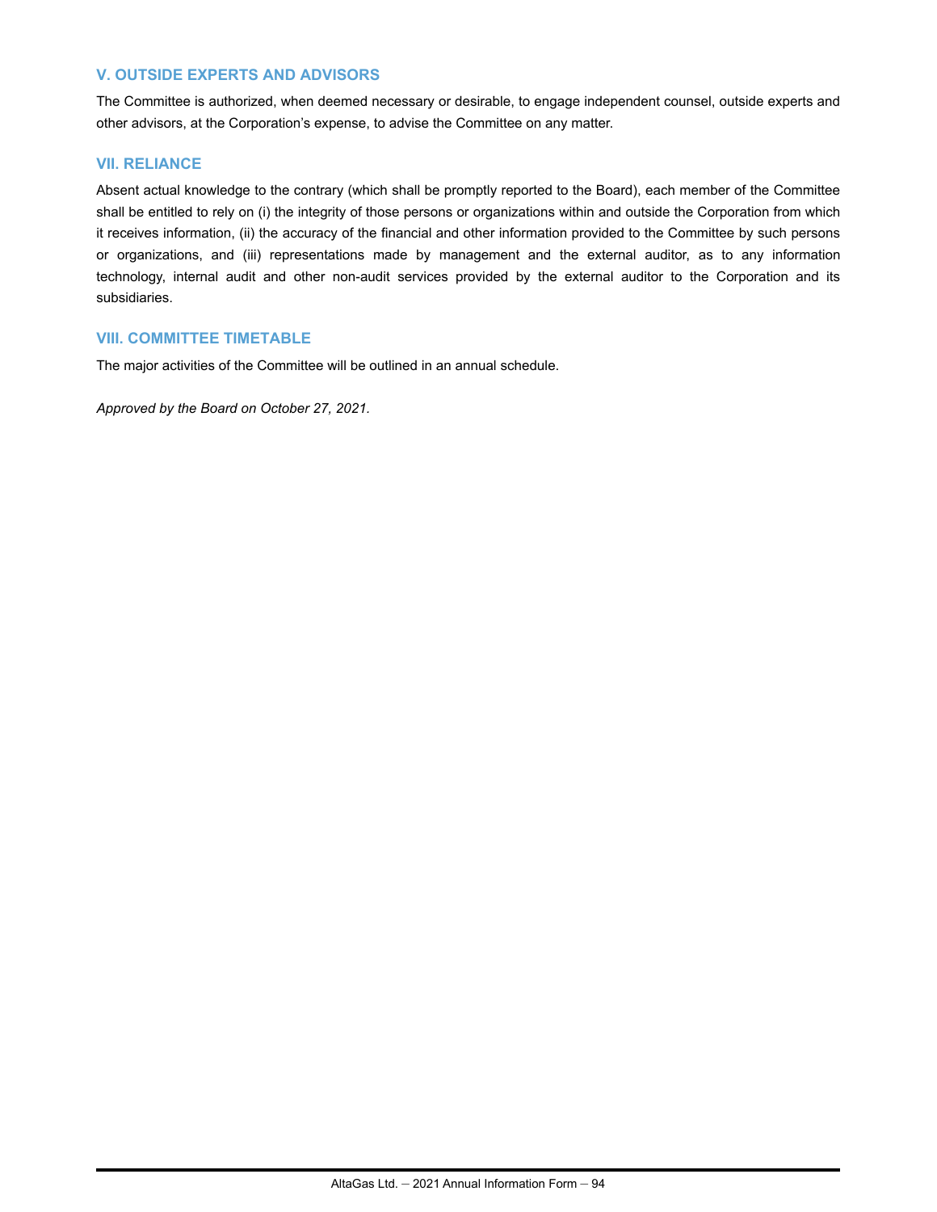## V. OUTSIDE EXPERTS AND ADVISORS

The Committee is authorized, when deemed necessary or desirable, to engage independent counsel, outside experts and other advisors, at the Corporation's expense, to advise the Committee on any matter.

## VII. RELIANCE

Absent actual knowledge to the contrary (which shall be promptly reported to the Board), each member of the Committee shall be entitled to rely on (i) the integrity of those persons or organizations within and outside the Corporation from which it receives information, (ii) the accuracy of the financial and other information provided to the Committee by such persons or organizations, and (iii) representations made by management and the external auditor, as to any information technology, internal audit and other non-audit services provided by the external auditor to the Corporation and its subsidiaries.

## VIII. COMMITTEE TIMETABLE

The major activities of the Committee will be outlined in an annual schedule.

*Approved by the Board on October 27, 2021.*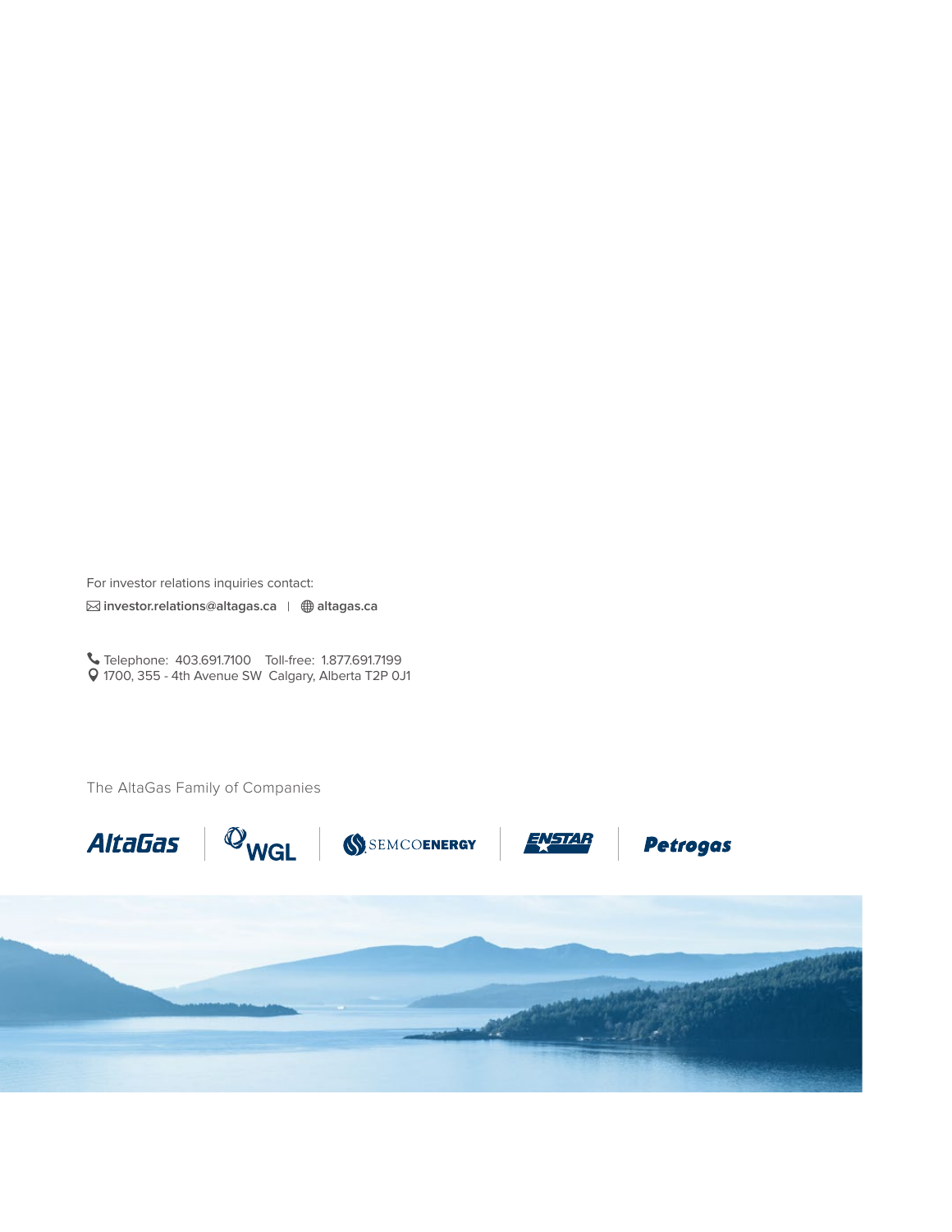For investor relations inquiries contact:

**investor.relations@altagas.ca** | **altagas.ca**

Telephone: 403.691.7100 Toll-free: 1.877.691.7199

1700, 355 - 4th Avenue SW Calgary, Alberta T2P 0J1

The AltaGas Family of Companies

AltaGas | WGL | SEMCOENERGY | ENSTAR | Petrogas